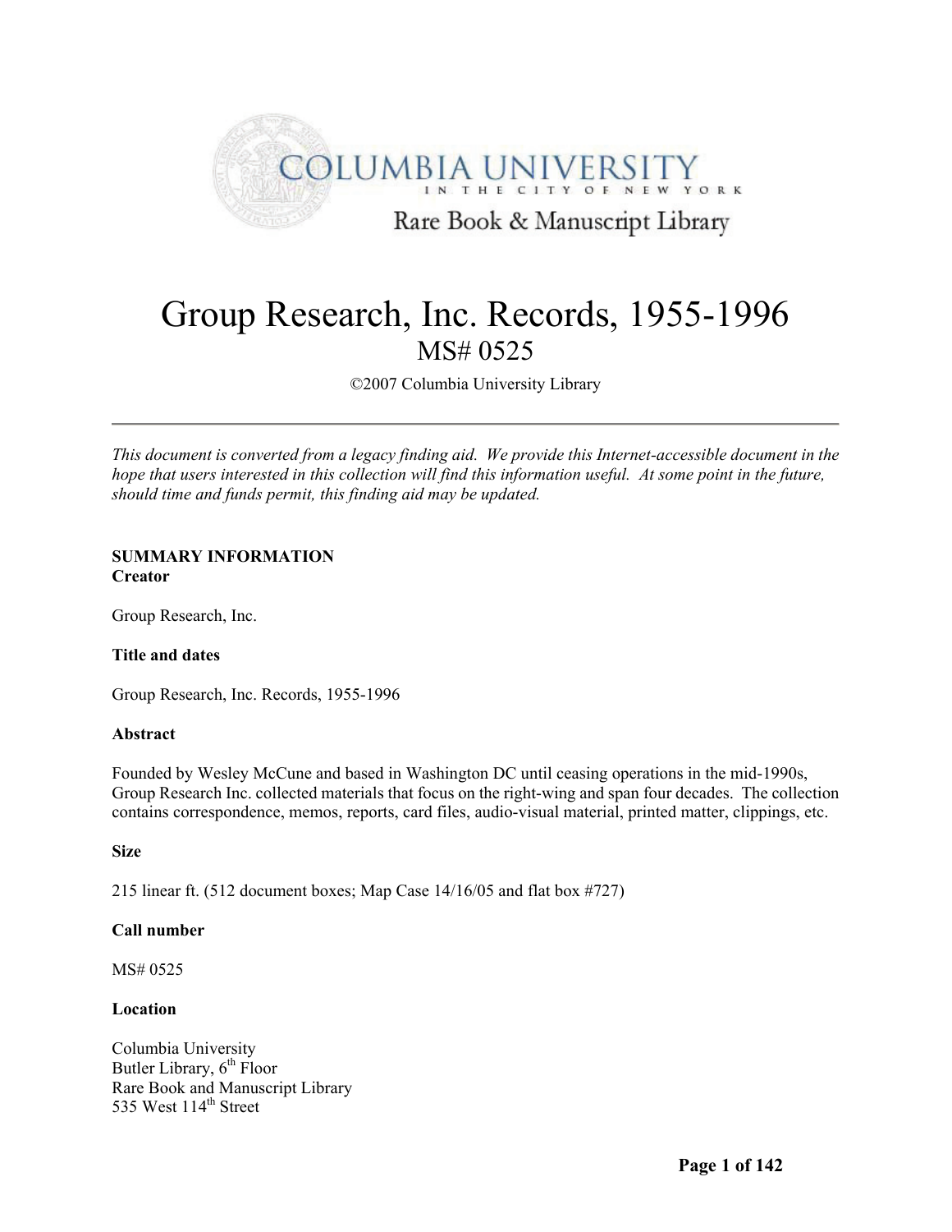COLUMBIA UNIVERSITY
IN THE CITY OF NEW YORK
Rare Book & Manuscript Library

# Group Research, Inc. Records, 1955-1996

MS# 0525

©2007 Columbia University Library

---

*This document is converted from a legacy finding aid. We provide this Internet-accessible document in the hope that users interested in this collection will find this information useful. At some point in the future, should time and funds permit, this finding aid may be updated.*

**SUMMARY INFORMATION**

**Creator**

Group Research, Inc.

**Title and dates**

Group Research, Inc. Records, 1955-1996

**Abstract**

Founded by Wesley McCune and based in Washington DC until ceasing operations in the mid-1990s, Group Research Inc. collected materials that focus on the right-wing and span four decades. The collection contains correspondence, memos, reports, card files, audio-visual material, printed matter, clippings, etc.

**Size**

215 linear ft. (512 document boxes; Map Case 14/16/05 and flat box #727)

**Call number**

MS# 0525

**Location**

Columbia University
Butler Library, 6th Floor
Rare Book and Manuscript Library
535 West 114th Street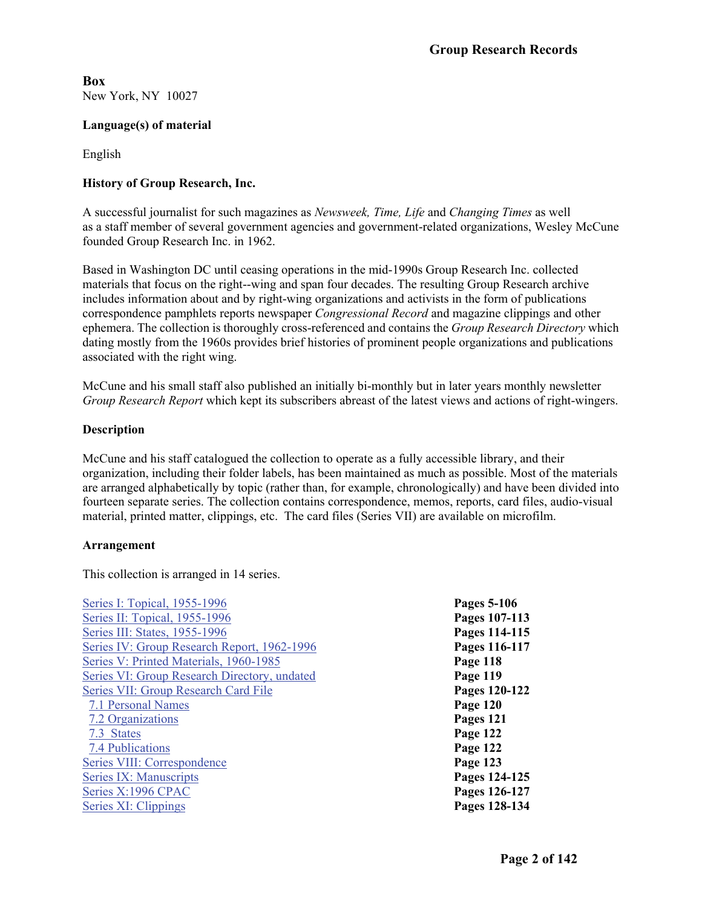**Box**
New York, NY 10027

**Language(s) of material**

English

**History of Group Research, Inc.**

A successful journalist for such magazines as *Newsweek, Time, Life* and *Changing Times* as well as a staff member of several government agencies and government-related organizations, Wesley McCune founded Group Research Inc. in 1962.

Based in Washington DC until ceasing operations in the mid-1990s Group Research Inc. collected materials that focus on the right--wing and span four decades. The resulting Group Research archive includes information about and by right-wing organizations and activists in the form of publications correspondence pamphlets reports newspaper *Congressional Record* and magazine clippings and other ephemera. The collection is thoroughly cross-referenced and contains the *Group Research Directory* which dating mostly from the 1960s provides brief histories of prominent people organizations and publications associated with the right wing.

McCune and his small staff also published an initially bi-monthly but in later years monthly newsletter *Group Research Report* which kept its subscribers abreast of the latest views and actions of right-wingers.

**Description**

McCune and his staff catalogued the collection to operate as a fully accessible library, and their organization, including their folder labels, has been maintained as much as possible. Most of the materials are arranged alphabetically by topic (rather than, for example, chronologically) and have been divided into fourteen separate series. The collection contains correspondence, memos, reports, card files, audio-visual material, printed matter, clippings, etc. The card files (Series VII) are available on microfilm.

**Arrangement**

This collection is arranged in 14 series.

| | |
|---|---|
| Series I: Topical, 1955-1996 | **Pages 5-106** |
| Series II: Topical, 1955-1996 | **Pages 107-113** |
| Series III: States, 1955-1996 | **Pages 114-115** |
| Series IV: Group Research Report, 1962-1996 | **Pages 116-117** |
| Series V: Printed Materials, 1960-1985 | **Page 118** |
| Series VI: Group Research Directory, undated | **Page 119** |
| Series VII: Group Research Card File | **Pages 120-122** |
| 7.1 Personal Names | **Page 120** |
| 7.2 Organizations | **Pages 121** |
| 7.3 States | **Page 122** |
| 7.4 Publications | **Page 122** |
| Series VIII: Correspondence | **Page 123** |
| Series IX: Manuscripts | **Pages 124-125** |
| Series X:1996 CPAC | **Pages 126-127** |
| Series XI: Clippings | **Pages 128-134** |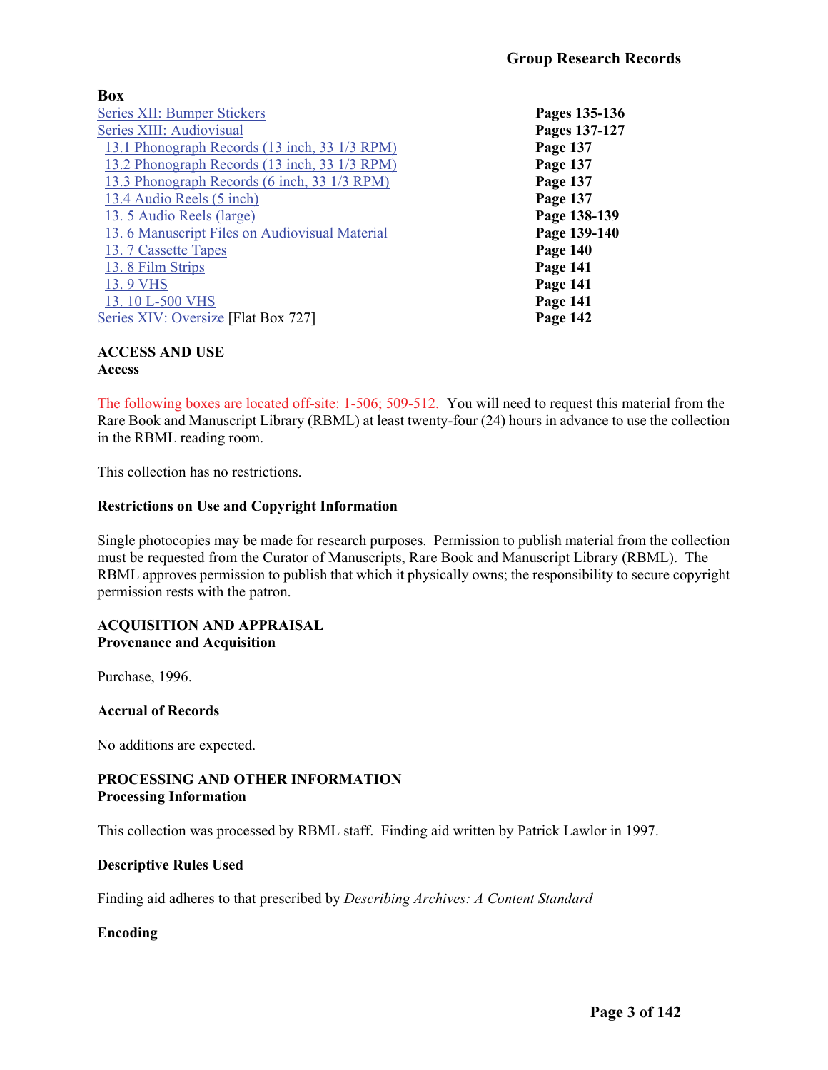**Box**

| | |
|---|---|
| Series XII: Bumper Stickers | **Pages 135-136** |
| Series XIII: Audiovisual | **Pages 137-127** |
| 13.1 Phonograph Records (13 inch, 33 1/3 RPM) | **Page 137** |
| 13.2 Phonograph Records (13 inch, 33 1/3 RPM) | **Page 137** |
| 13.3 Phonograph Records (6 inch, 33 1/3 RPM) | **Page 137** |
| 13.4 Audio Reels (5 inch) | **Page 137** |
| 13. 5 Audio Reels (large) | **Page 138-139** |
| 13. 6 Manuscript Files on Audiovisual Material | **Page 139-140** |
| 13. 7 Cassette Tapes | **Page 140** |
| 13. 8 Film Strips | **Page 141** |
| 13. 9 VHS | **Page 141** |
| 13. 10 L-500 VHS | **Page 141** |
| Series XIV: Oversize [Flat Box 727] | **Page 142** |

## ACCESS AND USE

### Access

The following boxes are located off-site: 1-506; 509-512. You will need to request this material from the Rare Book and Manuscript Library (RBML) at least twenty-four (24) hours in advance to use the collection in the RBML reading room.

This collection has no restrictions.

### Restrictions on Use and Copyright Information

Single photocopies may be made for research purposes. Permission to publish material from the collection must be requested from the Curator of Manuscripts, Rare Book and Manuscript Library (RBML). The RBML approves permission to publish that which it physically owns; the responsibility to secure copyright permission rests with the patron.

## ACQUISITION AND APPRAISAL

### Provenance and Acquisition

Purchase, 1996.

### Accrual of Records

No additions are expected.

## PROCESSING AND OTHER INFORMATION

### Processing Information

This collection was processed by RBML staff. Finding aid written by Patrick Lawlor in 1997.

### Descriptive Rules Used

Finding aid adheres to that prescribed by *Describing Archives: A Content Standard*

### Encoding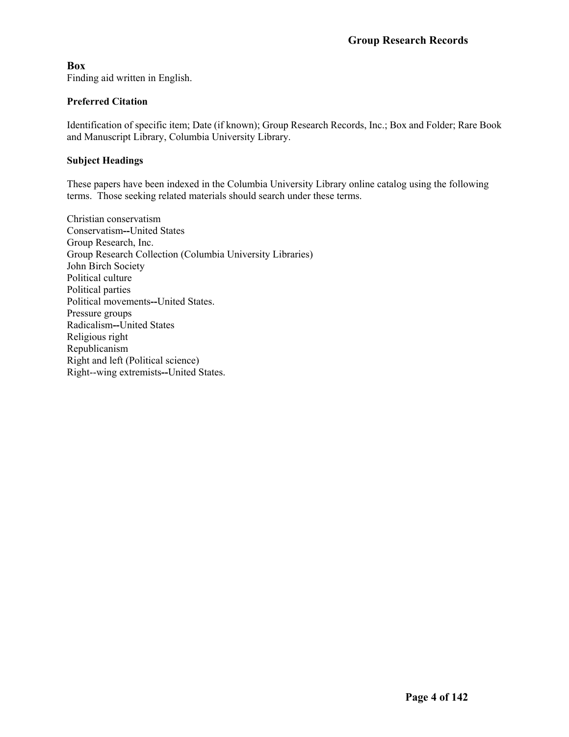### Box

Finding aid written in English.

### Preferred Citation

Identification of specific item; Date (if known); Group Research Records, Inc.; Box and Folder; Rare Book and Manuscript Library, Columbia University Library.

### Subject Headings

These papers have been indexed in the Columbia University Library online catalog using the following terms. Those seeking related materials should search under these terms.

Christian conservatism
Conservatism--United States
Group Research, Inc.
Group Research Collection (Columbia University Libraries)
John Birch Society
Political culture
Political parties
Political movements--United States.
Pressure groups
Radicalism--United States
Religious right
Republicanism
Right and left (Political science)
Right--wing extremists--United States.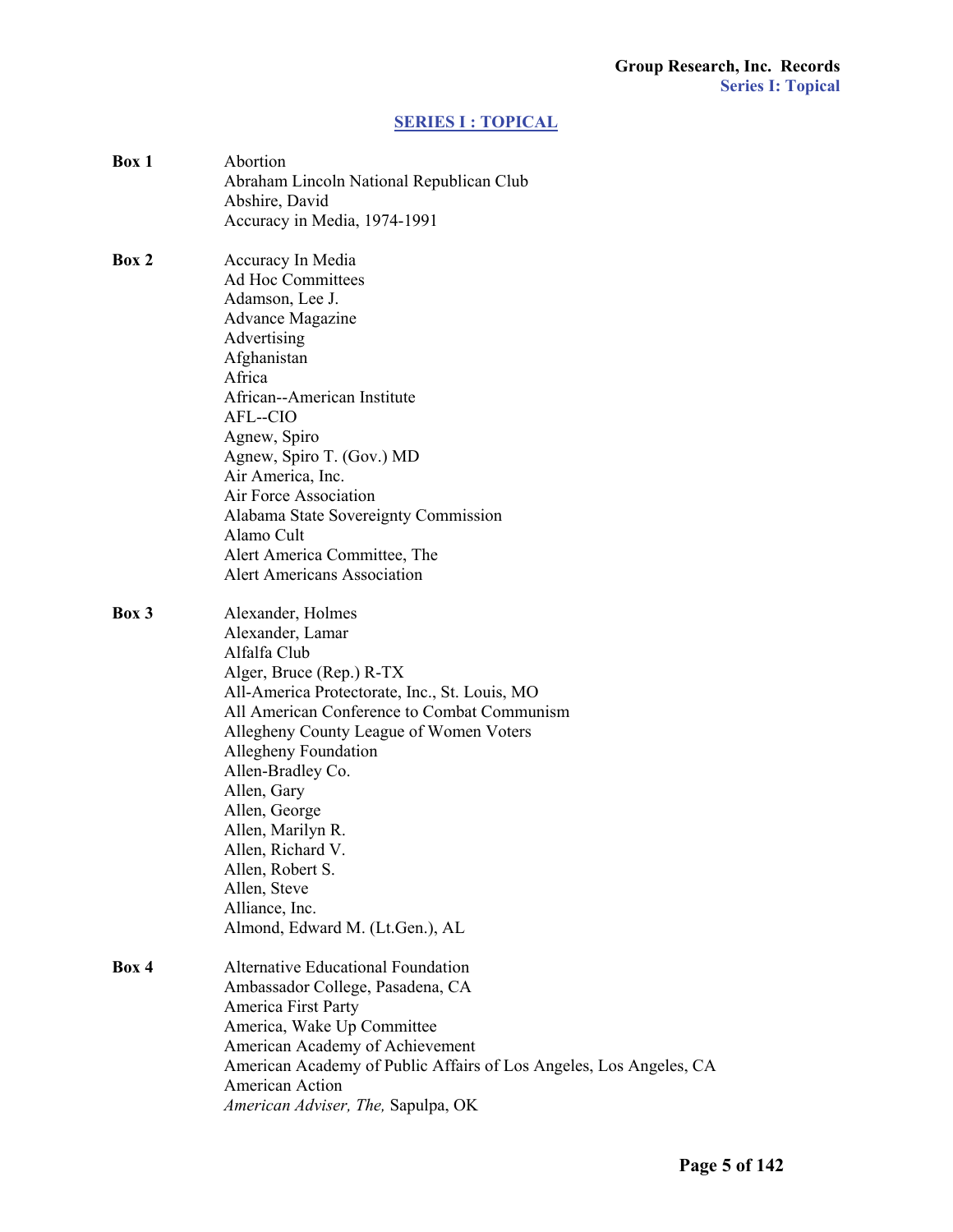## SERIES I : TOPICAL

**Box 1**
Abortion
Abraham Lincoln National Republican Club
Abshire, David
Accuracy in Media, 1974-1991

**Box 2**
Accuracy In Media
Ad Hoc Committees
Adamson, Lee J.
Advance Magazine
Advertising
Afghanistan
Africa
African--American Institute
AFL--CIO
Agnew, Spiro
Agnew, Spiro T. (Gov.) MD
Air America, Inc.
Air Force Association
Alabama State Sovereignty Commission
Alamo Cult
Alert America Committee, The
Alert Americans Association

**Box 3**
Alexander, Holmes
Alexander, Lamar
Alfalfa Club
Alger, Bruce (Rep.) R-TX
All-America Protectorate, Inc., St. Louis, MO
All American Conference to Combat Communism
Allegheny County League of Women Voters
Allegheny Foundation
Allen-Bradley Co.
Allen, Gary
Allen, George
Allen, Marilyn R.
Allen, Richard V.
Allen, Robert S.
Allen, Steve
Alliance, Inc.
Almond, Edward M. (Lt.Gen.), AL

**Box 4**
Alternative Educational Foundation
Ambassador College, Pasadena, CA
America First Party
America, Wake Up Committee
American Academy of Achievement
American Academy of Public Affairs of Los Angeles, Los Angeles, CA
American Action
*American Adviser, The,* Sapulpa, OK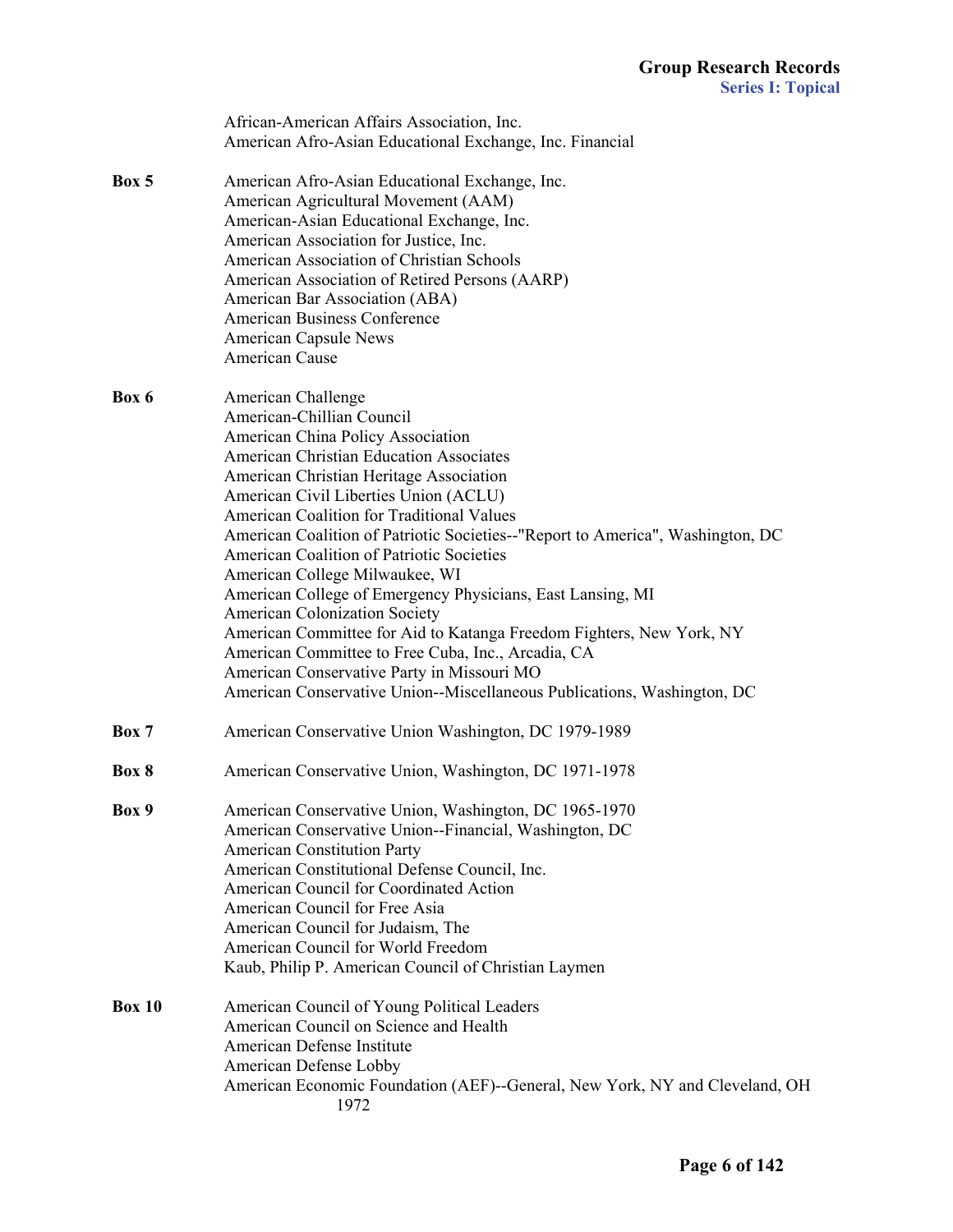African-American Affairs Association, Inc.
American Afro-Asian Educational Exchange, Inc. Financial

**Box 5**

American Afro-Asian Educational Exchange, Inc.
American Agricultural Movement (AAM)
American-Asian Educational Exchange, Inc.
American Association for Justice, Inc.
American Association of Christian Schools
American Association of Retired Persons (AARP)
American Bar Association (ABA)
American Business Conference
American Capsule News
American Cause

**Box 6**

American Challenge
American-Chillian Council
American China Policy Association
American Christian Education Associates
American Christian Heritage Association
American Civil Liberties Union (ACLU)
American Coalition for Traditional Values
American Coalition of Patriotic Societies--"Report to America", Washington, DC
American Coalition of Patriotic Societies
American College Milwaukee, WI
American College of Emergency Physicians, East Lansing, MI
American Colonization Society
American Committee for Aid to Katanga Freedom Fighters, New York, NY
American Committee to Free Cuba, Inc., Arcadia, CA
American Conservative Party in Missouri MO
American Conservative Union--Miscellaneous Publications, Washington, DC

**Box 7**

American Conservative Union Washington, DC 1979-1989

**Box 8**

American Conservative Union, Washington, DC 1971-1978

**Box 9**

American Conservative Union, Washington, DC 1965-1970
American Conservative Union--Financial, Washington, DC
American Constitution Party
American Constitutional Defense Council, Inc.
American Council for Coordinated Action
American Council for Free Asia
American Council for Judaism, The
American Council for World Freedom
Kaub, Philip P. American Council of Christian Laymen

**Box 10**

American Council of Young Political Leaders
American Council on Science and Health
American Defense Institute
American Defense Lobby
American Economic Foundation (AEF)--General, New York, NY and Cleveland, OH 1972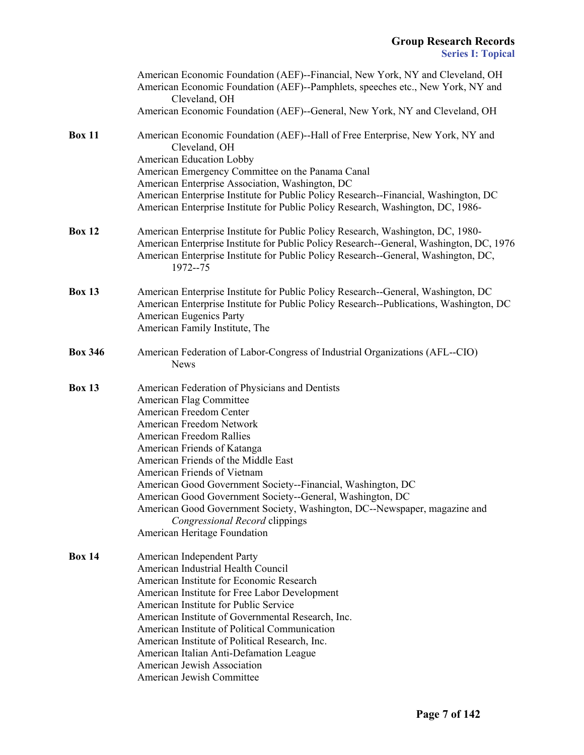American Economic Foundation (AEF)--Financial, New York, NY and Cleveland, OH
American Economic Foundation (AEF)--Pamphlets, speeches etc., New York, NY and Cleveland, OH
American Economic Foundation (AEF)--General, New York, NY and Cleveland, OH

**Box 11**

American Economic Foundation (AEF)--Hall of Free Enterprise, New York, NY and Cleveland, OH
American Education Lobby
American Emergency Committee on the Panama Canal
American Enterprise Association, Washington, DC
American Enterprise Institute for Public Policy Research--Financial, Washington, DC
American Enterprise Institute for Public Policy Research, Washington, DC, 1986-

**Box 12**

American Enterprise Institute for Public Policy Research, Washington, DC, 1980-
American Enterprise Institute for Public Policy Research--General, Washington, DC, 1976
American Enterprise Institute for Public Policy Research--General, Washington, DC, 1972--75

**Box 13**

American Enterprise Institute for Public Policy Research--General, Washington, DC
American Enterprise Institute for Public Policy Research--Publications, Washington, DC
American Eugenics Party
American Family Institute, The

**Box 346**

American Federation of Labor-Congress of Industrial Organizations (AFL--CIO) News

**Box 13**

American Federation of Physicians and Dentists
American Flag Committee
American Freedom Center
American Freedom Network
American Freedom Rallies
American Friends of Katanga
American Friends of the Middle East
American Friends of Vietnam
American Good Government Society--Financial, Washington, DC
American Good Government Society--General, Washington, DC
American Good Government Society, Washington, DC--Newspaper, magazine and *Congressional Record* clippings
American Heritage Foundation

**Box 14**

American Independent Party
American Industrial Health Council
American Institute for Economic Research
American Institute for Free Labor Development
American Institute for Public Service
American Institute of Governmental Research, Inc.
American Institute of Political Communication
American Institute of Political Research, Inc.
American Italian Anti-Defamation League
American Jewish Association
American Jewish Committee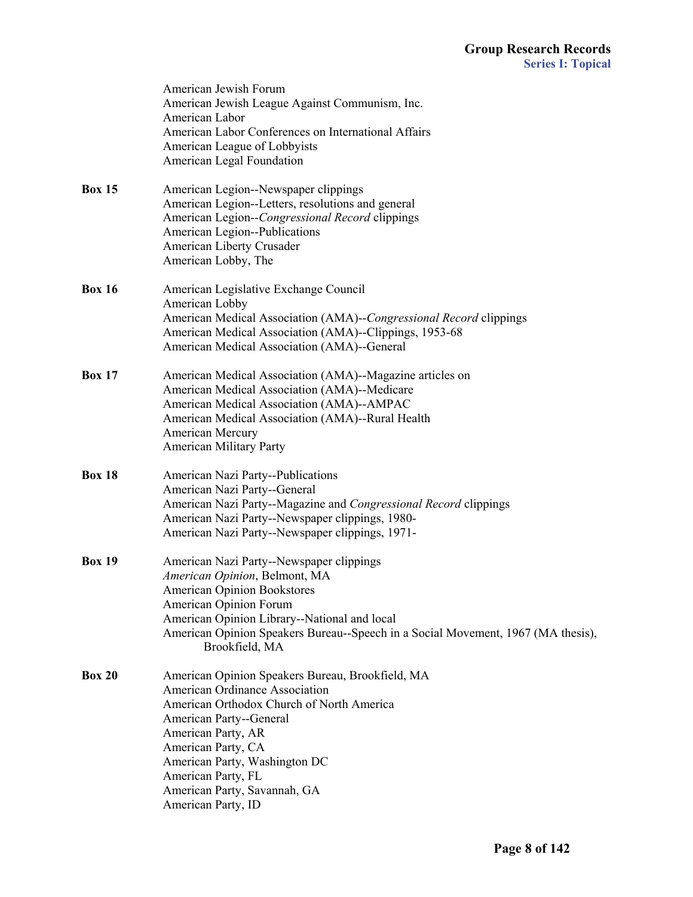American Jewish Forum
American Jewish League Against Communism, Inc.
American Labor
American Labor Conferences on International Affairs
American League of Lobbyists
American Legal Foundation

**Box 15**
American Legion--Newspaper clippings
American Legion--Letters, resolutions and general
American Legion--*Congressional Record* clippings
American Legion--Publications
American Liberty Crusader
American Lobby, The

**Box 16**
American Legislative Exchange Council
American Lobby
American Medical Association (AMA)--*Congressional Record* clippings
American Medical Association (AMA)--Clippings, 1953-68
American Medical Association (AMA)--General

**Box 17**
American Medical Association (AMA)--Magazine articles on
American Medical Association (AMA)--Medicare
American Medical Association (AMA)--AMPAC
American Medical Association (AMA)--Rural Health
American Mercury
American Military Party

**Box 18**
American Nazi Party--Publications
American Nazi Party--General
American Nazi Party--Magazine and *Congressional Record* clippings
American Nazi Party--Newspaper clippings, 1980-
American Nazi Party--Newspaper clippings, 1971-

**Box 19**
American Nazi Party--Newspaper clippings
*American Opinion*, Belmont, MA
American Opinion Bookstores
American Opinion Forum
American Opinion Library--National and local
American Opinion Speakers Bureau--Speech in a Social Movement, 1967 (MA thesis), Brookfield, MA

**Box 20**
American Opinion Speakers Bureau, Brookfield, MA
American Ordinance Association
American Orthodox Church of North America
American Party--General
American Party, AR
American Party, CA
American Party, Washington DC
American Party, FL
American Party, Savannah, GA
American Party, ID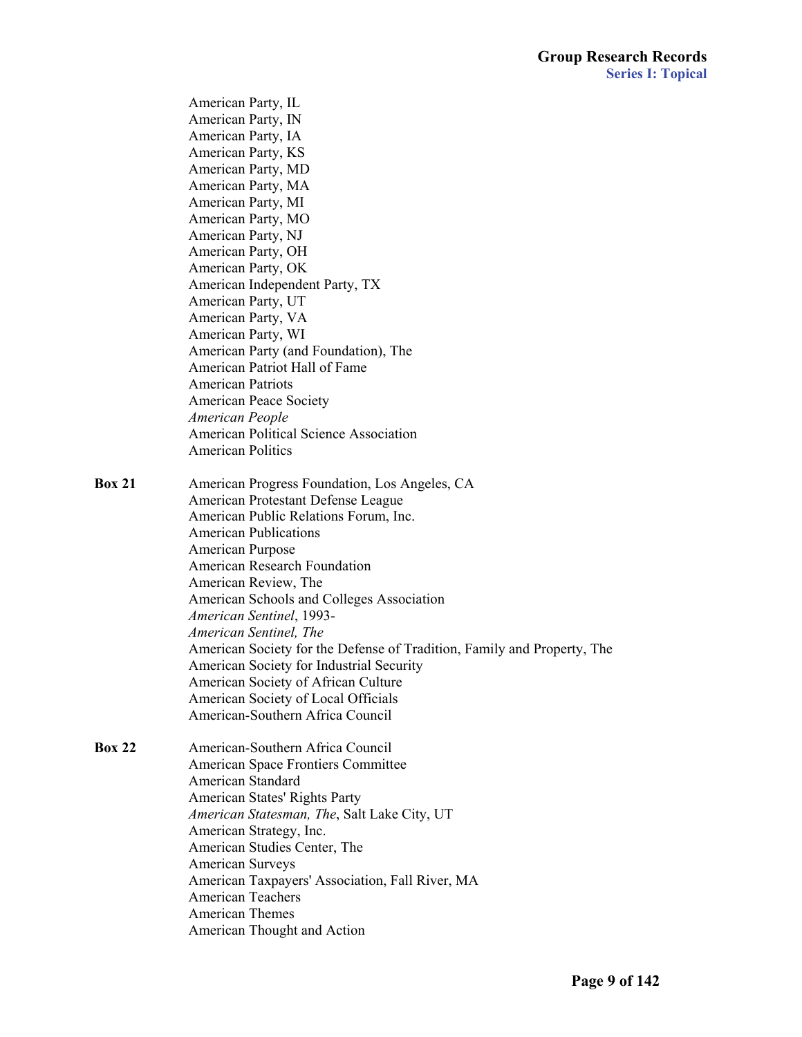American Party, IL
American Party, IN
American Party, IA
American Party, KS
American Party, MD
American Party, MA
American Party, MI
American Party, MO
American Party, NJ
American Party, OH
American Party, OK
American Independent Party, TX
American Party, UT
American Party, VA
American Party, WI
American Party (and Foundation), The
American Patriot Hall of Fame
American Patriots
American Peace Society
*American People*
American Political Science Association
American Politics

**Box 21**

American Progress Foundation, Los Angeles, CA
American Protestant Defense League
American Public Relations Forum, Inc.
American Publications
American Purpose
American Research Foundation
American Review, The
American Schools and Colleges Association
*American Sentinel*, 1993-
*American Sentinel, The*
American Society for the Defense of Tradition, Family and Property, The
American Society for Industrial Security
American Society of African Culture
American Society of Local Officials
American-Southern Africa Council

**Box 22**

American-Southern Africa Council
American Space Frontiers Committee
American Standard
American States' Rights Party
*American Statesman, The*, Salt Lake City, UT
American Strategy, Inc.
American Studies Center, The
American Surveys
American Taxpayers' Association, Fall River, MA
American Teachers
American Themes
American Thought and Action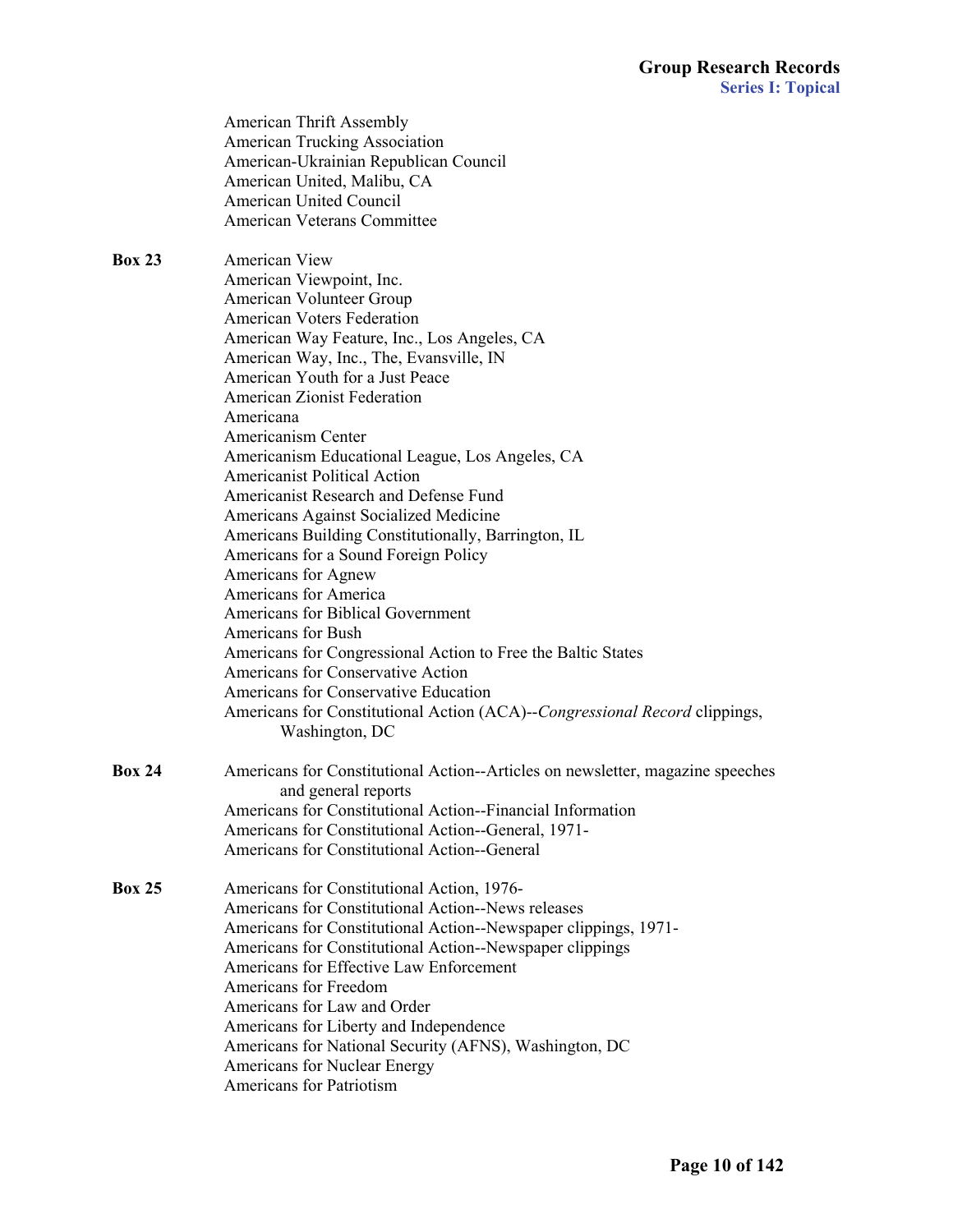American Thrift Assembly
American Trucking Association
American-Ukrainian Republican Council
American United, Malibu, CA
American United Council
American Veterans Committee

**Box 23**

American View
American Viewpoint, Inc.
American Volunteer Group
American Voters Federation
American Way Feature, Inc., Los Angeles, CA
American Way, Inc., The, Evansville, IN
American Youth for a Just Peace
American Zionist Federation
Americana
Americanism Center
Americanism Educational League, Los Angeles, CA
Americanist Political Action
Americanist Research and Defense Fund
Americans Against Socialized Medicine
Americans Building Constitutionally, Barrington, IL
Americans for a Sound Foreign Policy
Americans for Agnew
Americans for America
Americans for Biblical Government
Americans for Bush
Americans for Congressional Action to Free the Baltic States
Americans for Conservative Action
Americans for Conservative Education
Americans for Constitutional Action (ACA)--*Congressional Record* clippings, Washington, DC

**Box 24**

Americans for Constitutional Action--Articles on newsletter, magazine speeches and general reports
Americans for Constitutional Action--Financial Information
Americans for Constitutional Action--General, 1971-
Americans for Constitutional Action--General

**Box 25**

Americans for Constitutional Action, 1976-
Americans for Constitutional Action--News releases
Americans for Constitutional Action--Newspaper clippings, 1971-
Americans for Constitutional Action--Newspaper clippings
Americans for Effective Law Enforcement
Americans for Freedom
Americans for Law and Order
Americans for Liberty and Independence
Americans for National Security (AFNS), Washington, DC
Americans for Nuclear Energy
Americans for Patriotism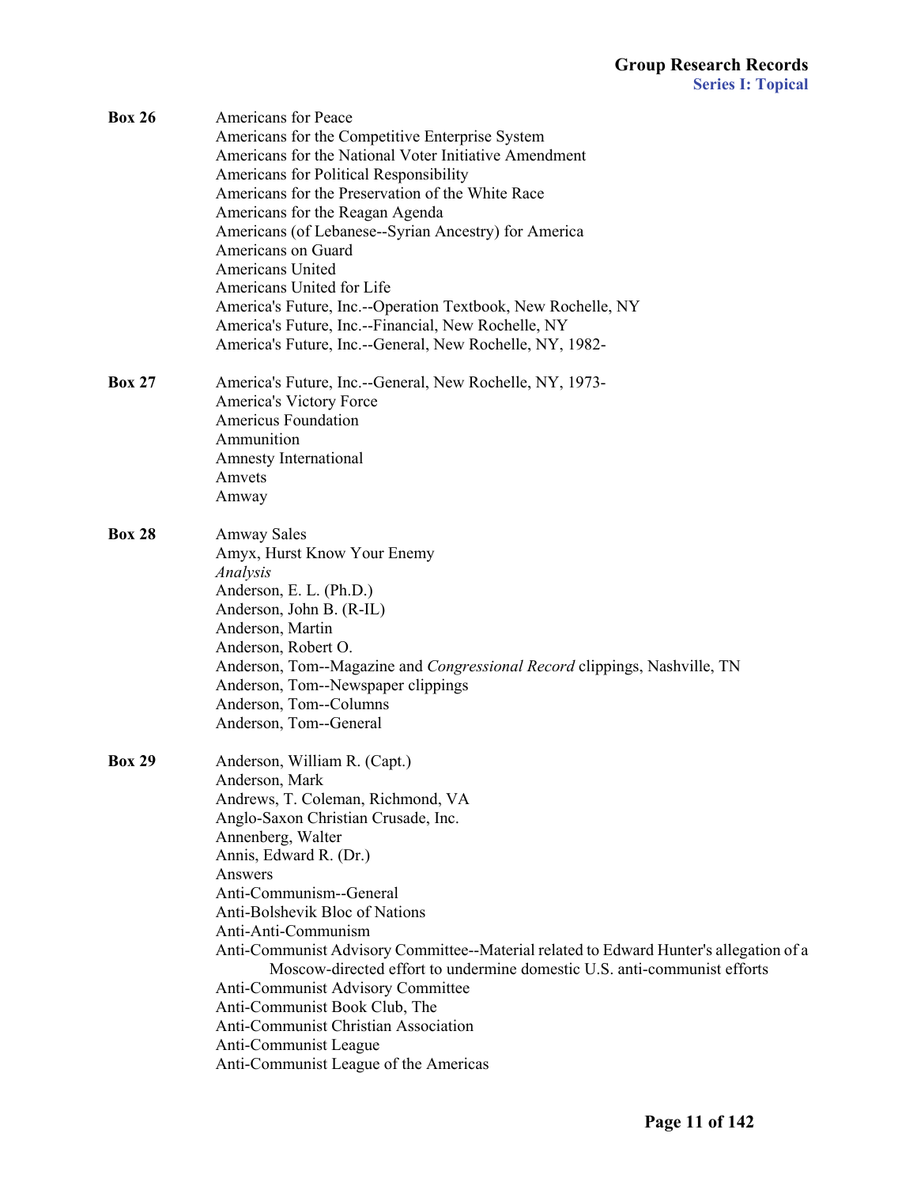**Box 26**

Americans for Peace
Americans for the Competitive Enterprise System
Americans for the National Voter Initiative Amendment
Americans for Political Responsibility
Americans for the Preservation of the White Race
Americans for the Reagan Agenda
Americans (of Lebanese--Syrian Ancestry) for America
Americans on Guard
Americans United
Americans United for Life
America's Future, Inc.--Operation Textbook, New Rochelle, NY
America's Future, Inc.--Financial, New Rochelle, NY
America's Future, Inc.--General, New Rochelle, NY, 1982-

**Box 27**

America's Future, Inc.--General, New Rochelle, NY, 1973-
America's Victory Force
Americus Foundation
Ammunition
Amnesty International
Amvets
Amway

**Box 28**

Amway Sales
Amyx, Hurst Know Your Enemy
*Analysis*
Anderson, E. L. (Ph.D.)
Anderson, John B. (R-IL)
Anderson, Martin
Anderson, Robert O.
Anderson, Tom--Magazine and *Congressional Record* clippings, Nashville, TN
Anderson, Tom--Newspaper clippings
Anderson, Tom--Columns
Anderson, Tom--General

**Box 29**

Anderson, William R. (Capt.)
Anderson, Mark
Andrews, T. Coleman, Richmond, VA
Anglo-Saxon Christian Crusade, Inc.
Annenberg, Walter
Annis, Edward R. (Dr.)
Answers
Anti-Communism--General
Anti-Bolshevik Bloc of Nations
Anti-Anti-Communism
Anti-Communist Advisory Committee--Material related to Edward Hunter's allegation of a Moscow-directed effort to undermine domestic U.S. anti-communist efforts
Anti-Communist Advisory Committee
Anti-Communist Book Club, The
Anti-Communist Christian Association
Anti-Communist League
Anti-Communist League of the Americas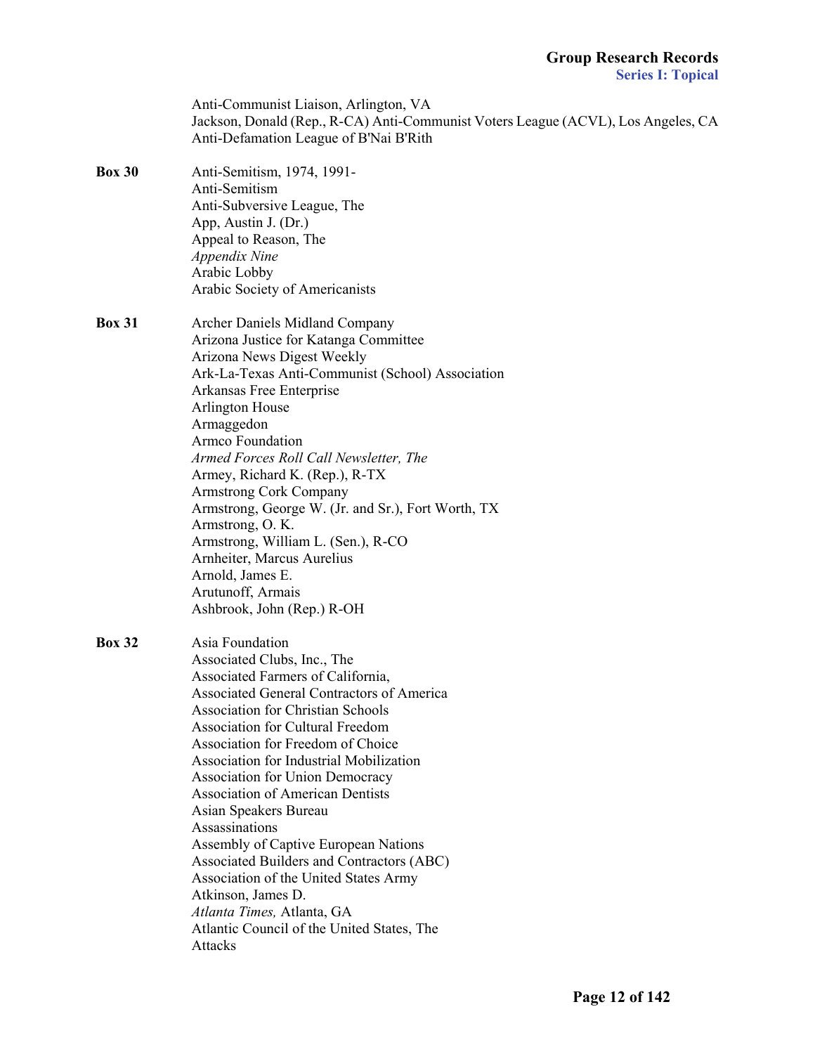Anti-Communist Liaison, Arlington, VA
Jackson, Donald (Rep., R-CA) Anti-Communist Voters League (ACVL), Los Angeles, CA
Anti-Defamation League of B'Nai B'Rith

**Box 30**
Anti-Semitism, 1974, 1991-
Anti-Semitism
Anti-Subversive League, The
App, Austin J. (Dr.)
Appeal to Reason, The
*Appendix Nine*
Arabic Lobby
Arabic Society of Americanists

**Box 31**
Archer Daniels Midland Company
Arizona Justice for Katanga Committee
Arizona News Digest Weekly
Ark-La-Texas Anti-Communist (School) Association
Arkansas Free Enterprise
Arlington House
Armaggedon
Armco Foundation
*Armed Forces Roll Call Newsletter, The*
Armey, Richard K. (Rep.), R-TX
Armstrong Cork Company
Armstrong, George W. (Jr. and Sr.), Fort Worth, TX
Armstrong, O. K.
Armstrong, William L. (Sen.), R-CO
Arnheiter, Marcus Aurelius
Arnold, James E.
Arutunoff, Armais
Ashbrook, John (Rep.) R-OH

**Box 32**
Asia Foundation
Associated Clubs, Inc., The
Associated Farmers of California,
Associated General Contractors of America
Association for Christian Schools
Association for Cultural Freedom
Association for Freedom of Choice
Association for Industrial Mobilization
Association for Union Democracy
Association of American Dentists
Asian Speakers Bureau
Assassinations
Assembly of Captive European Nations
Associated Builders and Contractors (ABC)
Association of the United States Army
Atkinson, James D.
*Atlanta Times,* Atlanta, GA
Atlantic Council of the United States, The
Attacks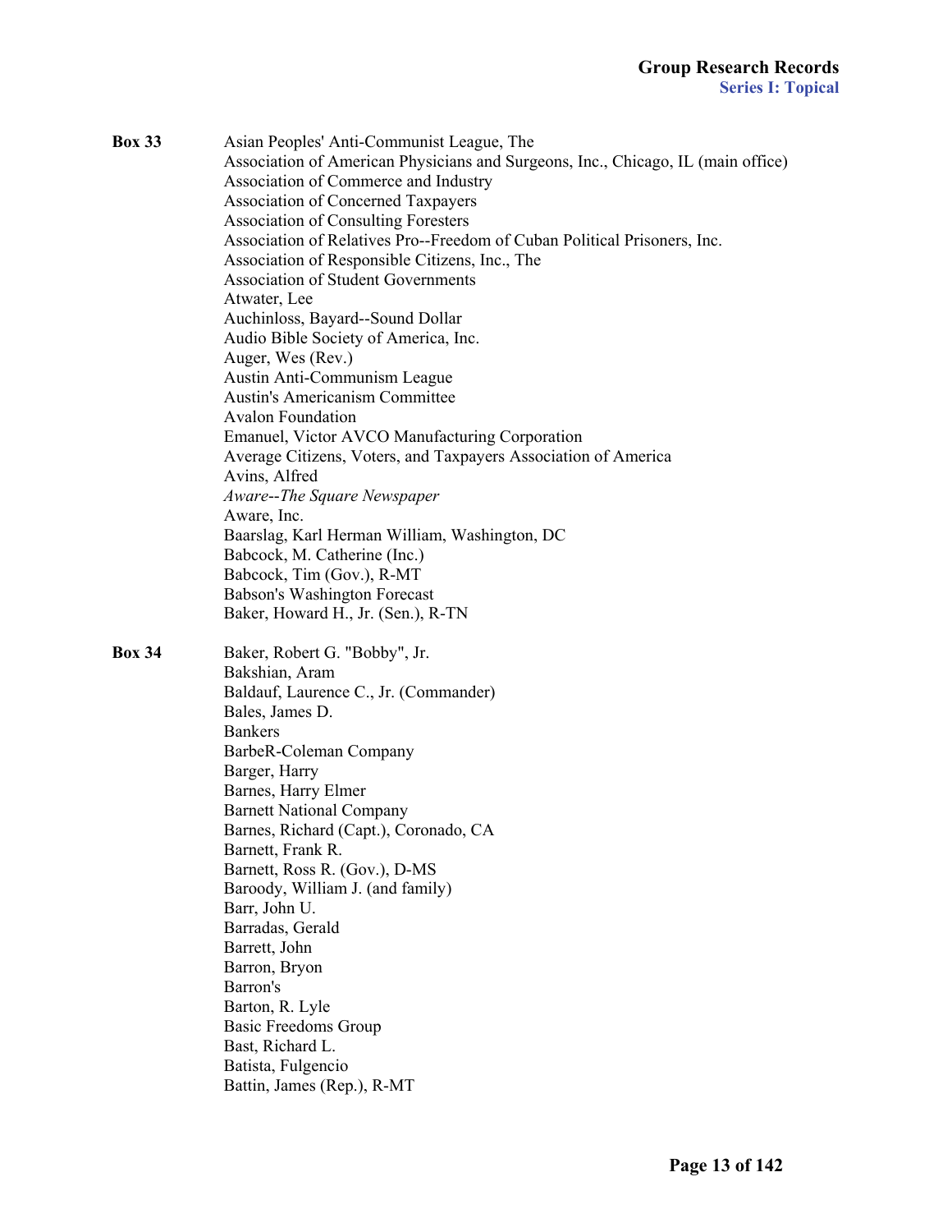**Box 33**

Asian Peoples' Anti-Communist League, The
Association of American Physicians and Surgeons, Inc., Chicago, IL (main office)
Association of Commerce and Industry
Association of Concerned Taxpayers
Association of Consulting Foresters
Association of Relatives Pro--Freedom of Cuban Political Prisoners, Inc.
Association of Responsible Citizens, Inc., The
Association of Student Governments
Atwater, Lee
Auchinloss, Bayard--Sound Dollar
Audio Bible Society of America, Inc.
Auger, Wes (Rev.)
Austin Anti-Communism League
Austin's Americanism Committee
Avalon Foundation
Emanuel, Victor AVCO Manufacturing Corporation
Average Citizens, Voters, and Taxpayers Association of America
Avins, Alfred
*Aware--The Square Newspaper*
Aware, Inc.
Baarslag, Karl Herman William, Washington, DC
Babcock, M. Catherine (Inc.)
Babcock, Tim (Gov.), R-MT
Babson's Washington Forecast
Baker, Howard H., Jr. (Sen.), R-TN

**Box 34**

Baker, Robert G. "Bobby", Jr.
Bakshian, Aram
Baldauf, Laurence C., Jr. (Commander)
Bales, James D.
Bankers
BarbeR-Coleman Company
Barger, Harry
Barnes, Harry Elmer
Barnett National Company
Barnes, Richard (Capt.), Coronado, CA
Barnett, Frank R.
Barnett, Ross R. (Gov.), D-MS
Baroody, William J. (and family)
Barr, John U.
Barradas, Gerald
Barrett, John
Barron, Bryon
Barron's
Barton, R. Lyle
Basic Freedoms Group
Bast, Richard L.
Batista, Fulgencio
Battin, James (Rep.), R-MT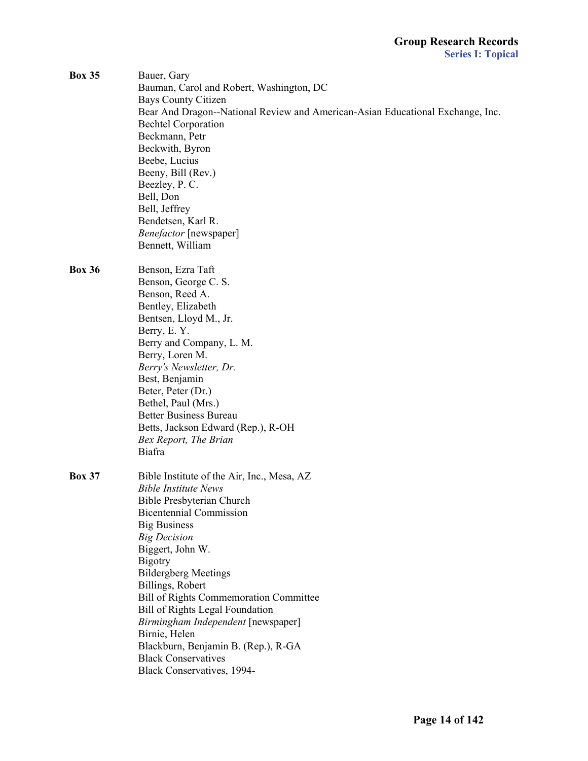**Box 35**

Bauer, Gary
Bauman, Carol and Robert, Washington, DC
Bays County Citizen
Bear And Dragon--National Review and American-Asian Educational Exchange, Inc.
Bechtel Corporation
Beckmann, Petr
Beckwith, Byron
Beebe, Lucius
Beeny, Bill (Rev.)
Beezley, P. C.
Bell, Don
Bell, Jeffrey
Bendetsen, Karl R.
*Benefactor* [newspaper]
Bennett, William

**Box 36**

Benson, Ezra Taft
Benson, George C. S.
Benson, Reed A.
Bentley, Elizabeth
Bentsen, Lloyd M., Jr.
Berry, E. Y.
Berry and Company, L. M.
Berry, Loren M.
*Berry's Newsletter, Dr.*
Best, Benjamin
Beter, Peter (Dr.)
Bethel, Paul (Mrs.)
Better Business Bureau
Betts, Jackson Edward (Rep.), R-OH
*Bex Report, The Brian*
Biafra

**Box 37**

Bible Institute of the Air, Inc., Mesa, AZ
*Bible Institute News*
Bible Presbyterian Church
Bicentennial Commission
Big Business
*Big Decision*
Biggert, John W.
Bigotry
Bildergberg Meetings
Billings, Robert
Bill of Rights Commemoration Committee
Bill of Rights Legal Foundation
*Birmingham Independent* [newspaper]
Birnie, Helen
Blackburn, Benjamin B. (Rep.), R-GA
Black Conservatives
Black Conservatives, 1994-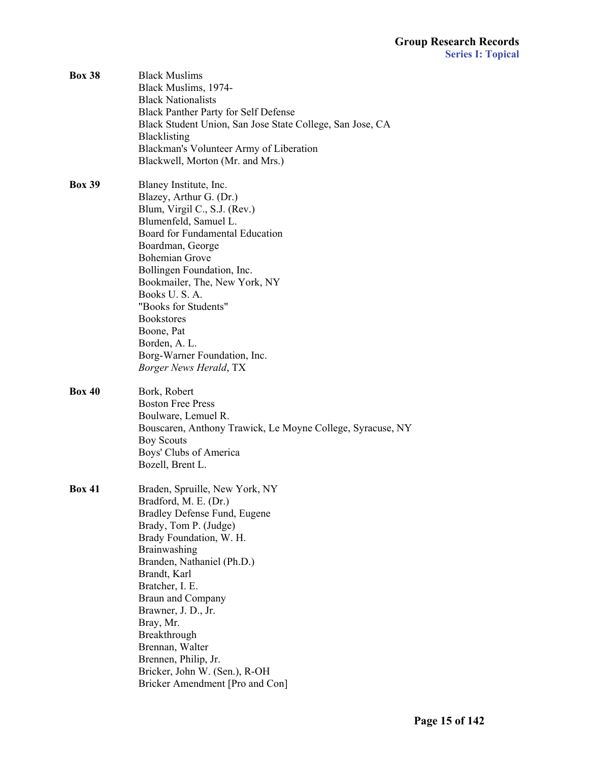**Box 38**

Black Muslims
Black Muslims, 1974-
Black Nationalists
Black Panther Party for Self Defense
Black Student Union, San Jose State College, San Jose, CA
Blacklisting
Blackman's Volunteer Army of Liberation
Blackwell, Morton (Mr. and Mrs.)

**Box 39**

Blaney Institute, Inc.
Blazey, Arthur G. (Dr.)
Blum, Virgil C., S.J. (Rev.)
Blumenfeld, Samuel L.
Board for Fundamental Education
Boardman, George
Bohemian Grove
Bollingen Foundation, Inc.
Bookmailer, The, New York, NY
Books U. S. A.
"Books for Students"
Bookstores
Boone, Pat
Borden, A. L.
Borg-Warner Foundation, Inc.
*Borger News Herald*, TX

**Box 40**

Bork, Robert
Boston Free Press
Boulware, Lemuel R.
Bouscaren, Anthony Trawick, Le Moyne College, Syracuse, NY
Boy Scouts
Boys' Clubs of America
Bozell, Brent L.

**Box 41**

Braden, Spruille, New York, NY
Bradford, M. E. (Dr.)
Bradley Defense Fund, Eugene
Brady, Tom P. (Judge)
Brady Foundation, W. H.
Brainwashing
Branden, Nathaniel (Ph.D.)
Brandt, Karl
Bratcher, I. E.
Braun and Company
Brawner, J. D., Jr.
Bray, Mr.
Breakthrough
Brennan, Walter
Brennen, Philip, Jr.
Bricker, John W. (Sen.), R-OH
Bricker Amendment [Pro and Con]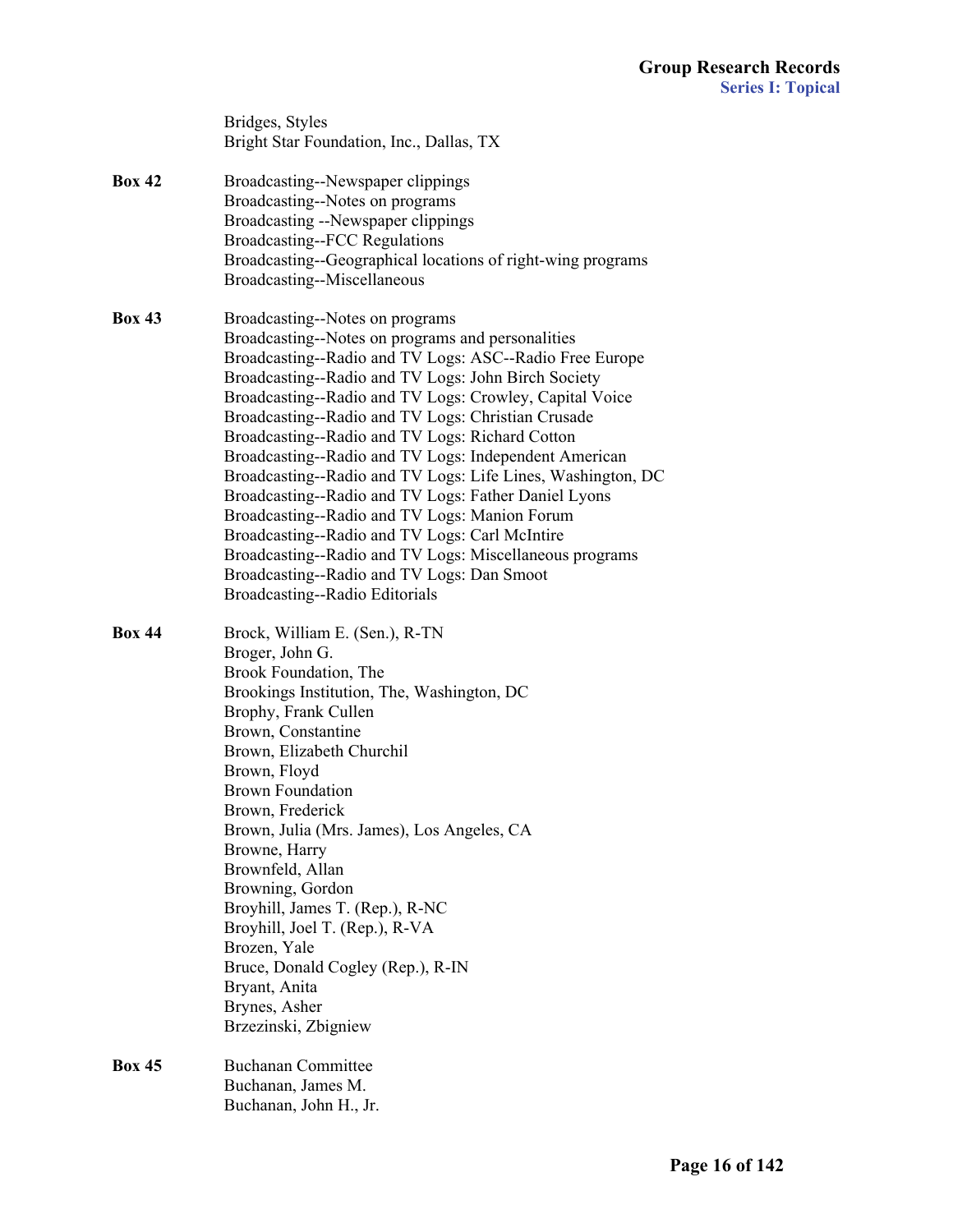Bridges, Styles
Bright Star Foundation, Inc., Dallas, TX

**Box 42**
Broadcasting--Newspaper clippings
Broadcasting--Notes on programs
Broadcasting --Newspaper clippings
Broadcasting--FCC Regulations
Broadcasting--Geographical locations of right-wing programs
Broadcasting--Miscellaneous

**Box 43**
Broadcasting--Notes on programs
Broadcasting--Notes on programs and personalities
Broadcasting--Radio and TV Logs: ASC--Radio Free Europe
Broadcasting--Radio and TV Logs: John Birch Society
Broadcasting--Radio and TV Logs: Crowley, Capital Voice
Broadcasting--Radio and TV Logs: Christian Crusade
Broadcasting--Radio and TV Logs: Richard Cotton
Broadcasting--Radio and TV Logs: Independent American
Broadcasting--Radio and TV Logs: Life Lines, Washington, DC
Broadcasting--Radio and TV Logs: Father Daniel Lyons
Broadcasting--Radio and TV Logs: Manion Forum
Broadcasting--Radio and TV Logs: Carl McIntire
Broadcasting--Radio and TV Logs: Miscellaneous programs
Broadcasting--Radio and TV Logs: Dan Smoot
Broadcasting--Radio Editorials

**Box 44**
Brock, William E. (Sen.), R-TN
Broger, John G.
Brook Foundation, The
Brookings Institution, The, Washington, DC
Brophy, Frank Cullen
Brown, Constantine
Brown, Elizabeth Churchil
Brown, Floyd
Brown Foundation
Brown, Frederick
Brown, Julia (Mrs. James), Los Angeles, CA
Browne, Harry
Brownfeld, Allan
Browning, Gordon
Broyhill, James T. (Rep.), R-NC
Broyhill, Joel T. (Rep.), R-VA
Brozen, Yale
Bruce, Donald Cogley (Rep.), R-IN
Bryant, Anita
Brynes, Asher
Brzezinski, Zbigniew

**Box 45**
Buchanan Committee
Buchanan, James M.
Buchanan, John H., Jr.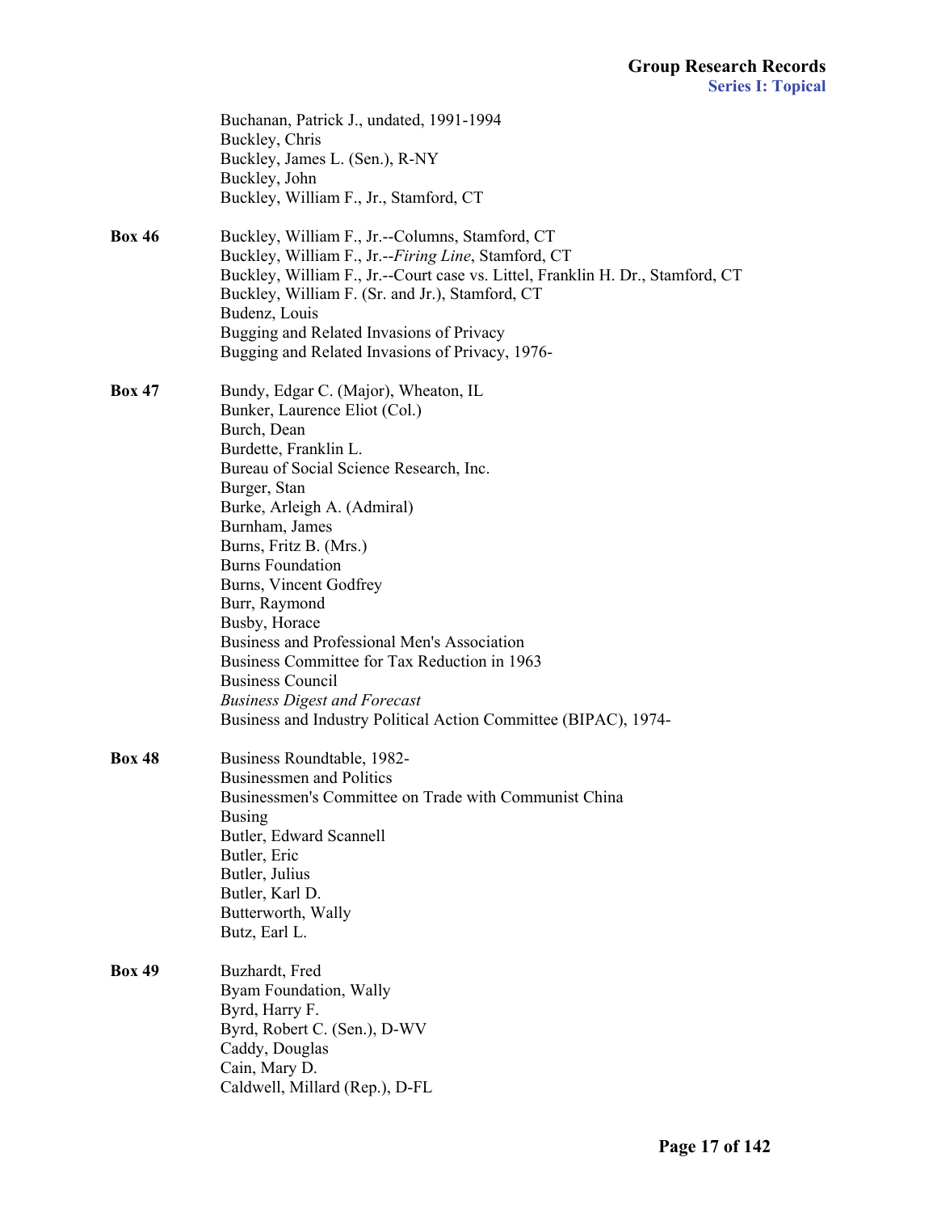Buchanan, Patrick J., undated, 1991-1994
Buckley, Chris
Buckley, James L. (Sen.), R-NY
Buckley, John
Buckley, William F., Jr., Stamford, CT

**Box 46**

Buckley, William F., Jr.--Columns, Stamford, CT
Buckley, William F., Jr.--*Firing Line*, Stamford, CT
Buckley, William F., Jr.--Court case vs. Littel, Franklin H. Dr., Stamford, CT
Buckley, William F. (Sr. and Jr.), Stamford, CT
Budenz, Louis
Bugging and Related Invasions of Privacy
Bugging and Related Invasions of Privacy, 1976-

**Box 47**

Bundy, Edgar C. (Major), Wheaton, IL
Bunker, Laurence Eliot (Col.)
Burch, Dean
Burdette, Franklin L.
Bureau of Social Science Research, Inc.
Burger, Stan
Burke, Arleigh A. (Admiral)
Burnham, James
Burns, Fritz B. (Mrs.)
Burns Foundation
Burns, Vincent Godfrey
Burr, Raymond
Busby, Horace
Business and Professional Men's Association
Business Committee for Tax Reduction in 1963
Business Council
*Business Digest and Forecast*
Business and Industry Political Action Committee (BIPAC), 1974-

**Box 48**

Business Roundtable, 1982-
Businessmen and Politics
Businessmen's Committee on Trade with Communist China
Busing
Butler, Edward Scannell
Butler, Eric
Butler, Julius
Butler, Karl D.
Butterworth, Wally
Butz, Earl L.

**Box 49**

Buzhardt, Fred
Byam Foundation, Wally
Byrd, Harry F.
Byrd, Robert C. (Sen.), D-WV
Caddy, Douglas
Cain, Mary D.
Caldwell, Millard (Rep.), D-FL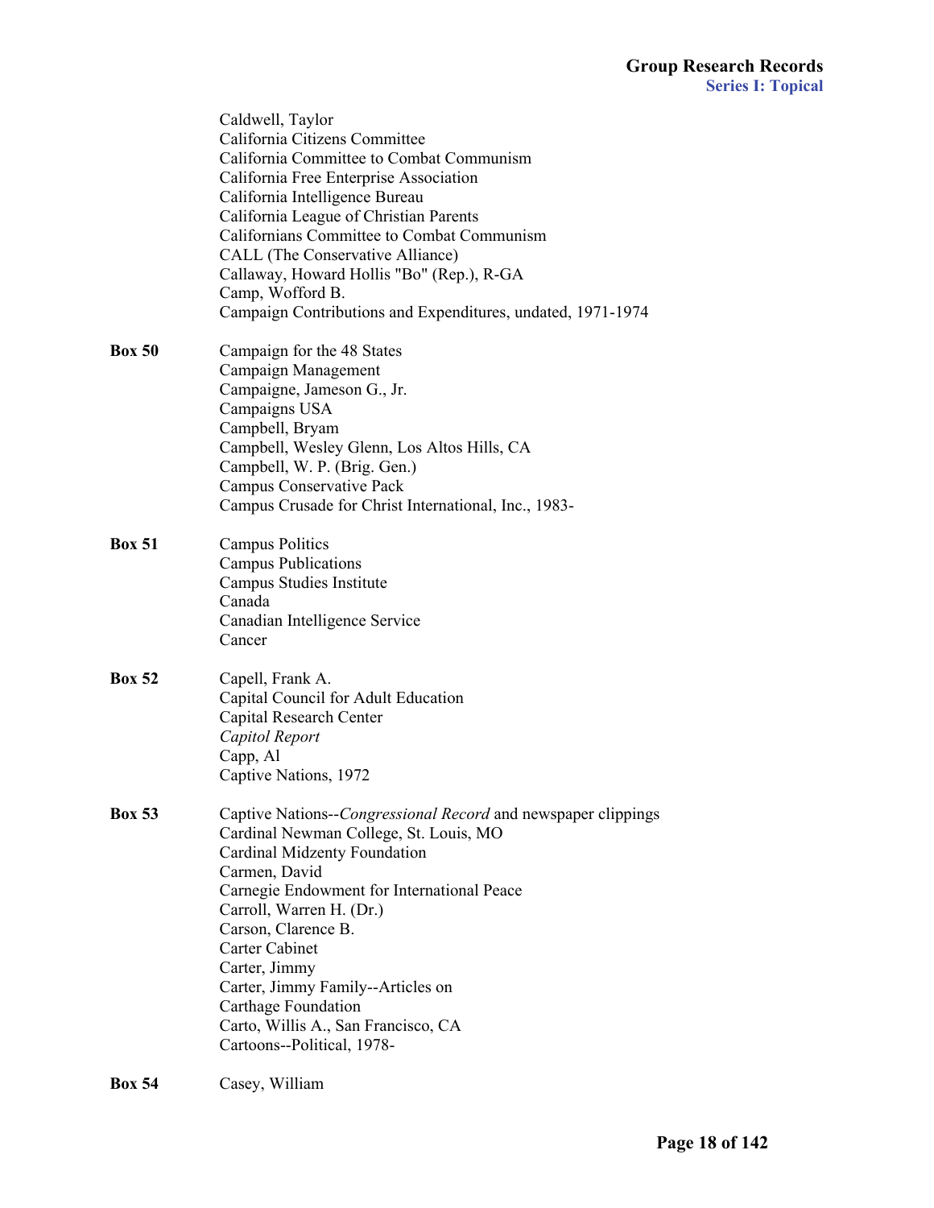Caldwell, Taylor
California Citizens Committee
California Committee to Combat Communism
California Free Enterprise Association
California Intelligence Bureau
California League of Christian Parents
Californians Committee to Combat Communism
CALL (The Conservative Alliance)
Callaway, Howard Hollis "Bo" (Rep.), R-GA
Camp, Wofford B.
Campaign Contributions and Expenditures, undated, 1971-1974

**Box 50**

Campaign for the 48 States
Campaign Management
Campaigne, Jameson G., Jr.
Campaigns USA
Campbell, Bryam
Campbell, Wesley Glenn, Los Altos Hills, CA
Campbell, W. P. (Brig. Gen.)
Campus Conservative Pack
Campus Crusade for Christ International, Inc., 1983-

**Box 51**

Campus Politics
Campus Publications
Campus Studies Institute
Canada
Canadian Intelligence Service
Cancer

**Box 52**

Capell, Frank A.
Capital Council for Adult Education
Capital Research Center
*Capitol Report*
Capp, Al
Captive Nations, 1972

**Box 53**

Captive Nations--*Congressional Record* and newspaper clippings
Cardinal Newman College, St. Louis, MO
Cardinal Midzenty Foundation
Carmen, David
Carnegie Endowment for International Peace
Carroll, Warren H. (Dr.)
Carson, Clarence B.
Carter Cabinet
Carter, Jimmy
Carter, Jimmy Family--Articles on
Carthage Foundation
Carto, Willis A., San Francisco, CA
Cartoons--Political, 1978-

**Box 54**

Casey, William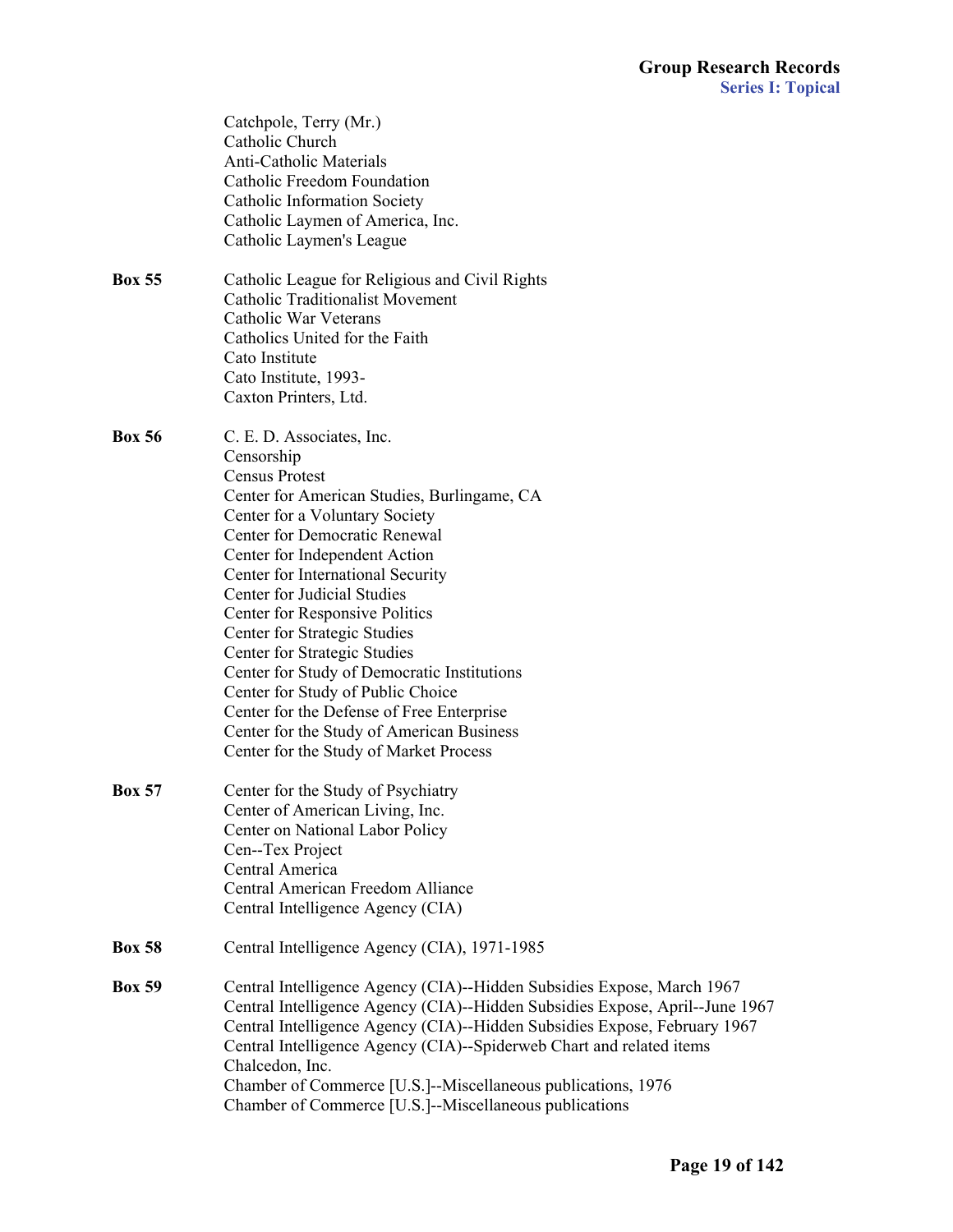Catchpole, Terry (Mr.)
Catholic Church
Anti-Catholic Materials
Catholic Freedom Foundation
Catholic Information Society
Catholic Laymen of America, Inc.
Catholic Laymen's League

**Box 55**

Catholic League for Religious and Civil Rights
Catholic Traditionalist Movement
Catholic War Veterans
Catholics United for the Faith
Cato Institute
Cato Institute, 1993-
Caxton Printers, Ltd.

**Box 56**

C. E. D. Associates, Inc.
Censorship
Census Protest
Center for American Studies, Burlingame, CA
Center for a Voluntary Society
Center for Democratic Renewal
Center for Independent Action
Center for International Security
Center for Judicial Studies
Center for Responsive Politics
Center for Strategic Studies
Center for Strategic Studies
Center for Study of Democratic Institutions
Center for Study of Public Choice
Center for the Defense of Free Enterprise
Center for the Study of American Business
Center for the Study of Market Process

**Box 57**

Center for the Study of Psychiatry
Center of American Living, Inc.
Center on National Labor Policy
Cen--Tex Project
Central America
Central American Freedom Alliance
Central Intelligence Agency (CIA)

**Box 58**

Central Intelligence Agency (CIA), 1971-1985

**Box 59**

Central Intelligence Agency (CIA)--Hidden Subsidies Expose, March 1967
Central Intelligence Agency (CIA)--Hidden Subsidies Expose, April--June 1967
Central Intelligence Agency (CIA)--Hidden Subsidies Expose, February 1967
Central Intelligence Agency (CIA)--Spiderweb Chart and related items
Chalcedon, Inc.
Chamber of Commerce [U.S.]--Miscellaneous publications, 1976
Chamber of Commerce [U.S.]--Miscellaneous publications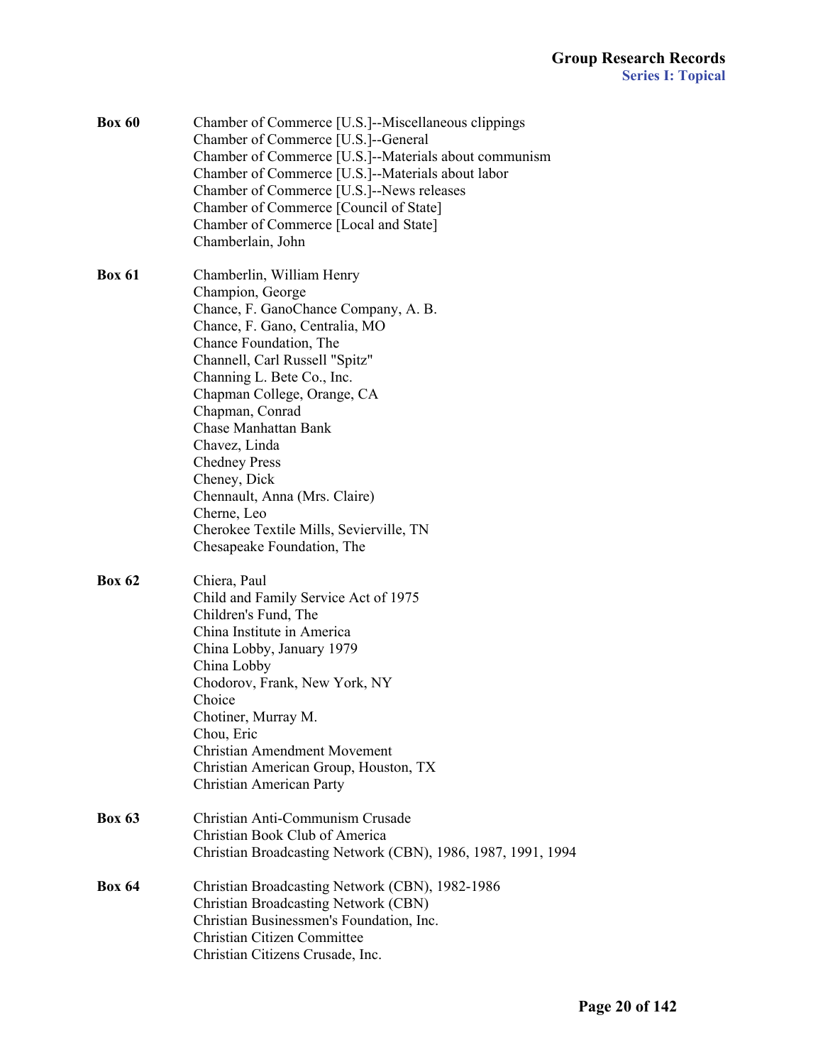**Box 60**

Chamber of Commerce [U.S.]--Miscellaneous clippings
Chamber of Commerce [U.S.]--General
Chamber of Commerce [U.S.]--Materials about communism
Chamber of Commerce [U.S.]--Materials about labor
Chamber of Commerce [U.S.]--News releases
Chamber of Commerce [Council of State]
Chamber of Commerce [Local and State]
Chamberlain, John

**Box 61**

Chamberlin, William Henry
Champion, George
Chance, F. GanoChance Company, A. B.
Chance, F. Gano, Centralia, MO
Chance Foundation, The
Channell, Carl Russell "Spitz"
Channing L. Bete Co., Inc.
Chapman College, Orange, CA
Chapman, Conrad
Chase Manhattan Bank
Chavez, Linda
Chedney Press
Cheney, Dick
Chennault, Anna (Mrs. Claire)
Cherne, Leo
Cherokee Textile Mills, Sevierville, TN
Chesapeake Foundation, The

**Box 62**

Chiera, Paul
Child and Family Service Act of 1975
Children's Fund, The
China Institute in America
China Lobby, January 1979
China Lobby
Chodorov, Frank, New York, NY
Choice
Chotiner, Murray M.
Chou, Eric
Christian Amendment Movement
Christian American Group, Houston, TX
Christian American Party

**Box 63**

Christian Anti-Communism Crusade
Christian Book Club of America
Christian Broadcasting Network (CBN), 1986, 1987, 1991, 1994

**Box 64**

Christian Broadcasting Network (CBN), 1982-1986
Christian Broadcasting Network (CBN)
Christian Businessmen's Foundation, Inc.
Christian Citizen Committee
Christian Citizens Crusade, Inc.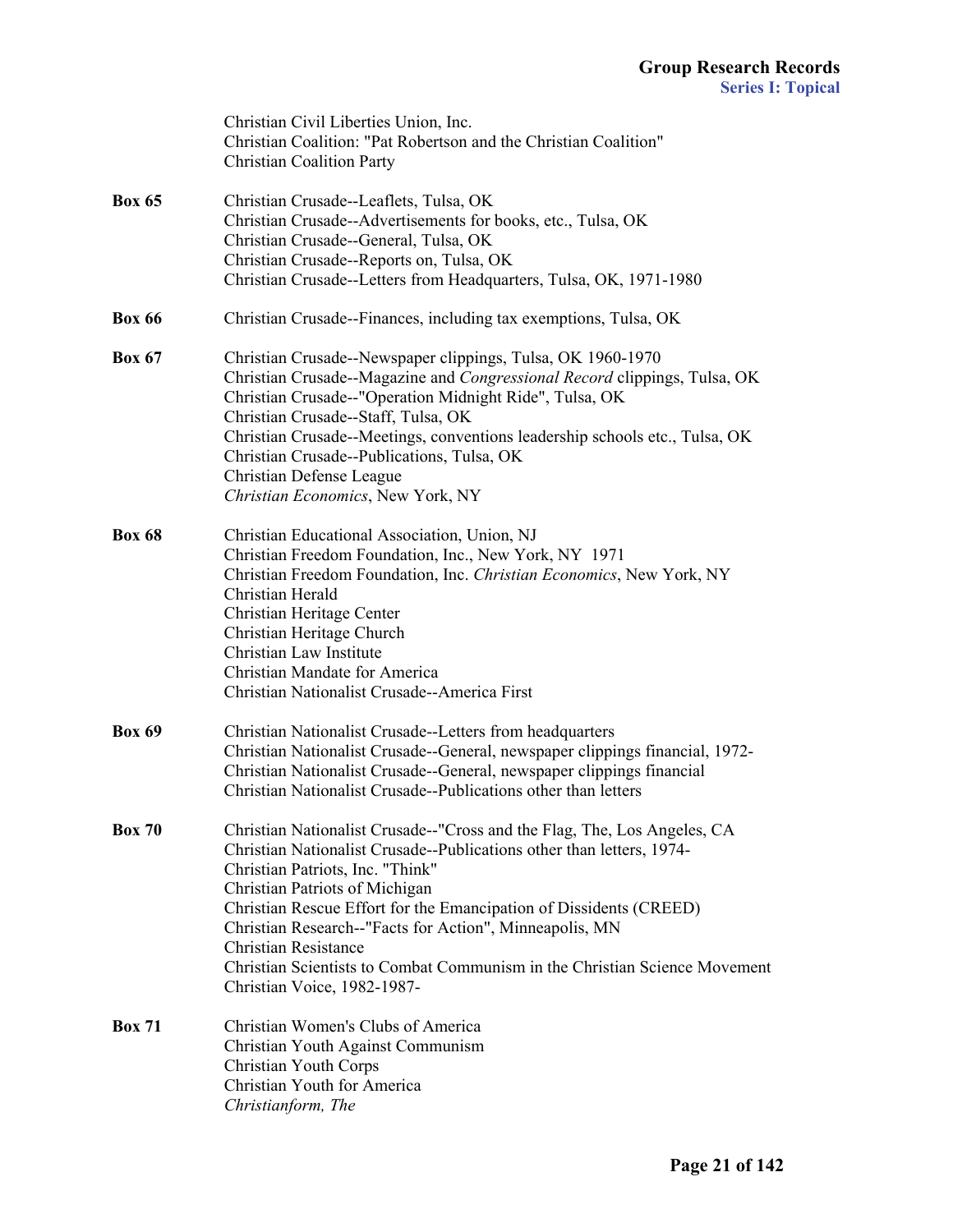Christian Civil Liberties Union, Inc.
Christian Coalition: "Pat Robertson and the Christian Coalition"
Christian Coalition Party

**Box 65**
Christian Crusade--Leaflets, Tulsa, OK
Christian Crusade--Advertisements for books, etc., Tulsa, OK
Christian Crusade--General, Tulsa, OK
Christian Crusade--Reports on, Tulsa, OK
Christian Crusade--Letters from Headquarters, Tulsa, OK, 1971-1980

**Box 66**
Christian Crusade--Finances, including tax exemptions, Tulsa, OK

**Box 67**
Christian Crusade--Newspaper clippings, Tulsa, OK 1960-1970
Christian Crusade--Magazine and *Congressional Record* clippings, Tulsa, OK
Christian Crusade--"Operation Midnight Ride", Tulsa, OK
Christian Crusade--Staff, Tulsa, OK
Christian Crusade--Meetings, conventions leadership schools etc., Tulsa, OK
Christian Crusade--Publications, Tulsa, OK
Christian Defense League
*Christian Economics*, New York, NY

**Box 68**
Christian Educational Association, Union, NJ
Christian Freedom Foundation, Inc., New York, NY 1971
Christian Freedom Foundation, Inc. *Christian Economics*, New York, NY
Christian Herald
Christian Heritage Center
Christian Heritage Church
Christian Law Institute
Christian Mandate for America
Christian Nationalist Crusade--America First

**Box 69**
Christian Nationalist Crusade--Letters from headquarters
Christian Nationalist Crusade--General, newspaper clippings financial, 1972-
Christian Nationalist Crusade--General, newspaper clippings financial
Christian Nationalist Crusade--Publications other than letters

**Box 70**
Christian Nationalist Crusade--"Cross and the Flag, The, Los Angeles, CA
Christian Nationalist Crusade--Publications other than letters, 1974-
Christian Patriots, Inc. "Think"
Christian Patriots of Michigan
Christian Rescue Effort for the Emancipation of Dissidents (CREED)
Christian Research--"Facts for Action", Minneapolis, MN
Christian Resistance
Christian Scientists to Combat Communism in the Christian Science Movement
Christian Voice, 1982-1987-

**Box 71**
Christian Women's Clubs of America
Christian Youth Against Communism
Christian Youth Corps
Christian Youth for America
*Christianform, The*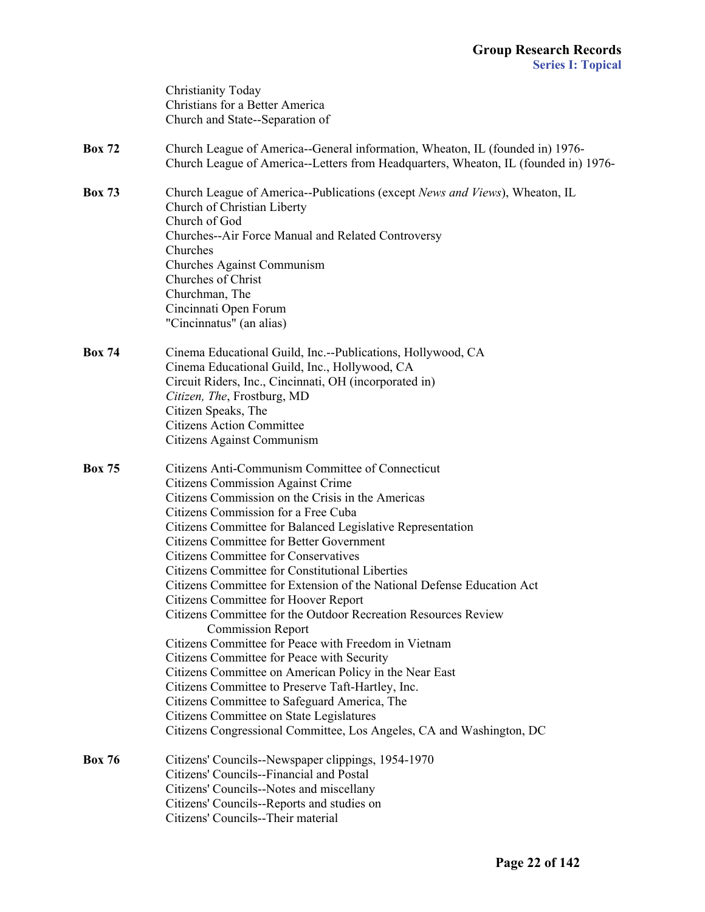Christianity Today
Christians for a Better America
Church and State--Separation of

**Box 72**
Church League of America--General information, Wheaton, IL (founded in) 1976-
Church League of America--Letters from Headquarters, Wheaton, IL (founded in) 1976-

**Box 73**
Church League of America--Publications (except *News and Views*), Wheaton, IL
Church of Christian Liberty
Church of God
Churches--Air Force Manual and Related Controversy
Churches
Churches Against Communism
Churches of Christ
Churchman, The
Cincinnati Open Forum
"Cincinnatus" (an alias)

**Box 74**
Cinema Educational Guild, Inc.--Publications, Hollywood, CA
Cinema Educational Guild, Inc., Hollywood, CA
Circuit Riders, Inc., Cincinnati, OH (incorporated in)
*Citizen, The*, Frostburg, MD
Citizen Speaks, The
Citizens Action Committee
Citizens Against Communism

**Box 75**
Citizens Anti-Communism Committee of Connecticut
Citizens Commission Against Crime
Citizens Commission on the Crisis in the Americas
Citizens Commission for a Free Cuba
Citizens Committee for Balanced Legislative Representation
Citizens Committee for Better Government
Citizens Committee for Conservatives
Citizens Committee for Constitutional Liberties
Citizens Committee for Extension of the National Defense Education Act
Citizens Committee for Hoover Report
Citizens Committee for the Outdoor Recreation Resources Review Commission Report
Citizens Committee for Peace with Freedom in Vietnam
Citizens Committee for Peace with Security
Citizens Committee on American Policy in the Near East
Citizens Committee to Preserve Taft-Hartley, Inc.
Citizens Committee to Safeguard America, The
Citizens Committee on State Legislatures
Citizens Congressional Committee, Los Angeles, CA and Washington, DC

**Box 76**
Citizens' Councils--Newspaper clippings, 1954-1970
Citizens' Councils--Financial and Postal
Citizens' Councils--Notes and miscellany
Citizens' Councils--Reports and studies on
Citizens' Councils--Their material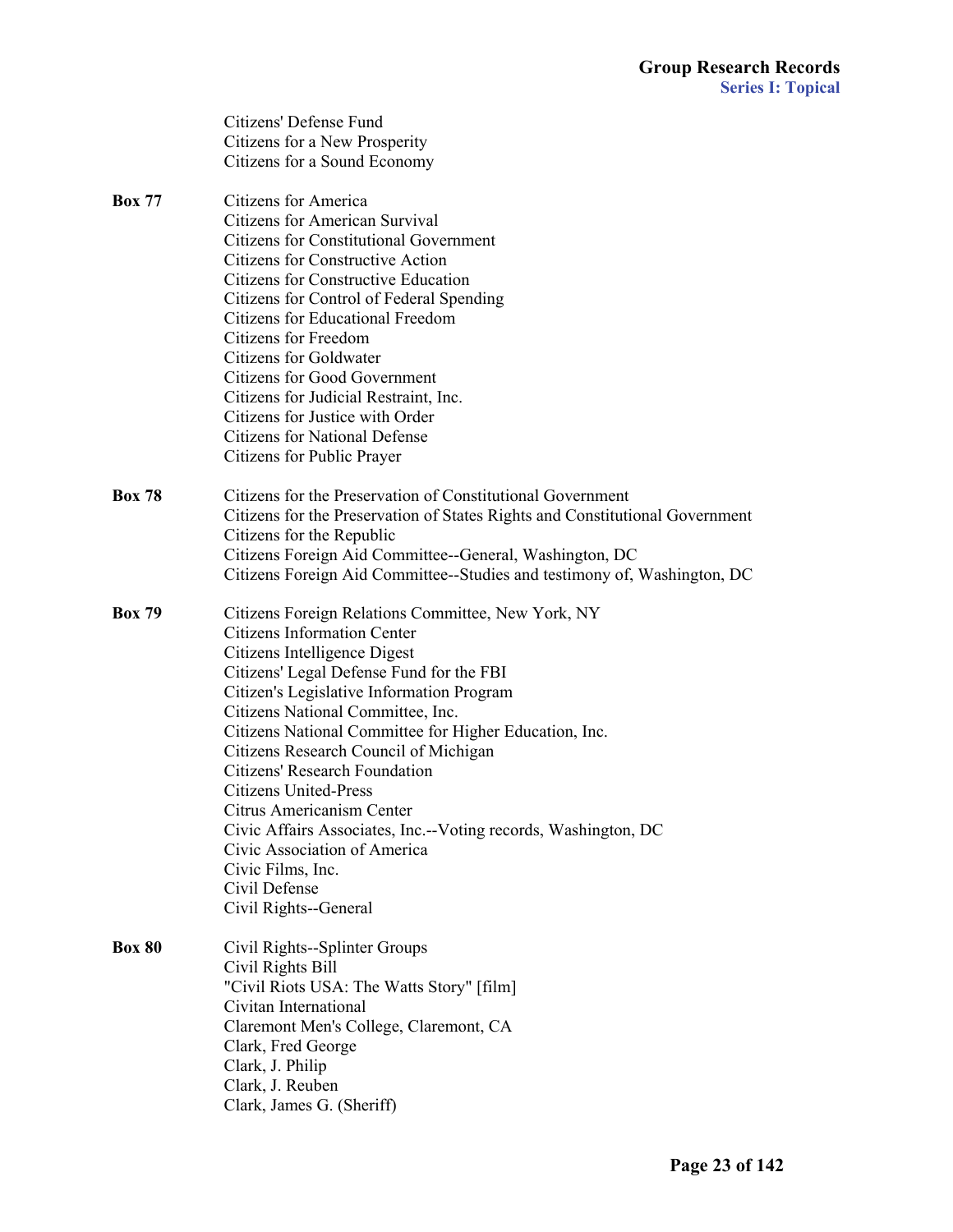Citizens' Defense Fund
Citizens for a New Prosperity
Citizens for a Sound Economy

**Box 77**
Citizens for America
Citizens for American Survival
Citizens for Constitutional Government
Citizens for Constructive Action
Citizens for Constructive Education
Citizens for Control of Federal Spending
Citizens for Educational Freedom
Citizens for Freedom
Citizens for Goldwater
Citizens for Good Government
Citizens for Judicial Restraint, Inc.
Citizens for Justice with Order
Citizens for National Defense
Citizens for Public Prayer

**Box 78**
Citizens for the Preservation of Constitutional Government
Citizens for the Preservation of States Rights and Constitutional Government
Citizens for the Republic
Citizens Foreign Aid Committee--General, Washington, DC
Citizens Foreign Aid Committee--Studies and testimony of, Washington, DC

**Box 79**
Citizens Foreign Relations Committee, New York, NY
Citizens Information Center
Citizens Intelligence Digest
Citizens' Legal Defense Fund for the FBI
Citizen's Legislative Information Program
Citizens National Committee, Inc.
Citizens National Committee for Higher Education, Inc.
Citizens Research Council of Michigan
Citizens' Research Foundation
Citizens United-Press
Citrus Americanism Center
Civic Affairs Associates, Inc.--Voting records, Washington, DC
Civic Association of America
Civic Films, Inc.
Civil Defense
Civil Rights--General

**Box 80**
Civil Rights--Splinter Groups
Civil Rights Bill
"Civil Riots USA: The Watts Story" [film]
Civitan International
Claremont Men's College, Claremont, CA
Clark, Fred George
Clark, J. Philip
Clark, J. Reuben
Clark, James G. (Sheriff)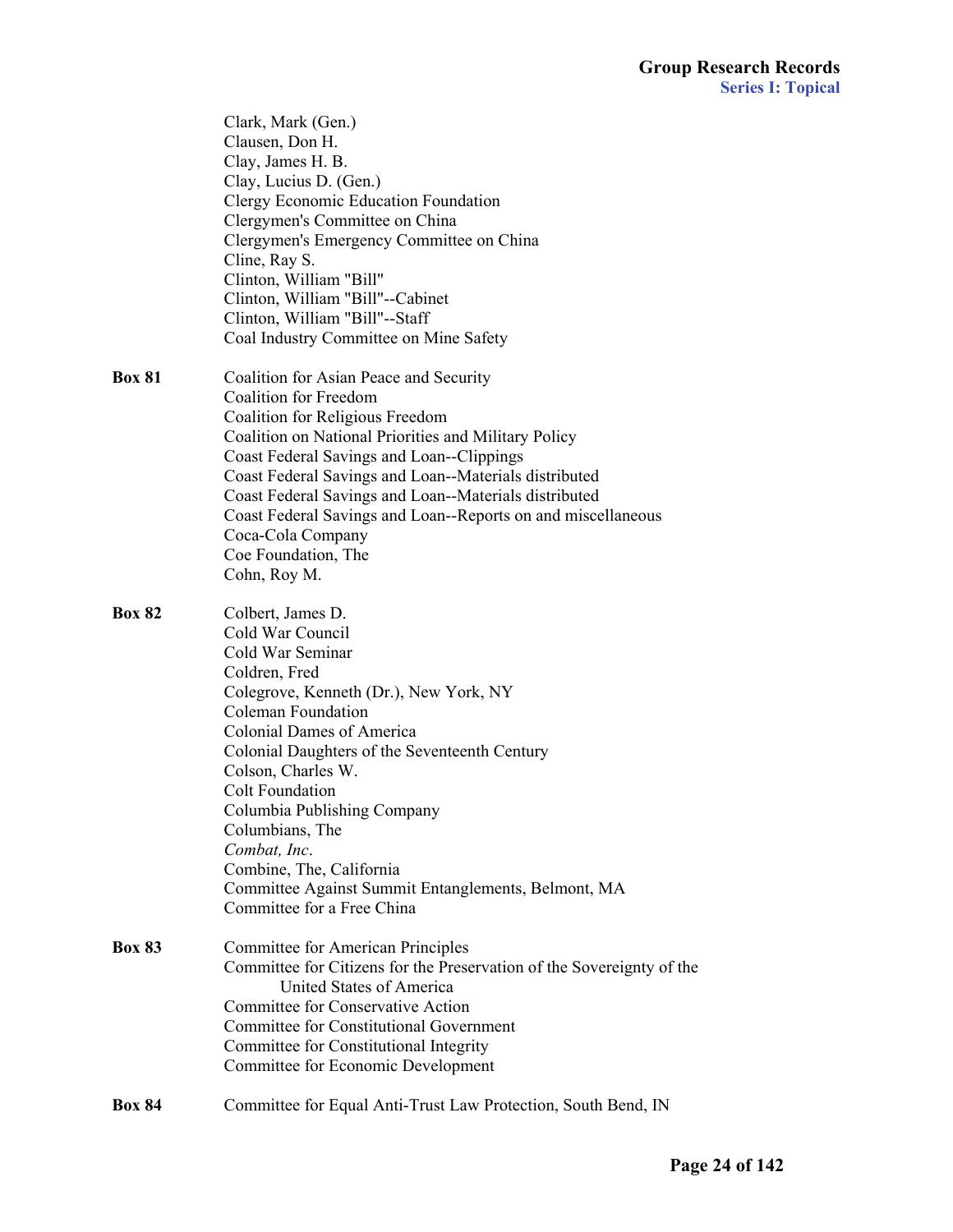Clark, Mark (Gen.)
Clausen, Don H.
Clay, James H. B.
Clay, Lucius D. (Gen.)
Clergy Economic Education Foundation
Clergymen's Committee on China
Clergymen's Emergency Committee on China
Cline, Ray S.
Clinton, William "Bill"
Clinton, William "Bill"--Cabinet
Clinton, William "Bill"--Staff
Coal Industry Committee on Mine Safety

**Box 81**

Coalition for Asian Peace and Security
Coalition for Freedom
Coalition for Religious Freedom
Coalition on National Priorities and Military Policy
Coast Federal Savings and Loan--Clippings
Coast Federal Savings and Loan--Materials distributed
Coast Federal Savings and Loan--Materials distributed
Coast Federal Savings and Loan--Reports on and miscellaneous
Coca-Cola Company
Coe Foundation, The
Cohn, Roy M.

**Box 82**

Colbert, James D.
Cold War Council
Cold War Seminar
Coldren, Fred
Colegrove, Kenneth (Dr.), New York, NY
Coleman Foundation
Colonial Dames of America
Colonial Daughters of the Seventeenth Century
Colson, Charles W.
Colt Foundation
Columbia Publishing Company
Columbians, The
*Combat, Inc*.
Combine, The, California
Committee Against Summit Entanglements, Belmont, MA
Committee for a Free China

**Box 83**

Committee for American Principles
Committee for Citizens for the Preservation of the Sovereignty of the United States of America
Committee for Conservative Action
Committee for Constitutional Government
Committee for Constitutional Integrity
Committee for Economic Development

**Box 84**

Committee for Equal Anti-Trust Law Protection, South Bend, IN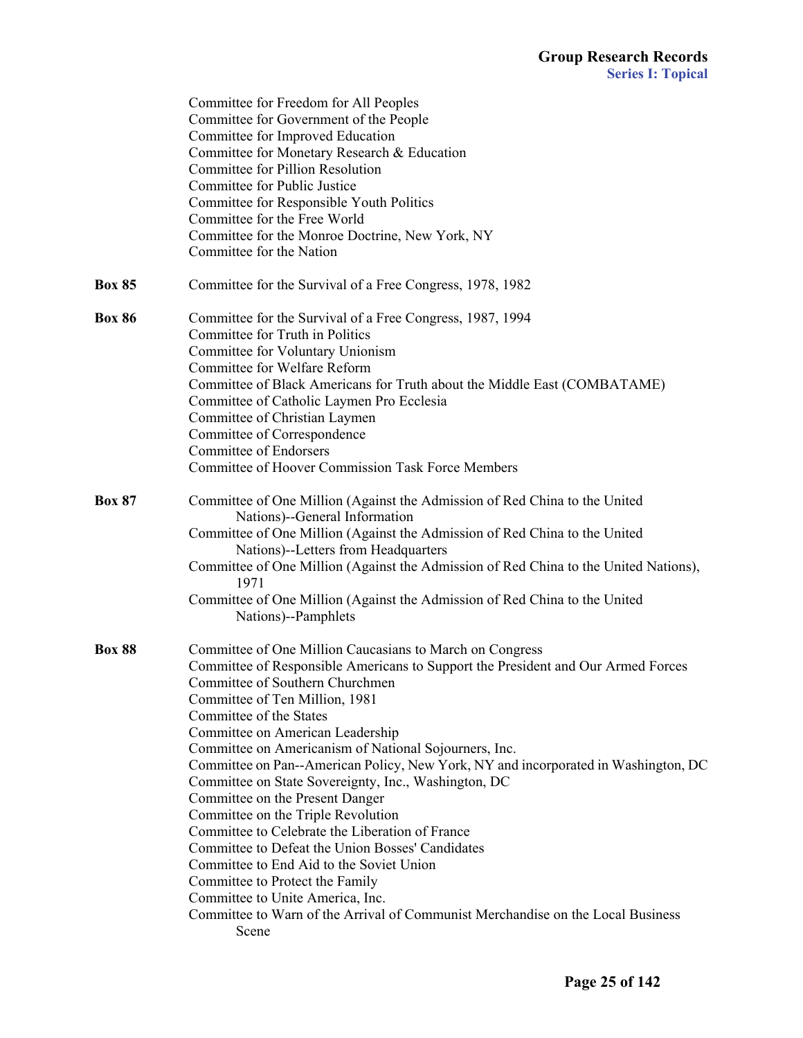Committee for Freedom for All Peoples
Committee for Government of the People
Committee for Improved Education
Committee for Monetary Research & Education
Committee for Pillion Resolution
Committee for Public Justice
Committee for Responsible Youth Politics
Committee for the Free World
Committee for the Monroe Doctrine, New York, NY
Committee for the Nation

**Box 85** Committee for the Survival of a Free Congress, 1978, 1982

**Box 86** Committee for the Survival of a Free Congress, 1987, 1994
Committee for Truth in Politics
Committee for Voluntary Unionism
Committee for Welfare Reform
Committee of Black Americans for Truth about the Middle East (COMBATAME)
Committee of Catholic Laymen Pro Ecclesia
Committee of Christian Laymen
Committee of Correspondence
Committee of Endorsers
Committee of Hoover Commission Task Force Members

**Box 87** Committee of One Million (Against the Admission of Red China to the United Nations)--General Information
Committee of One Million (Against the Admission of Red China to the United Nations)--Letters from Headquarters
Committee of One Million (Against the Admission of Red China to the United Nations), 1971
Committee of One Million (Against the Admission of Red China to the United Nations)--Pamphlets

**Box 88** Committee of One Million Caucasians to March on Congress
Committee of Responsible Americans to Support the President and Our Armed Forces
Committee of Southern Churchmen
Committee of Ten Million, 1981
Committee of the States
Committee on American Leadership
Committee on Americanism of National Sojourners, Inc.
Committee on Pan--American Policy, New York, NY and incorporated in Washington, DC
Committee on State Sovereignty, Inc., Washington, DC
Committee on the Present Danger
Committee on the Triple Revolution
Committee to Celebrate the Liberation of France
Committee to Defeat the Union Bosses' Candidates
Committee to End Aid to the Soviet Union
Committee to Protect the Family
Committee to Unite America, Inc.
Committee to Warn of the Arrival of Communist Merchandise on the Local Business Scene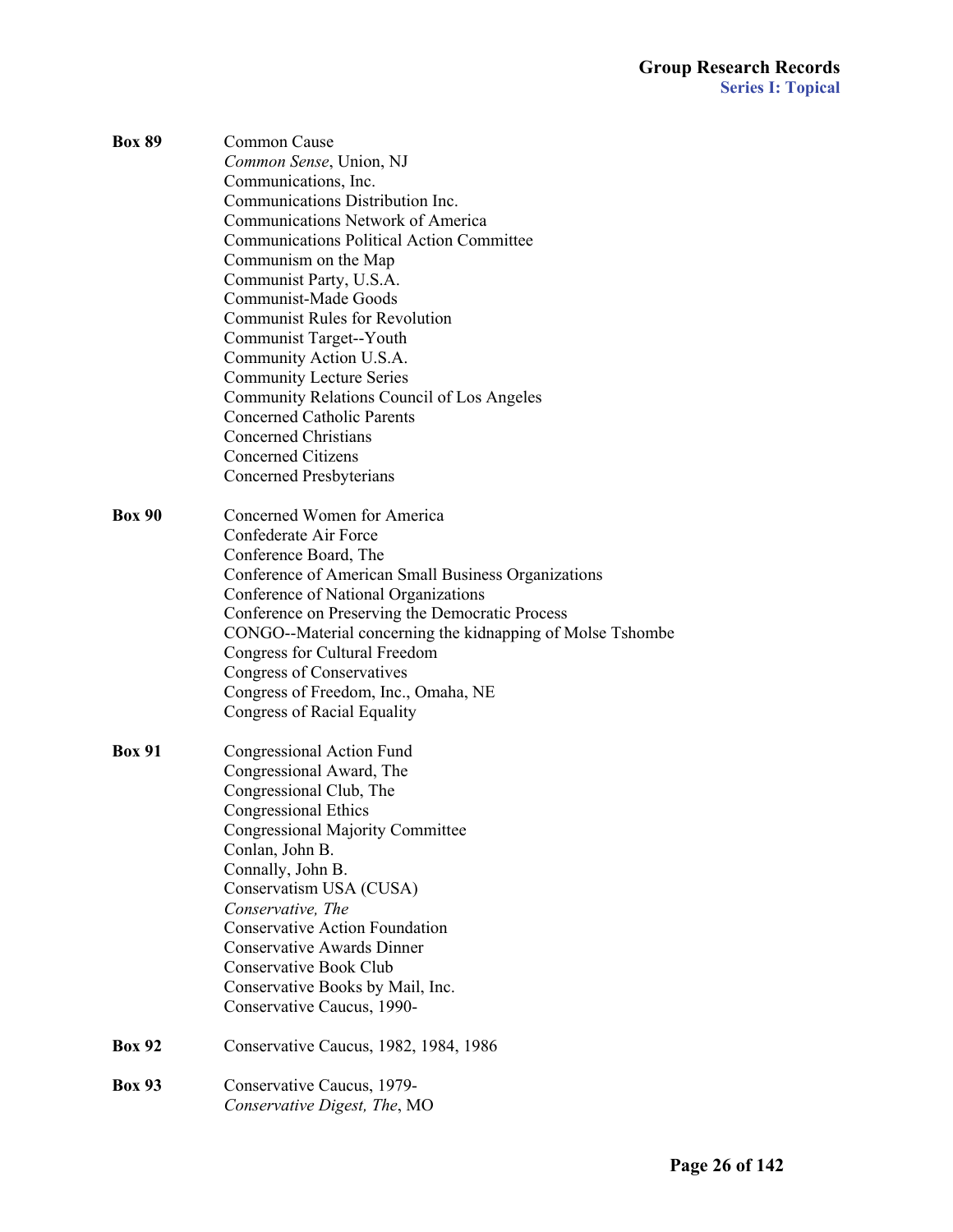**Box 89**
- Common Cause
- *Common Sense*, Union, NJ
- Communications, Inc.
- Communications Distribution Inc.
- Communications Network of America
- Communications Political Action Committee
- Communism on the Map
- Communist Party, U.S.A.
- Communist-Made Goods
- Communist Rules for Revolution
- Communist Target--Youth
- Community Action U.S.A.
- Community Lecture Series
- Community Relations Council of Los Angeles
- Concerned Catholic Parents
- Concerned Christians
- Concerned Citizens
- Concerned Presbyterians

**Box 90**
- Concerned Women for America
- Confederate Air Force
- Conference Board, The
- Conference of American Small Business Organizations
- Conference of National Organizations
- Conference on Preserving the Democratic Process
- CONGO--Material concerning the kidnapping of Molse Tshombe
- Congress for Cultural Freedom
- Congress of Conservatives
- Congress of Freedom, Inc., Omaha, NE
- Congress of Racial Equality

**Box 91**
- Congressional Action Fund
- Congressional Award, The
- Congressional Club, The
- Congressional Ethics
- Congressional Majority Committee
- Conlan, John B.
- Connally, John B.
- Conservatism USA (CUSA)
- *Conservative, The*
- Conservative Action Foundation
- Conservative Awards Dinner
- Conservative Book Club
- Conservative Books by Mail, Inc.
- Conservative Caucus, 1990-

**Box 92**
- Conservative Caucus, 1982, 1984, 1986

**Box 93**
- Conservative Caucus, 1979-
- *Conservative Digest, The*, MO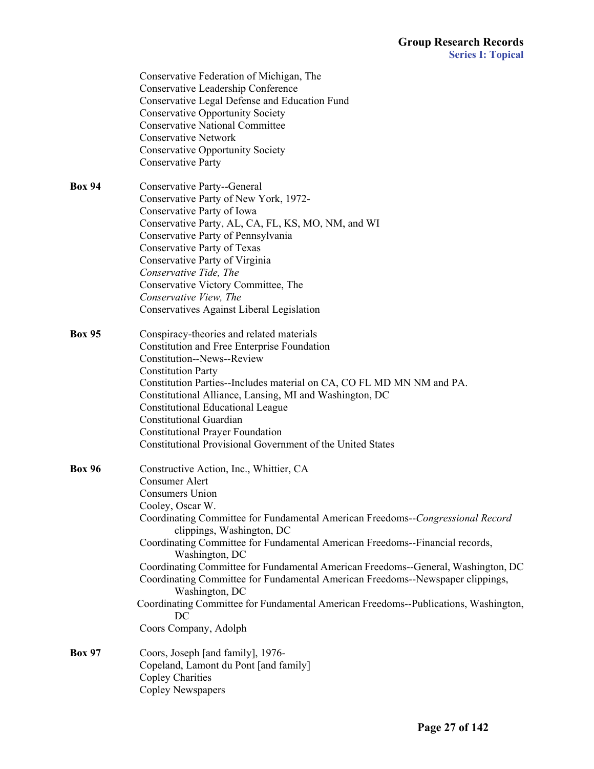Conservative Federation of Michigan, The
Conservative Leadership Conference
Conservative Legal Defense and Education Fund
Conservative Opportunity Society
Conservative National Committee
Conservative Network
Conservative Opportunity Society
Conservative Party

**Box 94**

Conservative Party--General
Conservative Party of New York, 1972-
Conservative Party of Iowa
Conservative Party, AL, CA, FL, KS, MO, NM, and WI
Conservative Party of Pennsylvania
Conservative Party of Texas
Conservative Party of Virginia
*Conservative Tide, The*
Conservative Victory Committee, The
*Conservative View, The*
Conservatives Against Liberal Legislation

**Box 95**

Conspiracy-theories and related materials
Constitution and Free Enterprise Foundation
Constitution--News--Review
Constitution Party
Constitution Parties--Includes material on CA, CO FL MD MN NM and PA.
Constitutional Alliance, Lansing, MI and Washington, DC
Constitutional Educational League
Constitutional Guardian
Constitutional Prayer Foundation
Constitutional Provisional Government of the United States

**Box 96**

Constructive Action, Inc., Whittier, CA
Consumer Alert
Consumers Union
Cooley, Oscar W.
Coordinating Committee for Fundamental American Freedoms--*Congressional Record* clippings, Washington, DC
Coordinating Committee for Fundamental American Freedoms--Financial records, Washington, DC
Coordinating Committee for Fundamental American Freedoms--General, Washington, DC
Coordinating Committee for Fundamental American Freedoms--Newspaper clippings, Washington, DC
Coordinating Committee for Fundamental American Freedoms--Publications, Washington, DC
Coors Company, Adolph

**Box 97**

Coors, Joseph [and family], 1976-
Copeland, Lamont du Pont [and family]
Copley Charities
Copley Newspapers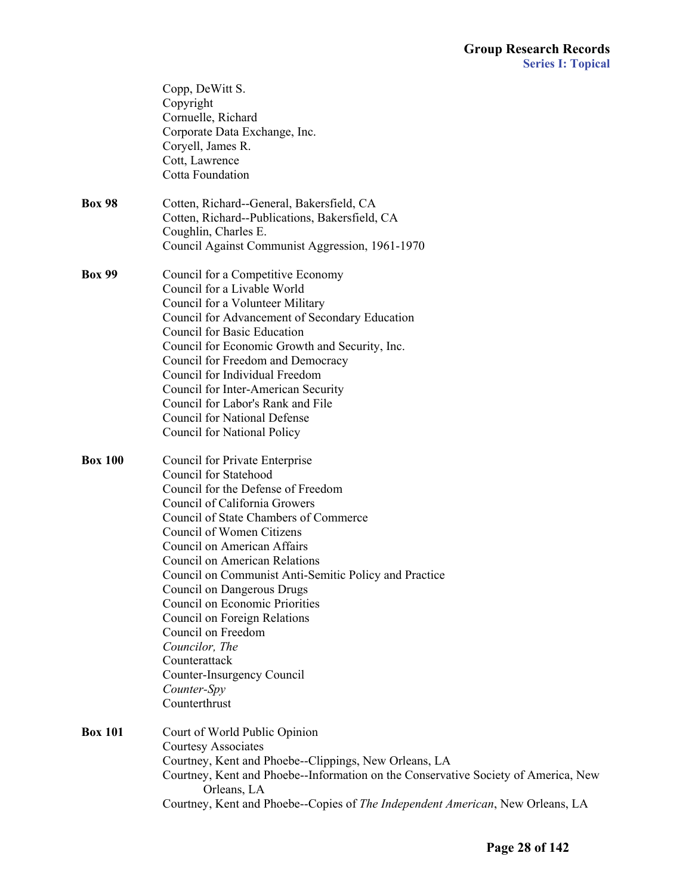Copp, DeWitt S.
Copyright
Cornuelle, Richard
Corporate Data Exchange, Inc.
Coryell, James R.
Cott, Lawrence
Cotta Foundation

**Box 98**

Cotten, Richard--General, Bakersfield, CA
Cotten, Richard--Publications, Bakersfield, CA
Coughlin, Charles E.
Council Against Communist Aggression, 1961-1970

**Box 99**

Council for a Competitive Economy
Council for a Livable World
Council for a Volunteer Military
Council for Advancement of Secondary Education
Council for Basic Education
Council for Economic Growth and Security, Inc.
Council for Freedom and Democracy
Council for Individual Freedom
Council for Inter-American Security
Council for Labor's Rank and File
Council for National Defense
Council for National Policy

**Box 100**

Council for Private Enterprise
Council for Statehood
Council for the Defense of Freedom
Council of California Growers
Council of State Chambers of Commerce
Council of Women Citizens
Council on American Affairs
Council on American Relations
Council on Communist Anti-Semitic Policy and Practice
Council on Dangerous Drugs
Council on Economic Priorities
Council on Foreign Relations
Council on Freedom
*Councilor, The*
Counterattack
Counter-Insurgency Council
*Counter-Spy*
Counterthrust

**Box 101**

Court of World Public Opinion
Courtesy Associates
Courtney, Kent and Phoebe--Clippings, New Orleans, LA
Courtney, Kent and Phoebe--Information on the Conservative Society of America, New Orleans, LA
Courtney, Kent and Phoebe--Copies of *The Independent American*, New Orleans, LA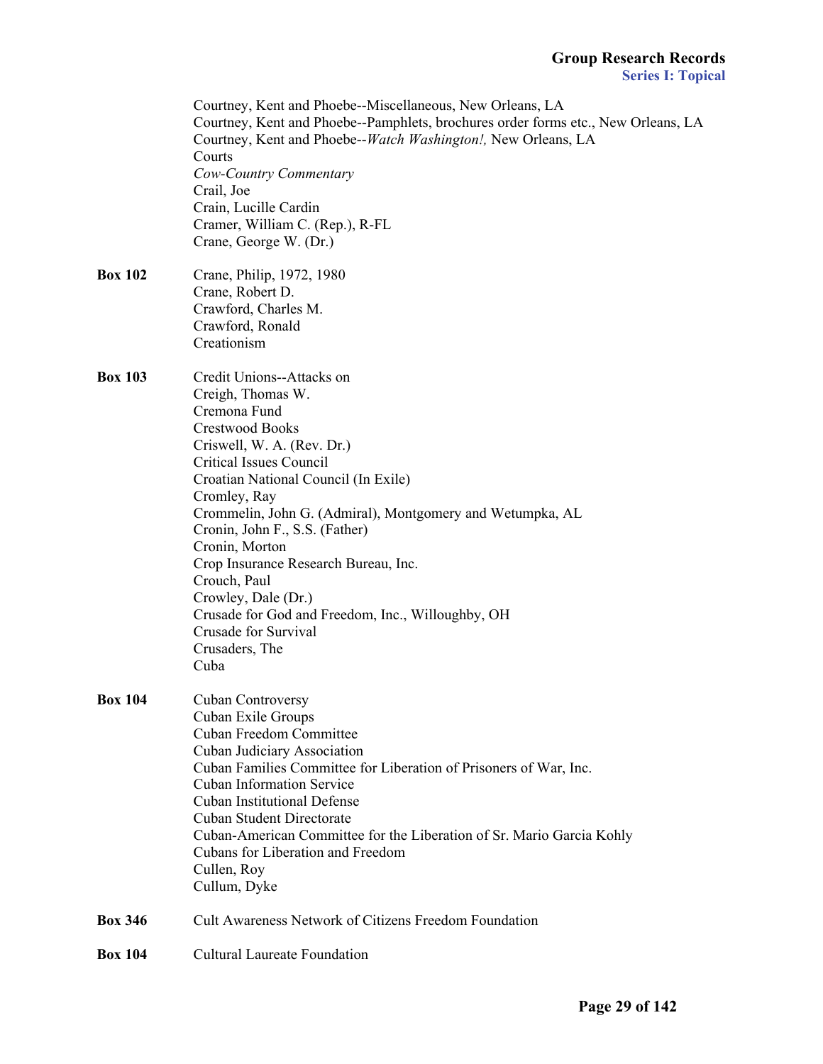Courtney, Kent and Phoebe--Miscellaneous, New Orleans, LA
Courtney, Kent and Phoebe--Pamphlets, brochures order forms etc., New Orleans, LA
Courtney, Kent and Phoebe--*Watch Washington!,* New Orleans, LA
Courts
*Cow-Country Commentary*
Crail, Joe
Crain, Lucille Cardin
Cramer, William C. (Rep.), R-FL
Crane, George W. (Dr.)

**Box 102**

Crane, Philip, 1972, 1980
Crane, Robert D.
Crawford, Charles M.
Crawford, Ronald
Creationism

**Box 103**

Credit Unions--Attacks on
Creigh, Thomas W.
Cremona Fund
Crestwood Books
Criswell, W. A. (Rev. Dr.)
Critical Issues Council
Croatian National Council (In Exile)
Cromley, Ray
Crommelin, John G. (Admiral), Montgomery and Wetumpka, AL
Cronin, John F., S.S. (Father)
Cronin, Morton
Crop Insurance Research Bureau, Inc.
Crouch, Paul
Crowley, Dale (Dr.)
Crusade for God and Freedom, Inc., Willoughby, OH
Crusade for Survival
Crusaders, The
Cuba

**Box 104**

Cuban Controversy
Cuban Exile Groups
Cuban Freedom Committee
Cuban Judiciary Association
Cuban Families Committee for Liberation of Prisoners of War, Inc.
Cuban Information Service
Cuban Institutional Defense
Cuban Student Directorate
Cuban-American Committee for the Liberation of Sr. Mario Garcia Kohly
Cubans for Liberation and Freedom
Cullen, Roy
Cullum, Dyke

**Box 346**

Cult Awareness Network of Citizens Freedom Foundation

**Box 104**

Cultural Laureate Foundation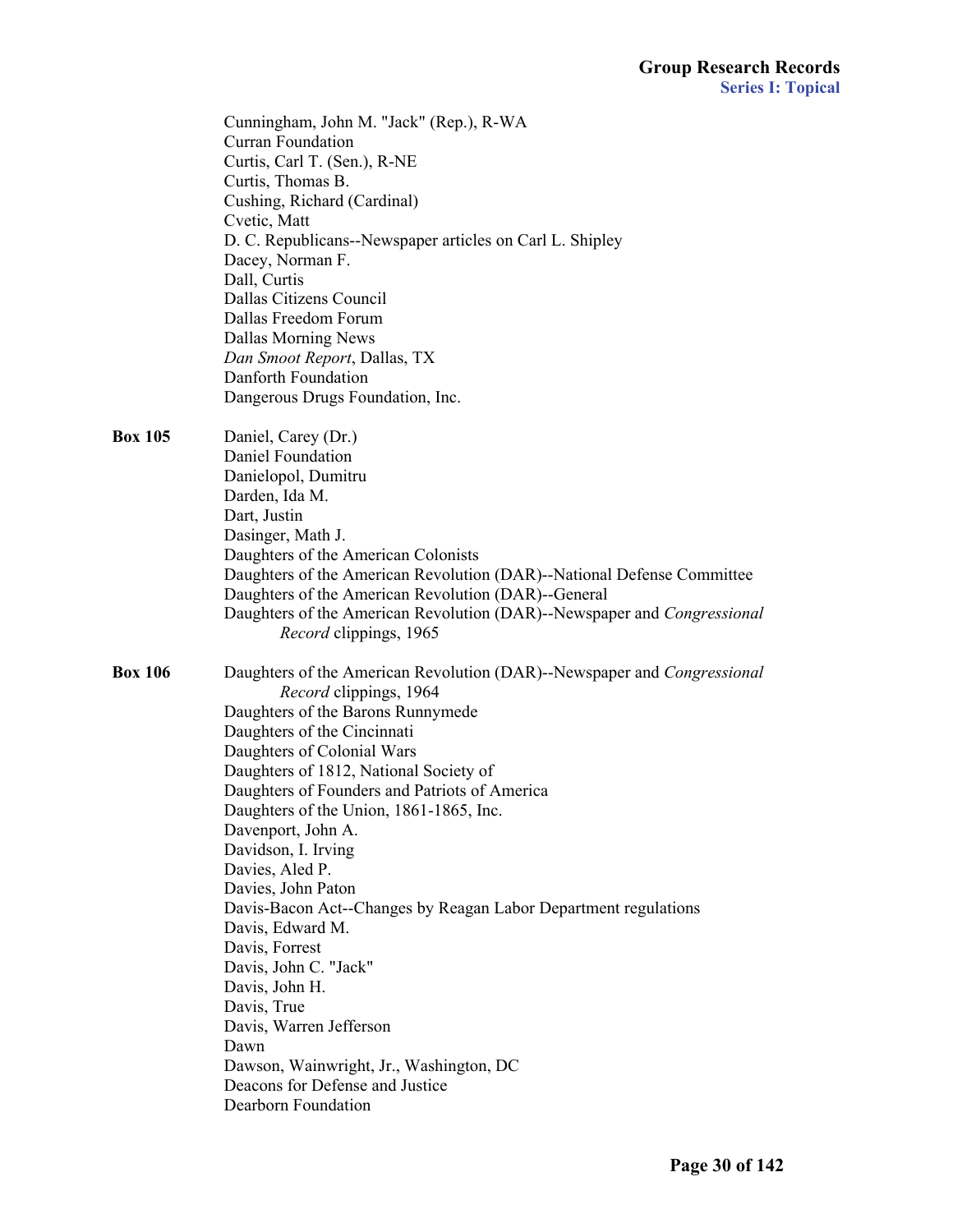Cunningham, John M. "Jack" (Rep.), R-WA
Curran Foundation
Curtis, Carl T. (Sen.), R-NE
Curtis, Thomas B.
Cushing, Richard (Cardinal)
Cvetic, Matt
D. C. Republicans--Newspaper articles on Carl L. Shipley
Dacey, Norman F.
Dall, Curtis
Dallas Citizens Council
Dallas Freedom Forum
Dallas Morning News
*Dan Smoot Report*, Dallas, TX
Danforth Foundation
Dangerous Drugs Foundation, Inc.

**Box 105**

Daniel, Carey (Dr.)
Daniel Foundation
Danielopol, Dumitru
Darden, Ida M.
Dart, Justin
Dasinger, Math J.
Daughters of the American Colonists
Daughters of the American Revolution (DAR)--National Defense Committee
Daughters of the American Revolution (DAR)--General
Daughters of the American Revolution (DAR)--Newspaper and *Congressional Record* clippings, 1965

**Box 106**

Daughters of the American Revolution (DAR)--Newspaper and *Congressional Record* clippings, 1964
Daughters of the Barons Runnymede
Daughters of the Cincinnati
Daughters of Colonial Wars
Daughters of 1812, National Society of
Daughters of Founders and Patriots of America
Daughters of the Union, 1861-1865, Inc.
Davenport, John A.
Davidson, I. Irving
Davies, Aled P.
Davies, John Paton
Davis-Bacon Act--Changes by Reagan Labor Department regulations
Davis, Edward M.
Davis, Forrest
Davis, John C. "Jack"
Davis, John H.
Davis, True
Davis, Warren Jefferson
Dawn
Dawson, Wainwright, Jr., Washington, DC
Deacons for Defense and Justice
Dearborn Foundation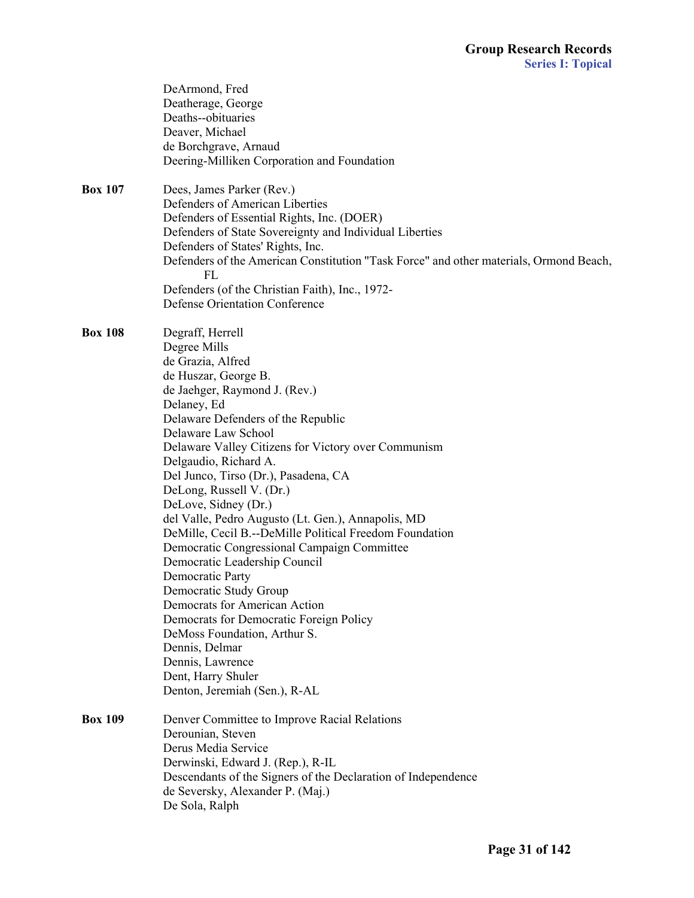DeArmond, Fred
Deatherage, George
Deaths--obituaries
Deaver, Michael
de Borchgrave, Arnaud
Deering-Milliken Corporation and Foundation

**Box 107**

Dees, James Parker (Rev.)
Defenders of American Liberties
Defenders of Essential Rights, Inc. (DOER)
Defenders of State Sovereignty and Individual Liberties
Defenders of States' Rights, Inc.
Defenders of the American Constitution "Task Force" and other materials, Ormond Beach, FL
Defenders (of the Christian Faith), Inc., 1972-
Defense Orientation Conference

**Box 108**

Degraff, Herrell
Degree Mills
de Grazia, Alfred
de Huszar, George B.
de Jaehger, Raymond J. (Rev.)
Delaney, Ed
Delaware Defenders of the Republic
Delaware Law School
Delaware Valley Citizens for Victory over Communism
Delgaudio, Richard A.
Del Junco, Tirso (Dr.), Pasadena, CA
DeLong, Russell V. (Dr.)
DeLove, Sidney (Dr.)
del Valle, Pedro Augusto (Lt. Gen.), Annapolis, MD
DeMille, Cecil B.--DeMille Political Freedom Foundation
Democratic Congressional Campaign Committee
Democratic Leadership Council
Democratic Party
Democratic Study Group
Democrats for American Action
Democrats for Democratic Foreign Policy
DeMoss Foundation, Arthur S.
Dennis, Delmar
Dennis, Lawrence
Dent, Harry Shuler
Denton, Jeremiah (Sen.), R-AL

**Box 109**

Denver Committee to Improve Racial Relations
Derounian, Steven
Derus Media Service
Derwinski, Edward J. (Rep.), R-IL
Descendants of the Signers of the Declaration of Independence
de Seversky, Alexander P. (Maj.)
De Sola, Ralph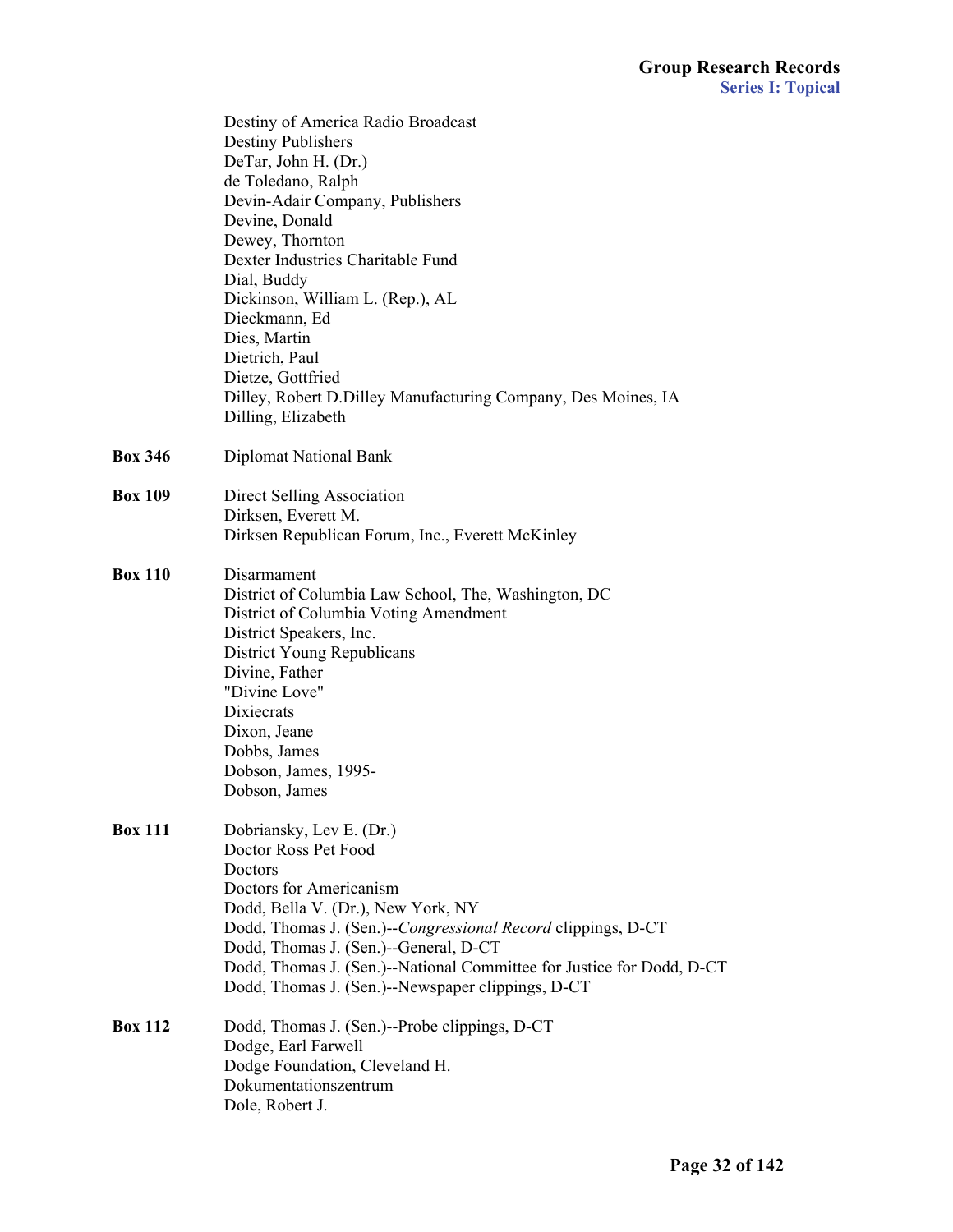Destiny of America Radio Broadcast
Destiny Publishers
DeTar, John H. (Dr.)
de Toledano, Ralph
Devin-Adair Company, Publishers
Devine, Donald
Dewey, Thornton
Dexter Industries Charitable Fund
Dial, Buddy
Dickinson, William L. (Rep.), AL
Dieckmann, Ed
Dies, Martin
Dietrich, Paul
Dietze, Gottfried
Dilley, Robert D.Dilley Manufacturing Company, Des Moines, IA
Dilling, Elizabeth

**Box 346** Diplomat National Bank

**Box 109** Direct Selling Association
Dirksen, Everett M.
Dirksen Republican Forum, Inc., Everett McKinley

**Box 110** Disarmament
District of Columbia Law School, The, Washington, DC
District of Columbia Voting Amendment
District Speakers, Inc.
District Young Republicans
Divine, Father
"Divine Love"
Dixiecrats
Dixon, Jeane
Dobbs, James
Dobson, James, 1995-
Dobson, James

**Box 111** Dobriansky, Lev E. (Dr.)
Doctor Ross Pet Food
Doctors
Doctors for Americanism
Dodd, Bella V. (Dr.), New York, NY
Dodd, Thomas J. (Sen.)--*Congressional Record* clippings, D-CT
Dodd, Thomas J. (Sen.)--General, D-CT
Dodd, Thomas J. (Sen.)--National Committee for Justice for Dodd, D-CT
Dodd, Thomas J. (Sen.)--Newspaper clippings, D-CT

**Box 112** Dodd, Thomas J. (Sen.)--Probe clippings, D-CT
Dodge, Earl Farwell
Dodge Foundation, Cleveland H.
Dokumentationszentrum
Dole, Robert J.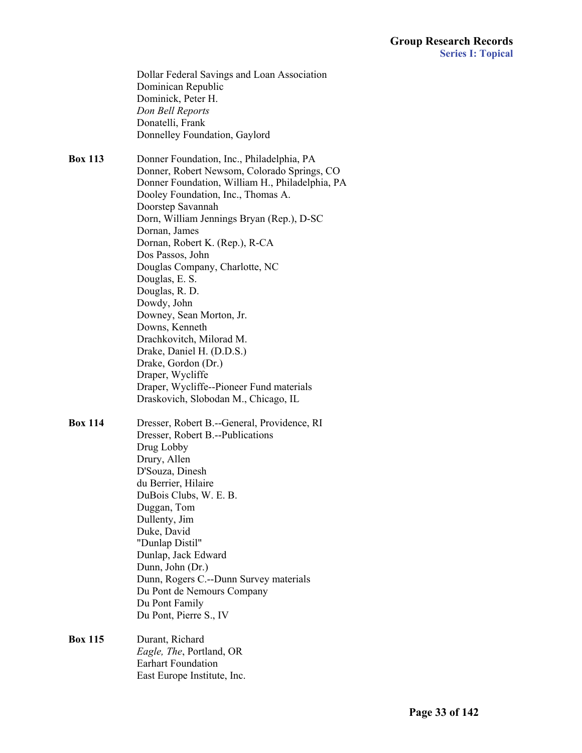Dollar Federal Savings and Loan Association
Dominican Republic
Dominick, Peter H.
*Don Bell Reports*
Donatelli, Frank
Donnelley Foundation, Gaylord

**Box 113**

Donner Foundation, Inc., Philadelphia, PA
Donner, Robert Newsom, Colorado Springs, CO
Donner Foundation, William H., Philadelphia, PA
Dooley Foundation, Inc., Thomas A.
Doorstep Savannah
Dorn, William Jennings Bryan (Rep.), D-SC
Dornan, James
Dornan, Robert K. (Rep.), R-CA
Dos Passos, John
Douglas Company, Charlotte, NC
Douglas, E. S.
Douglas, R. D.
Dowdy, John
Downey, Sean Morton, Jr.
Downs, Kenneth
Drachkovitch, Milorad M.
Drake, Daniel H. (D.D.S.)
Drake, Gordon (Dr.)
Draper, Wycliffe
Draper, Wycliffe--Pioneer Fund materials
Draskovich, Slobodan M., Chicago, IL

**Box 114**

Dresser, Robert B.--General, Providence, RI
Dresser, Robert B.--Publications
Drug Lobby
Drury, Allen
D'Souza, Dinesh
du Berrier, Hilaire
DuBois Clubs, W. E. B.
Duggan, Tom
Dullenty, Jim
Duke, David
"Dunlap Distil"
Dunlap, Jack Edward
Dunn, John (Dr.)
Dunn, Rogers C.--Dunn Survey materials
Du Pont de Nemours Company
Du Pont Family
Du Pont, Pierre S., IV

**Box 115**

Durant, Richard
*Eagle, The*, Portland, OR
Earhart Foundation
East Europe Institute, Inc.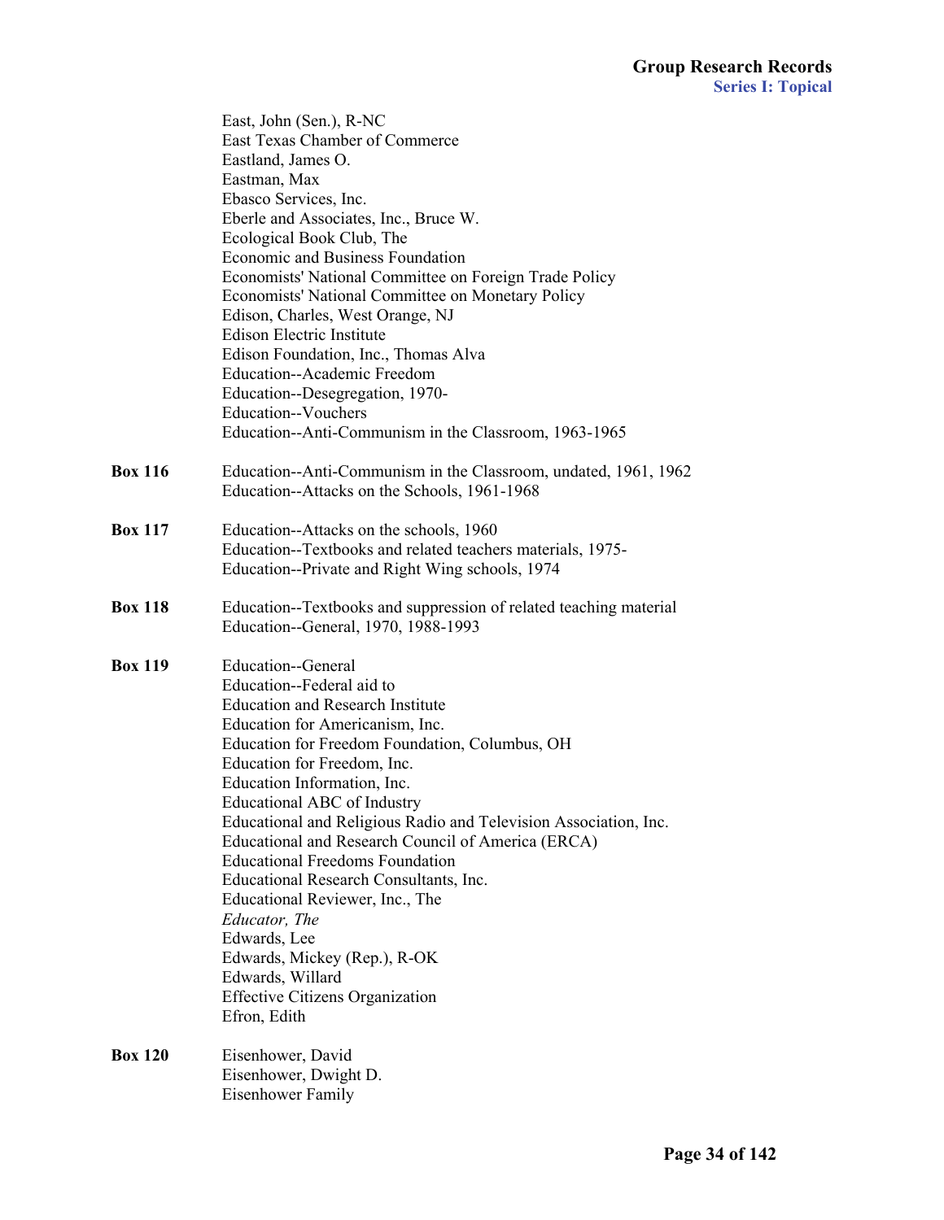East, John (Sen.), R-NC
East Texas Chamber of Commerce
Eastland, James O.
Eastman, Max
Ebasco Services, Inc.
Eberle and Associates, Inc., Bruce W.
Ecological Book Club, The
Economic and Business Foundation
Economists' National Committee on Foreign Trade Policy
Economists' National Committee on Monetary Policy
Edison, Charles, West Orange, NJ
Edison Electric Institute
Edison Foundation, Inc., Thomas Alva
Education--Academic Freedom
Education--Desegregation, 1970-
Education--Vouchers
Education--Anti-Communism in the Classroom, 1963-1965

**Box 116**
Education--Anti-Communism in the Classroom, undated, 1961, 1962
Education--Attacks on the Schools, 1961-1968

**Box 117**
Education--Attacks on the schools, 1960
Education--Textbooks and related teachers materials, 1975-
Education--Private and Right Wing schools, 1974

**Box 118**
Education--Textbooks and suppression of related teaching material
Education--General, 1970, 1988-1993

**Box 119**
Education--General
Education--Federal aid to
Education and Research Institute
Education for Americanism, Inc.
Education for Freedom Foundation, Columbus, OH
Education for Freedom, Inc.
Education Information, Inc.
Educational ABC of Industry
Educational and Religious Radio and Television Association, Inc.
Educational and Research Council of America (ERCA)
Educational Freedoms Foundation
Educational Research Consultants, Inc.
Educational Reviewer, Inc., The
*Educator, The*
Edwards, Lee
Edwards, Mickey (Rep.), R-OK
Edwards, Willard
Effective Citizens Organization
Efron, Edith

**Box 120**
Eisenhower, David
Eisenhower, Dwight D.
Eisenhower Family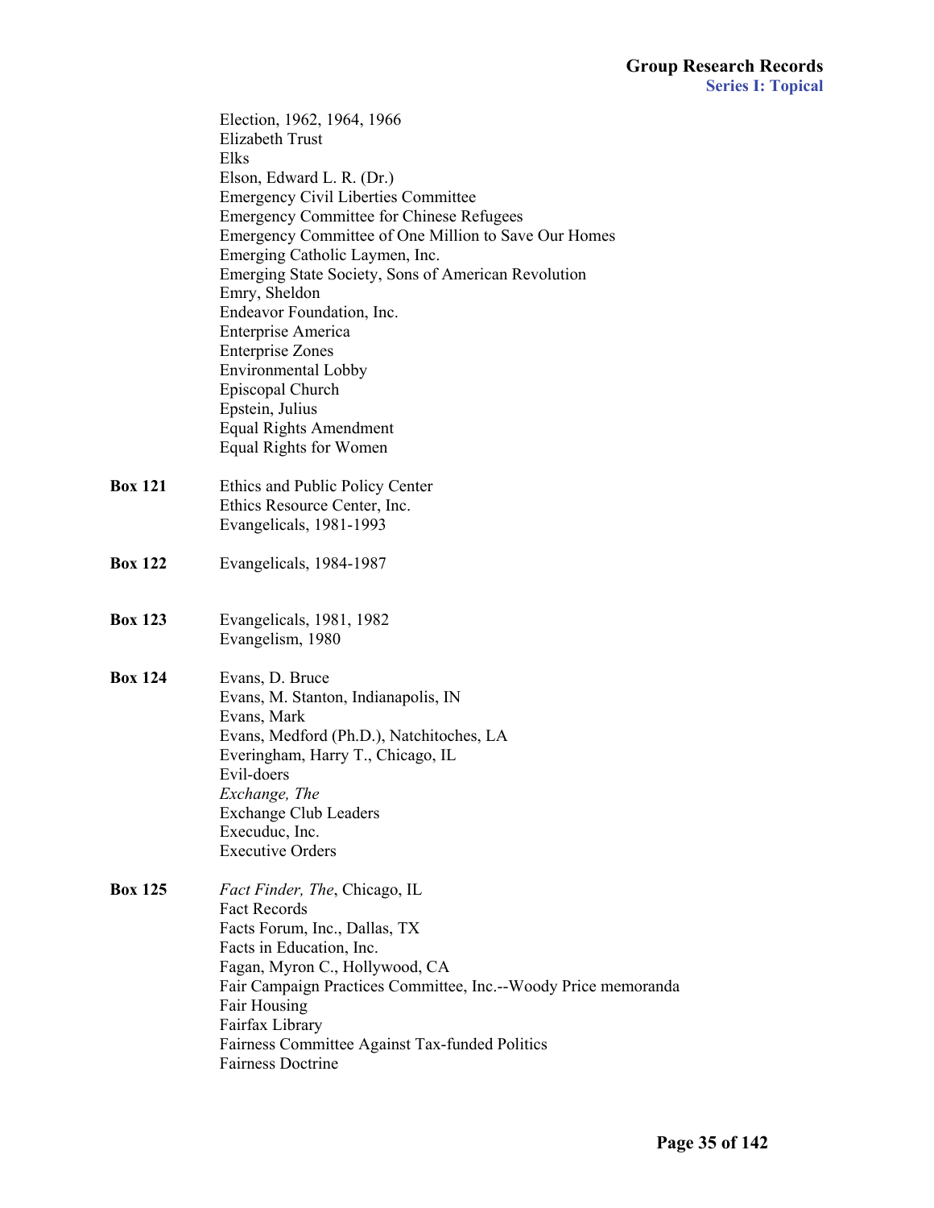Election, 1962, 1964, 1966
Elizabeth Trust
Elks
Elson, Edward L. R. (Dr.)
Emergency Civil Liberties Committee
Emergency Committee for Chinese Refugees
Emergency Committee of One Million to Save Our Homes
Emerging Catholic Laymen, Inc.
Emerging State Society, Sons of American Revolution
Emry, Sheldon
Endeavor Foundation, Inc.
Enterprise America
Enterprise Zones
Environmental Lobby
Episcopal Church
Epstein, Julius
Equal Rights Amendment
Equal Rights for Women

**Box 121**
Ethics and Public Policy Center
Ethics Resource Center, Inc.
Evangelicals, 1981-1993

**Box 122**
Evangelicals, 1984-1987

**Box 123**
Evangelicals, 1981, 1982
Evangelism, 1980

**Box 124**
Evans, D. Bruce
Evans, M. Stanton, Indianapolis, IN
Evans, Mark
Evans, Medford (Ph.D.), Natchitoches, LA
Everingham, Harry T., Chicago, IL
Evil-doers
*Exchange, The*
Exchange Club Leaders
Execuduc, Inc.
Executive Orders

**Box 125**
*Fact Finder, The*, Chicago, IL
Fact Records
Facts Forum, Inc., Dallas, TX
Facts in Education, Inc.
Fagan, Myron C., Hollywood, CA
Fair Campaign Practices Committee, Inc.--Woody Price memoranda
Fair Housing
Fairfax Library
Fairness Committee Against Tax-funded Politics
Fairness Doctrine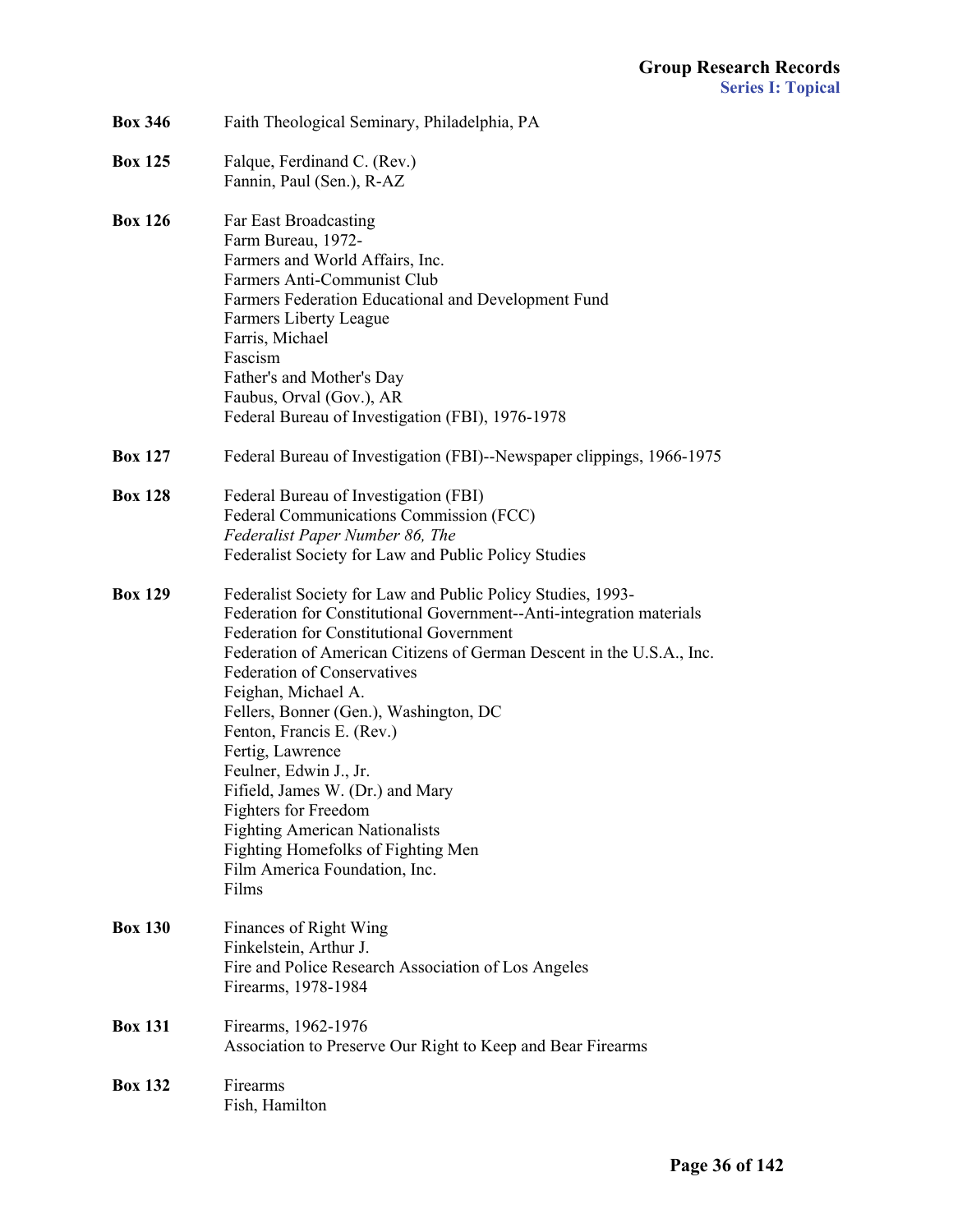**Box 346** Faith Theological Seminary, Philadelphia, PA

**Box 125** Falque, Ferdinand C. (Rev.)
Fannin, Paul (Sen.), R-AZ

**Box 126** Far East Broadcasting
Farm Bureau, 1972-
Farmers and World Affairs, Inc.
Farmers Anti-Communist Club
Farmers Federation Educational and Development Fund
Farmers Liberty League
Farris, Michael
Fascism
Father's and Mother's Day
Faubus, Orval (Gov.), AR
Federal Bureau of Investigation (FBI), 1976-1978

**Box 127** Federal Bureau of Investigation (FBI)--Newspaper clippings, 1966-1975

**Box 128** Federal Bureau of Investigation (FBI)
Federal Communications Commission (FCC)
*Federalist Paper Number 86, The*
Federalist Society for Law and Public Policy Studies

**Box 129** Federalist Society for Law and Public Policy Studies, 1993-
Federation for Constitutional Government--Anti-integration materials
Federation for Constitutional Government
Federation of American Citizens of German Descent in the U.S.A., Inc.
Federation of Conservatives
Feighan, Michael A.
Fellers, Bonner (Gen.), Washington, DC
Fenton, Francis E. (Rev.)
Fertig, Lawrence
Feulner, Edwin J., Jr.
Fifield, James W. (Dr.) and Mary
Fighters for Freedom
Fighting American Nationalists
Fighting Homefolks of Fighting Men
Film America Foundation, Inc.
Films

**Box 130** Finances of Right Wing
Finkelstein, Arthur J.
Fire and Police Research Association of Los Angeles
Firearms, 1978-1984

**Box 131** Firearms, 1962-1976
Association to Preserve Our Right to Keep and Bear Firearms

**Box 132** Firearms
Fish, Hamilton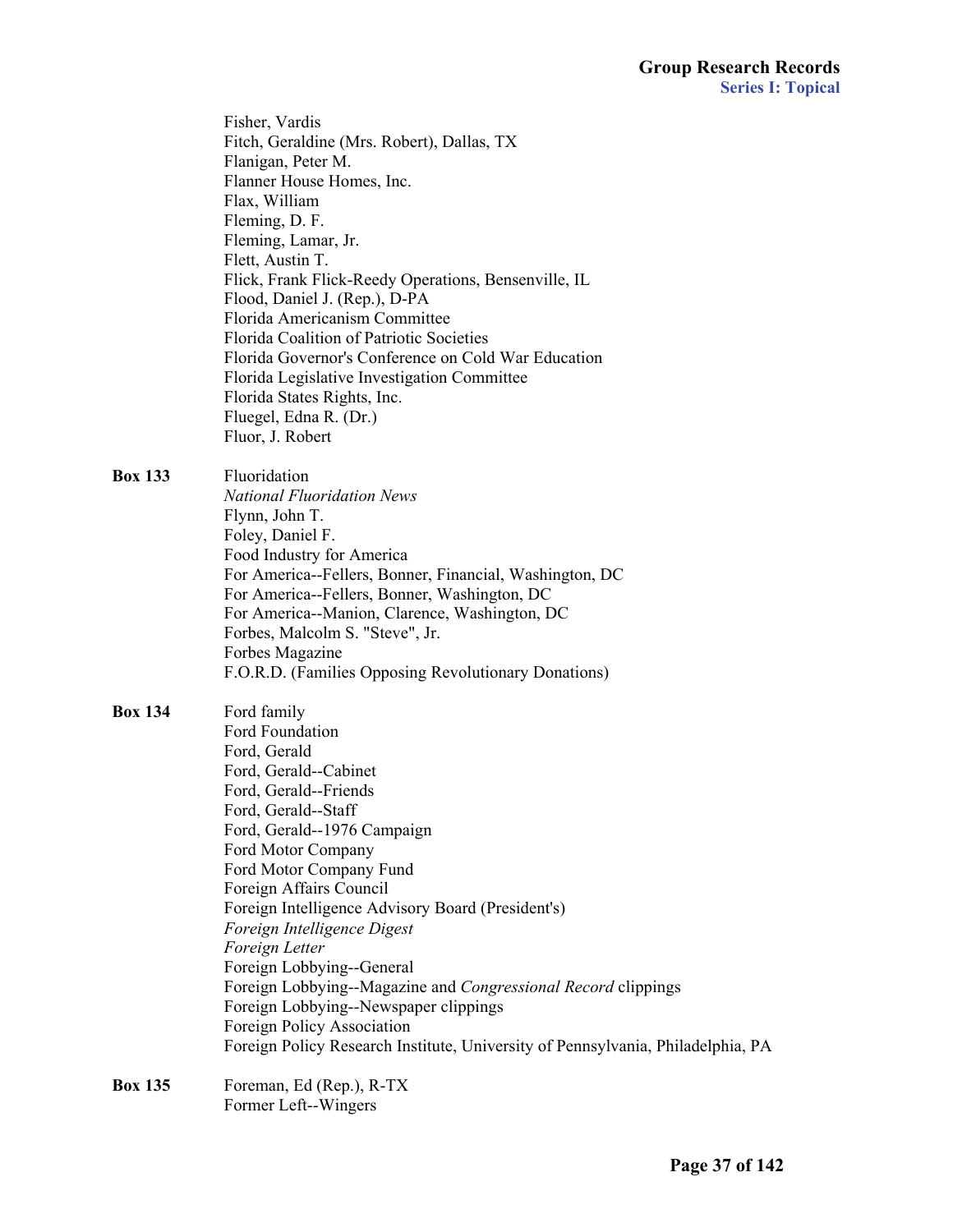Fisher, Vardis
Fitch, Geraldine (Mrs. Robert), Dallas, TX
Flanigan, Peter M.
Flanner House Homes, Inc.
Flax, William
Fleming, D. F.
Fleming, Lamar, Jr.
Flett, Austin T.
Flick, Frank Flick-Reedy Operations, Bensenville, IL
Flood, Daniel J. (Rep.), D-PA
Florida Americanism Committee
Florida Coalition of Patriotic Societies
Florida Governor's Conference on Cold War Education
Florida Legislative Investigation Committee
Florida States Rights, Inc.
Fluegel, Edna R. (Dr.)
Fluor, J. Robert

**Box 133**
Fluoridation
*National Fluoridation News*
Flynn, John T.
Foley, Daniel F.
Food Industry for America
For America--Fellers, Bonner, Financial, Washington, DC
For America--Fellers, Bonner, Washington, DC
For America--Manion, Clarence, Washington, DC
Forbes, Malcolm S. "Steve", Jr.
Forbes Magazine
F.O.R.D. (Families Opposing Revolutionary Donations)

**Box 134**
Ford family
Ford Foundation
Ford, Gerald
Ford, Gerald--Cabinet
Ford, Gerald--Friends
Ford, Gerald--Staff
Ford, Gerald--1976 Campaign
Ford Motor Company
Ford Motor Company Fund
Foreign Affairs Council
Foreign Intelligence Advisory Board (President's)
*Foreign Intelligence Digest*
*Foreign Letter*
Foreign Lobbying--General
Foreign Lobbying--Magazine and *Congressional Record* clippings
Foreign Lobbying--Newspaper clippings
Foreign Policy Association
Foreign Policy Research Institute, University of Pennsylvania, Philadelphia, PA

**Box 135**
Foreman, Ed (Rep.), R-TX
Former Left--Wingers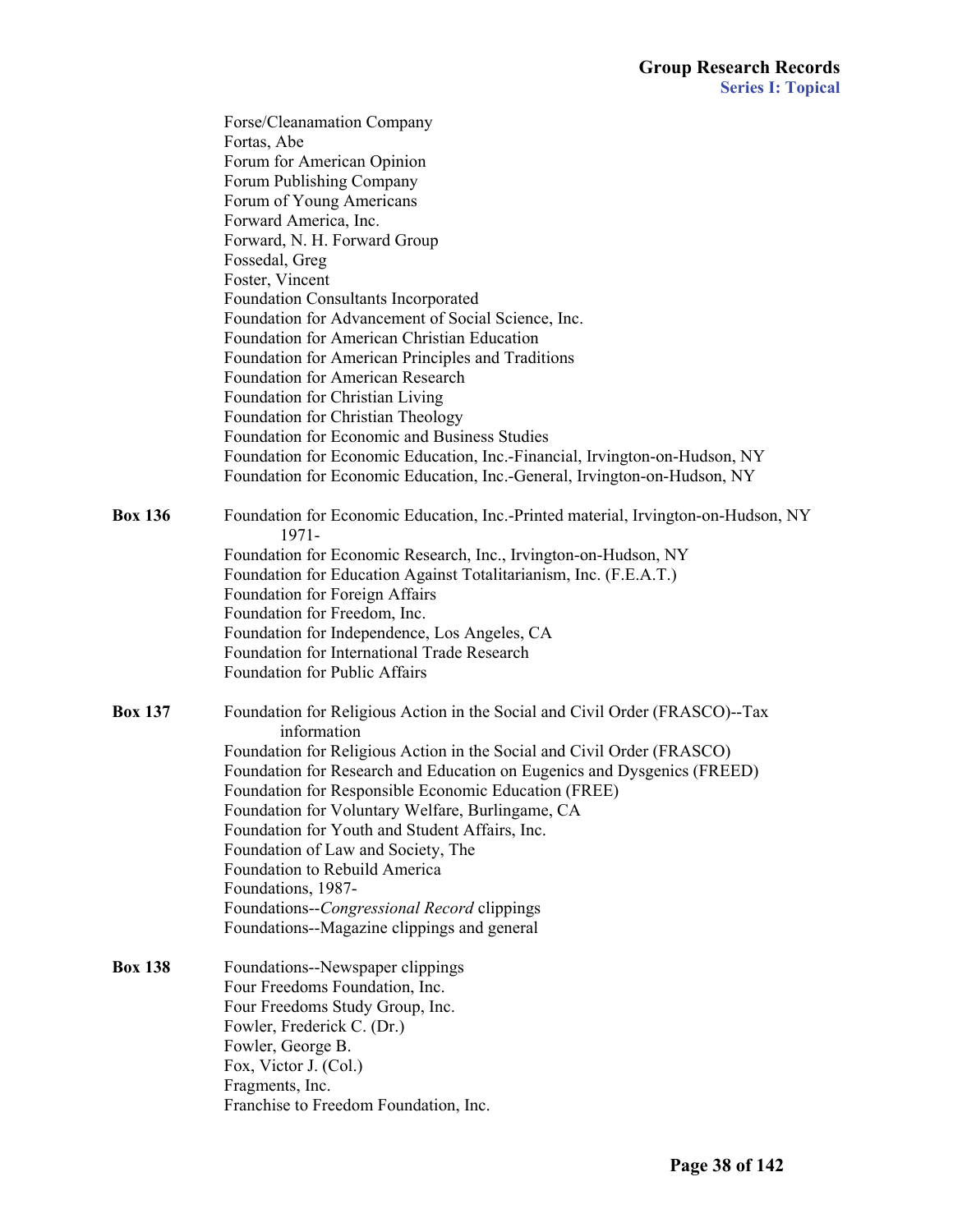Forse/Cleanamation Company
Fortas, Abe
Forum for American Opinion
Forum Publishing Company
Forum of Young Americans
Forward America, Inc.
Forward, N. H. Forward Group
Fossedal, Greg
Foster, Vincent
Foundation Consultants Incorporated
Foundation for Advancement of Social Science, Inc.
Foundation for American Christian Education
Foundation for American Principles and Traditions
Foundation for American Research
Foundation for Christian Living
Foundation for Christian Theology
Foundation for Economic and Business Studies
Foundation for Economic Education, Inc.-Financial, Irvington-on-Hudson, NY
Foundation for Economic Education, Inc.-General, Irvington-on-Hudson, NY

**Box 136**

Foundation for Economic Education, Inc.-Printed material, Irvington-on-Hudson, NY 1971-
Foundation for Economic Research, Inc., Irvington-on-Hudson, NY
Foundation for Education Against Totalitarianism, Inc. (F.E.A.T.)
Foundation for Foreign Affairs
Foundation for Freedom, Inc.
Foundation for Independence, Los Angeles, CA
Foundation for International Trade Research
Foundation for Public Affairs

**Box 137**

Foundation for Religious Action in the Social and Civil Order (FRASCO)--Tax information
Foundation for Religious Action in the Social and Civil Order (FRASCO)
Foundation for Research and Education on Eugenics and Dysgenics (FREED)
Foundation for Responsible Economic Education (FREE)
Foundation for Voluntary Welfare, Burlingame, CA
Foundation for Youth and Student Affairs, Inc.
Foundation of Law and Society, The
Foundation to Rebuild America
Foundations, 1987-
Foundations--*Congressional Record* clippings
Foundations--Magazine clippings and general

**Box 138**

Foundations--Newspaper clippings
Four Freedoms Foundation, Inc.
Four Freedoms Study Group, Inc.
Fowler, Frederick C. (Dr.)
Fowler, George B.
Fox, Victor J. (Col.)
Fragments, Inc.
Franchise to Freedom Foundation, Inc.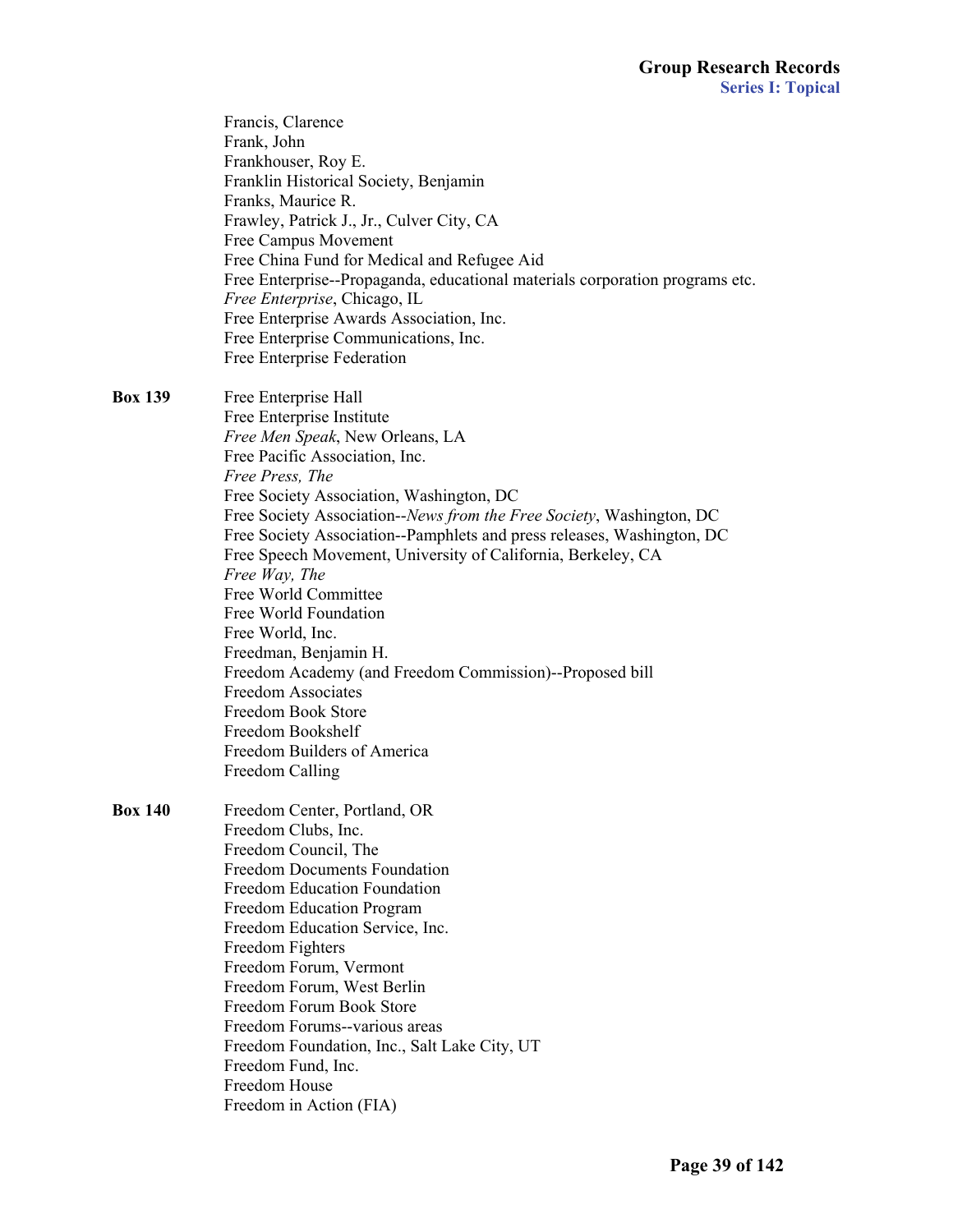Francis, Clarence
Frank, John
Frankhouser, Roy E.
Franklin Historical Society, Benjamin
Franks, Maurice R.
Frawley, Patrick J., Jr., Culver City, CA
Free Campus Movement
Free China Fund for Medical and Refugee Aid
Free Enterprise--Propaganda, educational materials corporation programs etc.
*Free Enterprise*, Chicago, IL
Free Enterprise Awards Association, Inc.
Free Enterprise Communications, Inc.
Free Enterprise Federation

**Box 139**

Free Enterprise Hall
Free Enterprise Institute
*Free Men Speak*, New Orleans, LA
Free Pacific Association, Inc.
*Free Press, The*
Free Society Association, Washington, DC
Free Society Association--*News from the Free Society*, Washington, DC
Free Society Association--Pamphlets and press releases, Washington, DC
Free Speech Movement, University of California, Berkeley, CA
*Free Way, The*
Free World Committee
Free World Foundation
Free World, Inc.
Freedman, Benjamin H.
Freedom Academy (and Freedom Commission)--Proposed bill
Freedom Associates
Freedom Book Store
Freedom Bookshelf
Freedom Builders of America
Freedom Calling

**Box 140**

Freedom Center, Portland, OR
Freedom Clubs, Inc.
Freedom Council, The
Freedom Documents Foundation
Freedom Education Foundation
Freedom Education Program
Freedom Education Service, Inc.
Freedom Fighters
Freedom Forum, Vermont
Freedom Forum, West Berlin
Freedom Forum Book Store
Freedom Forums--various areas
Freedom Foundation, Inc., Salt Lake City, UT
Freedom Fund, Inc.
Freedom House
Freedom in Action (FIA)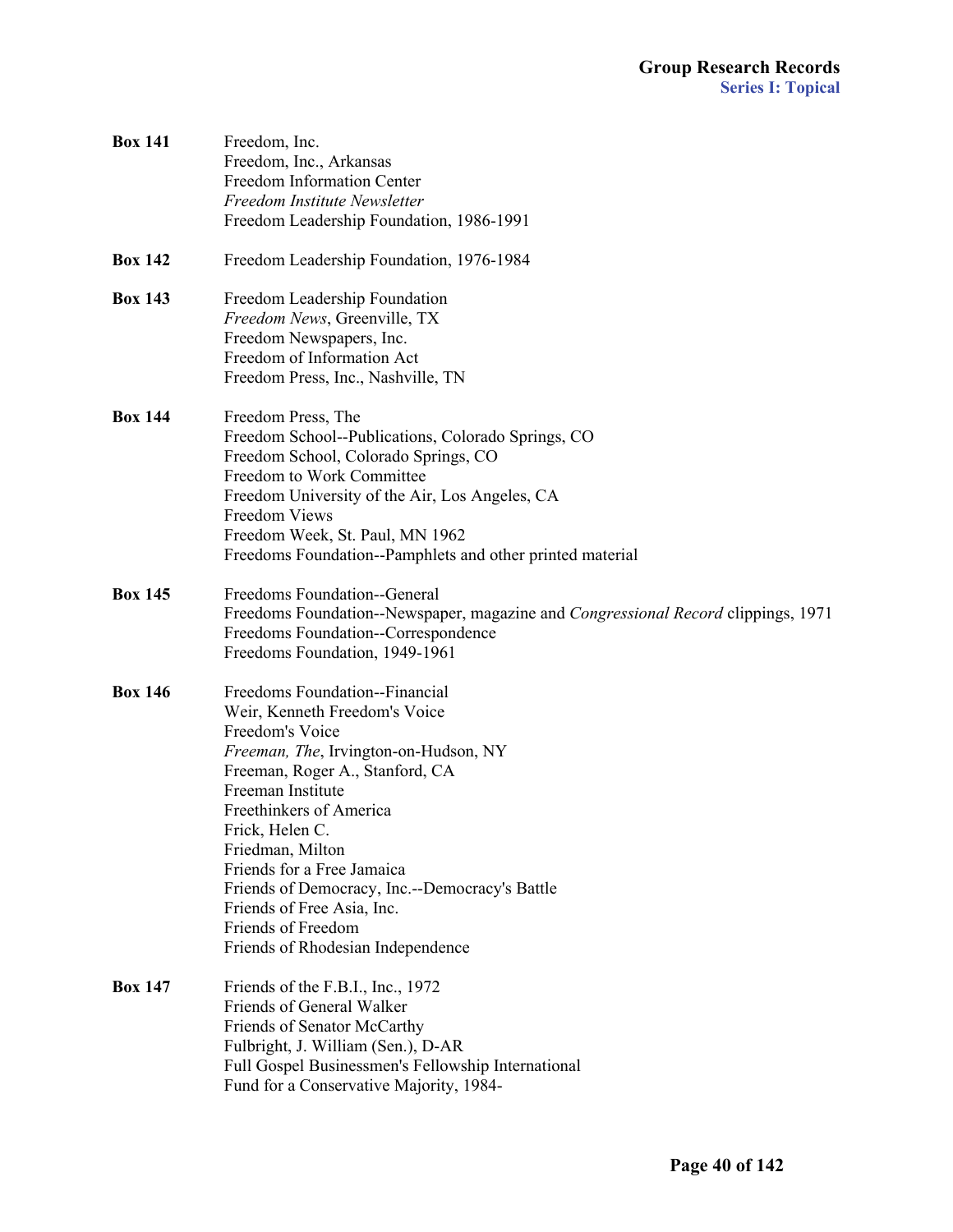**Box 141**
Freedom, Inc.
Freedom, Inc., Arkansas
Freedom Information Center
*Freedom Institute Newsletter*
Freedom Leadership Foundation, 1986-1991

**Box 142**
Freedom Leadership Foundation, 1976-1984

**Box 143**
Freedom Leadership Foundation
*Freedom News*, Greenville, TX
Freedom Newspapers, Inc.
Freedom of Information Act
Freedom Press, Inc., Nashville, TN

**Box 144**
Freedom Press, The
Freedom School--Publications, Colorado Springs, CO
Freedom School, Colorado Springs, CO
Freedom to Work Committee
Freedom University of the Air, Los Angeles, CA
Freedom Views
Freedom Week, St. Paul, MN 1962
Freedoms Foundation--Pamphlets and other printed material

**Box 145**
Freedoms Foundation--General
Freedoms Foundation--Newspaper, magazine and *Congressional Record* clippings, 1971
Freedoms Foundation--Correspondence
Freedoms Foundation, 1949-1961

**Box 146**
Freedoms Foundation--Financial
Weir, Kenneth Freedom's Voice
Freedom's Voice
*Freeman, The*, Irvington-on-Hudson, NY
Freeman, Roger A., Stanford, CA
Freeman Institute
Freethinkers of America
Frick, Helen C.
Friedman, Milton
Friends for a Free Jamaica
Friends of Democracy, Inc.--Democracy's Battle
Friends of Free Asia, Inc.
Friends of Freedom
Friends of Rhodesian Independence

**Box 147**
Friends of the F.B.I., Inc., 1972
Friends of General Walker
Friends of Senator McCarthy
Fulbright, J. William (Sen.), D-AR
Full Gospel Businessmen's Fellowship International
Fund for a Conservative Majority, 1984-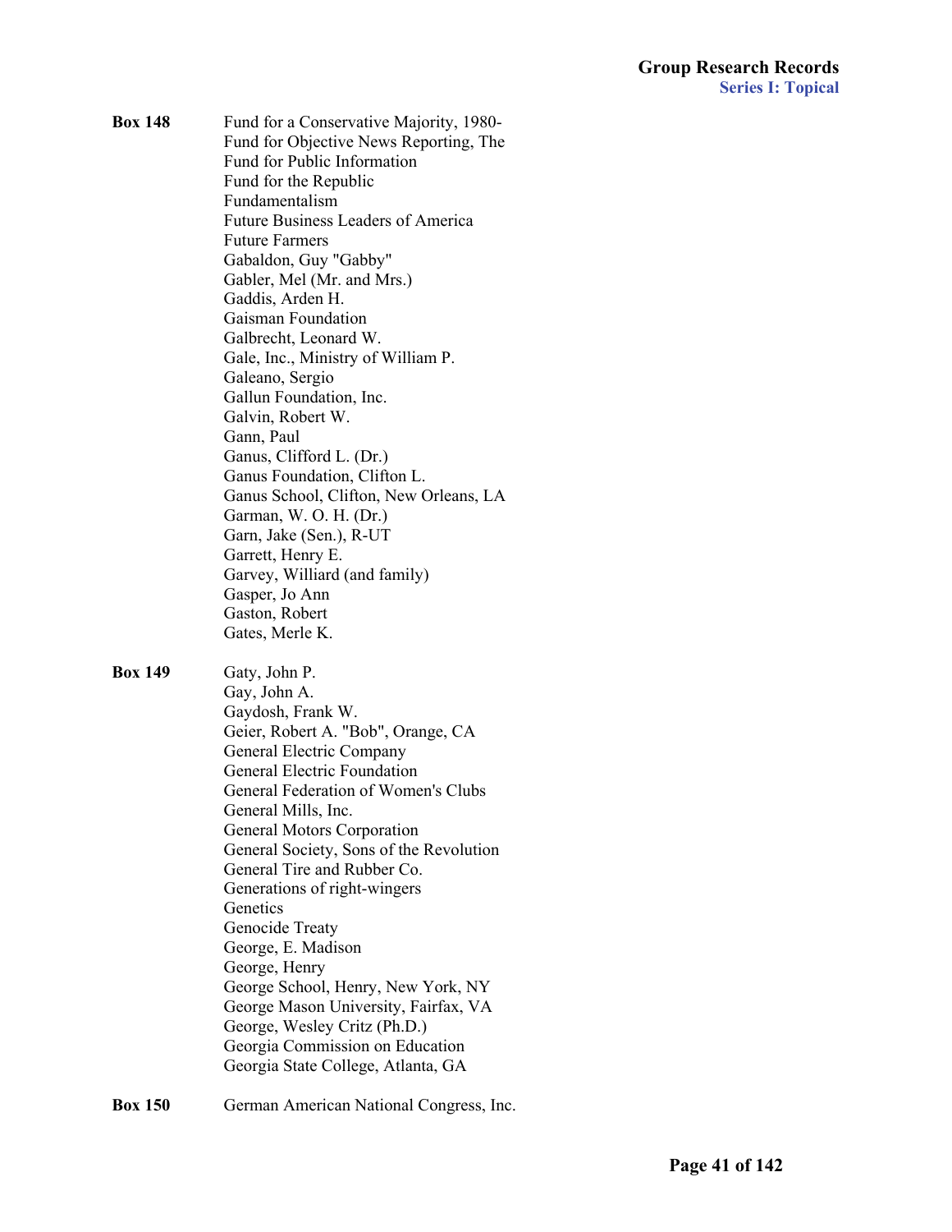**Box 148**

Fund for a Conservative Majority, 1980-
Fund for Objective News Reporting, The
Fund for Public Information
Fund for the Republic
Fundamentalism
Future Business Leaders of America
Future Farmers
Gabaldon, Guy "Gabby"
Gabler, Mel (Mr. and Mrs.)
Gaddis, Arden H.
Gaisman Foundation
Galbrecht, Leonard W.
Gale, Inc., Ministry of William P.
Galeano, Sergio
Gallun Foundation, Inc.
Galvin, Robert W.
Gann, Paul
Ganus, Clifford L. (Dr.)
Ganus Foundation, Clifton L.
Ganus School, Clifton, New Orleans, LA
Garman, W. O. H. (Dr.)
Garn, Jake (Sen.), R-UT
Garrett, Henry E.
Garvey, Williard (and family)
Gasper, Jo Ann
Gaston, Robert
Gates, Merle K.

**Box 149**

Gaty, John P.
Gay, John A.
Gaydosh, Frank W.
Geier, Robert A. "Bob", Orange, CA
General Electric Company
General Electric Foundation
General Federation of Women's Clubs
General Mills, Inc.
General Motors Corporation
General Society, Sons of the Revolution
General Tire and Rubber Co.
Generations of right-wingers
Genetics
Genocide Treaty
George, E. Madison
George, Henry
George School, Henry, New York, NY
George Mason University, Fairfax, VA
George, Wesley Critz (Ph.D.)
Georgia Commission on Education
Georgia State College, Atlanta, GA

**Box 150**

German American National Congress, Inc.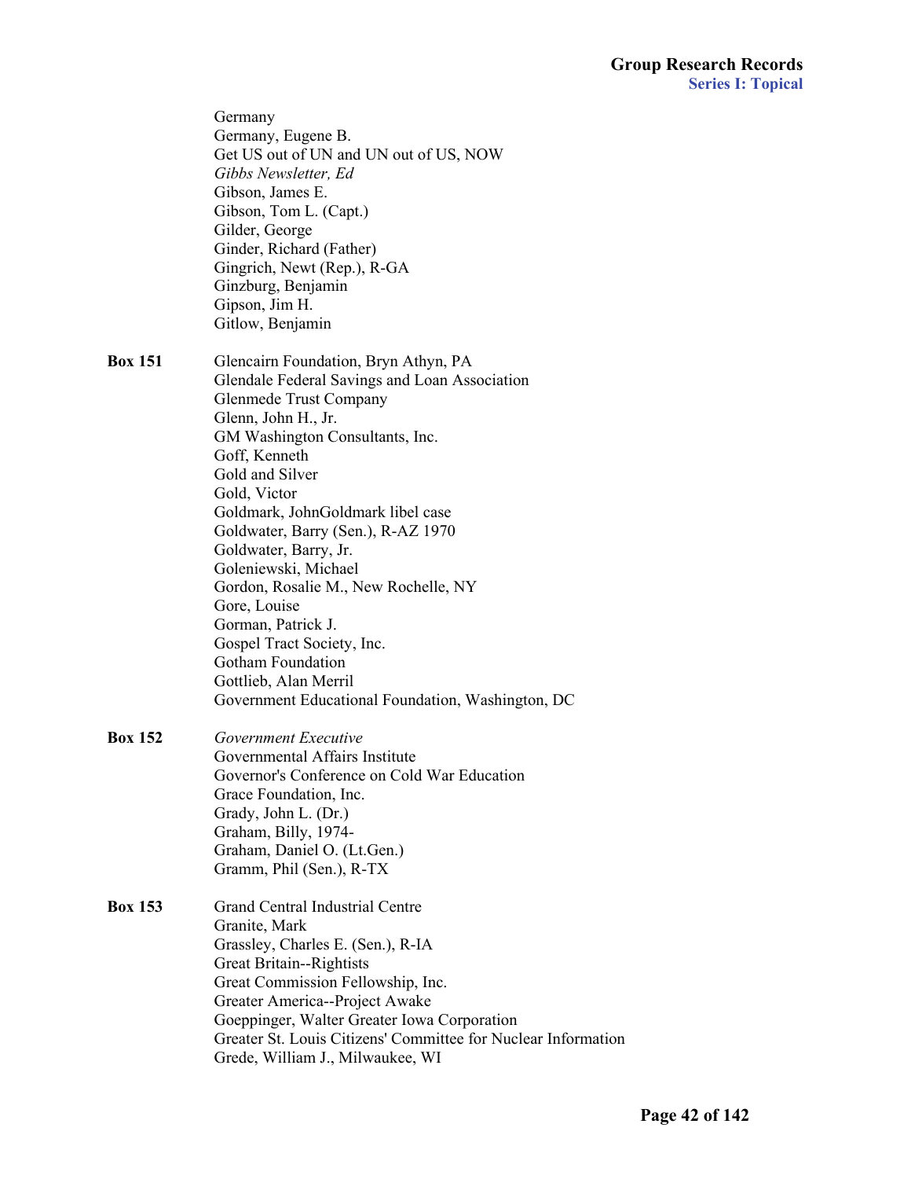Germany
Germany, Eugene B.
Get US out of UN and UN out of US, NOW
*Gibbs Newsletter, Ed*
Gibson, James E.
Gibson, Tom L. (Capt.)
Gilder, George
Ginder, Richard (Father)
Gingrich, Newt (Rep.), R-GA
Ginzburg, Benjamin
Gipson, Jim H.
Gitlow, Benjamin

**Box 151**

Glencairn Foundation, Bryn Athyn, PA
Glendale Federal Savings and Loan Association
Glenmede Trust Company
Glenn, John H., Jr.
GM Washington Consultants, Inc.
Goff, Kenneth
Gold and Silver
Gold, Victor
Goldmark, JohnGoldmark libel case
Goldwater, Barry (Sen.), R-AZ 1970
Goldwater, Barry, Jr.
Goleniewski, Michael
Gordon, Rosalie M., New Rochelle, NY
Gore, Louise
Gorman, Patrick J.
Gospel Tract Society, Inc.
Gotham Foundation
Gottlieb, Alan Merril
Government Educational Foundation, Washington, DC

**Box 152**

*Government Executive*
Governmental Affairs Institute
Governor's Conference on Cold War Education
Grace Foundation, Inc.
Grady, John L. (Dr.)
Graham, Billy, 1974-
Graham, Daniel O. (Lt.Gen.)
Gramm, Phil (Sen.), R-TX

**Box 153**

Grand Central Industrial Centre
Granite, Mark
Grassley, Charles E. (Sen.), R-IA
Great Britain--Rightists
Great Commission Fellowship, Inc.
Greater America--Project Awake
Goeppinger, Walter Greater Iowa Corporation
Greater St. Louis Citizens' Committee for Nuclear Information
Grede, William J., Milwaukee, WI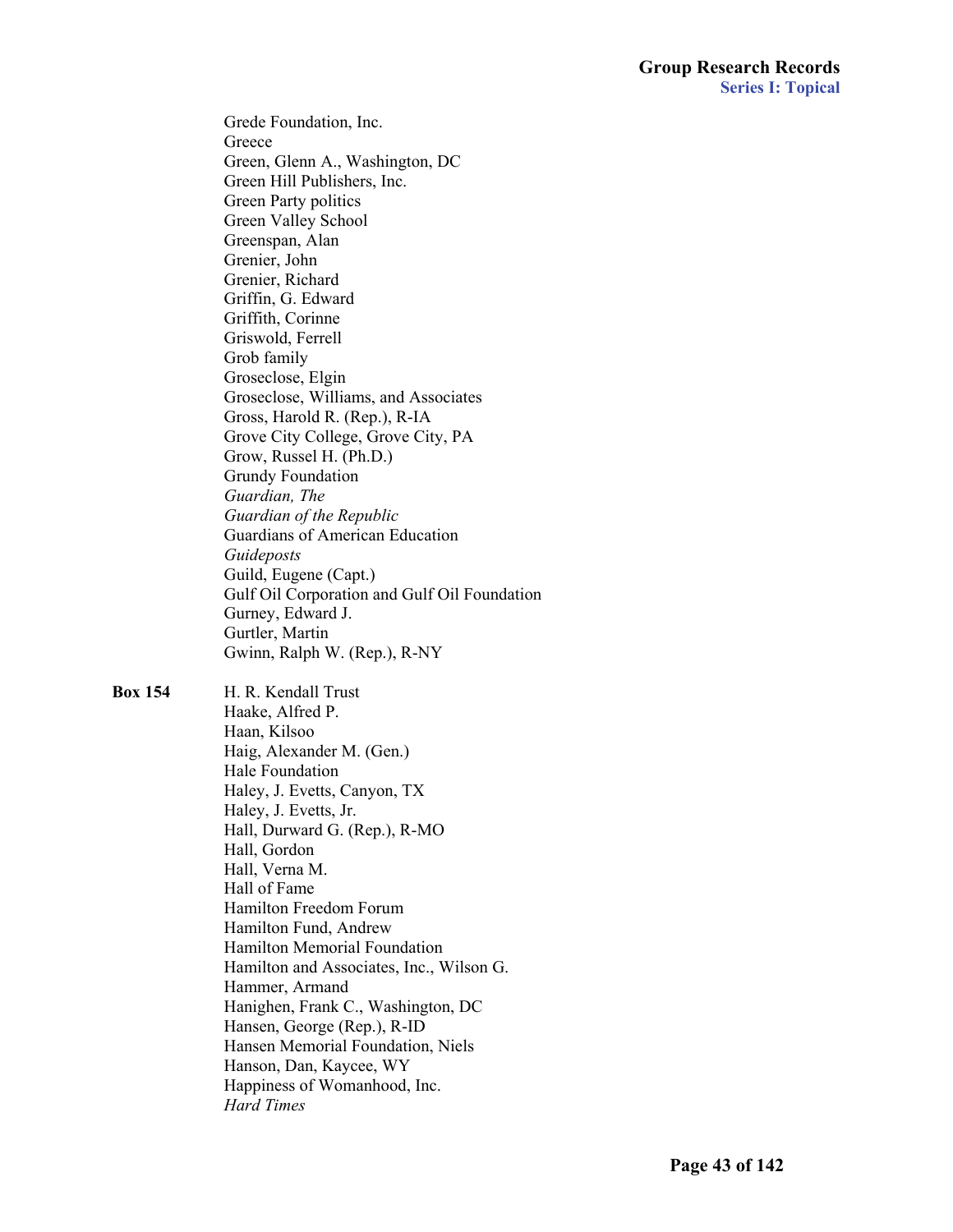Grede Foundation, Inc.
Greece
Green, Glenn A., Washington, DC
Green Hill Publishers, Inc.
Green Party politics
Green Valley School
Greenspan, Alan
Grenier, John
Grenier, Richard
Griffin, G. Edward
Griffith, Corinne
Griswold, Ferrell
Grob family
Groseclose, Elgin
Groseclose, Williams, and Associates
Gross, Harold R. (Rep.), R-IA
Grove City College, Grove City, PA
Grow, Russel H. (Ph.D.)
Grundy Foundation
*Guardian, The*
*Guardian of the Republic*
Guardians of American Education
*Guideposts*
Guild, Eugene (Capt.)
Gulf Oil Corporation and Gulf Oil Foundation
Gurney, Edward J.
Gurtler, Martin
Gwinn, Ralph W. (Rep.), R-NY

**Box 154**

H. R. Kendall Trust
Haake, Alfred P.
Haan, Kilsoo
Haig, Alexander M. (Gen.)
Hale Foundation
Haley, J. Evetts, Canyon, TX
Haley, J. Evetts, Jr.
Hall, Durward G. (Rep.), R-MO
Hall, Gordon
Hall, Verna M.
Hall of Fame
Hamilton Freedom Forum
Hamilton Fund, Andrew
Hamilton Memorial Foundation
Hamilton and Associates, Inc., Wilson G.
Hammer, Armand
Hanighen, Frank C., Washington, DC
Hansen, George (Rep.), R-ID
Hansen Memorial Foundation, Niels
Hanson, Dan, Kaycee, WY
Happiness of Womanhood, Inc.
*Hard Times*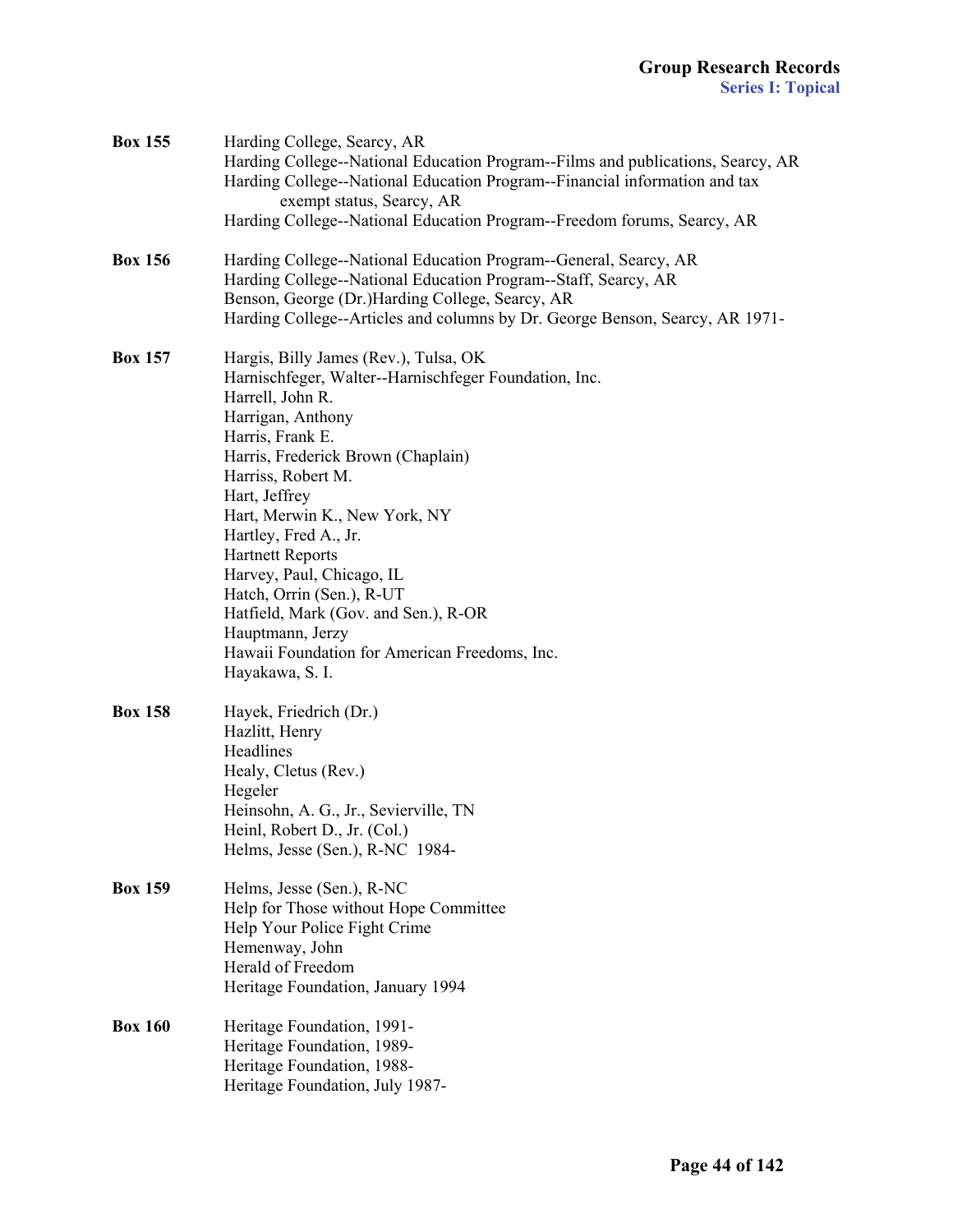**Box 155**

Harding College, Searcy, AR
Harding College--National Education Program--Films and publications, Searcy, AR
Harding College--National Education Program--Financial information and tax exempt status, Searcy, AR
Harding College--National Education Program--Freedom forums, Searcy, AR

**Box 156**

Harding College--National Education Program--General, Searcy, AR
Harding College--National Education Program--Staff, Searcy, AR
Benson, George (Dr.)Harding College, Searcy, AR
Harding College--Articles and columns by Dr. George Benson, Searcy, AR 1971-

**Box 157**

Hargis, Billy James (Rev.), Tulsa, OK
Harnischfeger, Walter--Harnischfeger Foundation, Inc.
Harrell, John R.
Harrigan, Anthony
Harris, Frank E.
Harris, Frederick Brown (Chaplain)
Harriss, Robert M.
Hart, Jeffrey
Hart, Merwin K., New York, NY
Hartley, Fred A., Jr.
Hartnett Reports
Harvey, Paul, Chicago, IL
Hatch, Orrin (Sen.), R-UT
Hatfield, Mark (Gov. and Sen.), R-OR
Hauptmann, Jerzy
Hawaii Foundation for American Freedoms, Inc.
Hayakawa, S. I.

**Box 158**

Hayek, Friedrich (Dr.)
Hazlitt, Henry
Headlines
Healy, Cletus (Rev.)
Hegeler
Heinsohn, A. G., Jr., Sevierville, TN
Heinl, Robert D., Jr. (Col.)
Helms, Jesse (Sen.), R-NC 1984-

**Box 159**

Helms, Jesse (Sen.), R-NC
Help for Those without Hope Committee
Help Your Police Fight Crime
Hemenway, John
Herald of Freedom
Heritage Foundation, January 1994

**Box 160**

Heritage Foundation, 1991-
Heritage Foundation, 1989-
Heritage Foundation, 1988-
Heritage Foundation, July 1987-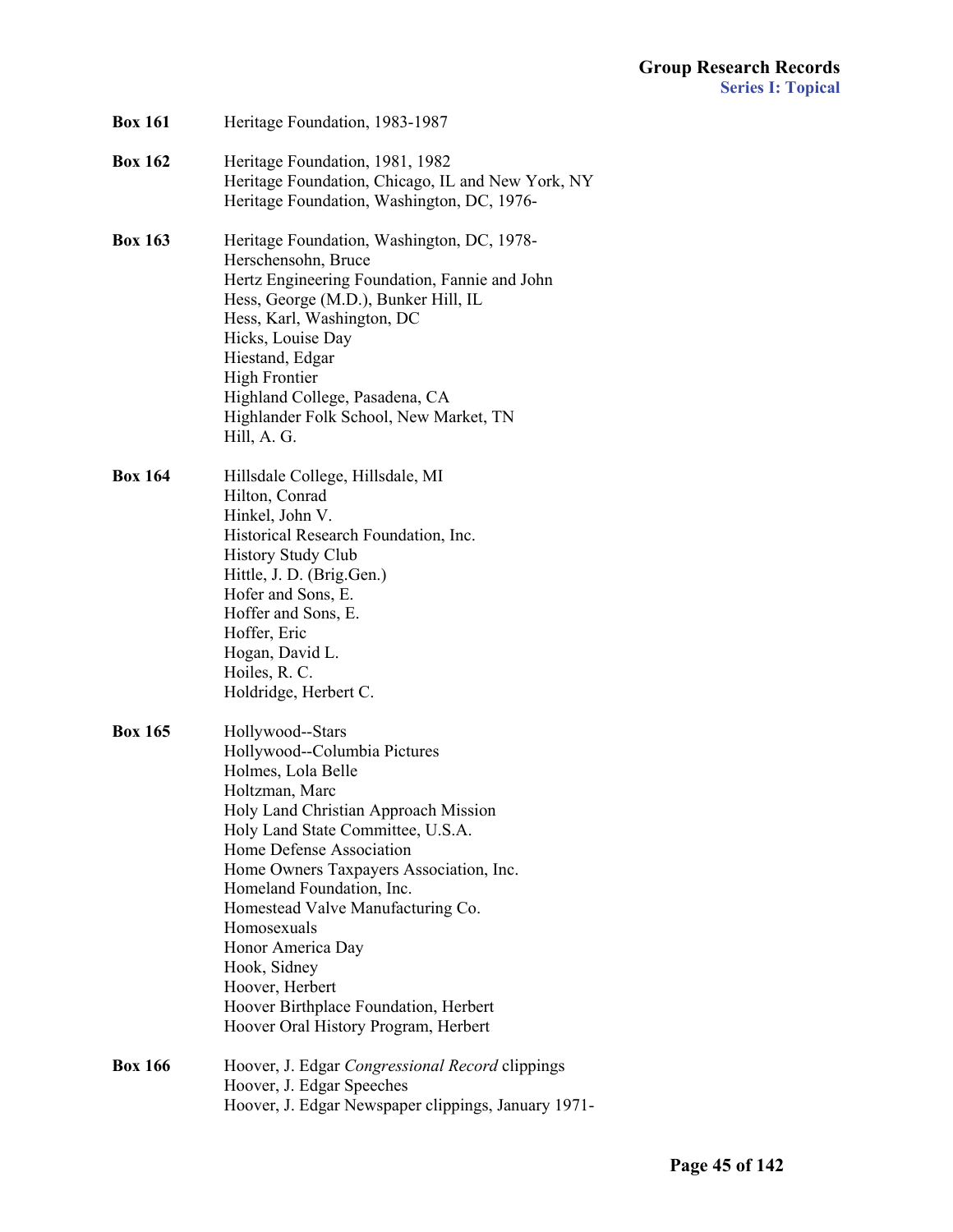**Box 161** Heritage Foundation, 1983-1987

**Box 162** Heritage Foundation, 1981, 1982
Heritage Foundation, Chicago, IL and New York, NY
Heritage Foundation, Washington, DC, 1976-

**Box 163** Heritage Foundation, Washington, DC, 1978-
Herschensohn, Bruce
Hertz Engineering Foundation, Fannie and John
Hess, George (M.D.), Bunker Hill, IL
Hess, Karl, Washington, DC
Hicks, Louise Day
Hiestand, Edgar
High Frontier
Highland College, Pasadena, CA
Highlander Folk School, New Market, TN
Hill, A. G.

**Box 164** Hillsdale College, Hillsdale, MI
Hilton, Conrad
Hinkel, John V.
Historical Research Foundation, Inc.
History Study Club
Hittle, J. D. (Brig.Gen.)
Hofer and Sons, E.
Hoffer and Sons, E.
Hoffer, Eric
Hogan, David L.
Hoiles, R. C.
Holdridge, Herbert C.

**Box 165** Hollywood--Stars
Hollywood--Columbia Pictures
Holmes, Lola Belle
Holtzman, Marc
Holy Land Christian Approach Mission
Holy Land State Committee, U.S.A.
Home Defense Association
Home Owners Taxpayers Association, Inc.
Homeland Foundation, Inc.
Homestead Valve Manufacturing Co.
Homosexuals
Honor America Day
Hook, Sidney
Hoover, Herbert
Hoover Birthplace Foundation, Herbert
Hoover Oral History Program, Herbert

**Box 166** Hoover, J. Edgar *Congressional Record* clippings
Hoover, J. Edgar Speeches
Hoover, J. Edgar Newspaper clippings, January 1971-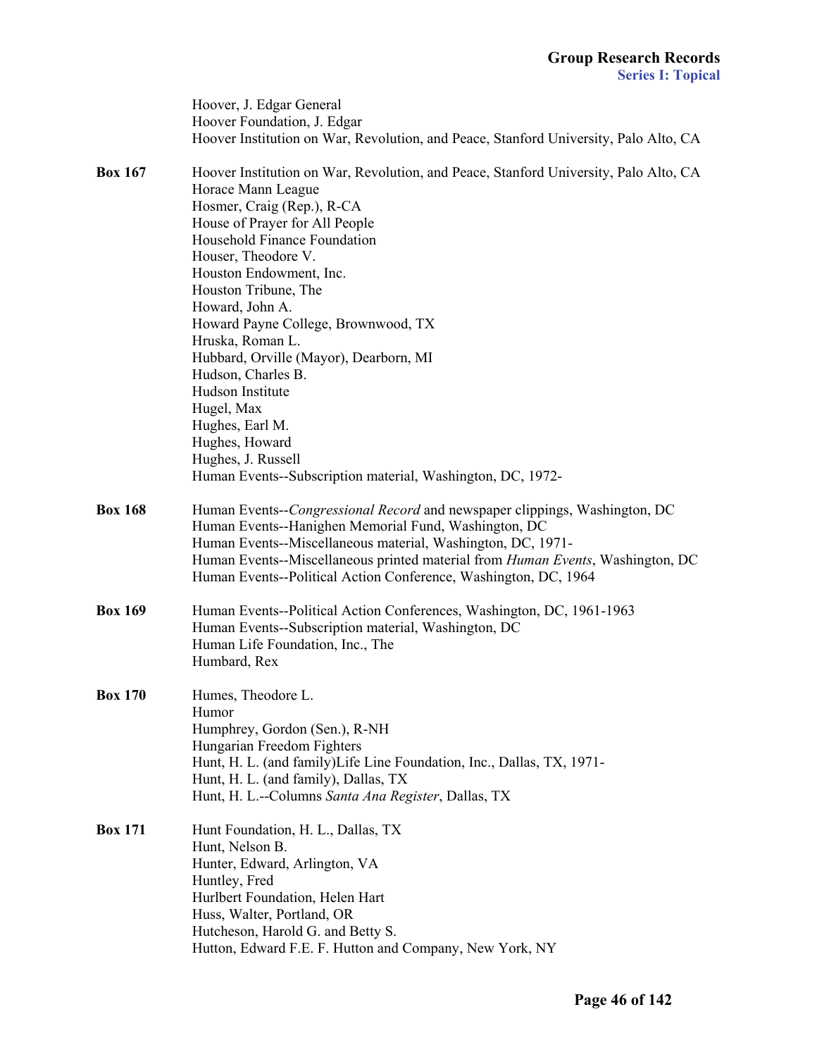Hoover, J. Edgar General
Hoover Foundation, J. Edgar
Hoover Institution on War, Revolution, and Peace, Stanford University, Palo Alto, CA

**Box 167**
Hoover Institution on War, Revolution, and Peace, Stanford University, Palo Alto, CA
Horace Mann League
Hosmer, Craig (Rep.), R-CA
House of Prayer for All People
Household Finance Foundation
Houser, Theodore V.
Houston Endowment, Inc.
Houston Tribune, The
Howard, John A.
Howard Payne College, Brownwood, TX
Hruska, Roman L.
Hubbard, Orville (Mayor), Dearborn, MI
Hudson, Charles B.
Hudson Institute
Hugel, Max
Hughes, Earl M.
Hughes, Howard
Hughes, J. Russell
Human Events--Subscription material, Washington, DC, 1972-

**Box 168**
Human Events--*Congressional Record* and newspaper clippings, Washington, DC
Human Events--Hanighen Memorial Fund, Washington, DC
Human Events--Miscellaneous material, Washington, DC, 1971-
Human Events--Miscellaneous printed material from *Human Events*, Washington, DC
Human Events--Political Action Conference, Washington, DC, 1964

**Box 169**
Human Events--Political Action Conferences, Washington, DC, 1961-1963
Human Events--Subscription material, Washington, DC
Human Life Foundation, Inc., The
Humbard, Rex

**Box 170**
Humes, Theodore L.
Humor
Humphrey, Gordon (Sen.), R-NH
Hungarian Freedom Fighters
Hunt, H. L. (and family)Life Line Foundation, Inc., Dallas, TX, 1971-
Hunt, H. L. (and family), Dallas, TX
Hunt, H. L.--Columns *Santa Ana Register*, Dallas, TX

**Box 171**
Hunt Foundation, H. L., Dallas, TX
Hunt, Nelson B.
Hunter, Edward, Arlington, VA
Huntley, Fred
Hurlbert Foundation, Helen Hart
Huss, Walter, Portland, OR
Hutcheson, Harold G. and Betty S.
Hutton, Edward F.E. F. Hutton and Company, New York, NY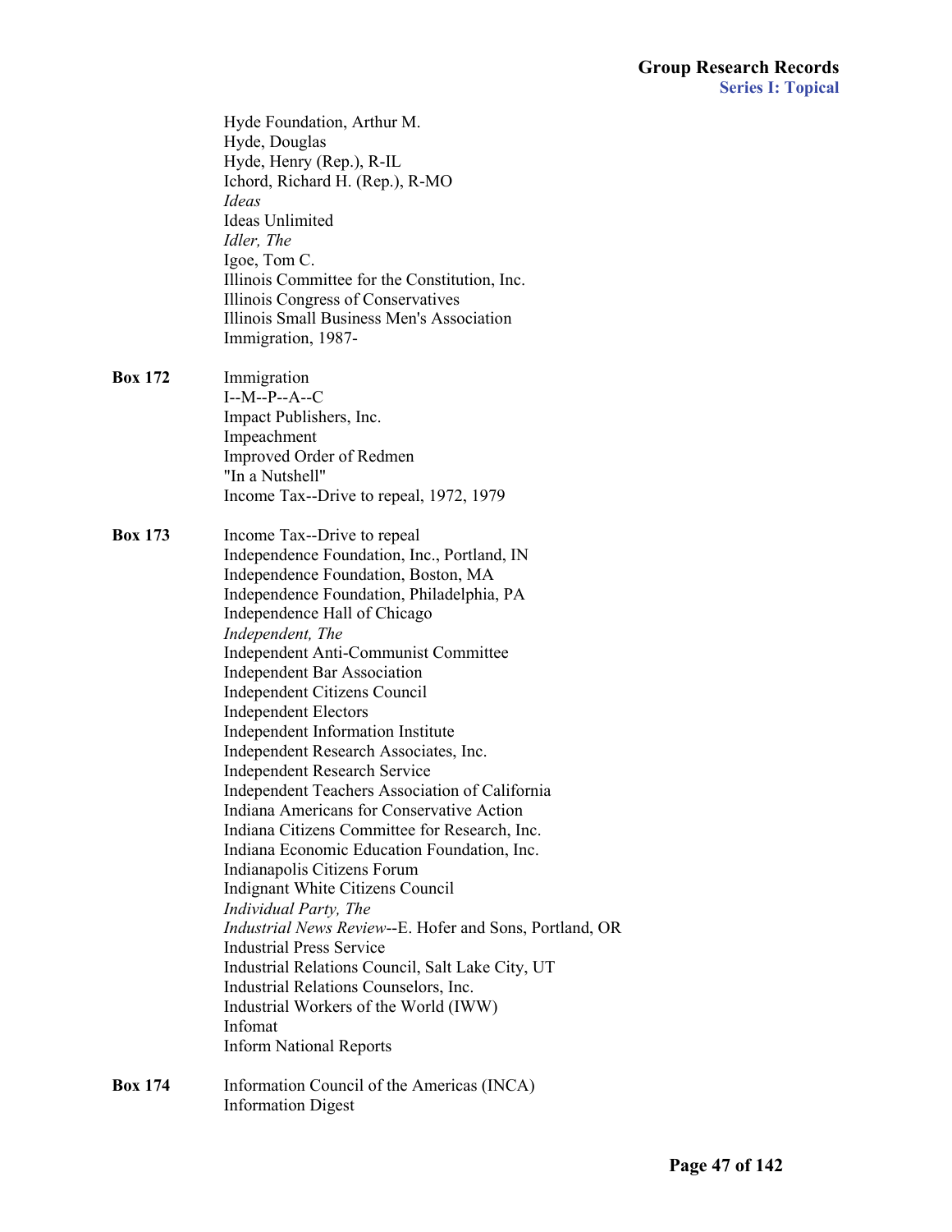Hyde Foundation, Arthur M.
Hyde, Douglas
Hyde, Henry (Rep.), R-IL
Ichord, Richard H. (Rep.), R-MO
*Ideas*
Ideas Unlimited
*Idler, The*
Igoe, Tom C.
Illinois Committee for the Constitution, Inc.
Illinois Congress of Conservatives
Illinois Small Business Men's Association
Immigration, 1987-

**Box 172**

Immigration
I--M--P--A--C
Impact Publishers, Inc.
Impeachment
Improved Order of Redmen
"In a Nutshell"
Income Tax--Drive to repeal, 1972, 1979

**Box 173**

Income Tax--Drive to repeal
Independence Foundation, Inc., Portland, IN
Independence Foundation, Boston, MA
Independence Foundation, Philadelphia, PA
Independence Hall of Chicago
*Independent, The*
Independent Anti-Communist Committee
Independent Bar Association
Independent Citizens Council
Independent Electors
Independent Information Institute
Independent Research Associates, Inc.
Independent Research Service
Independent Teachers Association of California
Indiana Americans for Conservative Action
Indiana Citizens Committee for Research, Inc.
Indiana Economic Education Foundation, Inc.
Indianapolis Citizens Forum
Indignant White Citizens Council
*Individual Party, The*
*Industrial News Review*--E. Hofer and Sons, Portland, OR
Industrial Press Service
Industrial Relations Council, Salt Lake City, UT
Industrial Relations Counselors, Inc.
Industrial Workers of the World (IWW)
Infomat
Inform National Reports

**Box 174**

Information Council of the Americas (INCA)
Information Digest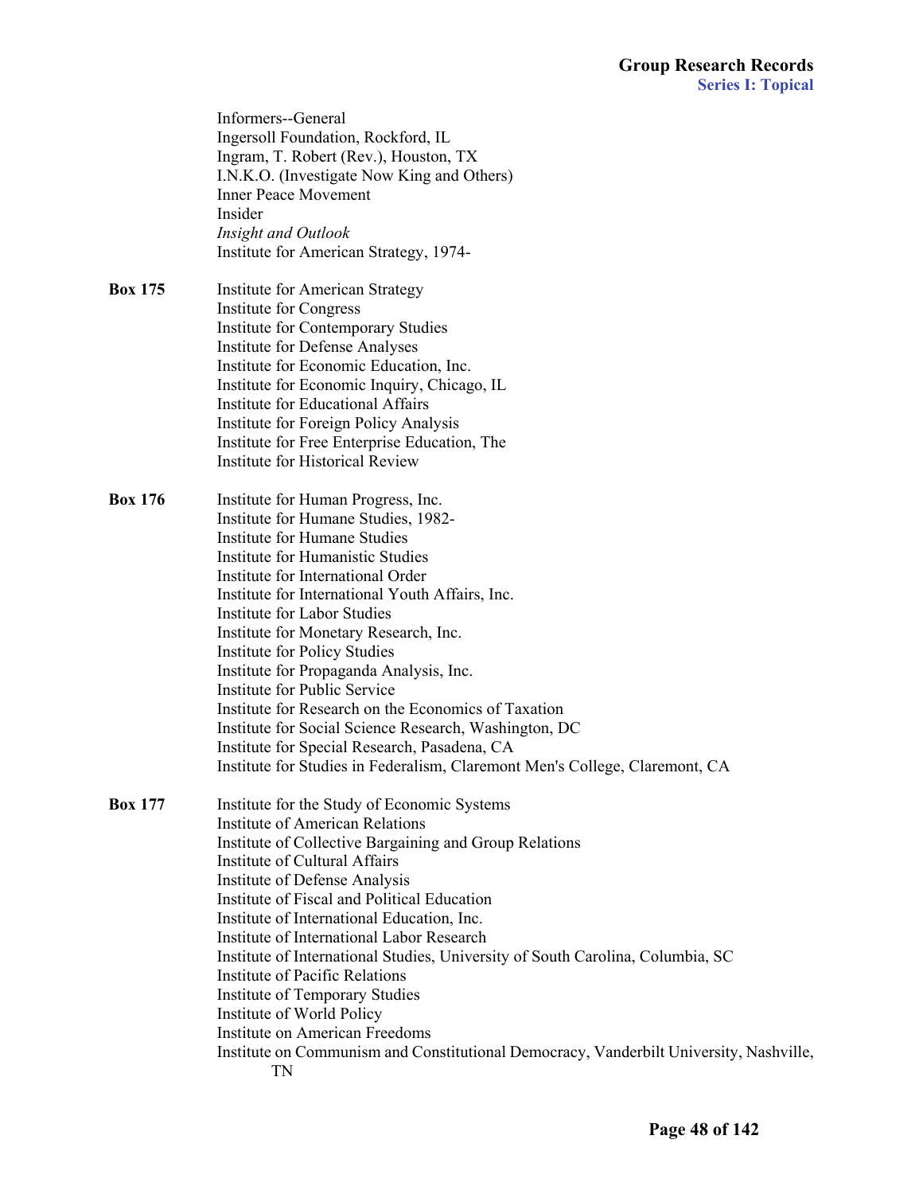Informers--General
Ingersoll Foundation, Rockford, IL
Ingram, T. Robert (Rev.), Houston, TX
I.N.K.O. (Investigate Now King and Others)
Inner Peace Movement
Insider
*Insight and Outlook*
Institute for American Strategy, 1974-

**Box 175**
Institute for American Strategy
Institute for Congress
Institute for Contemporary Studies
Institute for Defense Analyses
Institute for Economic Education, Inc.
Institute for Economic Inquiry, Chicago, IL
Institute for Educational Affairs
Institute for Foreign Policy Analysis
Institute for Free Enterprise Education, The
Institute for Historical Review

**Box 176**
Institute for Human Progress, Inc.
Institute for Humane Studies, 1982-
Institute for Humane Studies
Institute for Humanistic Studies
Institute for International Order
Institute for International Youth Affairs, Inc.
Institute for Labor Studies
Institute for Monetary Research, Inc.
Institute for Policy Studies
Institute for Propaganda Analysis, Inc.
Institute for Public Service
Institute for Research on the Economics of Taxation
Institute for Social Science Research, Washington, DC
Institute for Special Research, Pasadena, CA
Institute for Studies in Federalism, Claremont Men's College, Claremont, CA

**Box 177**
Institute for the Study of Economic Systems
Institute of American Relations
Institute of Collective Bargaining and Group Relations
Institute of Cultural Affairs
Institute of Defense Analysis
Institute of Fiscal and Political Education
Institute of International Education, Inc.
Institute of International Labor Research
Institute of International Studies, University of South Carolina, Columbia, SC
Institute of Pacific Relations
Institute of Temporary Studies
Institute of World Policy
Institute on American Freedoms
Institute on Communism and Constitutional Democracy, Vanderbilt University, Nashville, TN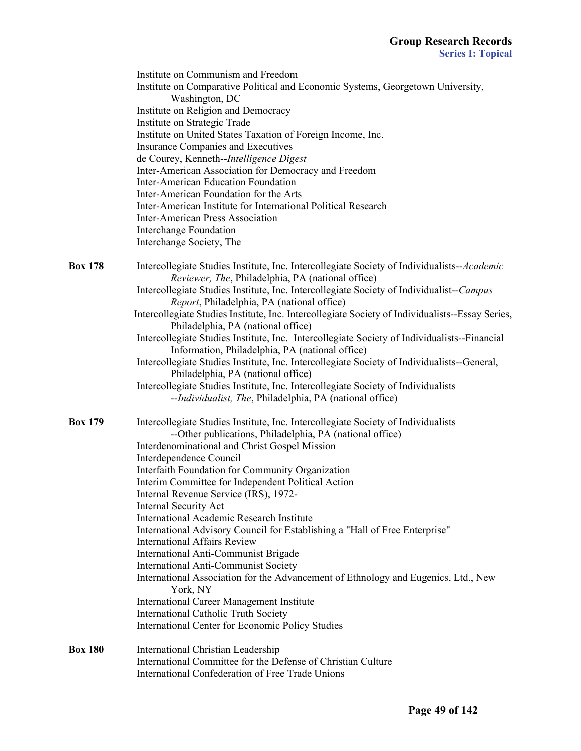Institute on Communism and Freedom
Institute on Comparative Political and Economic Systems, Georgetown University, Washington, DC
Institute on Religion and Democracy
Institute on Strategic Trade
Institute on United States Taxation of Foreign Income, Inc.
Insurance Companies and Executives
de Courey, Kenneth--*Intelligence Digest*
Inter-American Association for Democracy and Freedom
Inter-American Education Foundation
Inter-American Foundation for the Arts
Inter-American Institute for International Political Research
Inter-American Press Association
Interchange Foundation
Interchange Society, The

**Box 178**

Intercollegiate Studies Institute, Inc. Intercollegiate Society of Individualists--*Academic Reviewer, The*, Philadelphia, PA (national office)
Intercollegiate Studies Institute, Inc. Intercollegiate Society of Individualist--*Campus Report*, Philadelphia, PA (national office)
Intercollegiate Studies Institute, Inc. Intercollegiate Society of Individualists--Essay Series, Philadelphia, PA (national office)
Intercollegiate Studies Institute, Inc. Intercollegiate Society of Individualists--Financial Information, Philadelphia, PA (national office)
Intercollegiate Studies Institute, Inc. Intercollegiate Society of Individualists--General, Philadelphia, PA (national office)
Intercollegiate Studies Institute, Inc. Intercollegiate Society of Individualists --*Individualist, The*, Philadelphia, PA (national office)

**Box 179**

Intercollegiate Studies Institute, Inc. Intercollegiate Society of Individualists --Other publications, Philadelphia, PA (national office)
Interdenominational and Christ Gospel Mission
Interdependence Council
Interfaith Foundation for Community Organization
Interim Committee for Independent Political Action
Internal Revenue Service (IRS), 1972-
Internal Security Act
International Academic Research Institute
International Advisory Council for Establishing a "Hall of Free Enterprise"
International Affairs Review
International Anti-Communist Brigade
International Anti-Communist Society
International Association for the Advancement of Ethnology and Eugenics, Ltd., New York, NY
International Career Management Institute
International Catholic Truth Society
International Center for Economic Policy Studies

**Box 180**

International Christian Leadership
International Committee for the Defense of Christian Culture
International Confederation of Free Trade Unions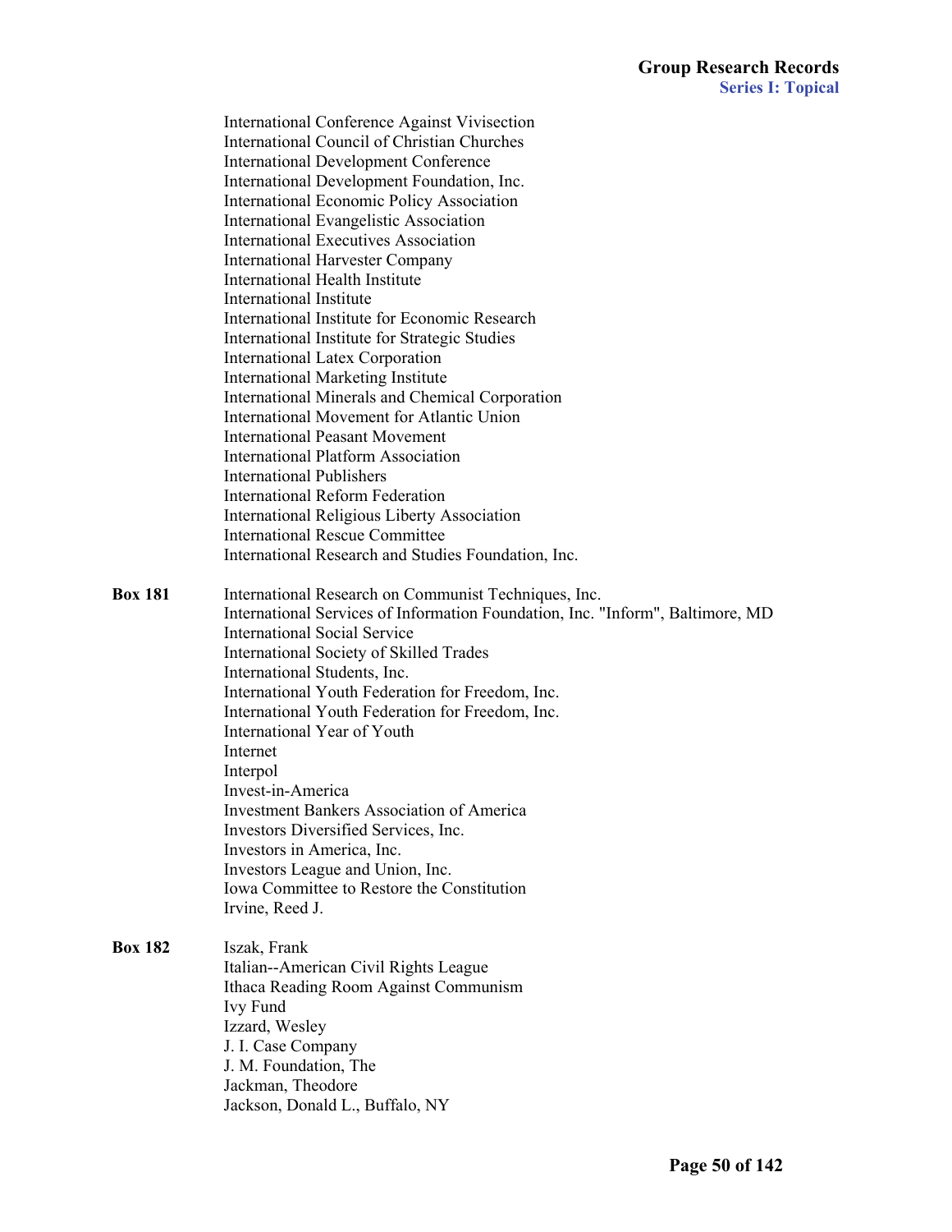International Conference Against Vivisection
International Council of Christian Churches
International Development Conference
International Development Foundation, Inc.
International Economic Policy Association
International Evangelistic Association
International Executives Association
International Harvester Company
International Health Institute
International Institute
International Institute for Economic Research
International Institute for Strategic Studies
International Latex Corporation
International Marketing Institute
International Minerals and Chemical Corporation
International Movement for Atlantic Union
International Peasant Movement
International Platform Association
International Publishers
International Reform Federation
International Religious Liberty Association
International Rescue Committee
International Research and Studies Foundation, Inc.

**Box 181**

International Research on Communist Techniques, Inc.
International Services of Information Foundation, Inc. "Inform", Baltimore, MD
International Social Service
International Society of Skilled Trades
International Students, Inc.
International Youth Federation for Freedom, Inc.
International Youth Federation for Freedom, Inc.
International Year of Youth
Internet
Interpol
Invest-in-America
Investment Bankers Association of America
Investors Diversified Services, Inc.
Investors in America, Inc.
Investors League and Union, Inc.
Iowa Committee to Restore the Constitution
Irvine, Reed J.

**Box 182**

Iszak, Frank
Italian--American Civil Rights League
Ithaca Reading Room Against Communism
Ivy Fund
Izzard, Wesley
J. I. Case Company
J. M. Foundation, The
Jackman, Theodore
Jackson, Donald L., Buffalo, NY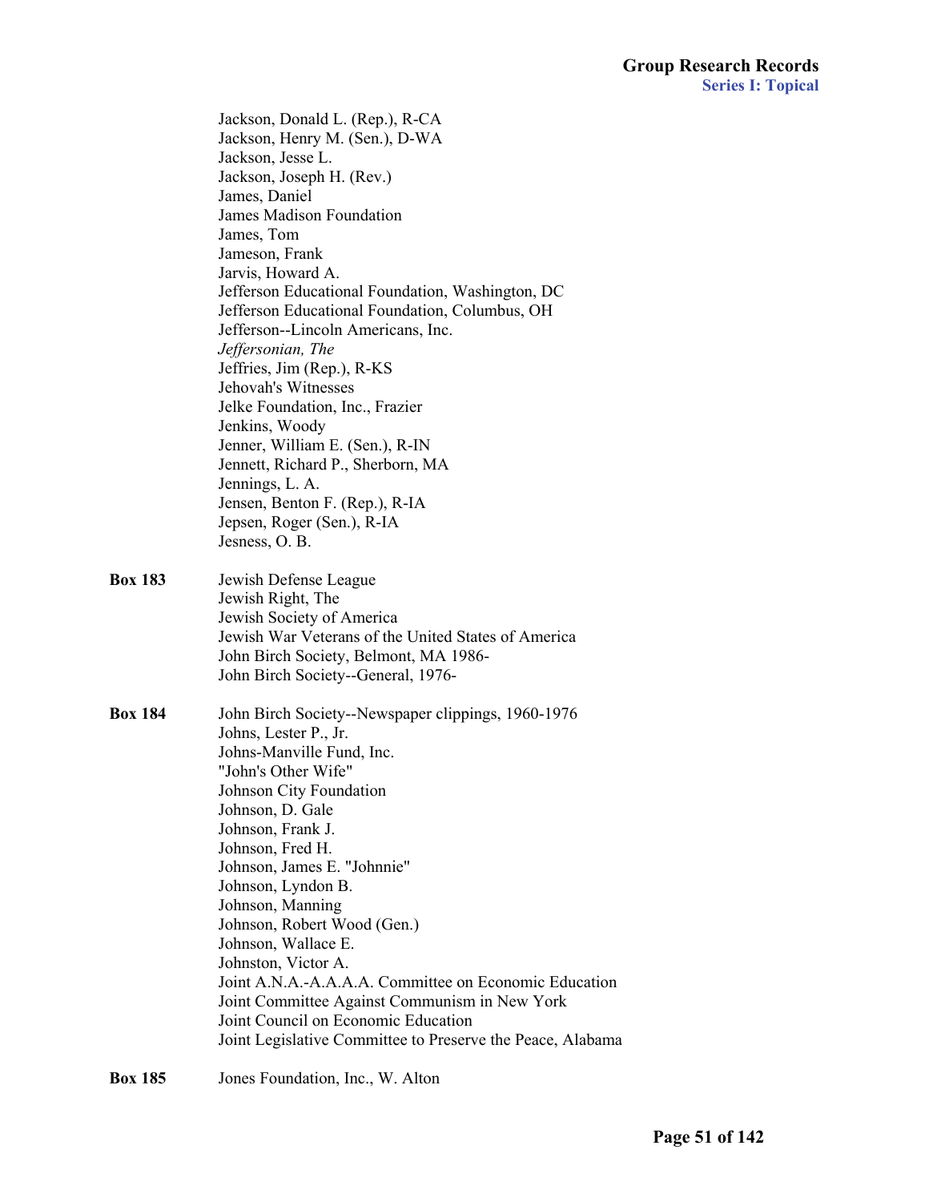Jackson, Donald L. (Rep.), R-CA
Jackson, Henry M. (Sen.), D-WA
Jackson, Jesse L.
Jackson, Joseph H. (Rev.)
James, Daniel
James Madison Foundation
James, Tom
Jameson, Frank
Jarvis, Howard A.
Jefferson Educational Foundation, Washington, DC
Jefferson Educational Foundation, Columbus, OH
Jefferson--Lincoln Americans, Inc.
*Jeffersonian, The*
Jeffries, Jim (Rep.), R-KS
Jehovah's Witnesses
Jelke Foundation, Inc., Frazier
Jenkins, Woody
Jenner, William E. (Sen.), R-IN
Jennett, Richard P., Sherborn, MA
Jennings, L. A.
Jensen, Benton F. (Rep.), R-IA
Jepsen, Roger (Sen.), R-IA
Jesness, O. B.

**Box 183**

Jewish Defense League
Jewish Right, The
Jewish Society of America
Jewish War Veterans of the United States of America
John Birch Society, Belmont, MA 1986-
John Birch Society--General, 1976-

**Box 184**

John Birch Society--Newspaper clippings, 1960-1976
Johns, Lester P., Jr.
Johns-Manville Fund, Inc.
"John's Other Wife"
Johnson City Foundation
Johnson, D. Gale
Johnson, Frank J.
Johnson, Fred H.
Johnson, James E. "Johnnie"
Johnson, Lyndon B.
Johnson, Manning
Johnson, Robert Wood (Gen.)
Johnson, Wallace E.
Johnston, Victor A.
Joint A.N.A.-A.A.A.A. Committee on Economic Education
Joint Committee Against Communism in New York
Joint Council on Economic Education
Joint Legislative Committee to Preserve the Peace, Alabama

**Box 185**

Jones Foundation, Inc., W. Alton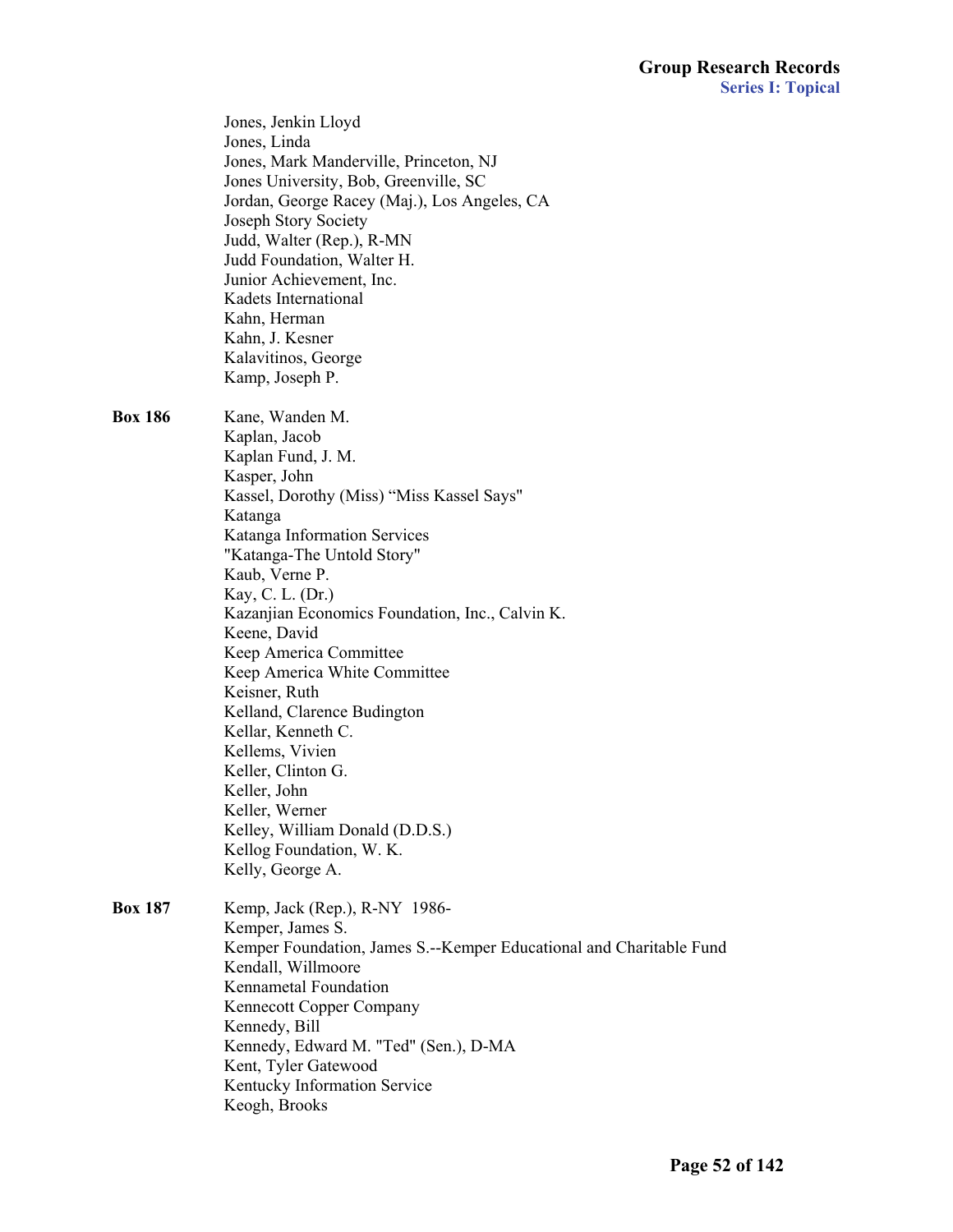Jones, Jenkin Lloyd
Jones, Linda
Jones, Mark Manderville, Princeton, NJ
Jones University, Bob, Greenville, SC
Jordan, George Racey (Maj.), Los Angeles, CA
Joseph Story Society
Judd, Walter (Rep.), R-MN
Judd Foundation, Walter H.
Junior Achievement, Inc.
Kadets International
Kahn, Herman
Kahn, J. Kesner
Kalavitinos, George
Kamp, Joseph P.

**Box 186**

Kane, Wanden M.
Kaplan, Jacob
Kaplan Fund, J. M.
Kasper, John
Kassel, Dorothy (Miss) "Miss Kassel Says"
Katanga
Katanga Information Services
"Katanga-The Untold Story"
Kaub, Verne P.
Kay, C. L. (Dr.)
Kazanjian Economics Foundation, Inc., Calvin K.
Keene, David
Keep America Committee
Keep America White Committee
Keisner, Ruth
Kelland, Clarence Budington
Kellar, Kenneth C.
Kellems, Vivien
Keller, Clinton G.
Keller, John
Keller, Werner
Kelley, William Donald (D.D.S.)
Kellog Foundation, W. K.
Kelly, George A.

**Box 187**

Kemp, Jack (Rep.), R-NY 1986-
Kemper, James S.
Kemper Foundation, James S.--Kemper Educational and Charitable Fund
Kendall, Willmoore
Kennametal Foundation
Kennecott Copper Company
Kennedy, Bill
Kennedy, Edward M. "Ted" (Sen.), D-MA
Kent, Tyler Gatewood
Kentucky Information Service
Keogh, Brooks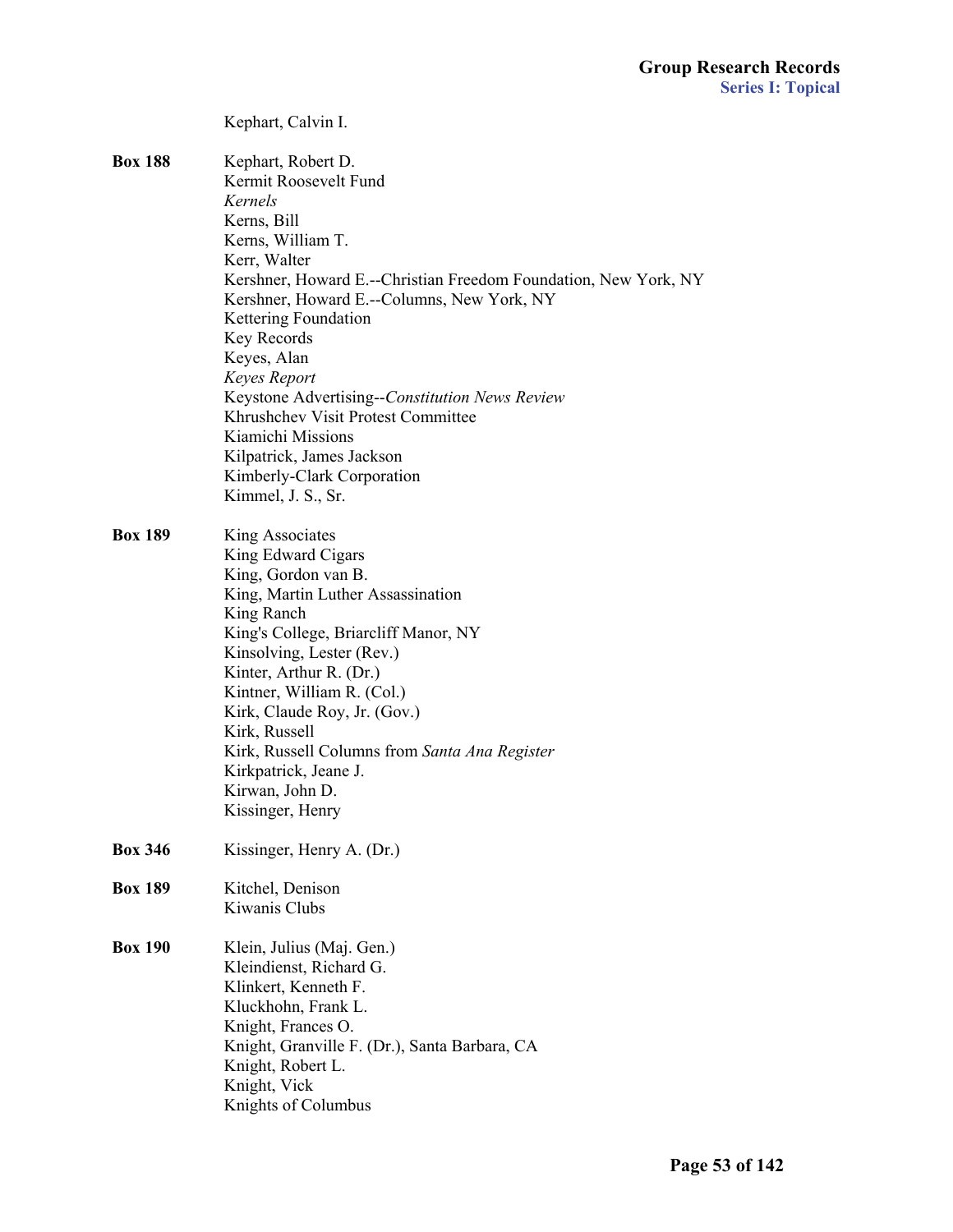Kephart, Calvin I.

**Box 188**
Kephart, Robert D.
Kermit Roosevelt Fund
*Kernels*
Kerns, Bill
Kerns, William T.
Kerr, Walter
Kershner, Howard E.--Christian Freedom Foundation, New York, NY
Kershner, Howard E.--Columns, New York, NY
Kettering Foundation
Key Records
Keyes, Alan
*Keyes Report*
Keystone Advertising--*Constitution News Review*
Khrushchev Visit Protest Committee
Kiamichi Missions
Kilpatrick, James Jackson
Kimberly-Clark Corporation
Kimmel, J. S., Sr.

**Box 189**
King Associates
King Edward Cigars
King, Gordon van B.
King, Martin Luther Assassination
King Ranch
King's College, Briarcliff Manor, NY
Kinsolving, Lester (Rev.)
Kinter, Arthur R. (Dr.)
Kintner, William R. (Col.)
Kirk, Claude Roy, Jr. (Gov.)
Kirk, Russell
Kirk, Russell Columns from *Santa Ana Register*
Kirkpatrick, Jeane J.
Kirwan, John D.
Kissinger, Henry

**Box 346**
Kissinger, Henry A. (Dr.)

**Box 189**
Kitchel, Denison
Kiwanis Clubs

**Box 190**
Klein, Julius (Maj. Gen.)
Kleindienst, Richard G.
Klinkert, Kenneth F.
Kluckhohn, Frank L.
Knight, Frances O.
Knight, Granville F. (Dr.), Santa Barbara, CA
Knight, Robert L.
Knight, Vick
Knights of Columbus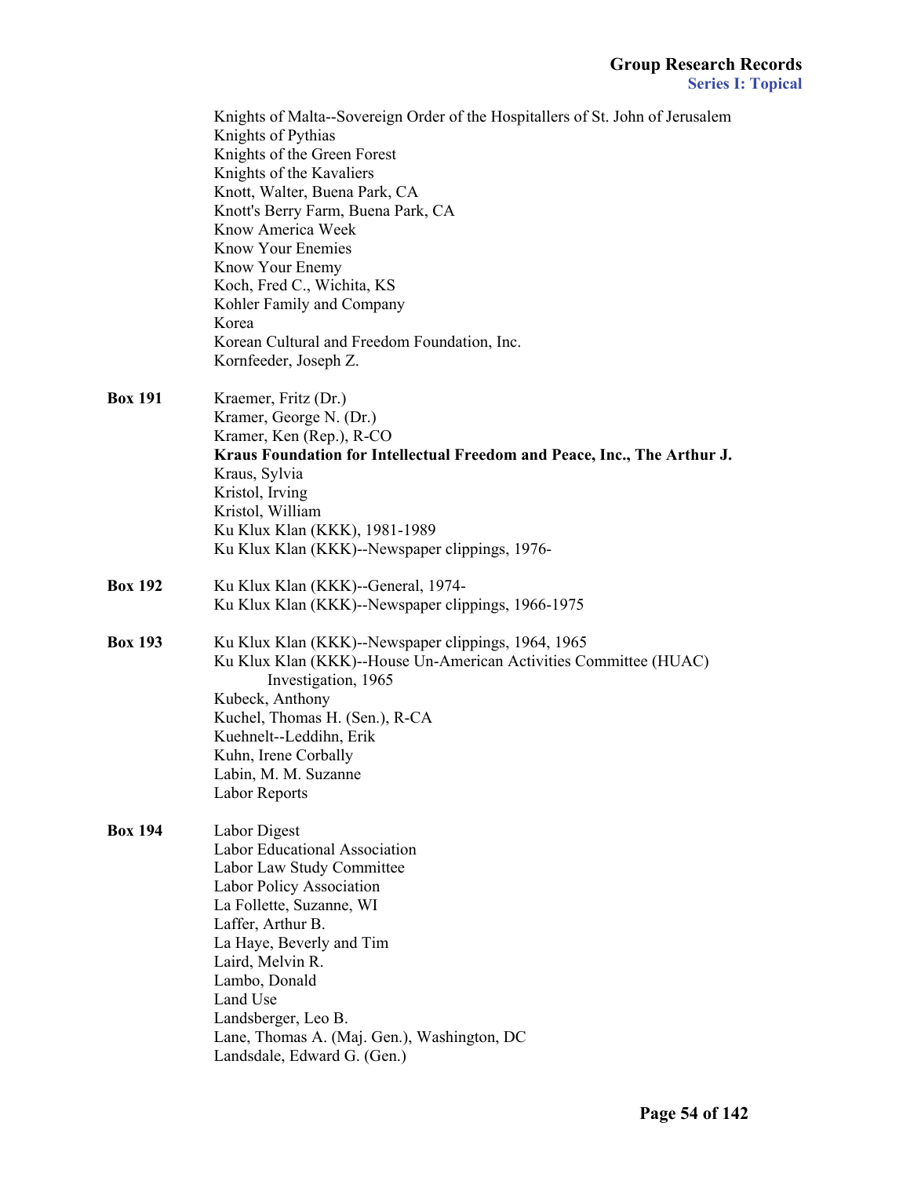Knights of Malta--Sovereign Order of the Hospitallers of St. John of Jerusalem
Knights of Pythias
Knights of the Green Forest
Knights of the Kavaliers
Knott, Walter, Buena Park, CA
Knott's Berry Farm, Buena Park, CA
Know America Week
Know Your Enemies
Know Your Enemy
Koch, Fred C., Wichita, KS
Kohler Family and Company
Korea
Korean Cultural and Freedom Foundation, Inc.
Kornfeeder, Joseph Z.

**Box 191**

Kraemer, Fritz (Dr.)
Kramer, George N. (Dr.)
Kramer, Ken (Rep.), R-CO
**Kraus Foundation for Intellectual Freedom and Peace, Inc., The Arthur J.**
Kraus, Sylvia
Kristol, Irving
Kristol, William
Ku Klux Klan (KKK), 1981-1989
Ku Klux Klan (KKK)--Newspaper clippings, 1976-

**Box 192**

Ku Klux Klan (KKK)--General, 1974-
Ku Klux Klan (KKK)--Newspaper clippings, 1966-1975

**Box 193**

Ku Klux Klan (KKK)--Newspaper clippings, 1964, 1965
Ku Klux Klan (KKK)--House Un-American Activities Committee (HUAC) Investigation, 1965
Kubeck, Anthony
Kuchel, Thomas H. (Sen.), R-CA
Kuehnelt--Leddihn, Erik
Kuhn, Irene Corbally
Labin, M. M. Suzanne
Labor Reports

**Box 194**

Labor Digest
Labor Educational Association
Labor Law Study Committee
Labor Policy Association
La Follette, Suzanne, WI
Laffer, Arthur B.
La Haye, Beverly and Tim
Laird, Melvin R.
Lambo, Donald
Land Use
Landsberger, Leo B.
Lane, Thomas A. (Maj. Gen.), Washington, DC
Landsdale, Edward G. (Gen.)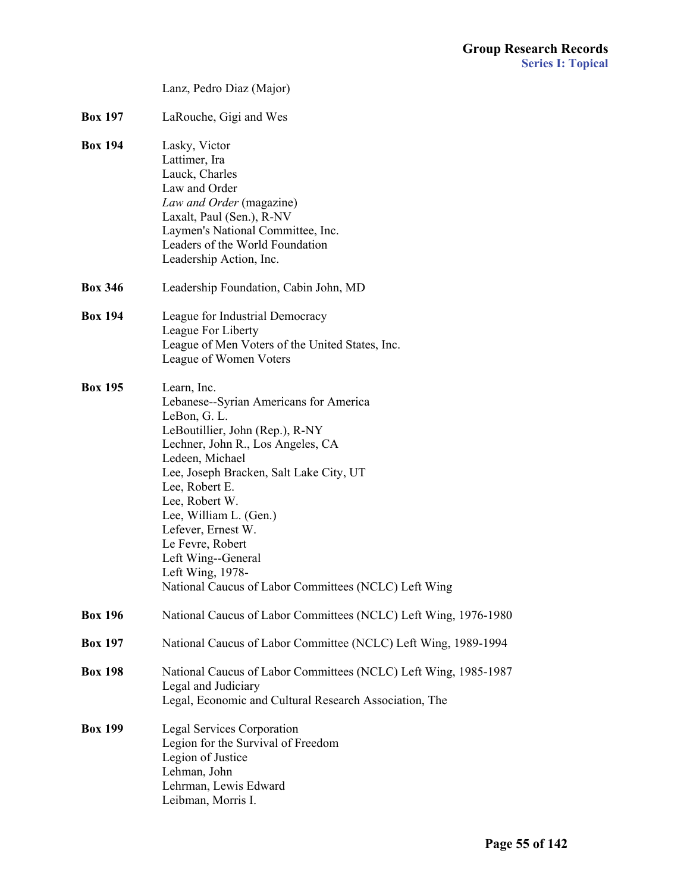Lanz, Pedro Diaz (Major)

**Box 197** LaRouche, Gigi and Wes

**Box 194** Lasky, Victor
Lattimer, Ira
Lauck, Charles
Law and Order
*Law and Order* (magazine)
Laxalt, Paul (Sen.), R-NV
Laymen's National Committee, Inc.
Leaders of the World Foundation
Leadership Action, Inc.

**Box 346** Leadership Foundation, Cabin John, MD

**Box 194** League for Industrial Democracy
League For Liberty
League of Men Voters of the United States, Inc.
League of Women Voters

**Box 195** Learn, Inc.
Lebanese--Syrian Americans for America
LeBon, G. L.
LeBoutillier, John (Rep.), R-NY
Lechner, John R., Los Angeles, CA
Ledeen, Michael
Lee, Joseph Bracken, Salt Lake City, UT
Lee, Robert E.
Lee, Robert W.
Lee, William L. (Gen.)
Lefever, Ernest W.
Le Fevre, Robert
Left Wing--General
Left Wing, 1978-
National Caucus of Labor Committees (NCLC) Left Wing

**Box 196** National Caucus of Labor Committees (NCLC) Left Wing, 1976-1980

**Box 197** National Caucus of Labor Committee (NCLC) Left Wing, 1989-1994

**Box 198** National Caucus of Labor Committees (NCLC) Left Wing, 1985-1987
Legal and Judiciary
Legal, Economic and Cultural Research Association, The

**Box 199** Legal Services Corporation
Legion for the Survival of Freedom
Legion of Justice
Lehman, John
Lehrman, Lewis Edward
Leibman, Morris I.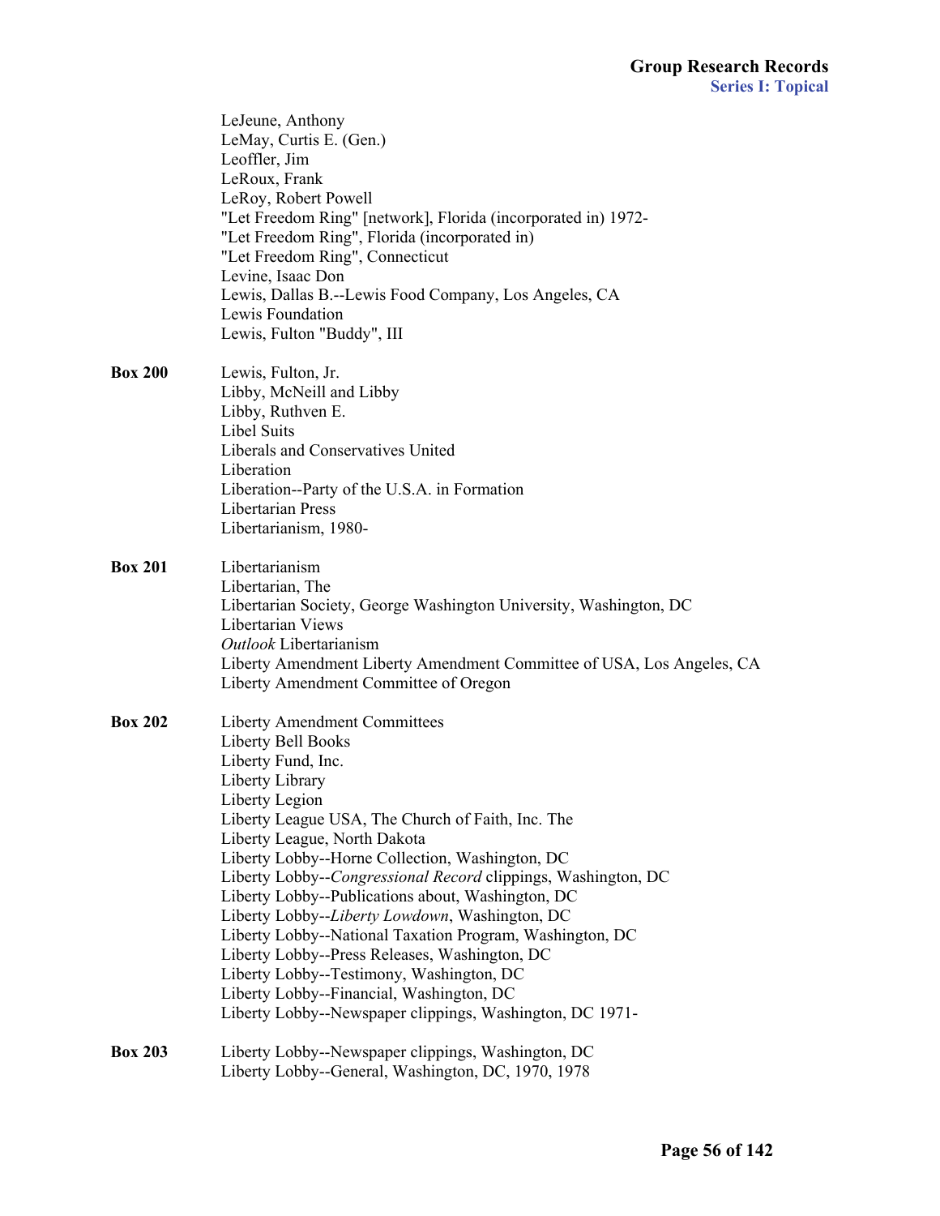LeJeune, Anthony
LeMay, Curtis E. (Gen.)
Leoffler, Jim
LeRoux, Frank
LeRoy, Robert Powell
"Let Freedom Ring" [network], Florida (incorporated in) 1972-
"Let Freedom Ring", Florida (incorporated in)
"Let Freedom Ring", Connecticut
Levine, Isaac Don
Lewis, Dallas B.--Lewis Food Company, Los Angeles, CA
Lewis Foundation
Lewis, Fulton "Buddy", III

**Box 200**

Lewis, Fulton, Jr.
Libby, McNeill and Libby
Libby, Ruthven E.
Libel Suits
Liberals and Conservatives United
Liberation
Liberation--Party of the U.S.A. in Formation
Libertarian Press
Libertarianism, 1980-

**Box 201**

Libertarianism
Libertarian, The
Libertarian Society, George Washington University, Washington, DC
Libertarian Views
*Outlook* Libertarianism
Liberty Amendment Liberty Amendment Committee of USA, Los Angeles, CA
Liberty Amendment Committee of Oregon

**Box 202**

Liberty Amendment Committees
Liberty Bell Books
Liberty Fund, Inc.
Liberty Library
Liberty Legion
Liberty League USA, The Church of Faith, Inc. The
Liberty League, North Dakota
Liberty Lobby--Horne Collection, Washington, DC
Liberty Lobby--*Congressional Record* clippings, Washington, DC
Liberty Lobby--Publications about, Washington, DC
Liberty Lobby--*Liberty Lowdown*, Washington, DC
Liberty Lobby--National Taxation Program, Washington, DC
Liberty Lobby--Press Releases, Washington, DC
Liberty Lobby--Testimony, Washington, DC
Liberty Lobby--Financial, Washington, DC
Liberty Lobby--Newspaper clippings, Washington, DC 1971-

**Box 203**

Liberty Lobby--Newspaper clippings, Washington, DC
Liberty Lobby--General, Washington, DC, 1970, 1978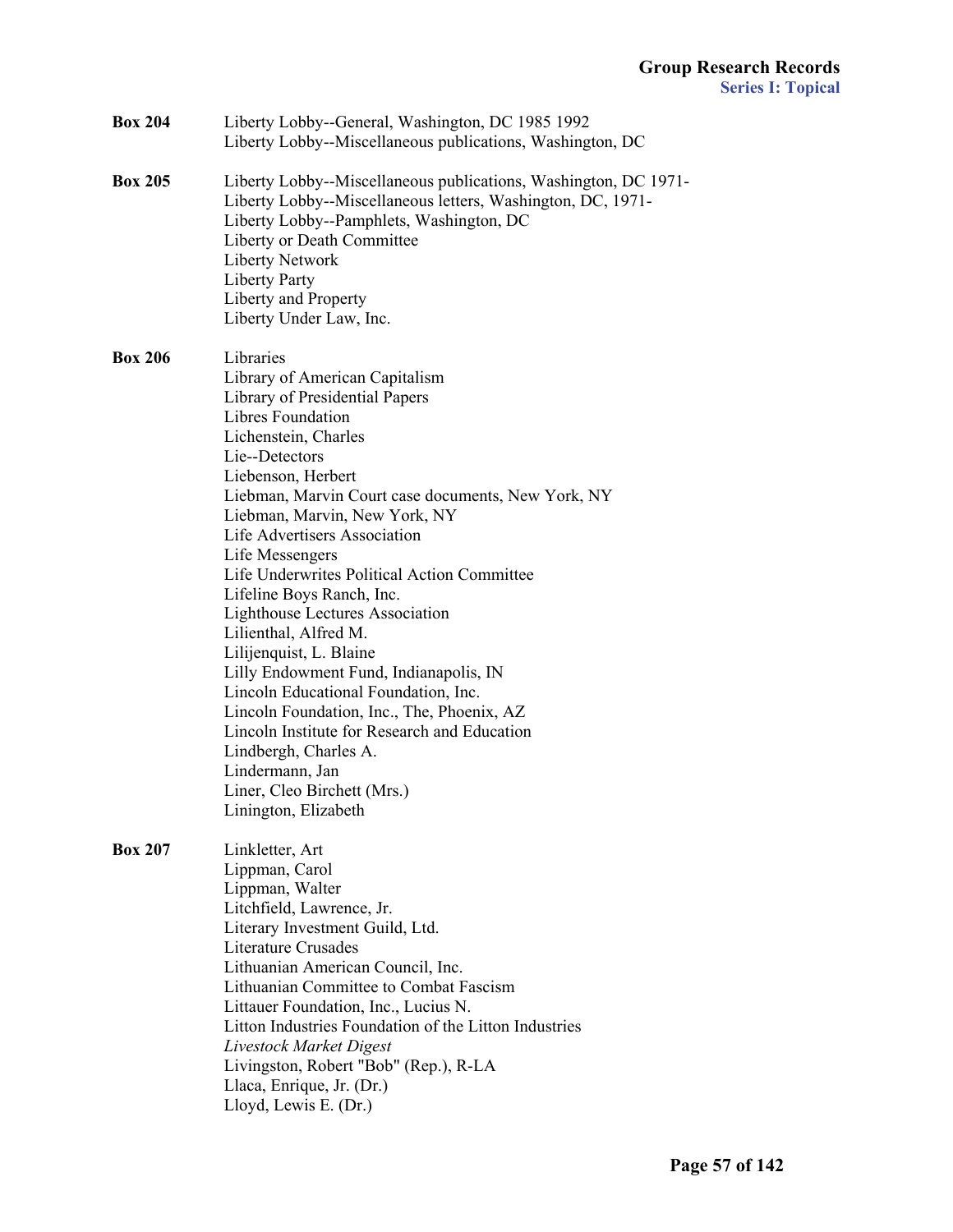**Box 204**

Liberty Lobby--General, Washington, DC 1985 1992
Liberty Lobby--Miscellaneous publications, Washington, DC

**Box 205**

Liberty Lobby--Miscellaneous publications, Washington, DC 1971-
Liberty Lobby--Miscellaneous letters, Washington, DC, 1971-
Liberty Lobby--Pamphlets, Washington, DC
Liberty or Death Committee
Liberty Network
Liberty Party
Liberty and Property
Liberty Under Law, Inc.

**Box 206**

Libraries
Library of American Capitalism
Library of Presidential Papers
Libres Foundation
Lichenstein, Charles
Lie--Detectors
Liebenson, Herbert
Liebman, Marvin Court case documents, New York, NY
Liebman, Marvin, New York, NY
Life Advertisers Association
Life Messengers
Life Underwrites Political Action Committee
Lifeline Boys Ranch, Inc.
Lighthouse Lectures Association
Lilienthal, Alfred M.
Lilijenquist, L. Blaine
Lilly Endowment Fund, Indianapolis, IN
Lincoln Educational Foundation, Inc.
Lincoln Foundation, Inc., The, Phoenix, AZ
Lincoln Institute for Research and Education
Lindbergh, Charles A.
Lindermann, Jan
Liner, Cleo Birchett (Mrs.)
Linington, Elizabeth

**Box 207**

Linkletter, Art
Lippman, Carol
Lippman, Walter
Litchfield, Lawrence, Jr.
Literary Investment Guild, Ltd.
Literature Crusades
Lithuanian American Council, Inc.
Lithuanian Committee to Combat Fascism
Littauer Foundation, Inc., Lucius N.
Litton Industries Foundation of the Litton Industries
*Livestock Market Digest*
Livingston, Robert "Bob" (Rep.), R-LA
Llaca, Enrique, Jr. (Dr.)
Lloyd, Lewis E. (Dr.)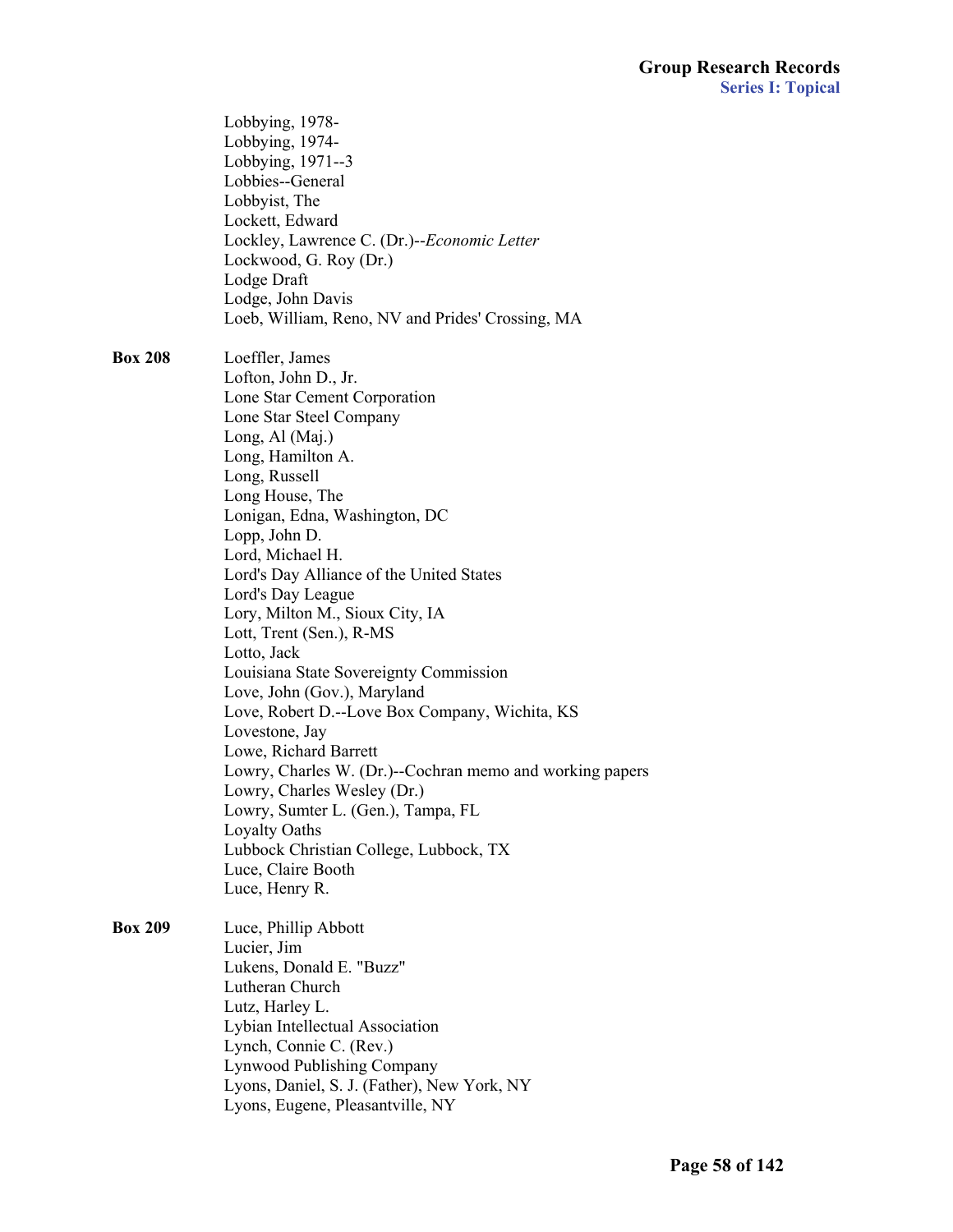Lobbying, 1978-
Lobbying, 1974-
Lobbying, 1971--3
Lobbies--General
Lobbyist, The
Lockett, Edward
Lockley, Lawrence C. (Dr.)--*Economic Letter*
Lockwood, G. Roy (Dr.)
Lodge Draft
Lodge, John Davis
Loeb, William, Reno, NV and Prides' Crossing, MA

**Box 208**

Loeffler, James
Lofton, John D., Jr.
Lone Star Cement Corporation
Lone Star Steel Company
Long, Al (Maj.)
Long, Hamilton A.
Long, Russell
Long House, The
Lonigan, Edna, Washington, DC
Lopp, John D.
Lord, Michael H.
Lord's Day Alliance of the United States
Lord's Day League
Lory, Milton M., Sioux City, IA
Lott, Trent (Sen.), R-MS
Lotto, Jack
Louisiana State Sovereignty Commission
Love, John (Gov.), Maryland
Love, Robert D.--Love Box Company, Wichita, KS
Lovestone, Jay
Lowe, Richard Barrett
Lowry, Charles W. (Dr.)--Cochran memo and working papers
Lowry, Charles Wesley (Dr.)
Lowry, Sumter L. (Gen.), Tampa, FL
Loyalty Oaths
Lubbock Christian College, Lubbock, TX
Luce, Claire Booth
Luce, Henry R.

**Box 209**

Luce, Phillip Abbott
Lucier, Jim
Lukens, Donald E. "Buzz"
Lutheran Church
Lutz, Harley L.
Lybian Intellectual Association
Lynch, Connie C. (Rev.)
Lynwood Publishing Company
Lyons, Daniel, S. J. (Father), New York, NY
Lyons, Eugene, Pleasantville, NY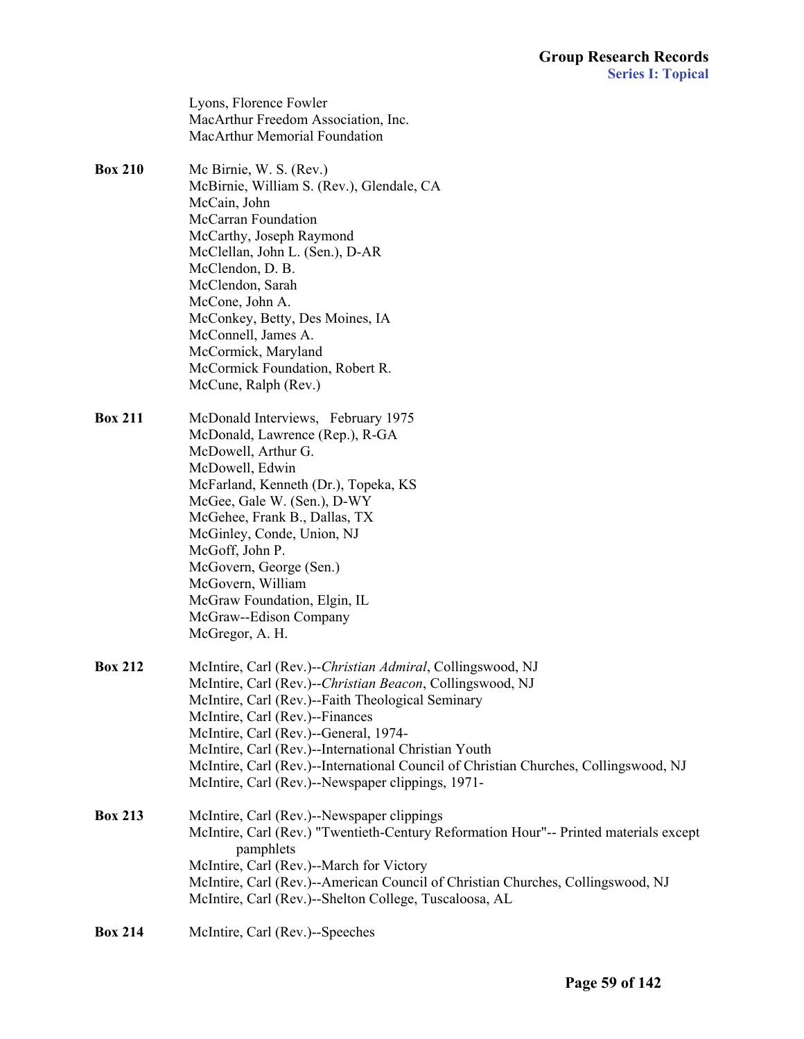Lyons, Florence Fowler
MacArthur Freedom Association, Inc.
MacArthur Memorial Foundation

**Box 210**

Mc Birnie, W. S. (Rev.)
McBirnie, William S. (Rev.), Glendale, CA
McCain, John
McCarran Foundation
McCarthy, Joseph Raymond
McClellan, John L. (Sen.), D-AR
McClendon, D. B.
McClendon, Sarah
McCone, John A.
McConkey, Betty, Des Moines, IA
McConnell, James A.
McCormick, Maryland
McCormick Foundation, Robert R.
McCune, Ralph (Rev.)

**Box 211**

McDonald Interviews, February 1975
McDonald, Lawrence (Rep.), R-GA
McDowell, Arthur G.
McDowell, Edwin
McFarland, Kenneth (Dr.), Topeka, KS
McGee, Gale W. (Sen.), D-WY
McGehee, Frank B., Dallas, TX
McGinley, Conde, Union, NJ
McGoff, John P.
McGovern, George (Sen.)
McGovern, William
McGraw Foundation, Elgin, IL
McGraw--Edison Company
McGregor, A. H.

**Box 212**

McIntire, Carl (Rev.)--*Christian Admiral*, Collingswood, NJ
McIntire, Carl (Rev.)--*Christian Beacon*, Collingswood, NJ
McIntire, Carl (Rev.)--Faith Theological Seminary
McIntire, Carl (Rev.)--Finances
McIntire, Carl (Rev.)--General, 1974-
McIntire, Carl (Rev.)--International Christian Youth
McIntire, Carl (Rev.)--International Council of Christian Churches, Collingswood, NJ
McIntire, Carl (Rev.)--Newspaper clippings, 1971-

**Box 213**

McIntire, Carl (Rev.)--Newspaper clippings
McIntire, Carl (Rev.) "Twentieth-Century Reformation Hour"-- Printed materials except pamphlets
McIntire, Carl (Rev.)--March for Victory
McIntire, Carl (Rev.)--American Council of Christian Churches, Collingswood, NJ
McIntire, Carl (Rev.)--Shelton College, Tuscaloosa, AL

**Box 214**

McIntire, Carl (Rev.)--Speeches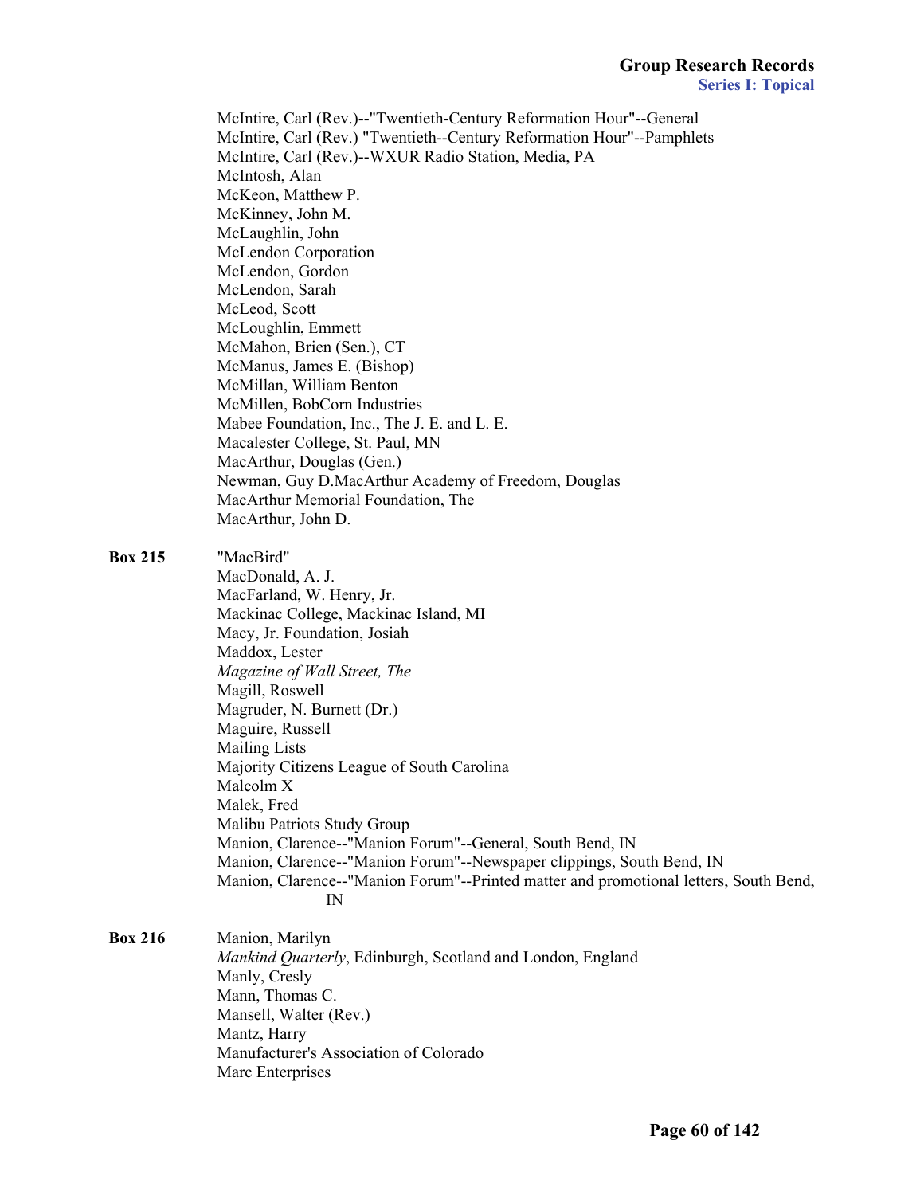McIntire, Carl (Rev.)--"Twentieth-Century Reformation Hour"--General
McIntire, Carl (Rev.) "Twentieth--Century Reformation Hour"--Pamphlets
McIntire, Carl (Rev.)--WXUR Radio Station, Media, PA
McIntosh, Alan
McKeon, Matthew P.
McKinney, John M.
McLaughlin, John
McLendon Corporation
McLendon, Gordon
McLendon, Sarah
McLeod, Scott
McLoughlin, Emmett
McMahon, Brien (Sen.), CT
McManus, James E. (Bishop)
McMillan, William Benton
McMillen, BobCorn Industries
Mabee Foundation, Inc., The J. E. and L. E.
Macalester College, St. Paul, MN
MacArthur, Douglas (Gen.)
Newman, Guy D.MacArthur Academy of Freedom, Douglas
MacArthur Memorial Foundation, The
MacArthur, John D.

**Box 215**

"MacBird"
MacDonald, A. J.
MacFarland, W. Henry, Jr.
Mackinac College, Mackinac Island, MI
Macy, Jr. Foundation, Josiah
Maddox, Lester
*Magazine of Wall Street, The*
Magill, Roswell
Magruder, N. Burnett (Dr.)
Maguire, Russell
Mailing Lists
Majority Citizens League of South Carolina
Malcolm X
Malek, Fred
Malibu Patriots Study Group
Manion, Clarence--"Manion Forum"--General, South Bend, IN
Manion, Clarence--"Manion Forum"--Newspaper clippings, South Bend, IN
Manion, Clarence--"Manion Forum"--Printed matter and promotional letters, South Bend, IN

**Box 216**

Manion, Marilyn
*Mankind Quarterly*, Edinburgh, Scotland and London, England
Manly, Cresly
Mann, Thomas C.
Mansell, Walter (Rev.)
Mantz, Harry
Manufacturer's Association of Colorado
Marc Enterprises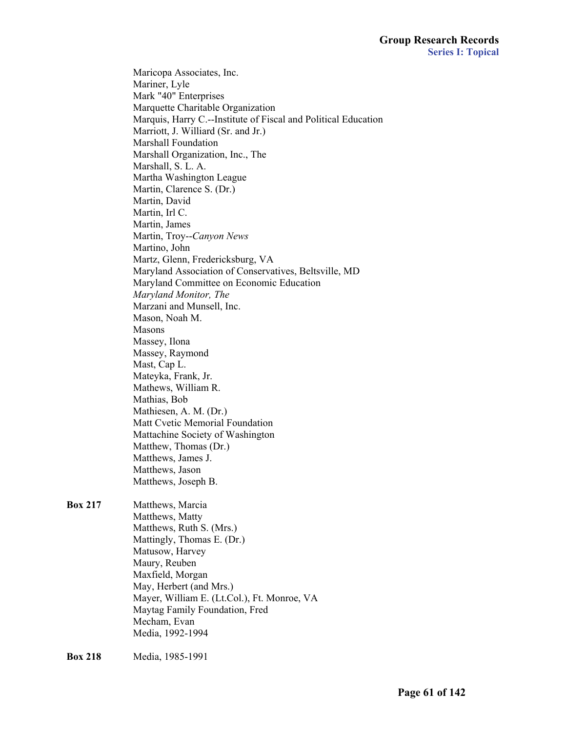Maricopa Associates, Inc.
Mariner, Lyle
Mark "40" Enterprises
Marquette Charitable Organization
Marquis, Harry C.--Institute of Fiscal and Political Education
Marriott, J. Williard (Sr. and Jr.)
Marshall Foundation
Marshall Organization, Inc., The
Marshall, S. L. A.
Martha Washington League
Martin, Clarence S. (Dr.)
Martin, David
Martin, Irl C.
Martin, James
Martin, Troy--*Canyon News*
Martino, John
Martz, Glenn, Fredericksburg, VA
Maryland Association of Conservatives, Beltsville, MD
Maryland Committee on Economic Education
*Maryland Monitor, The*
Marzani and Munsell, Inc.
Mason, Noah M.
Masons
Massey, Ilona
Massey, Raymond
Mast, Cap L.
Mateyka, Frank, Jr.
Mathews, William R.
Mathias, Bob
Mathiesen, A. M. (Dr.)
Matt Cvetic Memorial Foundation
Mattachine Society of Washington
Matthew, Thomas (Dr.)
Matthews, James J.
Matthews, Jason
Matthews, Joseph B.

**Box 217**

Matthews, Marcia
Matthews, Matty
Matthews, Ruth S. (Mrs.)
Mattingly, Thomas E. (Dr.)
Matusow, Harvey
Maury, Reuben
Maxfield, Morgan
May, Herbert (and Mrs.)
Mayer, William E. (Lt.Col.), Ft. Monroe, VA
Maytag Family Foundation, Fred
Mecham, Evan
Media, 1992-1994

**Box 218**

Media, 1985-1991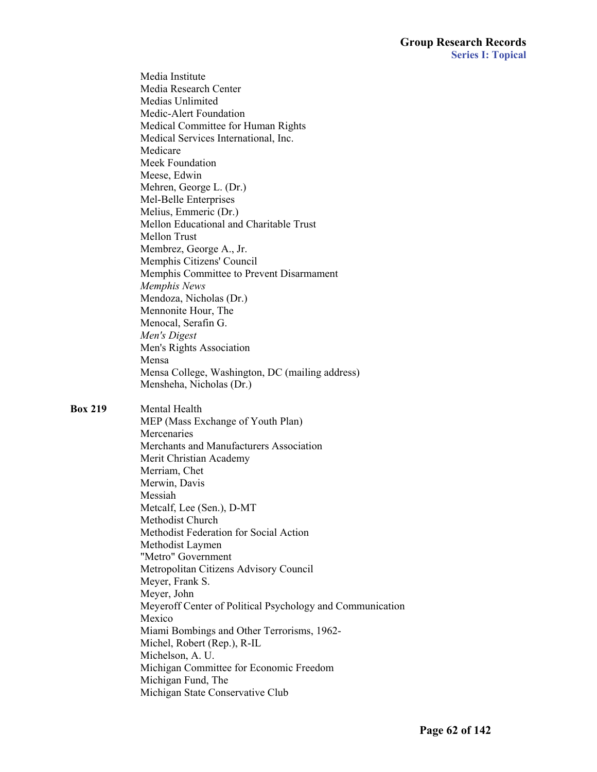Media Institute
Media Research Center
Medias Unlimited
Medic-Alert Foundation
Medical Committee for Human Rights
Medical Services International, Inc.
Medicare
Meek Foundation
Meese, Edwin
Mehren, George L. (Dr.)
Mel-Belle Enterprises
Melius, Emmeric (Dr.)
Mellon Educational and Charitable Trust
Mellon Trust
Membrez, George A., Jr.
Memphis Citizens' Council
Memphis Committee to Prevent Disarmament
*Memphis News*
Mendoza, Nicholas (Dr.)
Mennonite Hour, The
Menocal, Serafin G.
*Men's Digest*
Men's Rights Association
Mensa
Mensa College, Washington, DC (mailing address)
Mensheha, Nicholas (Dr.)

**Box 219**

Mental Health
MEP (Mass Exchange of Youth Plan)
Mercenaries
Merchants and Manufacturers Association
Merit Christian Academy
Merriam, Chet
Merwin, Davis
Messiah
Metcalf, Lee (Sen.), D-MT
Methodist Church
Methodist Federation for Social Action
Methodist Laymen
"Metro" Government
Metropolitan Citizens Advisory Council
Meyer, Frank S.
Meyer, John
Meyeroff Center of Political Psychology and Communication
Mexico
Miami Bombings and Other Terrorisms, 1962-
Michel, Robert (Rep.), R-IL
Michelson, A. U.
Michigan Committee for Economic Freedom
Michigan Fund, The
Michigan State Conservative Club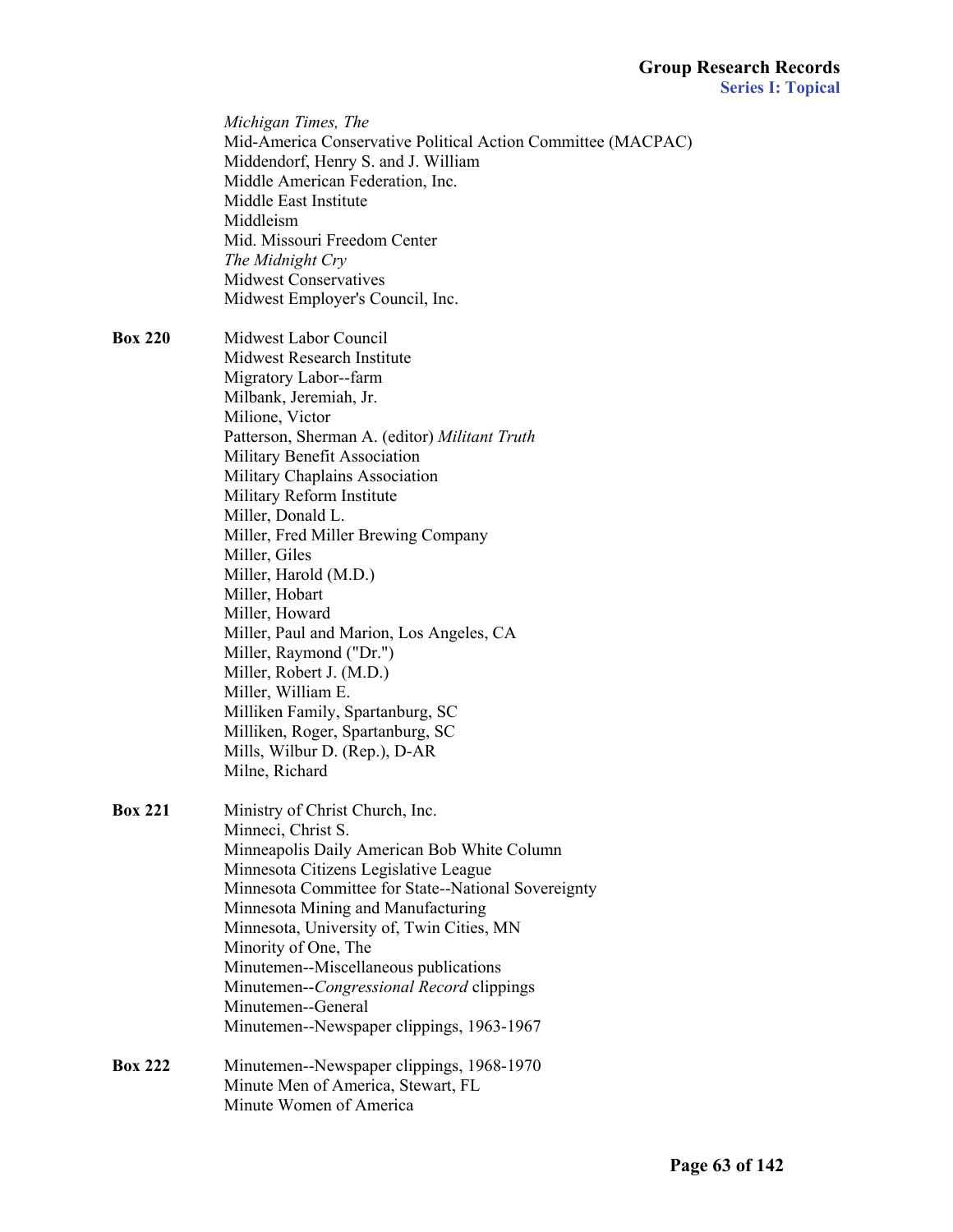*Michigan Times, The*
Mid-America Conservative Political Action Committee (MACPAC)
Middendorf, Henry S. and J. William
Middle American Federation, Inc.
Middle East Institute
Middleism
Mid. Missouri Freedom Center
*The Midnight Cry*
Midwest Conservatives
Midwest Employer's Council, Inc.

**Box 220**

Midwest Labor Council
Midwest Research Institute
Migratory Labor--farm
Milbank, Jeremiah, Jr.
Milione, Victor
Patterson, Sherman A. (editor) *Militant Truth*
Military Benefit Association
Military Chaplains Association
Military Reform Institute
Miller, Donald L.
Miller, Fred Miller Brewing Company
Miller, Giles
Miller, Harold (M.D.)
Miller, Hobart
Miller, Howard
Miller, Paul and Marion, Los Angeles, CA
Miller, Raymond ("Dr.")
Miller, Robert J. (M.D.)
Miller, William E.
Milliken Family, Spartanburg, SC
Milliken, Roger, Spartanburg, SC
Mills, Wilbur D. (Rep.), D-AR
Milne, Richard

**Box 221**

Ministry of Christ Church, Inc.
Minneci, Christ S.
Minneapolis Daily American Bob White Column
Minnesota Citizens Legislative League
Minnesota Committee for State--National Sovereignty
Minnesota Mining and Manufacturing
Minnesota, University of, Twin Cities, MN
Minority of One, The
Minutemen--Miscellaneous publications
Minutemen--*Congressional Record* clippings
Minutemen--General
Minutemen--Newspaper clippings, 1963-1967

**Box 222**

Minutemen--Newspaper clippings, 1968-1970
Minute Men of America, Stewart, FL
Minute Women of America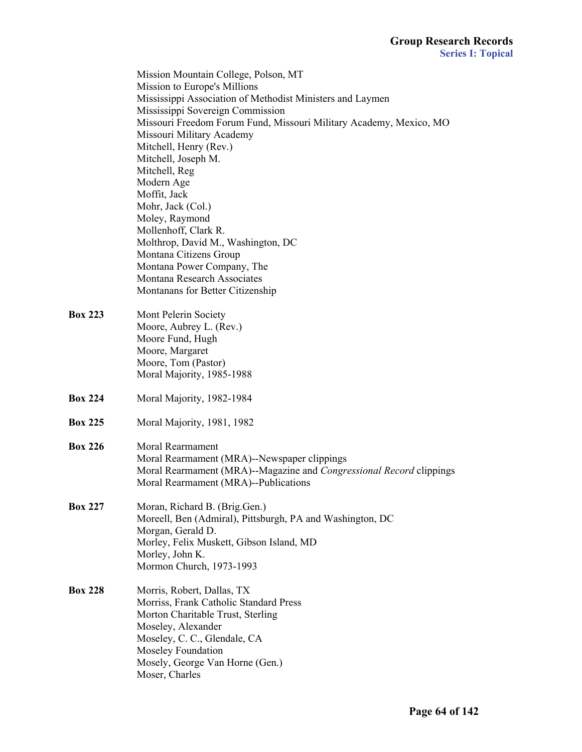Mission Mountain College, Polson, MT
Mission to Europe's Millions
Mississippi Association of Methodist Ministers and Laymen
Mississippi Sovereign Commission
Missouri Freedom Forum Fund, Missouri Military Academy, Mexico, MO
Missouri Military Academy
Mitchell, Henry (Rev.)
Mitchell, Joseph M.
Mitchell, Reg
Modern Age
Moffit, Jack
Mohr, Jack (Col.)
Moley, Raymond
Mollenhoff, Clark R.
Molthrop, David M., Washington, DC
Montana Citizens Group
Montana Power Company, The
Montana Research Associates
Montanans for Better Citizenship

**Box 223**
Mont Pelerin Society
Moore, Aubrey L. (Rev.)
Moore Fund, Hugh
Moore, Margaret
Moore, Tom (Pastor)
Moral Majority, 1985-1988

**Box 224**
Moral Majority, 1982-1984

**Box 225**
Moral Majority, 1981, 1982

**Box 226**
Moral Rearmament
Moral Rearmament (MRA)--Newspaper clippings
Moral Rearmament (MRA)--Magazine and *Congressional Record* clippings
Moral Rearmament (MRA)--Publications

**Box 227**
Moran, Richard B. (Brig.Gen.)
Moreell, Ben (Admiral), Pittsburgh, PA and Washington, DC
Morgan, Gerald D.
Morley, Felix Muskett, Gibson Island, MD
Morley, John K.
Mormon Church, 1973-1993

**Box 228**
Morris, Robert, Dallas, TX
Morriss, Frank Catholic Standard Press
Morton Charitable Trust, Sterling
Moseley, Alexander
Moseley, C. C., Glendale, CA
Moseley Foundation
Mosely, George Van Horne (Gen.)
Moser, Charles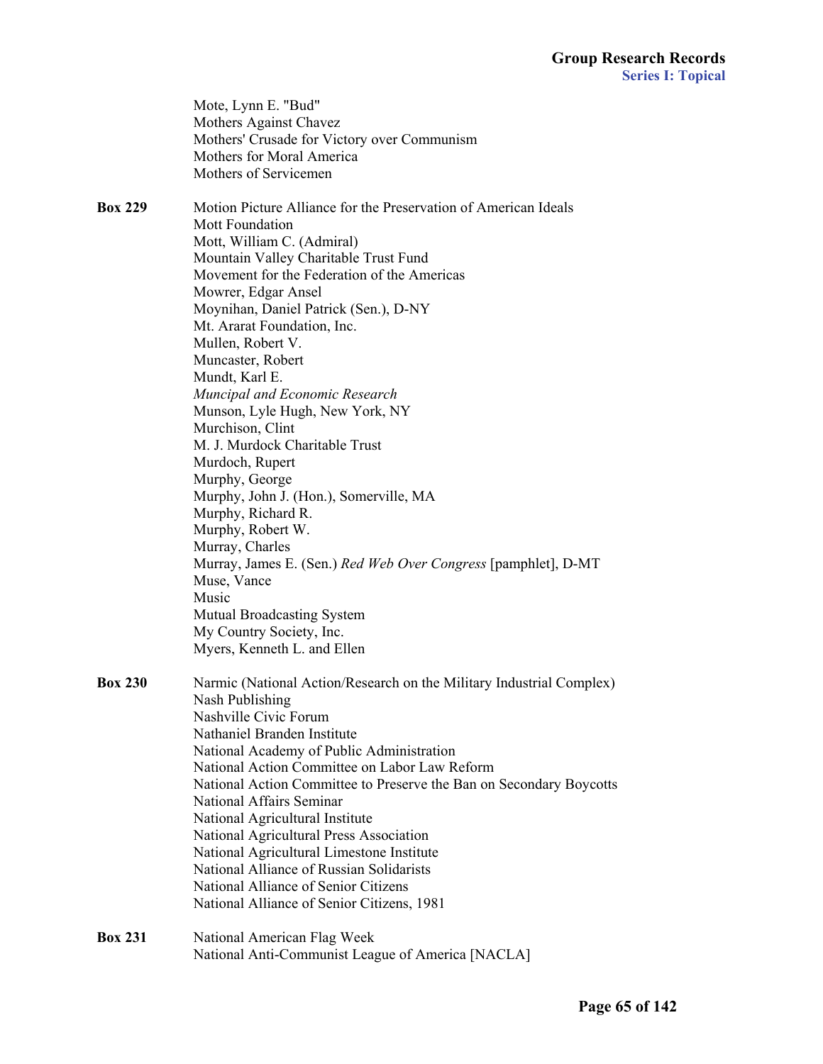Mote, Lynn E. "Bud"
Mothers Against Chavez
Mothers' Crusade for Victory over Communism
Mothers for Moral America
Mothers of Servicemen

**Box 229**

Motion Picture Alliance for the Preservation of American Ideals
Mott Foundation
Mott, William C. (Admiral)
Mountain Valley Charitable Trust Fund
Movement for the Federation of the Americas
Mowrer, Edgar Ansel
Moynihan, Daniel Patrick (Sen.), D-NY
Mt. Ararat Foundation, Inc.
Mullen, Robert V.
Muncaster, Robert
Mundt, Karl E.
*Muncipal and Economic Research*
Munson, Lyle Hugh, New York, NY
Murchison, Clint
M. J. Murdock Charitable Trust
Murdoch, Rupert
Murphy, George
Murphy, John J. (Hon.), Somerville, MA
Murphy, Richard R.
Murphy, Robert W.
Murray, Charles
Murray, James E. (Sen.) *Red Web Over Congress* [pamphlet], D-MT
Muse, Vance
Music
Mutual Broadcasting System
My Country Society, Inc.
Myers, Kenneth L. and Ellen

**Box 230**

Narmic (National Action/Research on the Military Industrial Complex)
Nash Publishing
Nashville Civic Forum
Nathaniel Branden Institute
National Academy of Public Administration
National Action Committee on Labor Law Reform
National Action Committee to Preserve the Ban on Secondary Boycotts
National Affairs Seminar
National Agricultural Institute
National Agricultural Press Association
National Agricultural Limestone Institute
National Alliance of Russian Solidarists
National Alliance of Senior Citizens
National Alliance of Senior Citizens, 1981

**Box 231**

National American Flag Week
National Anti-Communist League of America [NACLA]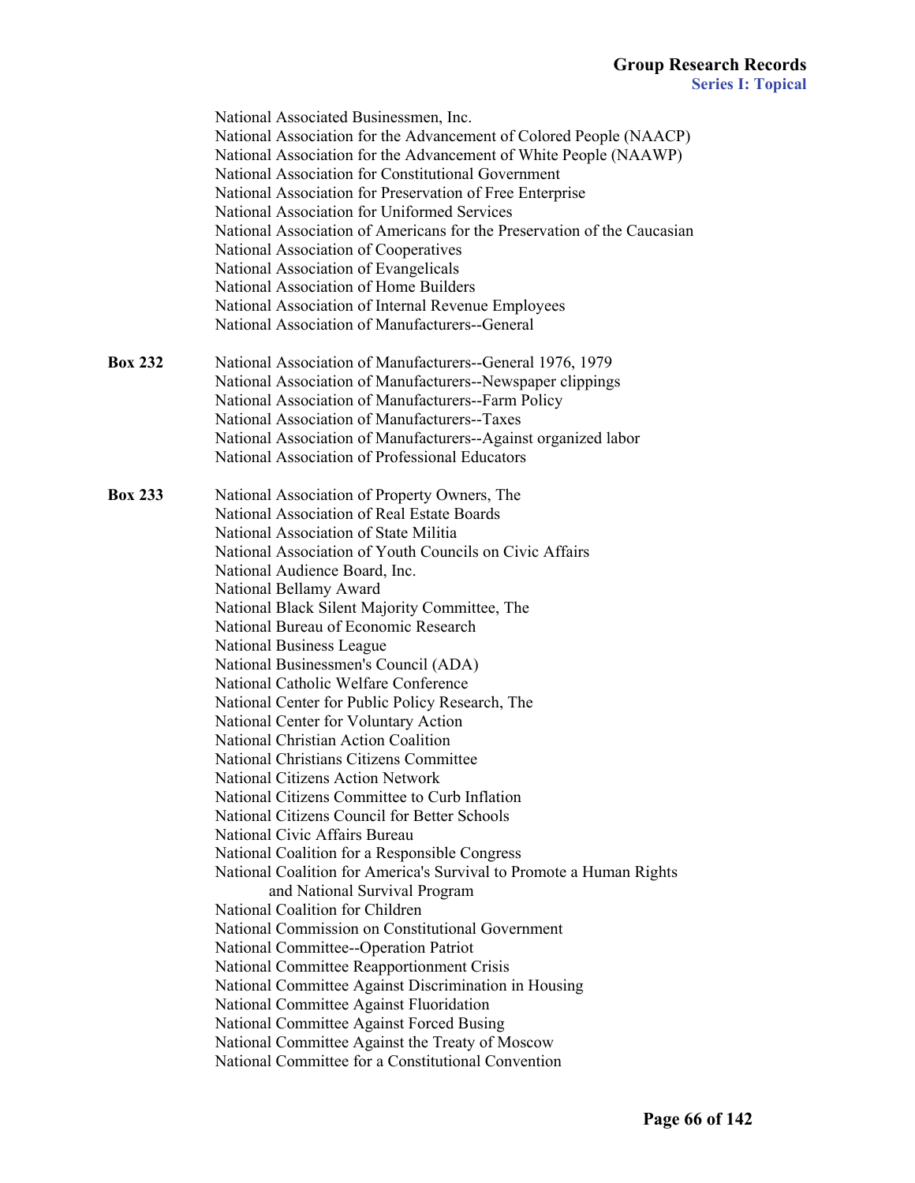National Associated Businessmen, Inc.
National Association for the Advancement of Colored People (NAACP)
National Association for the Advancement of White People (NAAWP)
National Association for Constitutional Government
National Association for Preservation of Free Enterprise
National Association for Uniformed Services
National Association of Americans for the Preservation of the Caucasian
National Association of Cooperatives
National Association of Evangelicals
National Association of Home Builders
National Association of Internal Revenue Employees
National Association of Manufacturers--General

**Box 232**

National Association of Manufacturers--General 1976, 1979
National Association of Manufacturers--Newspaper clippings
National Association of Manufacturers--Farm Policy
National Association of Manufacturers--Taxes
National Association of Manufacturers--Against organized labor
National Association of Professional Educators

**Box 233**

National Association of Property Owners, The
National Association of Real Estate Boards
National Association of State Militia
National Association of Youth Councils on Civic Affairs
National Audience Board, Inc.
National Bellamy Award
National Black Silent Majority Committee, The
National Bureau of Economic Research
National Business League
National Businessmen's Council (ADA)
National Catholic Welfare Conference
National Center for Public Policy Research, The
National Center for Voluntary Action
National Christian Action Coalition
National Christians Citizens Committee
National Citizens Action Network
National Citizens Committee to Curb Inflation
National Citizens Council for Better Schools
National Civic Affairs Bureau
National Coalition for a Responsible Congress
National Coalition for America's Survival to Promote a Human Rights and National Survival Program
National Coalition for Children
National Commission on Constitutional Government
National Committee--Operation Patriot
National Committee Reapportionment Crisis
National Committee Against Discrimination in Housing
National Committee Against Fluoridation
National Committee Against Forced Busing
National Committee Against the Treaty of Moscow
National Committee for a Constitutional Convention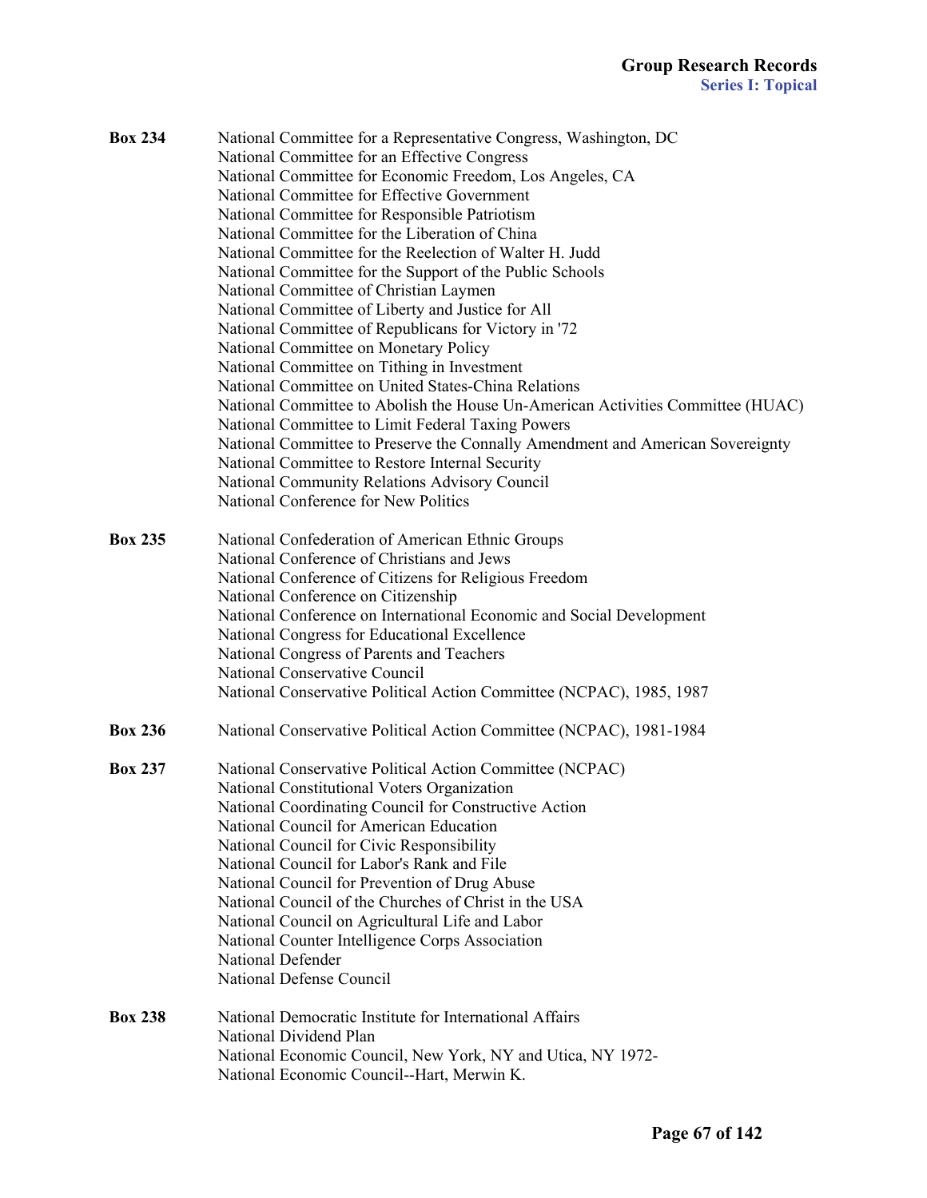| | |
|---|---|
| **Box 234** | National Committee for a Representative Congress, Washington, DC<br>National Committee for an Effective Congress<br>National Committee for Economic Freedom, Los Angeles, CA<br>National Committee for Effective Government<br>National Committee for Responsible Patriotism<br>National Committee for the Liberation of China<br>National Committee for the Reelection of Walter H. Judd<br>National Committee for the Support of the Public Schools<br>National Committee of Christian Laymen<br>National Committee of Liberty and Justice for All<br>National Committee of Republicans for Victory in '72<br>National Committee on Monetary Policy<br>National Committee on Tithing in Investment<br>National Committee on United States-China Relations<br>National Committee to Abolish the House Un-American Activities Committee (HUAC)<br>National Committee to Limit Federal Taxing Powers<br>National Committee to Preserve the Connally Amendment and American Sovereignty<br>National Committee to Restore Internal Security<br>National Community Relations Advisory Council<br>National Conference for New Politics |
| **Box 235** | National Confederation of American Ethnic Groups<br>National Conference of Christians and Jews<br>National Conference of Citizens for Religious Freedom<br>National Conference on Citizenship<br>National Conference on International Economic and Social Development<br>National Congress for Educational Excellence<br>National Congress of Parents and Teachers<br>National Conservative Council<br>National Conservative Political Action Committee (NCPAC), 1985, 1987 |
| **Box 236** | National Conservative Political Action Committee (NCPAC), 1981-1984 |
| **Box 237** | National Conservative Political Action Committee (NCPAC)<br>National Constitutional Voters Organization<br>National Coordinating Council for Constructive Action<br>National Council for American Education<br>National Council for Civic Responsibility<br>National Council for Labor's Rank and File<br>National Council for Prevention of Drug Abuse<br>National Council of the Churches of Christ in the USA<br>National Council on Agricultural Life and Labor<br>National Counter Intelligence Corps Association<br>National Defender<br>National Defense Council |
| **Box 238** | National Democratic Institute for International Affairs<br>National Dividend Plan<br>National Economic Council, New York, NY and Utica, NY 1972-<br>National Economic Council--Hart, Merwin K. |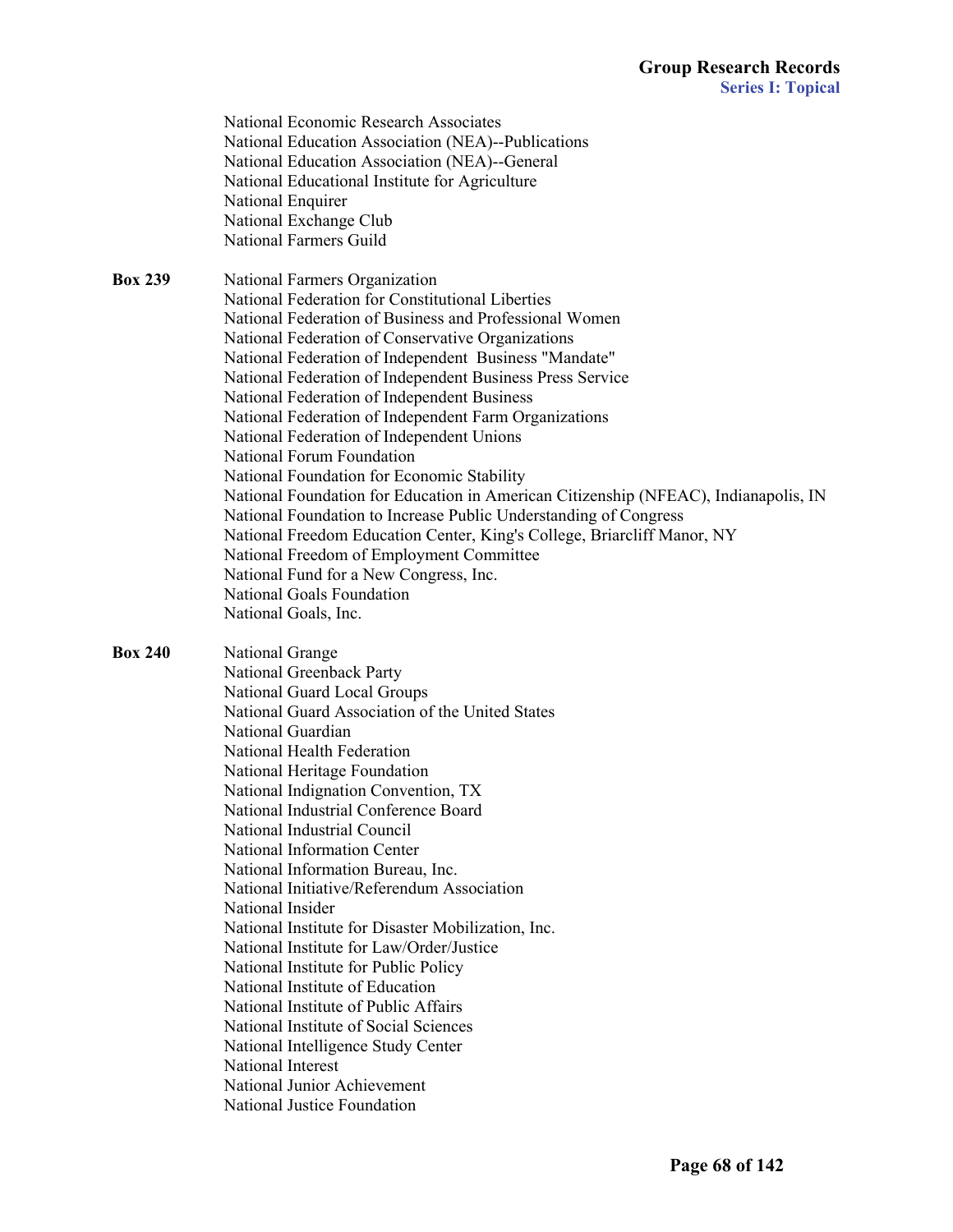National Economic Research Associates
National Education Association (NEA)--Publications
National Education Association (NEA)--General
National Educational Institute for Agriculture
National Enquirer
National Exchange Club
National Farmers Guild

**Box 239**

National Farmers Organization
National Federation for Constitutional Liberties
National Federation of Business and Professional Women
National Federation of Conservative Organizations
National Federation of Independent Business "Mandate"
National Federation of Independent Business Press Service
National Federation of Independent Business
National Federation of Independent Farm Organizations
National Federation of Independent Unions
National Forum Foundation
National Foundation for Economic Stability
National Foundation for Education in American Citizenship (NFEAC), Indianapolis, IN
National Foundation to Increase Public Understanding of Congress
National Freedom Education Center, King's College, Briarcliff Manor, NY
National Freedom of Employment Committee
National Fund for a New Congress, Inc.
National Goals Foundation
National Goals, Inc.

**Box 240**

National Grange
National Greenback Party
National Guard Local Groups
National Guard Association of the United States
National Guardian
National Health Federation
National Heritage Foundation
National Indignation Convention, TX
National Industrial Conference Board
National Industrial Council
National Information Center
National Information Bureau, Inc.
National Initiative/Referendum Association
National Insider
National Institute for Disaster Mobilization, Inc.
National Institute for Law/Order/Justice
National Institute for Public Policy
National Institute of Education
National Institute of Public Affairs
National Institute of Social Sciences
National Intelligence Study Center
National Interest
National Junior Achievement
National Justice Foundation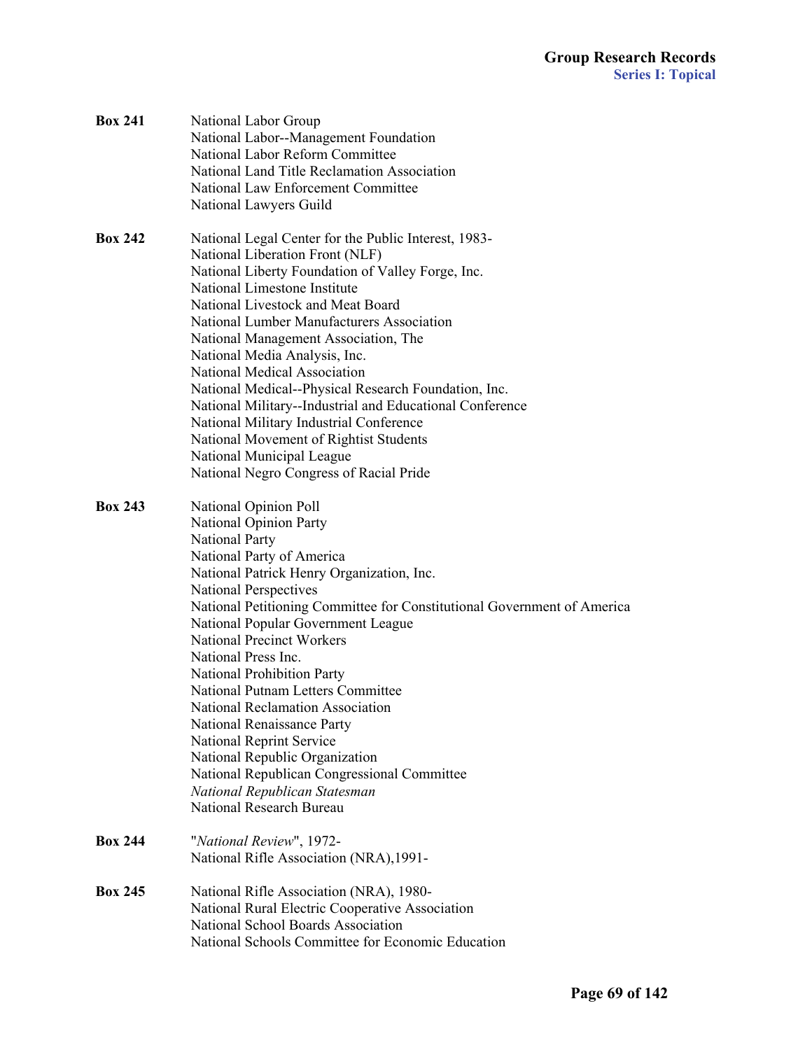**Box 241**
National Labor Group
National Labor--Management Foundation
National Labor Reform Committee
National Land Title Reclamation Association
National Law Enforcement Committee
National Lawyers Guild

**Box 242**
National Legal Center for the Public Interest, 1983-
National Liberation Front (NLF)
National Liberty Foundation of Valley Forge, Inc.
National Limestone Institute
National Livestock and Meat Board
National Lumber Manufacturers Association
National Management Association, The
National Media Analysis, Inc.
National Medical Association
National Medical--Physical Research Foundation, Inc.
National Military--Industrial and Educational Conference
National Military Industrial Conference
National Movement of Rightist Students
National Municipal League
National Negro Congress of Racial Pride

**Box 243**
National Opinion Poll
National Opinion Party
National Party
National Party of America
National Patrick Henry Organization, Inc.
National Perspectives
National Petitioning Committee for Constitutional Government of America
National Popular Government League
National Precinct Workers
National Press Inc.
National Prohibition Party
National Putnam Letters Committee
National Reclamation Association
National Renaissance Party
National Reprint Service
National Republic Organization
National Republican Congressional Committee
*National Republican Statesman*
National Research Bureau

**Box 244**
"*National Review*", 1972-
National Rifle Association (NRA),1991-

**Box 245**
National Rifle Association (NRA), 1980-
National Rural Electric Cooperative Association
National School Boards Association
National Schools Committee for Economic Education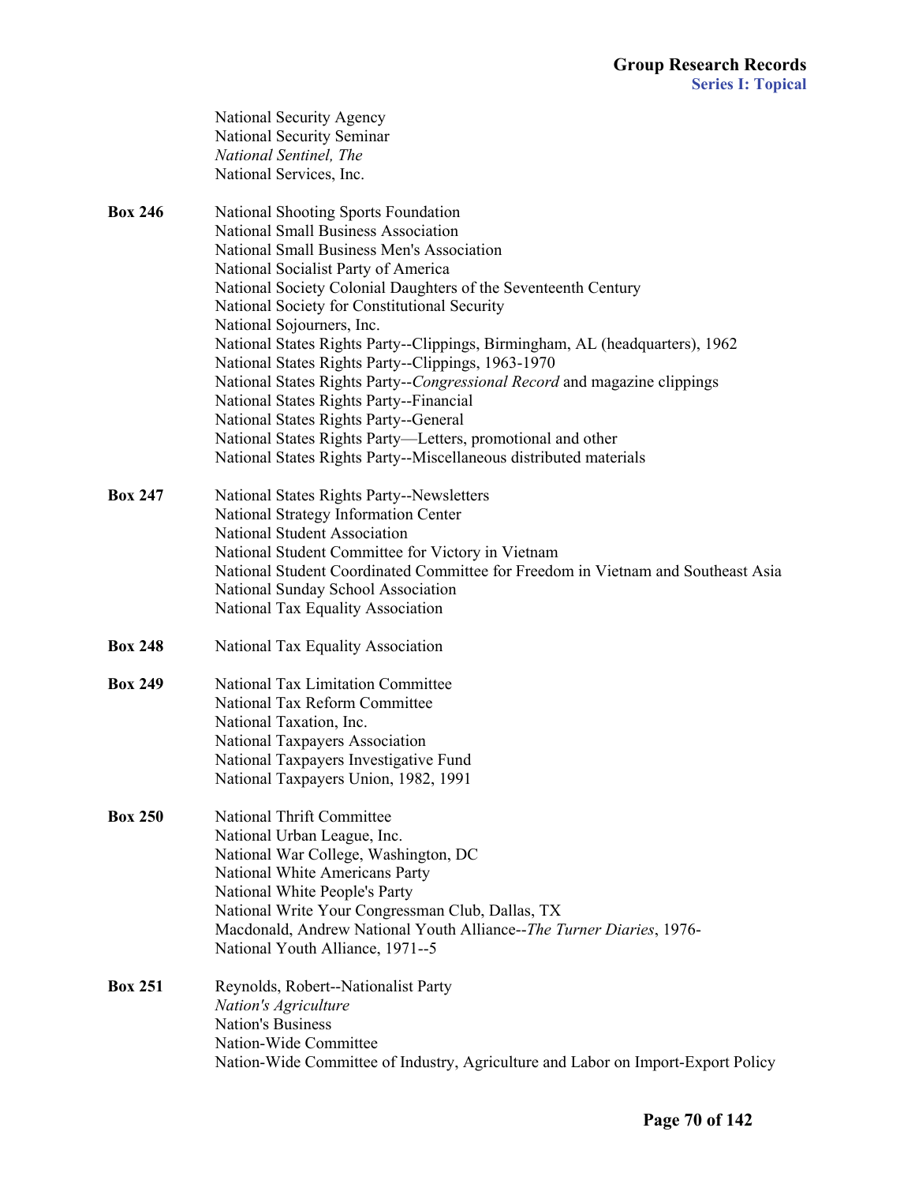National Security Agency
National Security Seminar
*National Sentinel, The*
National Services, Inc.

**Box 246**

National Shooting Sports Foundation
National Small Business Association
National Small Business Men's Association
National Socialist Party of America
National Society Colonial Daughters of the Seventeenth Century
National Society for Constitutional Security
National Sojourners, Inc.
National States Rights Party--Clippings, Birmingham, AL (headquarters), 1962
National States Rights Party--Clippings, 1963-1970
National States Rights Party--*Congressional Record* and magazine clippings
National States Rights Party--Financial
National States Rights Party--General
National States Rights Party—Letters, promotional and other
National States Rights Party--Miscellaneous distributed materials

**Box 247**

National States Rights Party--Newsletters
National Strategy Information Center
National Student Association
National Student Committee for Victory in Vietnam
National Student Coordinated Committee for Freedom in Vietnam and Southeast Asia
National Sunday School Association
National Tax Equality Association

**Box 248**

National Tax Equality Association

**Box 249**

National Tax Limitation Committee
National Tax Reform Committee
National Taxation, Inc.
National Taxpayers Association
National Taxpayers Investigative Fund
National Taxpayers Union, 1982, 1991

**Box 250**

National Thrift Committee
National Urban League, Inc.
National War College, Washington, DC
National White Americans Party
National White People's Party
National Write Your Congressman Club, Dallas, TX
Macdonald, Andrew National Youth Alliance--*The Turner Diaries*, 1976-
National Youth Alliance, 1971--5

**Box 251**

Reynolds, Robert--Nationalist Party
*Nation's Agriculture*
Nation's Business
Nation-Wide Committee
Nation-Wide Committee of Industry, Agriculture and Labor on Import-Export Policy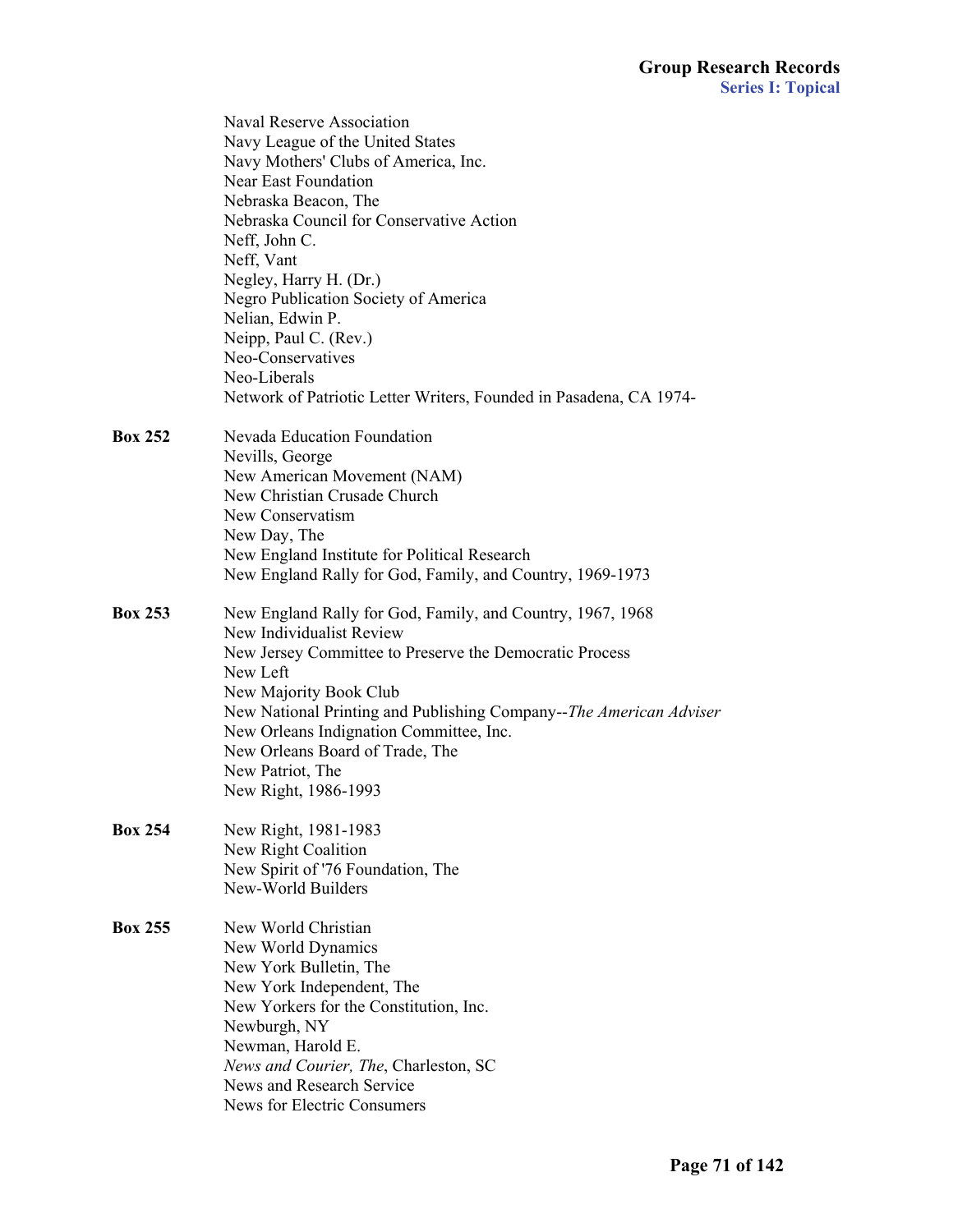Naval Reserve Association
Navy League of the United States
Navy Mothers' Clubs of America, Inc.
Near East Foundation
Nebraska Beacon, The
Nebraska Council for Conservative Action
Neff, John C.
Neff, Vant
Negley, Harry H. (Dr.)
Negro Publication Society of America
Nelian, Edwin P.
Neipp, Paul C. (Rev.)
Neo-Conservatives
Neo-Liberals
Network of Patriotic Letter Writers, Founded in Pasadena, CA 1974-

**Box 252**

Nevada Education Foundation
Nevills, George
New American Movement (NAM)
New Christian Crusade Church
New Conservatism
New Day, The
New England Institute for Political Research
New England Rally for God, Family, and Country, 1969-1973

**Box 253**

New England Rally for God, Family, and Country, 1967, 1968
New Individualist Review
New Jersey Committee to Preserve the Democratic Process
New Left
New Majority Book Club
New National Printing and Publishing Company--*The American Adviser*
New Orleans Indignation Committee, Inc.
New Orleans Board of Trade, The
New Patriot, The
New Right, 1986-1993

**Box 254**

New Right, 1981-1983
New Right Coalition
New Spirit of '76 Foundation, The
New-World Builders

**Box 255**

New World Christian
New World Dynamics
New York Bulletin, The
New York Independent, The
New Yorkers for the Constitution, Inc.
Newburgh, NY
Newman, Harold E.
*News and Courier, The*, Charleston, SC
News and Research Service
News for Electric Consumers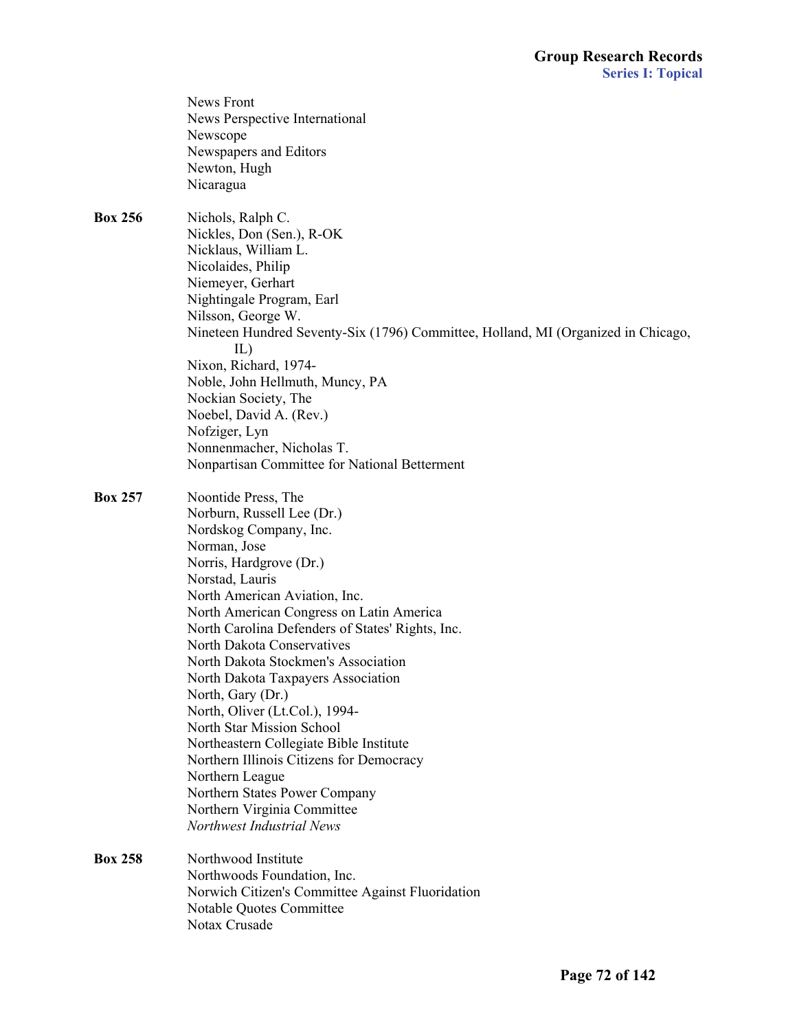News Front
News Perspective International
Newscope
Newspapers and Editors
Newton, Hugh
Nicaragua

**Box 256**

Nichols, Ralph C.
Nickles, Don (Sen.), R-OK
Nicklaus, William L.
Nicolaides, Philip
Niemeyer, Gerhart
Nightingale Program, Earl
Nilsson, George W.
Nineteen Hundred Seventy-Six (1796) Committee, Holland, MI (Organized in Chicago, IL)
Nixon, Richard, 1974-
Noble, John Hellmuth, Muncy, PA
Nockian Society, The
Noebel, David A. (Rev.)
Nofziger, Lyn
Nonnenmacher, Nicholas T.
Nonpartisan Committee for National Betterment

**Box 257**

Noontide Press, The
Norburn, Russell Lee (Dr.)
Nordskog Company, Inc.
Norman, Jose
Norris, Hardgrove (Dr.)
Norstad, Lauris
North American Aviation, Inc.
North American Congress on Latin America
North Carolina Defenders of States' Rights, Inc.
North Dakota Conservatives
North Dakota Stockmen's Association
North Dakota Taxpayers Association
North, Gary (Dr.)
North, Oliver (Lt.Col.), 1994-
North Star Mission School
Northeastern Collegiate Bible Institute
Northern Illinois Citizens for Democracy
Northern League
Northern States Power Company
Northern Virginia Committee
*Northwest Industrial News*

**Box 258**

Northwood Institute
Northwoods Foundation, Inc.
Norwich Citizen's Committee Against Fluoridation
Notable Quotes Committee
Notax Crusade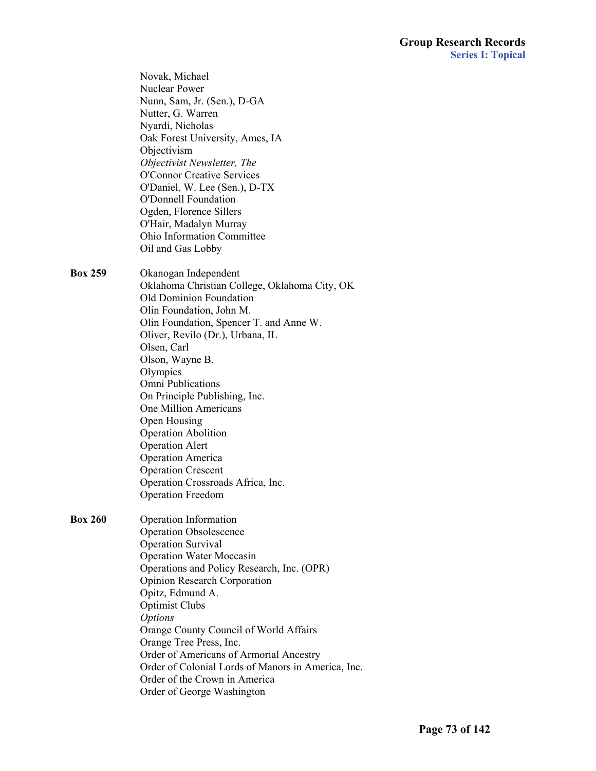Novak, Michael
Nuclear Power
Nunn, Sam, Jr. (Sen.), D-GA
Nutter, G. Warren
Nyardi, Nicholas
Oak Forest University, Ames, IA
Objectivism
*Objectivist Newsletter, The*
O'Connor Creative Services
O'Daniel, W. Lee (Sen.), D-TX
O'Donnell Foundation
Ogden, Florence Sillers
O'Hair, Madalyn Murray
Ohio Information Committee
Oil and Gas Lobby

**Box 259**

Okanogan Independent
Oklahoma Christian College, Oklahoma City, OK
Old Dominion Foundation
Olin Foundation, John M.
Olin Foundation, Spencer T. and Anne W.
Oliver, Revilo (Dr.), Urbana, IL
Olsen, Carl
Olson, Wayne B.
Olympics
Omni Publications
On Principle Publishing, Inc.
One Million Americans
Open Housing
Operation Abolition
Operation Alert
Operation America
Operation Crescent
Operation Crossroads Africa, Inc.
Operation Freedom

**Box 260**

Operation Information
Operation Obsolescence
Operation Survival
Operation Water Moccasin
Operations and Policy Research, Inc. (OPR)
Opinion Research Corporation
Opitz, Edmund A.
Optimist Clubs
*Options*
Orange County Council of World Affairs
Orange Tree Press, Inc.
Order of Americans of Armorial Ancestry
Order of Colonial Lords of Manors in America, Inc.
Order of the Crown in America
Order of George Washington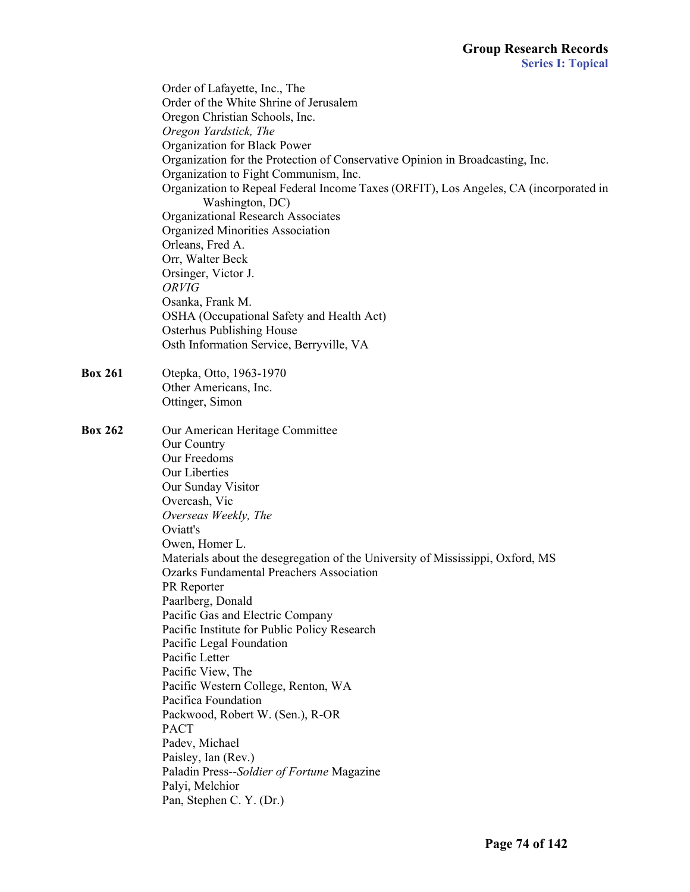Order of Lafayette, Inc., The
Order of the White Shrine of Jerusalem
Oregon Christian Schools, Inc.
*Oregon Yardstick, The*
Organization for Black Power
Organization for the Protection of Conservative Opinion in Broadcasting, Inc.
Organization to Fight Communism, Inc.
Organization to Repeal Federal Income Taxes (ORFIT), Los Angeles, CA (incorporated in Washington, DC)
Organizational Research Associates
Organized Minorities Association
Orleans, Fred A.
Orr, Walter Beck
Orsinger, Victor J.
*ORVIG*
Osanka, Frank M.
OSHA (Occupational Safety and Health Act)
Osterhus Publishing House
Osth Information Service, Berryville, VA

**Box 261**

Otepka, Otto, 1963-1970
Other Americans, Inc.
Ottinger, Simon

**Box 262**

Our American Heritage Committee
Our Country
Our Freedoms
Our Liberties
Our Sunday Visitor
Overcash, Vic
*Overseas Weekly, The*
Oviatt's
Owen, Homer L.
Materials about the desegregation of the University of Mississippi, Oxford, MS
Ozarks Fundamental Preachers Association
PR Reporter
Paarlberg, Donald
Pacific Gas and Electric Company
Pacific Institute for Public Policy Research
Pacific Legal Foundation
Pacific Letter
Pacific View, The
Pacific Western College, Renton, WA
Pacifica Foundation
Packwood, Robert W. (Sen.), R-OR
PACT
Padev, Michael
Paisley, Ian (Rev.)
Paladin Press--*Soldier of Fortune* Magazine
Palyi, Melchior
Pan, Stephen C. Y. (Dr.)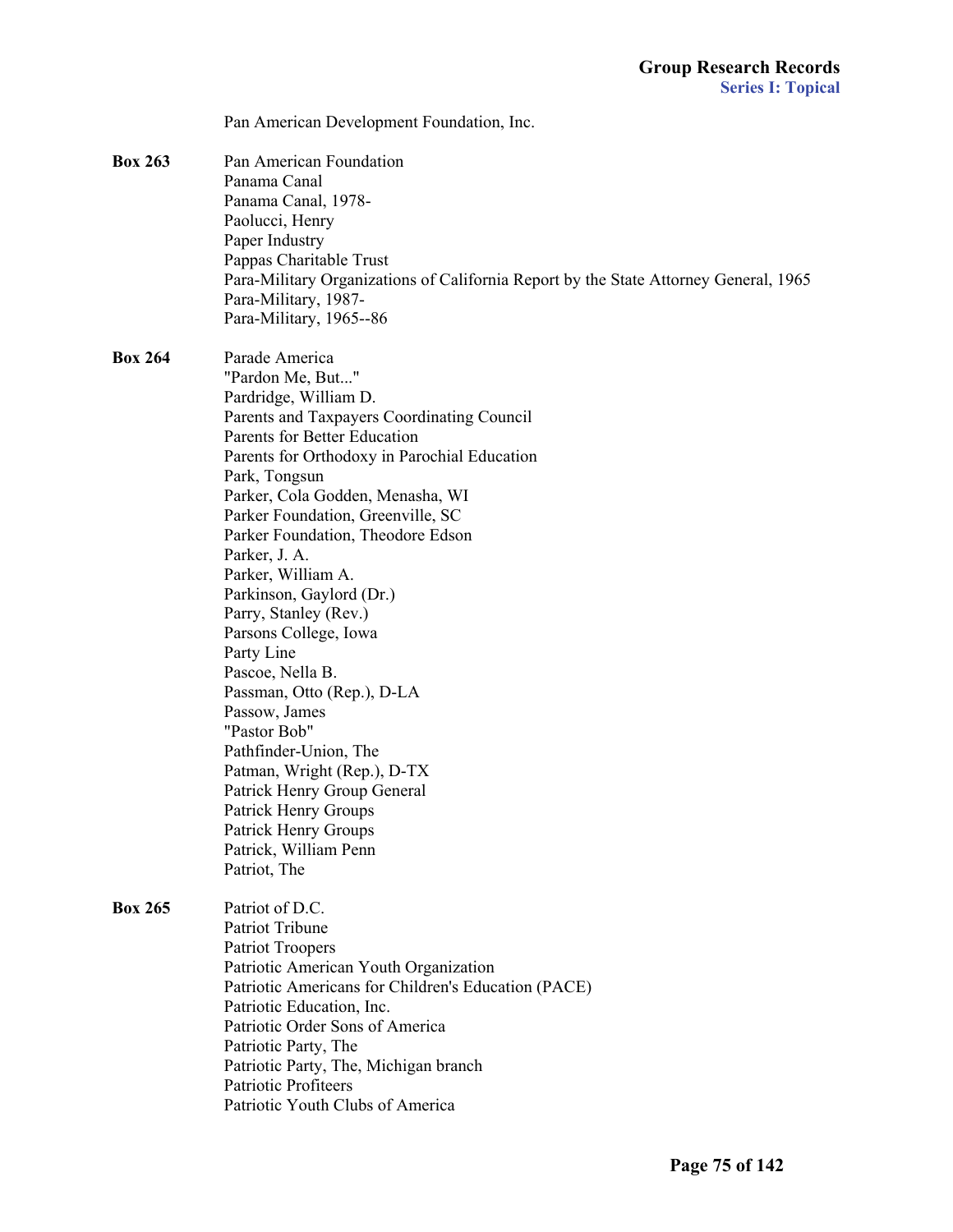Pan American Development Foundation, Inc.

**Box 263**

Pan American Foundation
Panama Canal
Panama Canal, 1978-
Paolucci, Henry
Paper Industry
Pappas Charitable Trust
Para-Military Organizations of California Report by the State Attorney General, 1965
Para-Military, 1987-
Para-Military, 1965--86

**Box 264**

Parade America
"Pardon Me, But..."
Pardridge, William D.
Parents and Taxpayers Coordinating Council
Parents for Better Education
Parents for Orthodoxy in Parochial Education
Park, Tongsun
Parker, Cola Godden, Menasha, WI
Parker Foundation, Greenville, SC
Parker Foundation, Theodore Edson
Parker, J. A.
Parker, William A.
Parkinson, Gaylord (Dr.)
Parry, Stanley (Rev.)
Parsons College, Iowa
Party Line
Pascoe, Nella B.
Passman, Otto (Rep.), D-LA
Passow, James
"Pastor Bob"
Pathfinder-Union, The
Patman, Wright (Rep.), D-TX
Patrick Henry Group General
Patrick Henry Groups
Patrick Henry Groups
Patrick, William Penn
Patriot, The

**Box 265**

Patriot of D.C.
Patriot Tribune
Patriot Troopers
Patriotic American Youth Organization
Patriotic Americans for Children's Education (PACE)
Patriotic Education, Inc.
Patriotic Order Sons of America
Patriotic Party, The
Patriotic Party, The, Michigan branch
Patriotic Profiteers
Patriotic Youth Clubs of America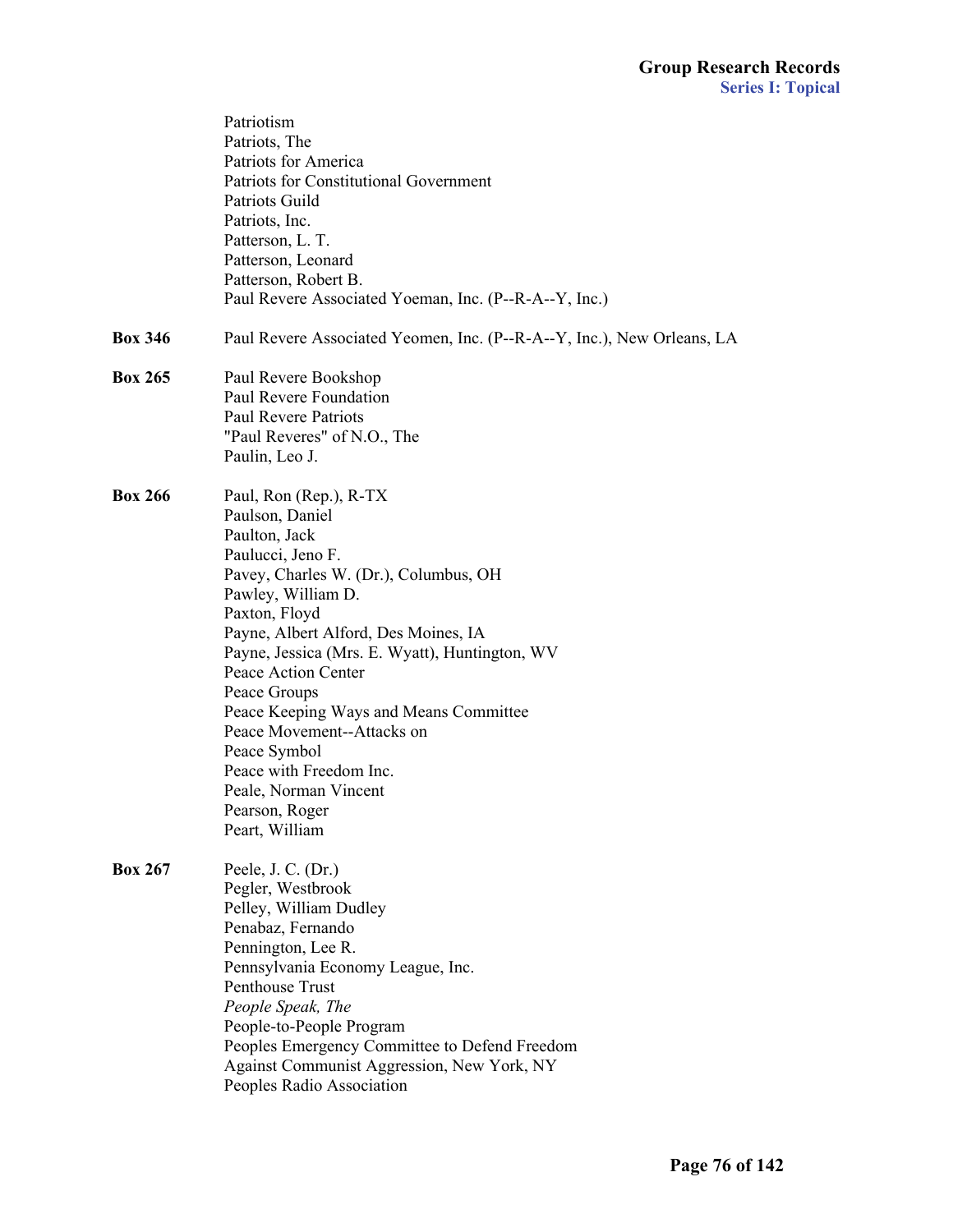Patriotism
Patriots, The
Patriots for America
Patriots for Constitutional Government
Patriots Guild
Patriots, Inc.
Patterson, L. T.
Patterson, Leonard
Patterson, Robert B.
Paul Revere Associated Yoeman, Inc. (P--R-A--Y, Inc.)

**Box 346** Paul Revere Associated Yeomen, Inc. (P--R-A--Y, Inc.), New Orleans, LA

**Box 265**
Paul Revere Bookshop
Paul Revere Foundation
Paul Revere Patriots
"Paul Reveres" of N.O., The
Paulin, Leo J.

**Box 266**
Paul, Ron (Rep.), R-TX
Paulson, Daniel
Paulton, Jack
Paulucci, Jeno F.
Pavey, Charles W. (Dr.), Columbus, OH
Pawley, William D.
Paxton, Floyd
Payne, Albert Alford, Des Moines, IA
Payne, Jessica (Mrs. E. Wyatt), Huntington, WV
Peace Action Center
Peace Groups
Peace Keeping Ways and Means Committee
Peace Movement--Attacks on
Peace Symbol
Peace with Freedom Inc.
Peale, Norman Vincent
Pearson, Roger
Peart, William

**Box 267**
Peele, J. C. (Dr.)
Pegler, Westbrook
Pelley, William Dudley
Penabaz, Fernando
Pennington, Lee R.
Pennsylvania Economy League, Inc.
Penthouse Trust
*People Speak, The*
People-to-People Program
Peoples Emergency Committee to Defend Freedom Against Communist Aggression, New York, NY
Peoples Radio Association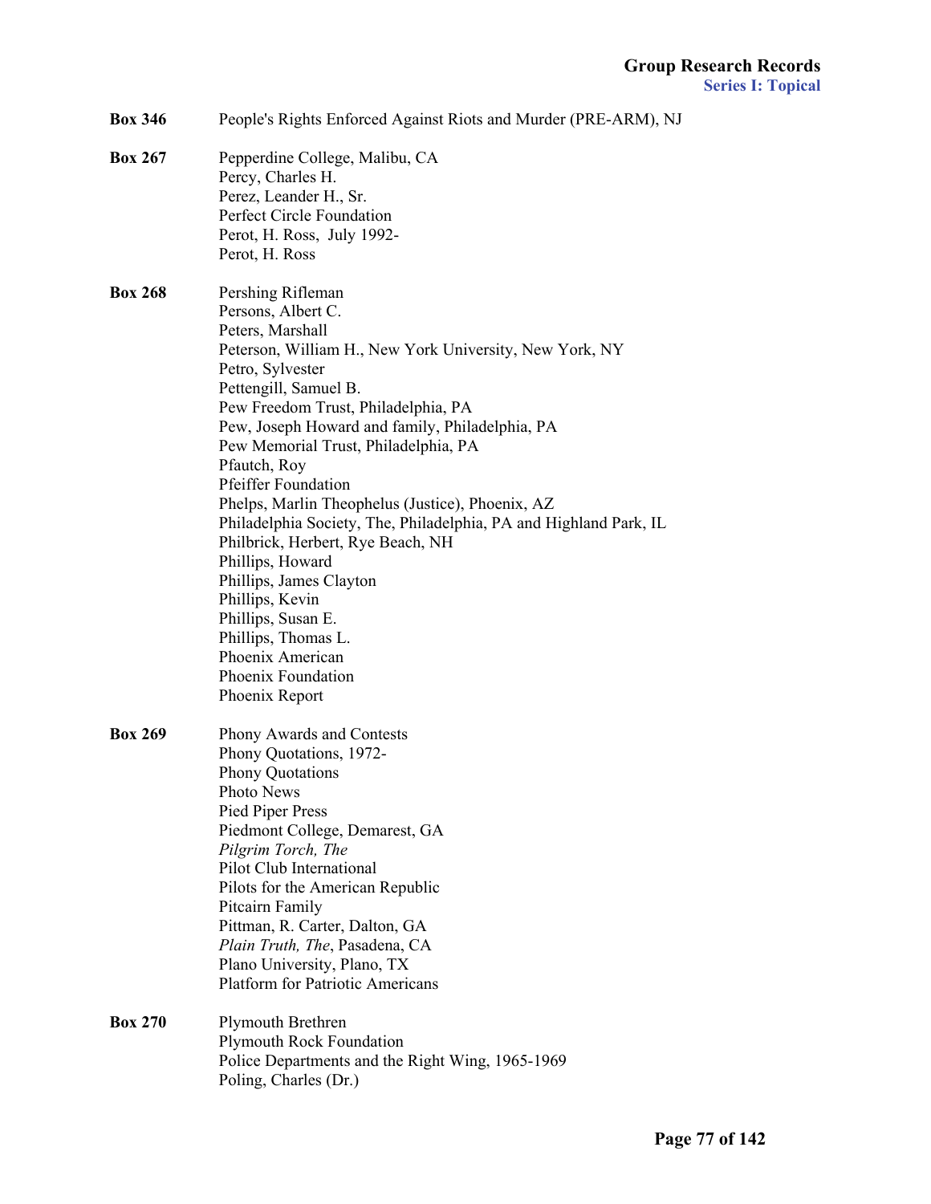**Box 346** People's Rights Enforced Against Riots and Murder (PRE-ARM), NJ

**Box 267** Pepperdine College, Malibu, CA
Percy, Charles H.
Perez, Leander H., Sr.
Perfect Circle Foundation
Perot, H. Ross, July 1992-
Perot, H. Ross

**Box 268** Pershing Rifleman
Persons, Albert C.
Peters, Marshall
Peterson, William H., New York University, New York, NY
Petro, Sylvester
Pettengill, Samuel B.
Pew Freedom Trust, Philadelphia, PA
Pew, Joseph Howard and family, Philadelphia, PA
Pew Memorial Trust, Philadelphia, PA
Pfautch, Roy
Pfeiffer Foundation
Phelps, Marlin Theophelus (Justice), Phoenix, AZ
Philadelphia Society, The, Philadelphia, PA and Highland Park, IL
Philbrick, Herbert, Rye Beach, NH
Phillips, Howard
Phillips, James Clayton
Phillips, Kevin
Phillips, Susan E.
Phillips, Thomas L.
Phoenix American
Phoenix Foundation
Phoenix Report

**Box 269** Phony Awards and Contests
Phony Quotations, 1972-
Phony Quotations
Photo News
Pied Piper Press
Piedmont College, Demarest, GA
*Pilgrim Torch, The*
Pilot Club International
Pilots for the American Republic
Pitcairn Family
Pittman, R. Carter, Dalton, GA
*Plain Truth, The*, Pasadena, CA
Plano University, Plano, TX
Platform for Patriotic Americans

**Box 270** Plymouth Brethren
Plymouth Rock Foundation
Police Departments and the Right Wing, 1965-1969
Poling, Charles (Dr.)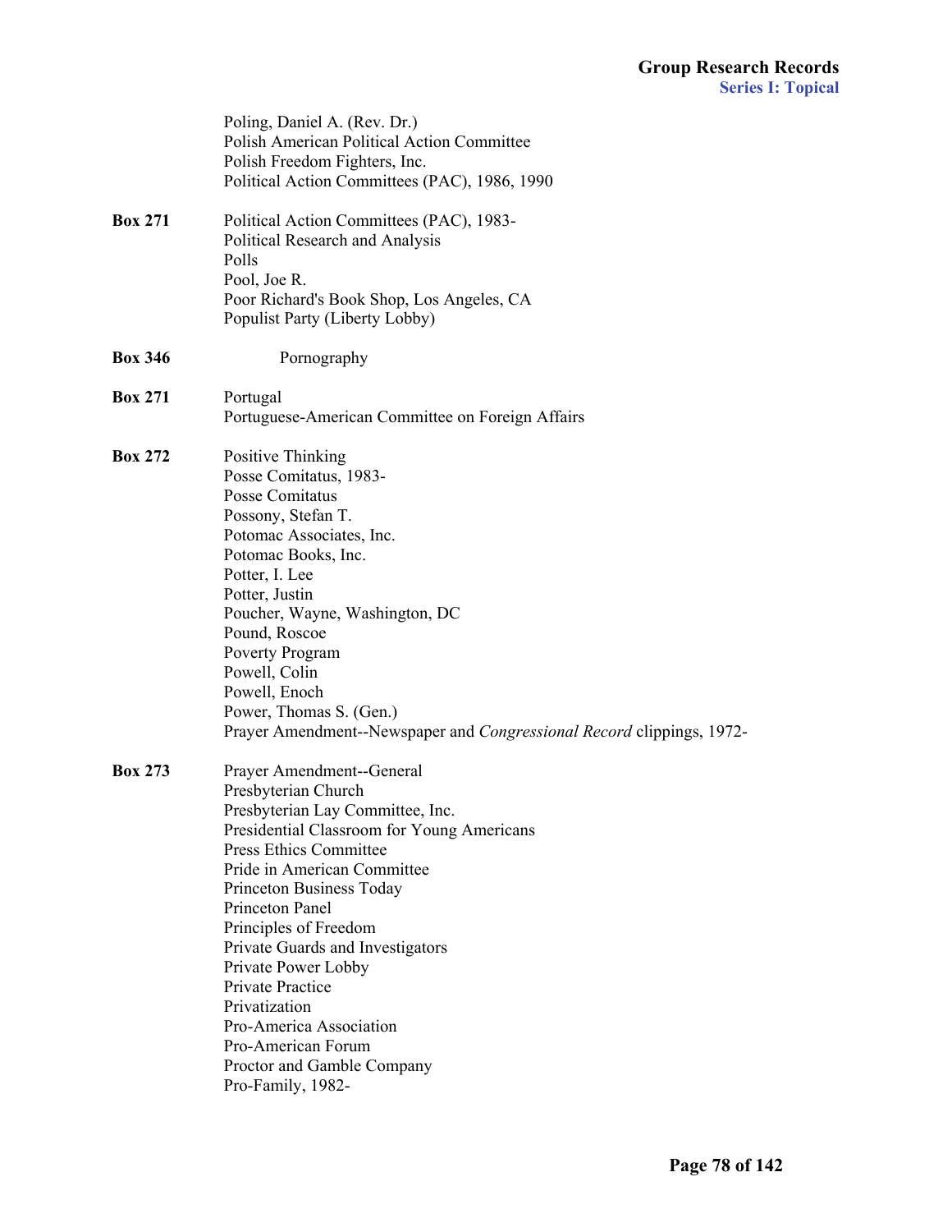Poling, Daniel A. (Rev. Dr.)
Polish American Political Action Committee
Polish Freedom Fighters, Inc.
Political Action Committees (PAC), 1986, 1990

**Box 271**

Political Action Committees (PAC), 1983-
Political Research and Analysis
Polls
Pool, Joe R.
Poor Richard's Book Shop, Los Angeles, CA
Populist Party (Liberty Lobby)

**Box 346**

Pornography

**Box 271**

Portugal
Portuguese-American Committee on Foreign Affairs

**Box 272**

Positive Thinking
Posse Comitatus, 1983-
Posse Comitatus
Possony, Stefan T.
Potomac Associates, Inc.
Potomac Books, Inc.
Potter, I. Lee
Potter, Justin
Poucher, Wayne, Washington, DC
Pound, Roscoe
Poverty Program
Powell, Colin
Powell, Enoch
Power, Thomas S. (Gen.)
Prayer Amendment--Newspaper and *Congressional Record* clippings, 1972-

**Box 273**

Prayer Amendment--General
Presbyterian Church
Presbyterian Lay Committee, Inc.
Presidential Classroom for Young Americans
Press Ethics Committee
Pride in American Committee
Princeton Business Today
Princeton Panel
Principles of Freedom
Private Guards and Investigators
Private Power Lobby
Private Practice
Privatization
Pro-America Association
Pro-American Forum
Proctor and Gamble Company
Pro-Family, 1982-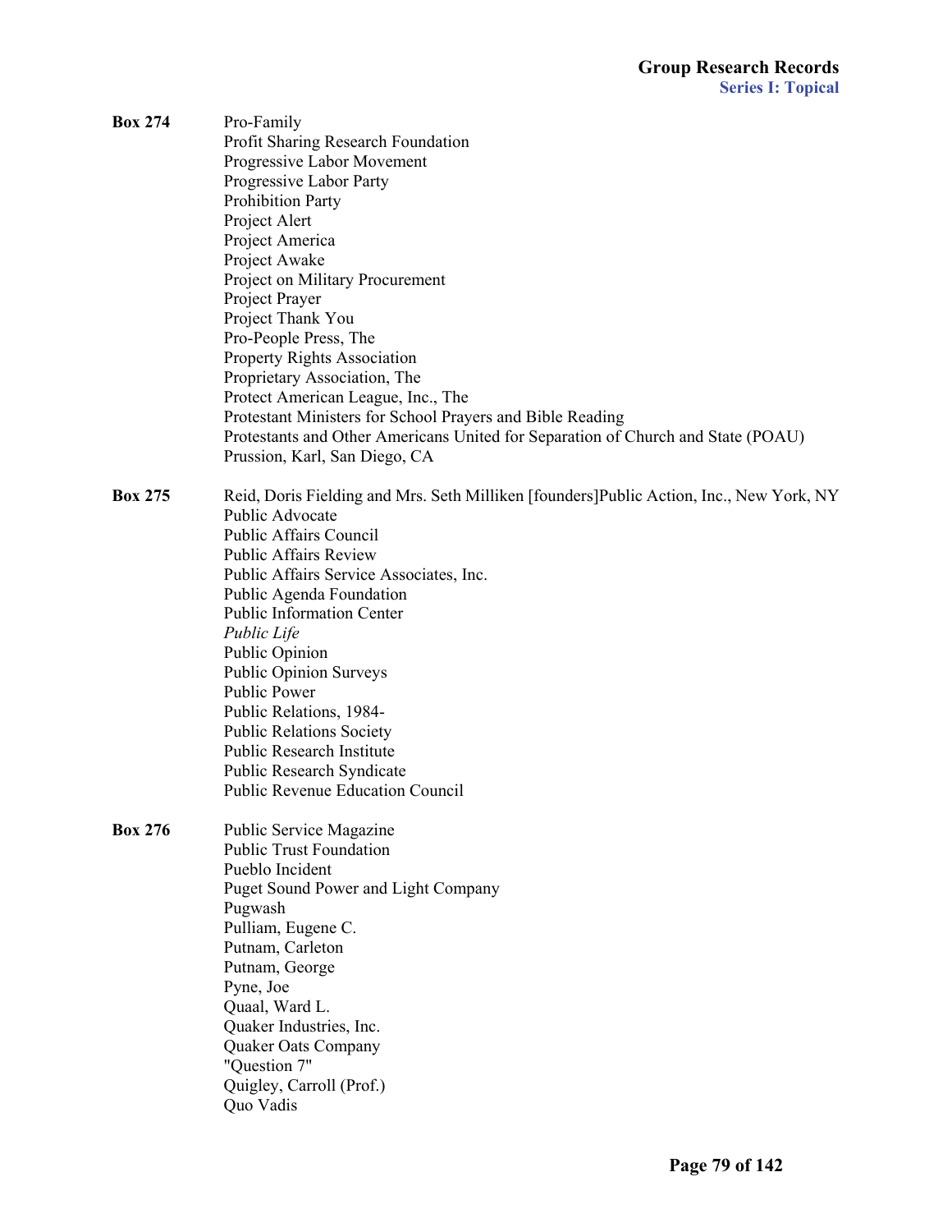**Box 274**

Pro-Family
Profit Sharing Research Foundation
Progressive Labor Movement
Progressive Labor Party
Prohibition Party
Project Alert
Project America
Project Awake
Project on Military Procurement
Project Prayer
Project Thank You
Pro-People Press, The
Property Rights Association
Proprietary Association, The
Protect American League, Inc., The
Protestant Ministers for School Prayers and Bible Reading
Protestants and Other Americans United for Separation of Church and State (POAU)
Prussion, Karl, San Diego, CA

**Box 275**

Reid, Doris Fielding and Mrs. Seth Milliken [founders]Public Action, Inc., New York, NY
Public Advocate
Public Affairs Council
Public Affairs Review
Public Affairs Service Associates, Inc.
Public Agenda Foundation
Public Information Center
*Public Life*
Public Opinion
Public Opinion Surveys
Public Power
Public Relations, 1984-
Public Relations Society
Public Research Institute
Public Research Syndicate
Public Revenue Education Council

**Box 276**

Public Service Magazine
Public Trust Foundation
Pueblo Incident
Puget Sound Power and Light Company
Pugwash
Pulliam, Eugene C.
Putnam, Carleton
Putnam, George
Pyne, Joe
Quaal, Ward L.
Quaker Industries, Inc.
Quaker Oats Company
"Question 7"
Quigley, Carroll (Prof.)
Quo Vadis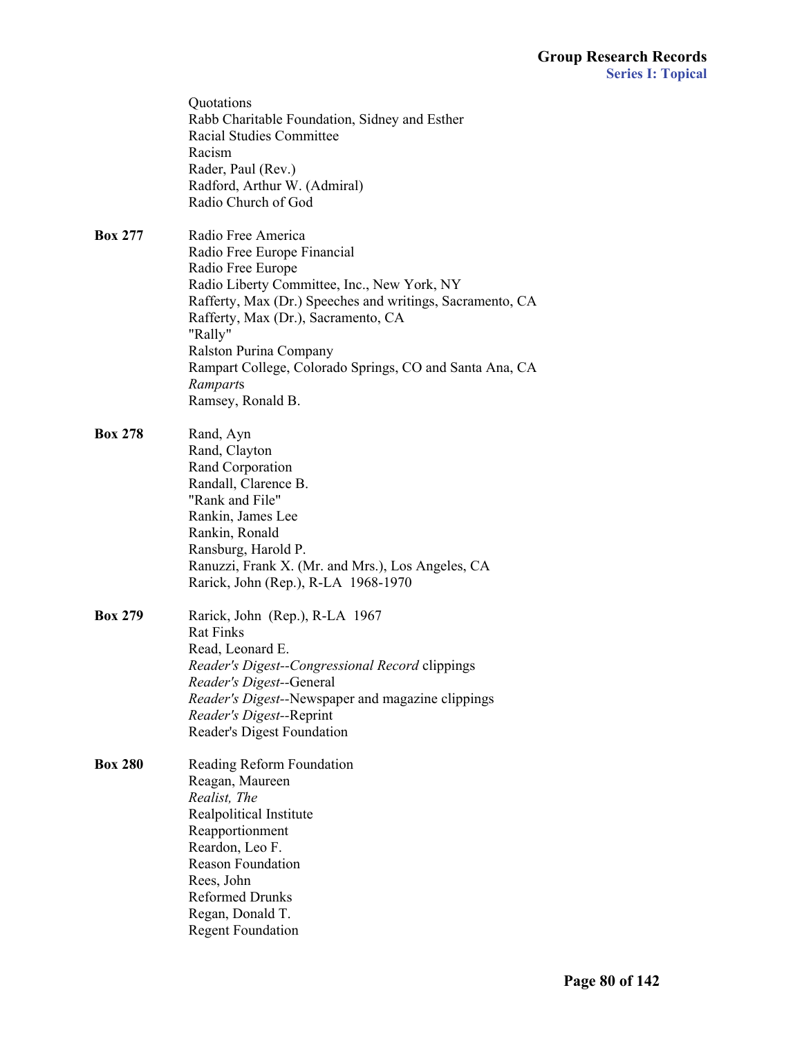Quotations
Rabb Charitable Foundation, Sidney and Esther
Racial Studies Committee
Racism
Rader, Paul (Rev.)
Radford, Arthur W. (Admiral)
Radio Church of God

**Box 277**

Radio Free America
Radio Free Europe Financial
Radio Free Europe
Radio Liberty Committee, Inc., New York, NY
Rafferty, Max (Dr.) Speeches and writings, Sacramento, CA
Rafferty, Max (Dr.), Sacramento, CA
"Rally"
Ralston Purina Company
Rampart College, Colorado Springs, CO and Santa Ana, CA
*Rampart*s
Ramsey, Ronald B.

**Box 278**

Rand, Ayn
Rand, Clayton
Rand Corporation
Randall, Clarence B.
"Rank and File"
Rankin, James Lee
Rankin, Ronald
Ransburg, Harold P.
Ranuzzi, Frank X. (Mr. and Mrs.), Los Angeles, CA
Rarick, John (Rep.), R-LA 1968-1970

**Box 279**

Rarick, John (Rep.), R-LA 1967
Rat Finks
Read, Leonard E.
*Reader's Digest--Congressional Record* clippings
*Reader's Digest*--General
*Reader's Digest*--Newspaper and magazine clippings
*Reader's Digest*--Reprint
Reader's Digest Foundation

**Box 280**

Reading Reform Foundation
Reagan, Maureen
*Realist, The*
Realpolitical Institute
Reapportionment
Reardon, Leo F.
Reason Foundation
Rees, John
Reformed Drunks
Regan, Donald T.
Regent Foundation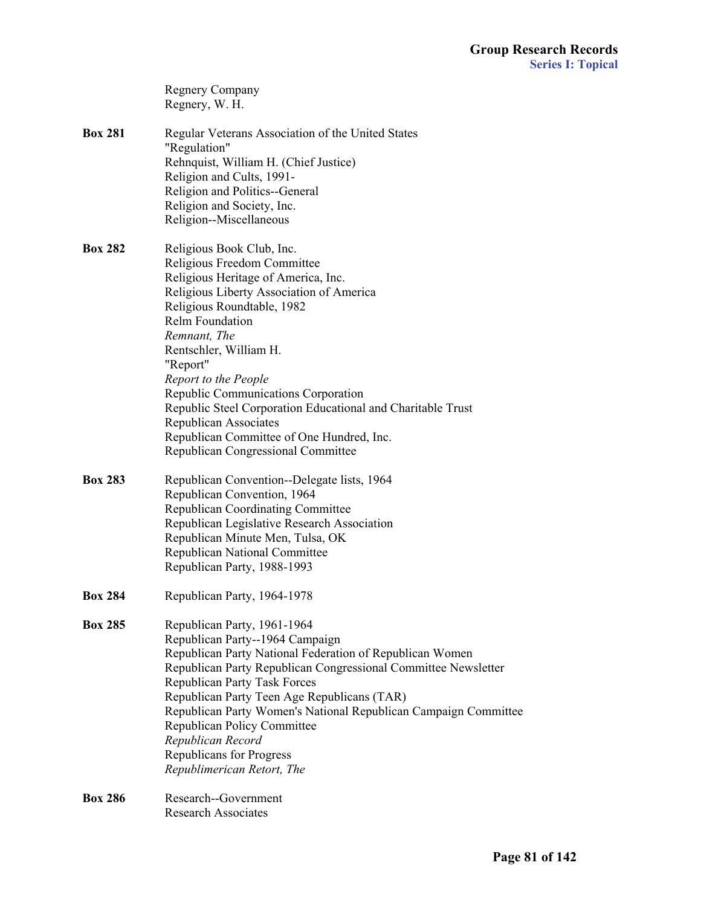Regnery Company
Regnery, W. H.

**Box 281**
Regular Veterans Association of the United States
"Regulation"
Rehnquist, William H. (Chief Justice)
Religion and Cults, 1991-
Religion and Politics--General
Religion and Society, Inc.
Religion--Miscellaneous

**Box 282**
Religious Book Club, Inc.
Religious Freedom Committee
Religious Heritage of America, Inc.
Religious Liberty Association of America
Religious Roundtable, 1982
Relm Foundation
*Remnant, The*
Rentschler, William H.
"Report"
*Report to the People*
Republic Communications Corporation
Republic Steel Corporation Educational and Charitable Trust
Republican Associates
Republican Committee of One Hundred, Inc.
Republican Congressional Committee

**Box 283**
Republican Convention--Delegate lists, 1964
Republican Convention, 1964
Republican Coordinating Committee
Republican Legislative Research Association
Republican Minute Men, Tulsa, OK
Republican National Committee
Republican Party, 1988-1993

**Box 284**
Republican Party, 1964-1978

**Box 285**
Republican Party, 1961-1964
Republican Party--1964 Campaign
Republican Party National Federation of Republican Women
Republican Party Republican Congressional Committee Newsletter
Republican Party Task Forces
Republican Party Teen Age Republicans (TAR)
Republican Party Women's National Republican Campaign Committee
Republican Policy Committee
*Republican Record*
Republicans for Progress
*Republimerican Retort, The*

**Box 286**
Research--Government
Research Associates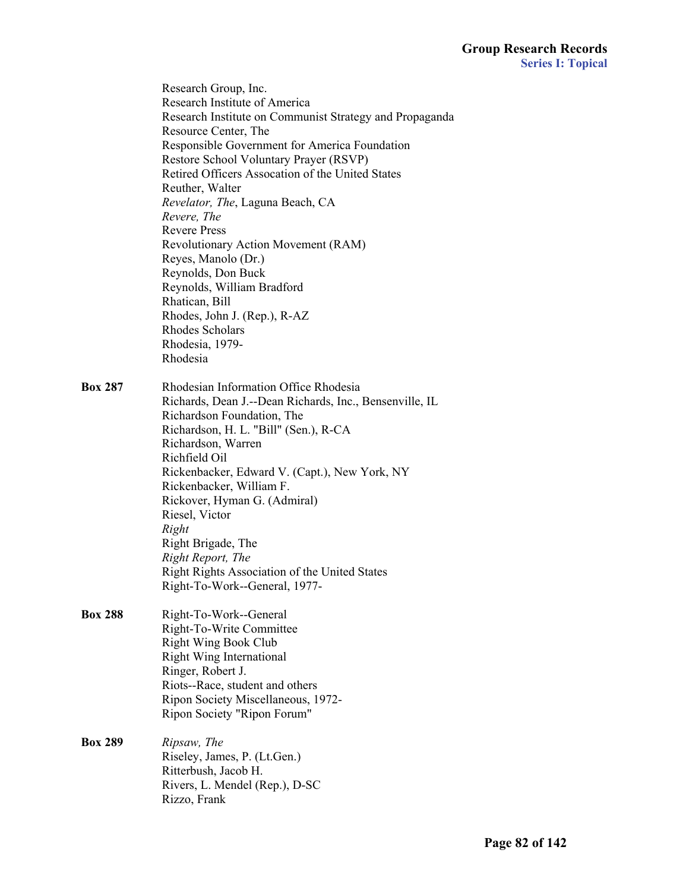Research Group, Inc.
Research Institute of America
Research Institute on Communist Strategy and Propaganda
Resource Center, The
Responsible Government for America Foundation
Restore School Voluntary Prayer (RSVP)
Retired Officers Assocation of the United States
Reuther, Walter
*Revelator, The*, Laguna Beach, CA
*Revere, The*
Revere Press
Revolutionary Action Movement (RAM)
Reyes, Manolo (Dr.)
Reynolds, Don Buck
Reynolds, William Bradford
Rhatican, Bill
Rhodes, John J. (Rep.), R-AZ
Rhodes Scholars
Rhodesia, 1979-
Rhodesia

**Box 287**

Rhodesian Information Office Rhodesia
Richards, Dean J.--Dean Richards, Inc., Bensenville, IL
Richardson Foundation, The
Richardson, H. L. "Bill" (Sen.), R-CA
Richardson, Warren
Richfield Oil
Rickenbacker, Edward V. (Capt.), New York, NY
Rickenbacker, William F.
Rickover, Hyman G. (Admiral)
Riesel, Victor
*Right*
Right Brigade, The
*Right Report, The*
Right Rights Association of the United States
Right-To-Work--General, 1977-

**Box 288**

Right-To-Work--General
Right-To-Write Committee
Right Wing Book Club
Right Wing International
Ringer, Robert J.
Riots--Race, student and others
Ripon Society Miscellaneous, 1972-
Ripon Society "Ripon Forum"

**Box 289**

*Ripsaw, The*
Riseley, James, P. (Lt.Gen.)
Ritterbush, Jacob H.
Rivers, L. Mendel (Rep.), D-SC
Rizzo, Frank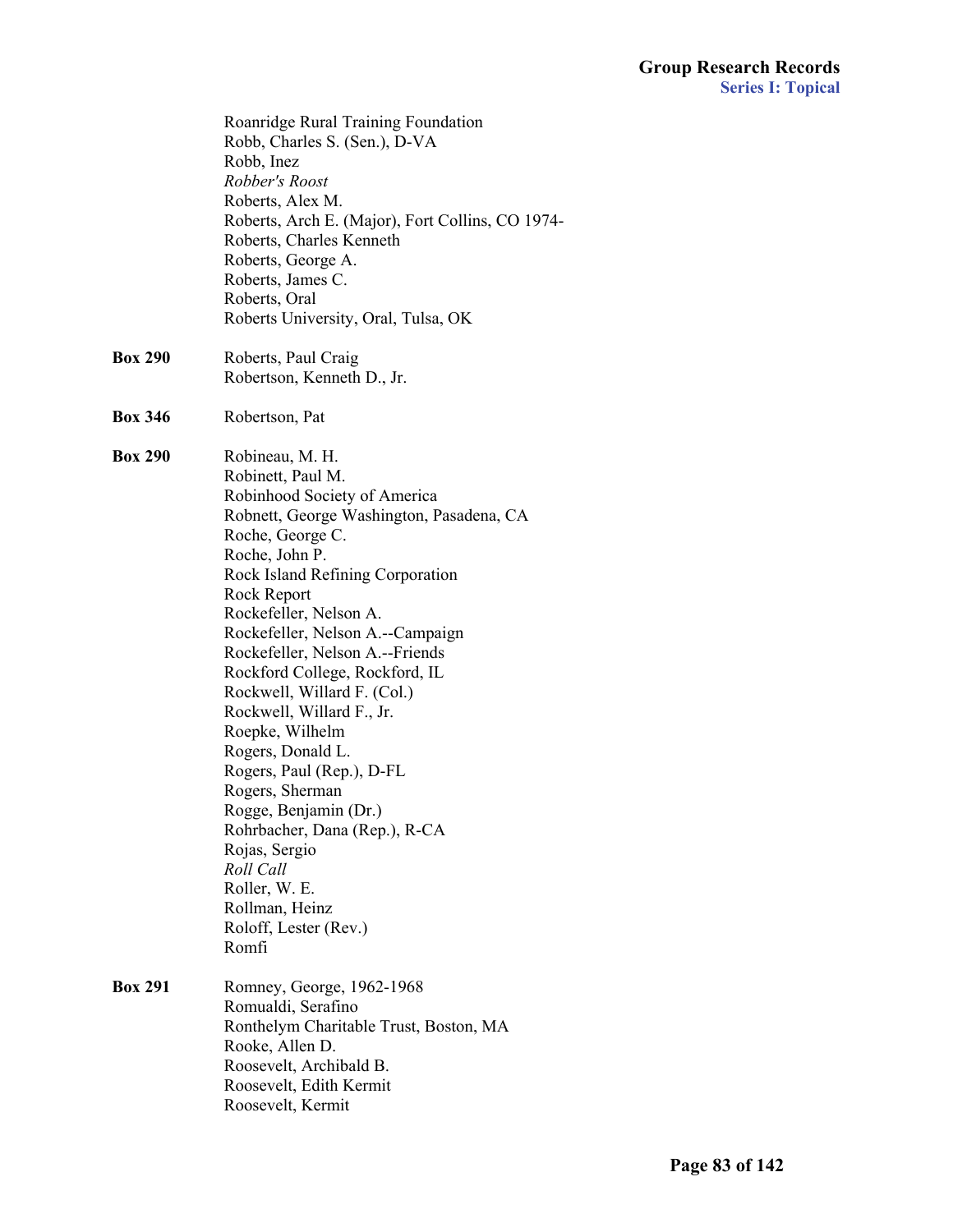Roanridge Rural Training Foundation
Robb, Charles S. (Sen.), D-VA
Robb, Inez
*Robber's Roost*
Roberts, Alex M.
Roberts, Arch E. (Major), Fort Collins, CO 1974-
Roberts, Charles Kenneth
Roberts, George A.
Roberts, James C.
Roberts, Oral
Roberts University, Oral, Tulsa, OK

**Box 290** Roberts, Paul Craig
Robertson, Kenneth D., Jr.

**Box 346** Robertson, Pat

**Box 290** Robineau, M. H.
Robinett, Paul M.
Robinhood Society of America
Robnett, George Washington, Pasadena, CA
Roche, George C.
Roche, John P.
Rock Island Refining Corporation
Rock Report
Rockefeller, Nelson A.
Rockefeller, Nelson A.--Campaign
Rockefeller, Nelson A.--Friends
Rockford College, Rockford, IL
Rockwell, Willard F. (Col.)
Rockwell, Willard F., Jr.
Roepke, Wilhelm
Rogers, Donald L.
Rogers, Paul (Rep.), D-FL
Rogers, Sherman
Rogge, Benjamin (Dr.)
Rohrbacher, Dana (Rep.), R-CA
Rojas, Sergio
*Roll Call*
Roller, W. E.
Rollman, Heinz
Roloff, Lester (Rev.)
Romfi

**Box 291** Romney, George, 1962-1968
Romualdi, Serafino
Ronthelym Charitable Trust, Boston, MA
Rooke, Allen D.
Roosevelt, Archibald B.
Roosevelt, Edith Kermit
Roosevelt, Kermit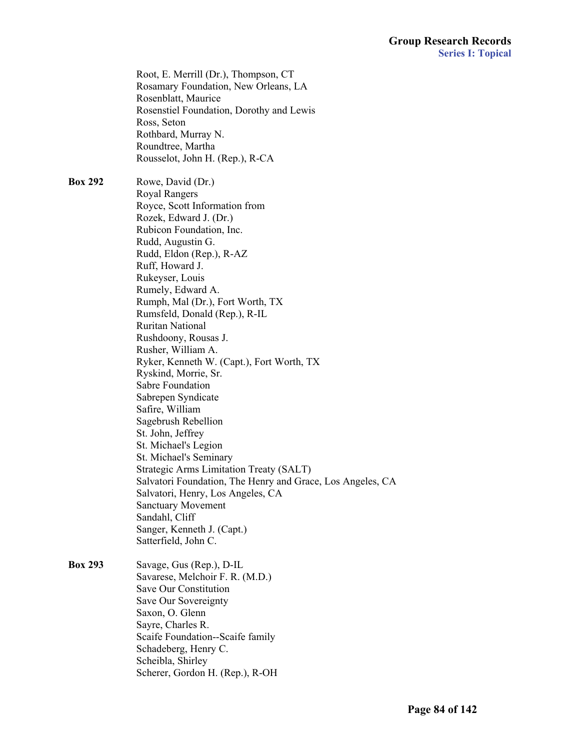Root, E. Merrill (Dr.), Thompson, CT
Rosamary Foundation, New Orleans, LA
Rosenblatt, Maurice
Rosenstiel Foundation, Dorothy and Lewis
Ross, Seton
Rothbard, Murray N.
Roundtree, Martha
Rousselot, John H. (Rep.), R-CA

**Box 292**

Rowe, David (Dr.)
Royal Rangers
Royce, Scott Information from
Rozek, Edward J. (Dr.)
Rubicon Foundation, Inc.
Rudd, Augustin G.
Rudd, Eldon (Rep.), R-AZ
Ruff, Howard J.
Rukeyser, Louis
Rumely, Edward A.
Rumph, Mal (Dr.), Fort Worth, TX
Rumsfeld, Donald (Rep.), R-IL
Ruritan National
Rushdoony, Rousas J.
Rusher, William A.
Ryker, Kenneth W. (Capt.), Fort Worth, TX
Ryskind, Morrie, Sr.
Sabre Foundation
Sabrepen Syndicate
Safire, William
Sagebrush Rebellion
St. John, Jeffrey
St. Michael's Legion
St. Michael's Seminary
Strategic Arms Limitation Treaty (SALT)
Salvatori Foundation, The Henry and Grace, Los Angeles, CA
Salvatori, Henry, Los Angeles, CA
Sanctuary Movement
Sandahl, Cliff
Sanger, Kenneth J. (Capt.)
Satterfield, John C.

**Box 293**

Savage, Gus (Rep.), D-IL
Savarese, Melchoir F. R. (M.D.)
Save Our Constitution
Save Our Sovereignty
Saxon, O. Glenn
Sayre, Charles R.
Scaife Foundation--Scaife family
Schadeberg, Henry C.
Scheibla, Shirley
Scherer, Gordon H. (Rep.), R-OH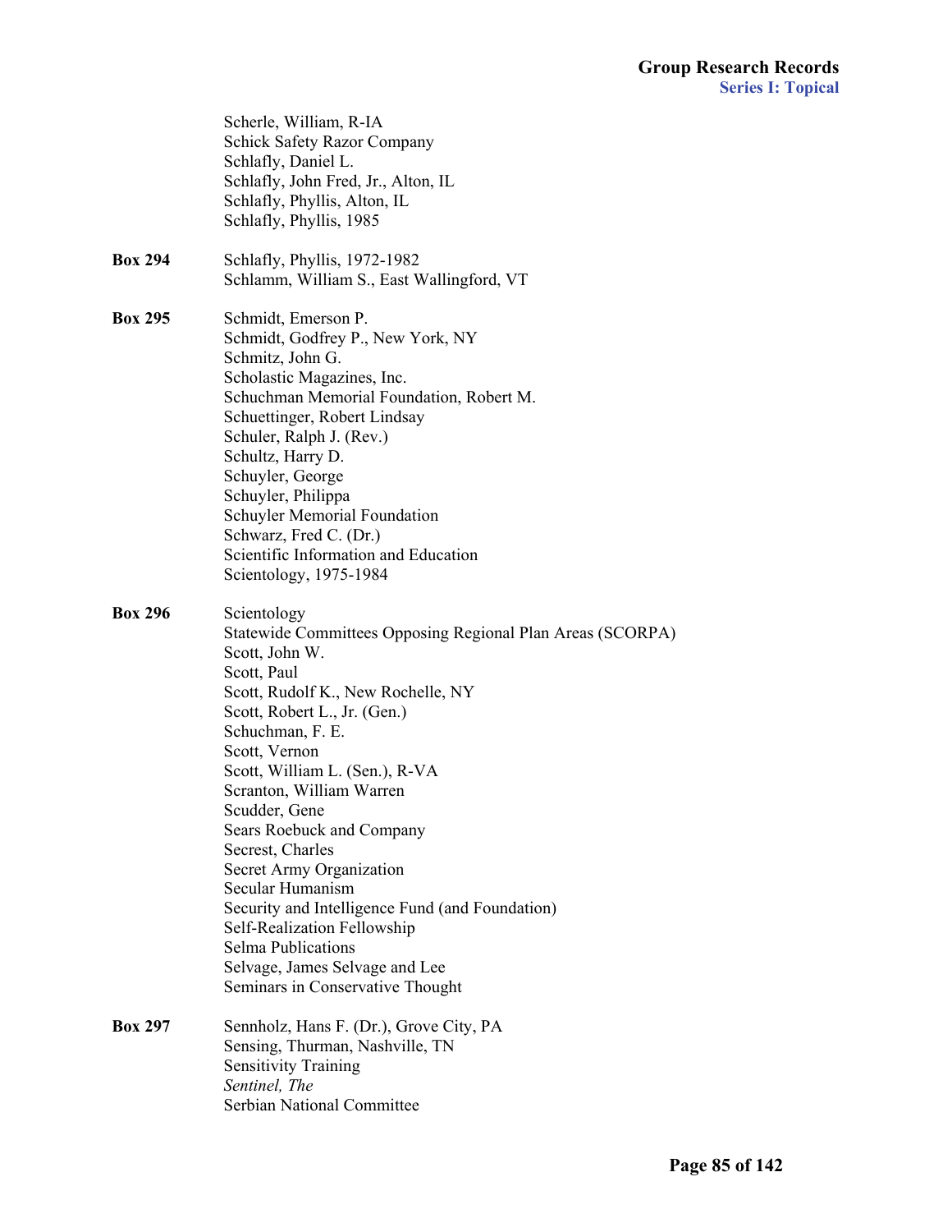Scherle, William, R-IA
Schick Safety Razor Company
Schlafly, Daniel L.
Schlafly, John Fred, Jr., Alton, IL
Schlafly, Phyllis, Alton, IL
Schlafly, Phyllis, 1985

**Box 294**
Schlafly, Phyllis, 1972-1982
Schlamm, William S., East Wallingford, VT

**Box 295**
Schmidt, Emerson P.
Schmidt, Godfrey P., New York, NY
Schmitz, John G.
Scholastic Magazines, Inc.
Schuchman Memorial Foundation, Robert M.
Schuettinger, Robert Lindsay
Schuler, Ralph J. (Rev.)
Schultz, Harry D.
Schuyler, George
Schuyler, Philippa
Schuyler Memorial Foundation
Schwarz, Fred C. (Dr.)
Scientific Information and Education
Scientology, 1975-1984

**Box 296**
Scientology
Statewide Committees Opposing Regional Plan Areas (SCORPA)
Scott, John W.
Scott, Paul
Scott, Rudolf K., New Rochelle, NY
Scott, Robert L., Jr. (Gen.)
Schuchman, F. E.
Scott, Vernon
Scott, William L. (Sen.), R-VA
Scranton, William Warren
Scudder, Gene
Sears Roebuck and Company
Secrest, Charles
Secret Army Organization
Secular Humanism
Security and Intelligence Fund (and Foundation)
Self-Realization Fellowship
Selma Publications
Selvage, James Selvage and Lee
Seminars in Conservative Thought

**Box 297**
Sennholz, Hans F. (Dr.), Grove City, PA
Sensing, Thurman, Nashville, TN
Sensitivity Training
*Sentinel, The*
Serbian National Committee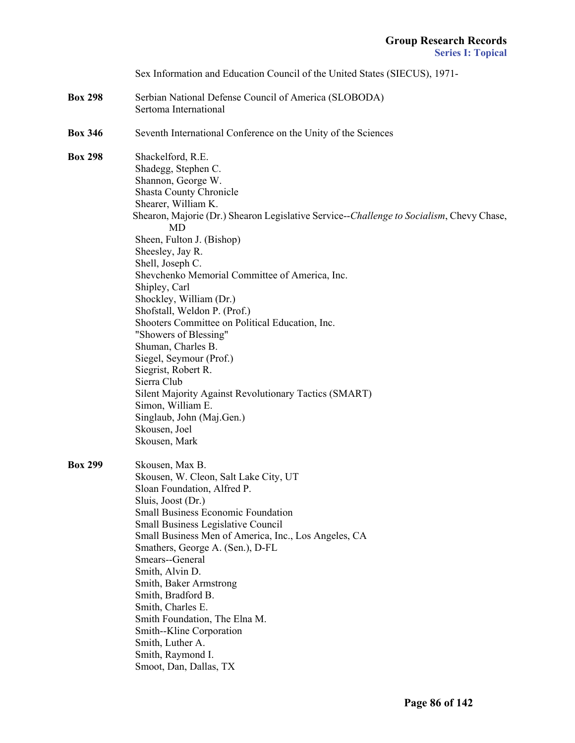Sex Information and Education Council of the United States (SIECUS), 1971-

**Box 298** Serbian National Defense Council of America (SLOBODA)
Sertoma International

**Box 346** Seventh International Conference on the Unity of the Sciences

**Box 298** Shackelford, R.E.
Shadegg, Stephen C.
Shannon, George W.
Shasta County Chronicle
Shearer, William K.
Shearon, Majorie (Dr.) Shearon Legislative Service--*Challenge to Socialism*, Chevy Chase, MD
Sheen, Fulton J. (Bishop)
Sheesley, Jay R.
Shell, Joseph C.
Shevchenko Memorial Committee of America, Inc.
Shipley, Carl
Shockley, William (Dr.)
Shofstall, Weldon P. (Prof.)
Shooters Committee on Political Education, Inc.
"Showers of Blessing"
Shuman, Charles B.
Siegel, Seymour (Prof.)
Siegrist, Robert R.
Sierra Club
Silent Majority Against Revolutionary Tactics (SMART)
Simon, William E.
Singlaub, John (Maj.Gen.)
Skousen, Joel
Skousen, Mark

**Box 299** Skousen, Max B.
Skousen, W. Cleon, Salt Lake City, UT
Sloan Foundation, Alfred P.
Sluis, Joost (Dr.)
Small Business Economic Foundation
Small Business Legislative Council
Small Business Men of America, Inc., Los Angeles, CA
Smathers, George A. (Sen.), D-FL
Smears--General
Smith, Alvin D.
Smith, Baker Armstrong
Smith, Bradford B.
Smith, Charles E.
Smith Foundation, The Elna M.
Smith--Kline Corporation
Smith, Luther A.
Smith, Raymond I.
Smoot, Dan, Dallas, TX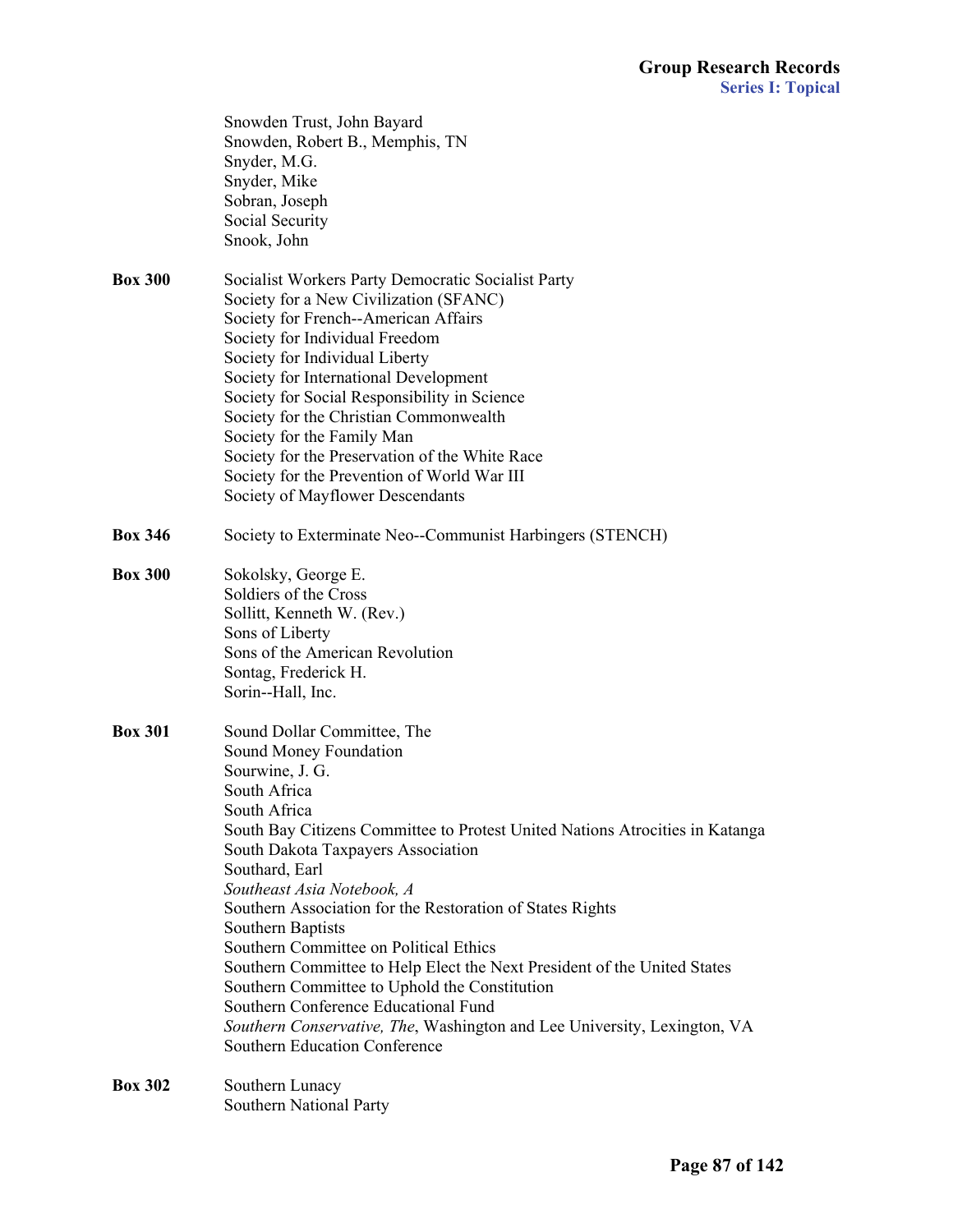Snowden Trust, John Bayard
Snowden, Robert B., Memphis, TN
Snyder, M.G.
Snyder, Mike
Sobran, Joseph
Social Security
Snook, John

**Box 300**

Socialist Workers Party Democratic Socialist Party
Society for a New Civilization (SFANC)
Society for French--American Affairs
Society for Individual Freedom
Society for Individual Liberty
Society for International Development
Society for Social Responsibility in Science
Society for the Christian Commonwealth
Society for the Family Man
Society for the Preservation of the White Race
Society for the Prevention of World War III
Society of Mayflower Descendants

**Box 346**

Society to Exterminate Neo--Communist Harbingers (STENCH)

**Box 300**

Sokolsky, George E.
Soldiers of the Cross
Sollitt, Kenneth W. (Rev.)
Sons of Liberty
Sons of the American Revolution
Sontag, Frederick H.
Sorin--Hall, Inc.

**Box 301**

Sound Dollar Committee, The
Sound Money Foundation
Sourwine, J. G.
South Africa
South Africa
South Bay Citizens Committee to Protest United Nations Atrocities in Katanga
South Dakota Taxpayers Association
Southard, Earl
*Southeast Asia Notebook, A*
Southern Association for the Restoration of States Rights
Southern Baptists
Southern Committee on Political Ethics
Southern Committee to Help Elect the Next President of the United States
Southern Committee to Uphold the Constitution
Southern Conference Educational Fund
*Southern Conservative, The*, Washington and Lee University, Lexington, VA
Southern Education Conference

**Box 302**

Southern Lunacy
Southern National Party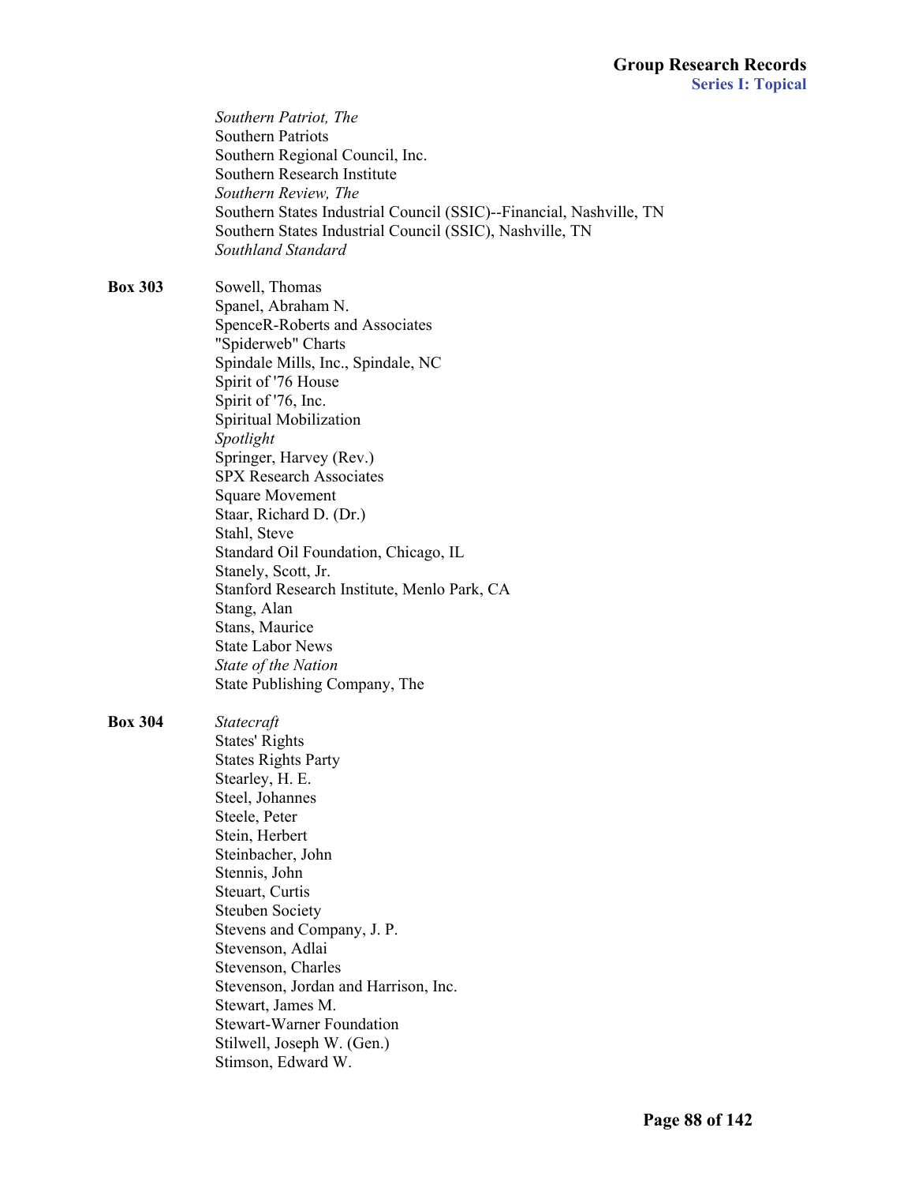*Southern Patriot, The*
Southern Patriots
Southern Regional Council, Inc.
Southern Research Institute
*Southern Review, The*
Southern States Industrial Council (SSIC)--Financial, Nashville, TN
Southern States Industrial Council (SSIC), Nashville, TN
*Southland Standard*

**Box 303**

Sowell, Thomas
Spanel, Abraham N.
SpenceR-Roberts and Associates
"Spiderweb" Charts
Spindale Mills, Inc., Spindale, NC
Spirit of '76 House
Spirit of '76, Inc.
Spiritual Mobilization
*Spotlight*
Springer, Harvey (Rev.)
SPX Research Associates
Square Movement
Staar, Richard D. (Dr.)
Stahl, Steve
Standard Oil Foundation, Chicago, IL
Stanely, Scott, Jr.
Stanford Research Institute, Menlo Park, CA
Stang, Alan
Stans, Maurice
State Labor News
*State of the Nation*
State Publishing Company, The

**Box 304**

*Statecraft*
States' Rights
States Rights Party
Stearley, H. E.
Steel, Johannes
Steele, Peter
Stein, Herbert
Steinbacher, John
Stennis, John
Steuart, Curtis
Steuben Society
Stevens and Company, J. P.
Stevenson, Adlai
Stevenson, Charles
Stevenson, Jordan and Harrison, Inc.
Stewart, James M.
Stewart-Warner Foundation
Stilwell, Joseph W. (Gen.)
Stimson, Edward W.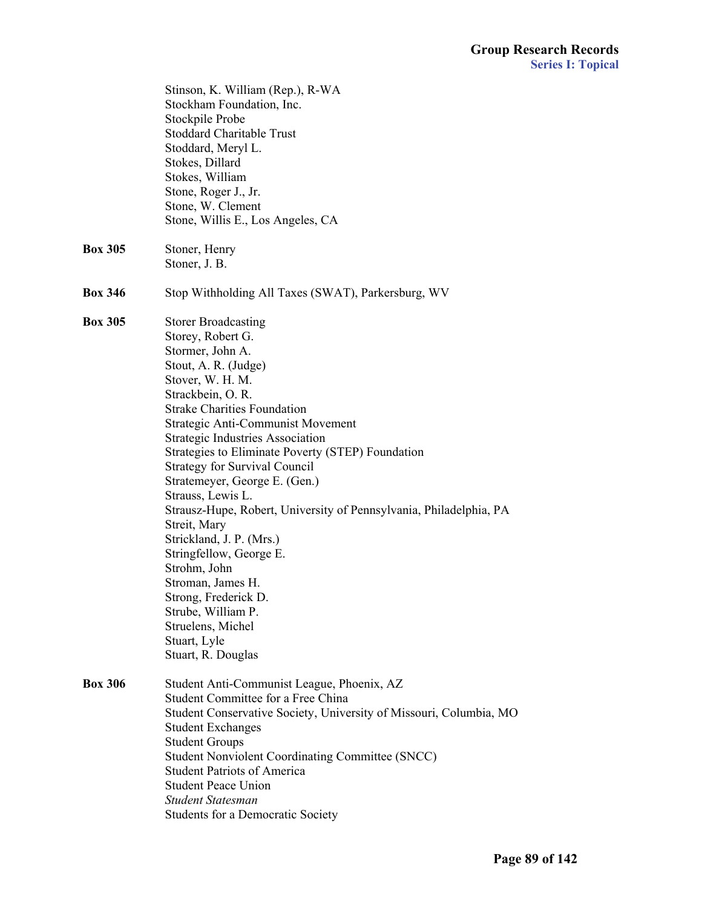Stinson, K. William (Rep.), R-WA
Stockham Foundation, Inc.
Stockpile Probe
Stoddard Charitable Trust
Stoddard, Meryl L.
Stokes, Dillard
Stokes, William
Stone, Roger J., Jr.
Stone, W. Clement
Stone, Willis E., Los Angeles, CA

**Box 305**

Stoner, Henry
Stoner, J. B.

**Box 346**

Stop Withholding All Taxes (SWAT), Parkersburg, WV

**Box 305**

Storer Broadcasting
Storey, Robert G.
Stormer, John A.
Stout, A. R. (Judge)
Stover, W. H. M.
Strackbein, O. R.
Strake Charities Foundation
Strategic Anti-Communist Movement
Strategic Industries Association
Strategies to Eliminate Poverty (STEP) Foundation
Strategy for Survival Council
Stratemeyer, George E. (Gen.)
Strauss, Lewis L.
Strausz-Hupe, Robert, University of Pennsylvania, Philadelphia, PA
Streit, Mary
Strickland, J. P. (Mrs.)
Stringfellow, George E.
Strohm, John
Stroman, James H.
Strong, Frederick D.
Strube, William P.
Struelens, Michel
Stuart, Lyle
Stuart, R. Douglas

**Box 306**

Student Anti-Communist League, Phoenix, AZ
Student Committee for a Free China
Student Conservative Society, University of Missouri, Columbia, MO
Student Exchanges
Student Groups
Student Nonviolent Coordinating Committee (SNCC)
Student Patriots of America
Student Peace Union
*Student Statesman*
Students for a Democratic Society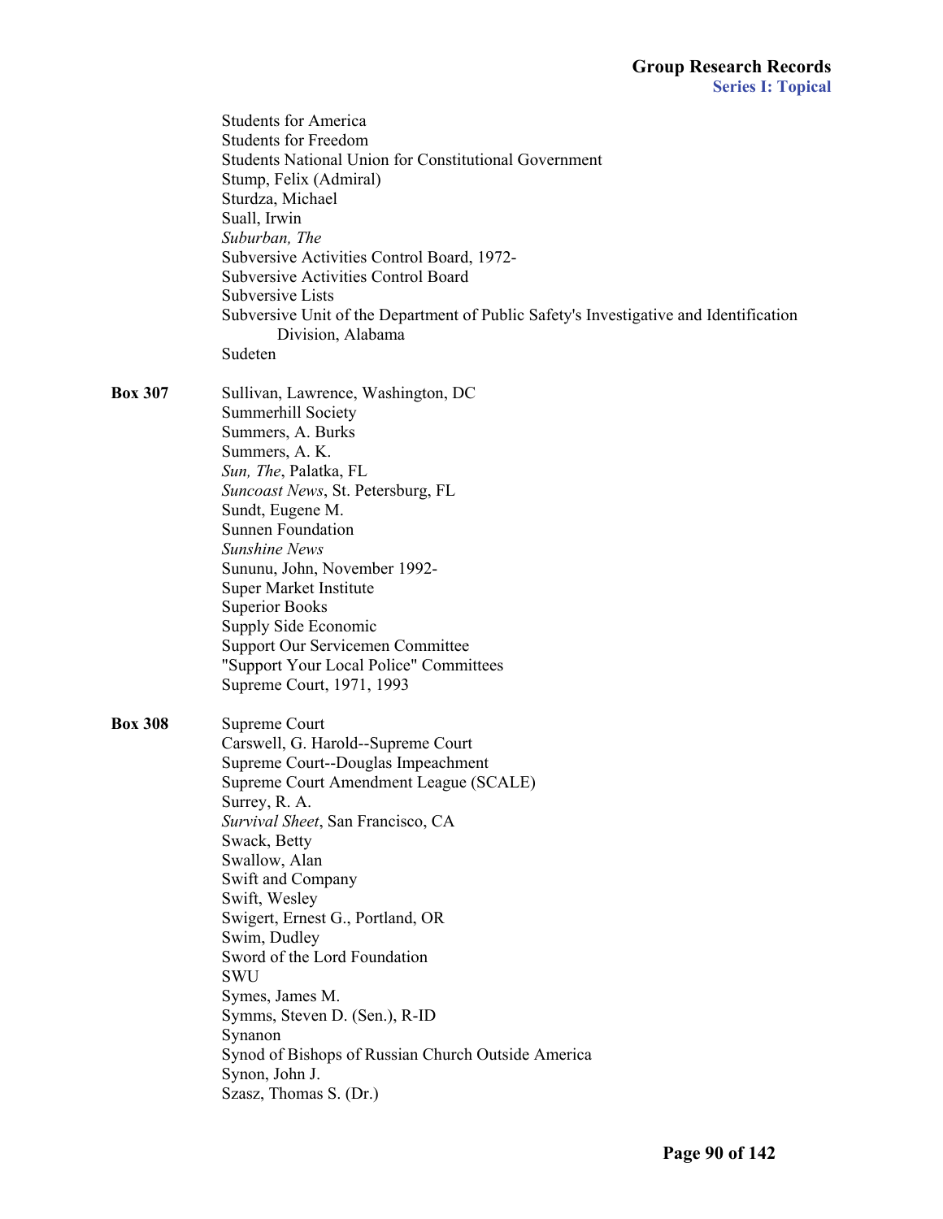Students for America
Students for Freedom
Students National Union for Constitutional Government
Stump, Felix (Admiral)
Sturdza, Michael
Suall, Irwin
*Suburban, The*
Subversive Activities Control Board, 1972-
Subversive Activities Control Board
Subversive Lists
Subversive Unit of the Department of Public Safety's Investigative and Identification Division, Alabama
Sudeten

**Box 307**

Sullivan, Lawrence, Washington, DC
Summerhill Society
Summers, A. Burks
Summers, A. K.
*Sun, The*, Palatka, FL
*Suncoast News*, St. Petersburg, FL
Sundt, Eugene M.
Sunnen Foundation
*Sunshine News*
Sununu, John, November 1992-
Super Market Institute
Superior Books
Supply Side Economic
Support Our Servicemen Committee
"Support Your Local Police" Committees
Supreme Court, 1971, 1993

**Box 308**

Supreme Court
Carswell, G. Harold--Supreme Court
Supreme Court--Douglas Impeachment
Supreme Court Amendment League (SCALE)
Surrey, R. A.
*Survival Sheet*, San Francisco, CA
Swack, Betty
Swallow, Alan
Swift and Company
Swift, Wesley
Swigert, Ernest G., Portland, OR
Swim, Dudley
Sword of the Lord Foundation
SWU
Symes, James M.
Symms, Steven D. (Sen.), R-ID
Synanon
Synod of Bishops of Russian Church Outside America
Synon, John J.
Szasz, Thomas S. (Dr.)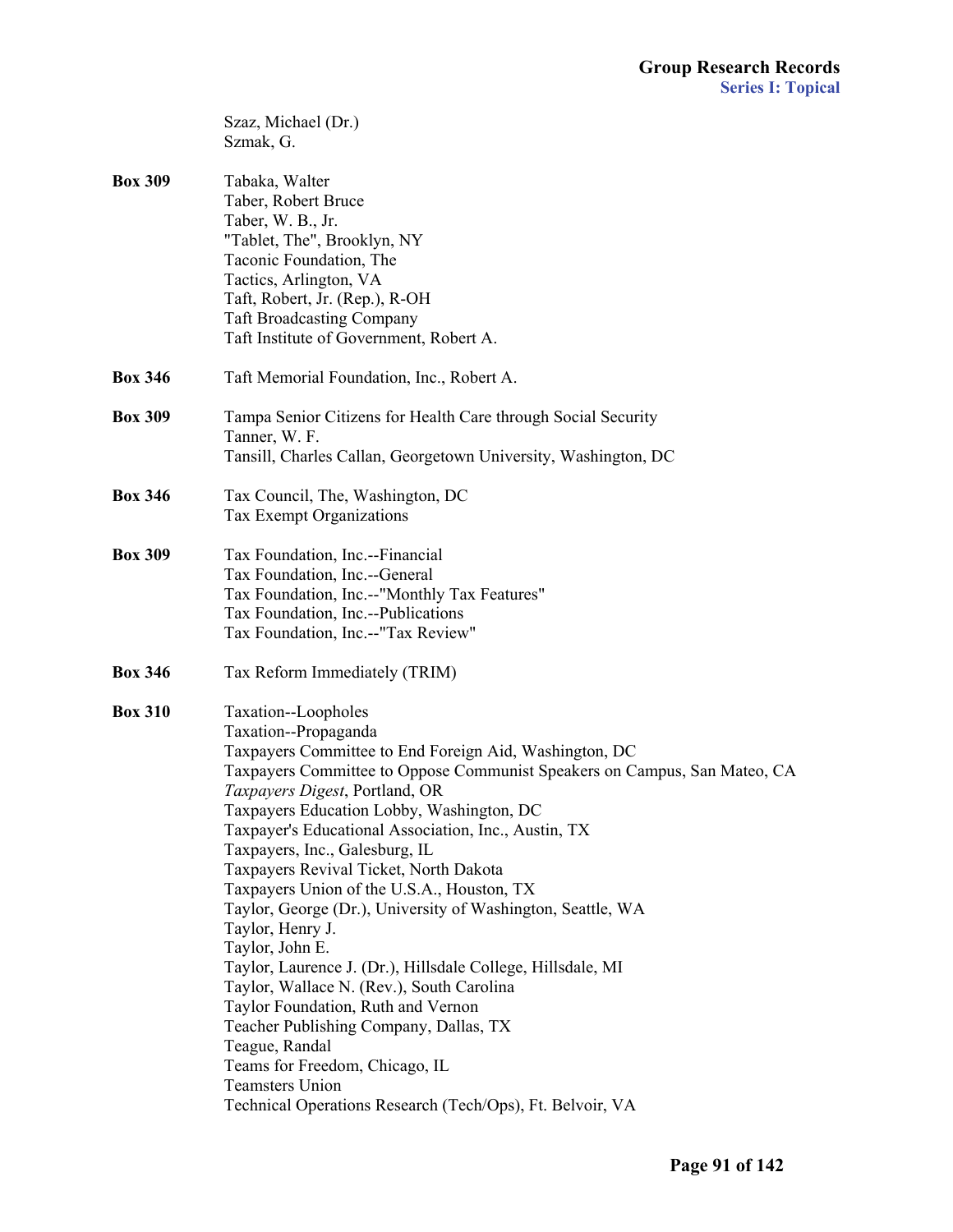Szaz, Michael (Dr.)
Szmak, G.

**Box 309**
Tabaka, Walter
Taber, Robert Bruce
Taber, W. B., Jr.
"Tablet, The", Brooklyn, NY
Taconic Foundation, The
Tactics, Arlington, VA
Taft, Robert, Jr. (Rep.), R-OH
Taft Broadcasting Company
Taft Institute of Government, Robert A.

**Box 346**
Taft Memorial Foundation, Inc., Robert A.

**Box 309**
Tampa Senior Citizens for Health Care through Social Security
Tanner, W. F.
Tansill, Charles Callan, Georgetown University, Washington, DC

**Box 346**
Tax Council, The, Washington, DC
Tax Exempt Organizations

**Box 309**
Tax Foundation, Inc.--Financial
Tax Foundation, Inc.--General
Tax Foundation, Inc.--"Monthly Tax Features"
Tax Foundation, Inc.--Publications
Tax Foundation, Inc.--"Tax Review"

**Box 346**
Tax Reform Immediately (TRIM)

**Box 310**
Taxation--Loopholes
Taxation--Propaganda
Taxpayers Committee to End Foreign Aid, Washington, DC
Taxpayers Committee to Oppose Communist Speakers on Campus, San Mateo, CA
*Taxpayers Digest*, Portland, OR
Taxpayers Education Lobby, Washington, DC
Taxpayer's Educational Association, Inc., Austin, TX
Taxpayers, Inc., Galesburg, IL
Taxpayers Revival Ticket, North Dakota
Taxpayers Union of the U.S.A., Houston, TX
Taylor, George (Dr.), University of Washington, Seattle, WA
Taylor, Henry J.
Taylor, John E.
Taylor, Laurence J. (Dr.), Hillsdale College, Hillsdale, MI
Taylor, Wallace N. (Rev.), South Carolina
Taylor Foundation, Ruth and Vernon
Teacher Publishing Company, Dallas, TX
Teague, Randal
Teams for Freedom, Chicago, IL
Teamsters Union
Technical Operations Research (Tech/Ops), Ft. Belvoir, VA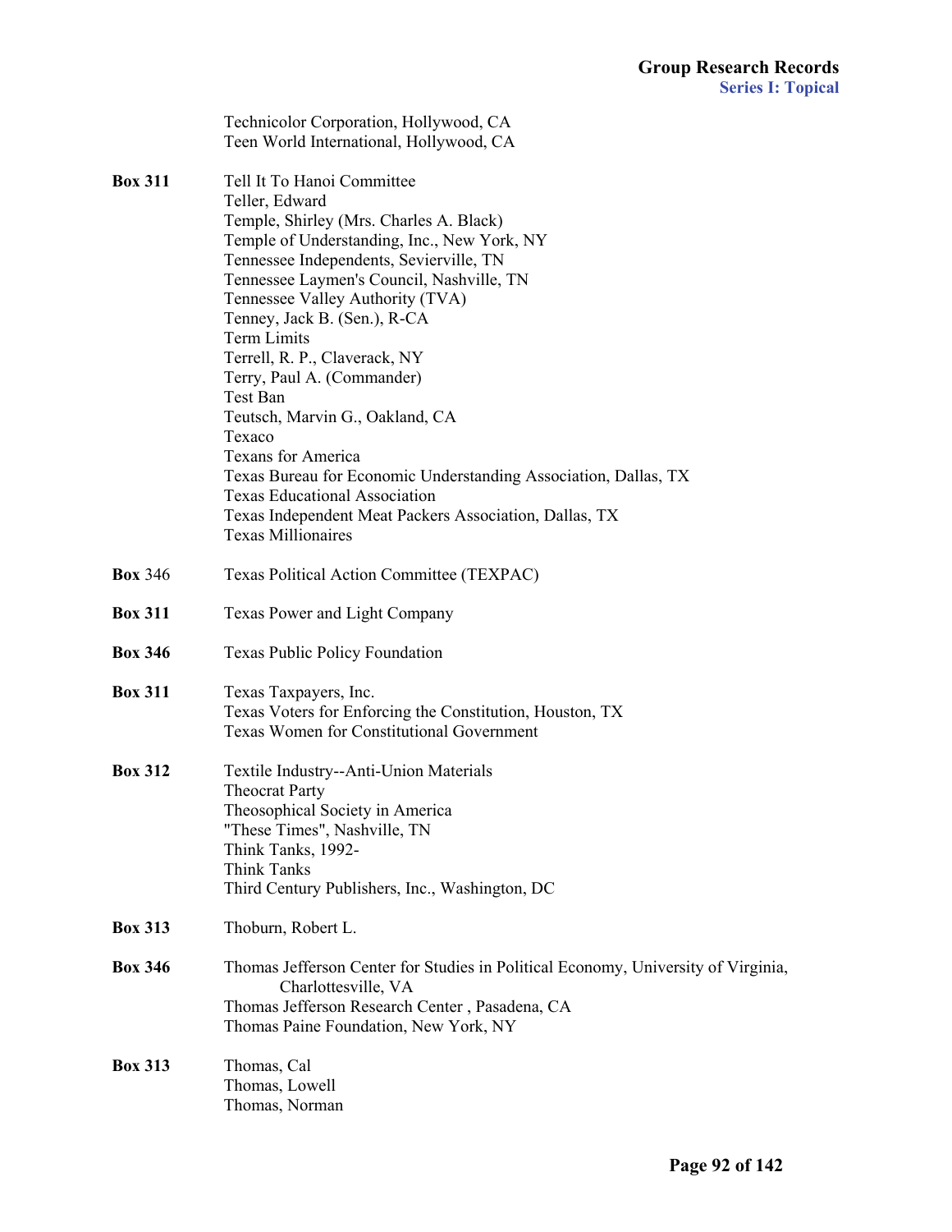Technicolor Corporation, Hollywood, CA
Teen World International, Hollywood, CA

**Box 311**
Tell It To Hanoi Committee
Teller, Edward
Temple, Shirley (Mrs. Charles A. Black)
Temple of Understanding, Inc., New York, NY
Tennessee Independents, Sevierville, TN
Tennessee Laymen's Council, Nashville, TN
Tennessee Valley Authority (TVA)
Tenney, Jack B. (Sen.), R-CA
Term Limits
Terrell, R. P., Claverack, NY
Terry, Paul A. (Commander)
Test Ban
Teutsch, Marvin G., Oakland, CA
Texaco
Texans for America
Texas Bureau for Economic Understanding Association, Dallas, TX
Texas Educational Association
Texas Independent Meat Packers Association, Dallas, TX
Texas Millionaires

**Box** 346
Texas Political Action Committee (TEXPAC)

**Box 311**
Texas Power and Light Company

**Box 346**
Texas Public Policy Foundation

**Box 311**
Texas Taxpayers, Inc.
Texas Voters for Enforcing the Constitution, Houston, TX
Texas Women for Constitutional Government

**Box 312**
Textile Industry--Anti-Union Materials
Theocrat Party
Theosophical Society in America
"These Times", Nashville, TN
Think Tanks, 1992-
Think Tanks
Third Century Publishers, Inc., Washington, DC

**Box 313**
Thoburn, Robert L.

**Box 346**
Thomas Jefferson Center for Studies in Political Economy, University of Virginia, Charlottesville, VA
Thomas Jefferson Research Center , Pasadena, CA
Thomas Paine Foundation, New York, NY

**Box 313**
Thomas, Cal
Thomas, Lowell
Thomas, Norman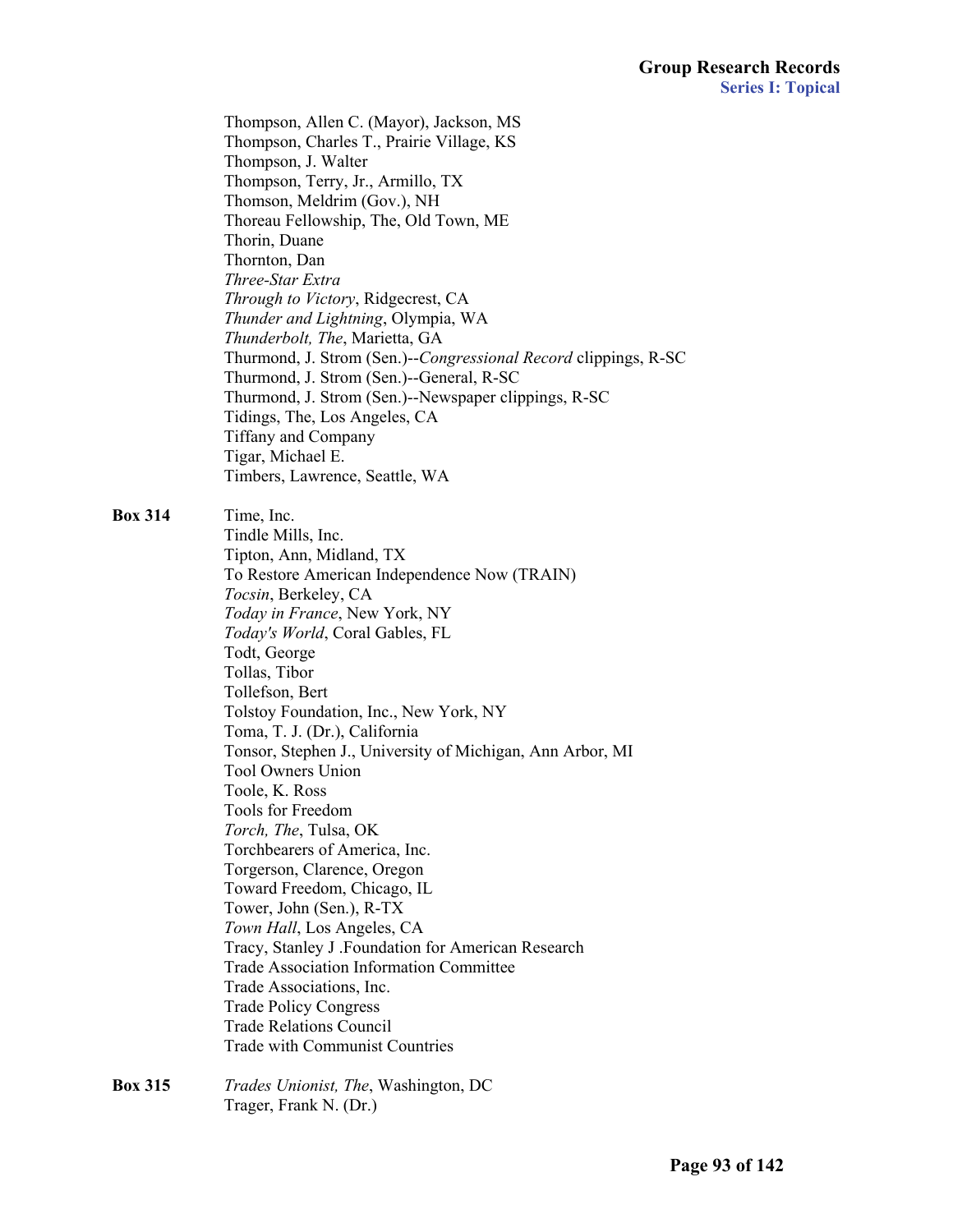Thompson, Allen C. (Mayor), Jackson, MS
Thompson, Charles T., Prairie Village, KS
Thompson, J. Walter
Thompson, Terry, Jr., Armillo, TX
Thomson, Meldrim (Gov.), NH
Thoreau Fellowship, The, Old Town, ME
Thorin, Duane
Thornton, Dan
*Three-Star Extra*
*Through to Victory*, Ridgecrest, CA
*Thunder and Lightning*, Olympia, WA
*Thunderbolt, The*, Marietta, GA
Thurmond, J. Strom (Sen.)--*Congressional Record* clippings, R-SC
Thurmond, J. Strom (Sen.)--General, R-SC
Thurmond, J. Strom (Sen.)--Newspaper clippings, R-SC
Tidings, The, Los Angeles, CA
Tiffany and Company
Tigar, Michael E.
Timbers, Lawrence, Seattle, WA

**Box 314**

Time, Inc.
Tindle Mills, Inc.
Tipton, Ann, Midland, TX
To Restore American Independence Now (TRAIN)
*Tocsin*, Berkeley, CA
*Today in France*, New York, NY
*Today's World*, Coral Gables, FL
Todt, George
Tollas, Tibor
Tollefson, Bert
Tolstoy Foundation, Inc., New York, NY
Toma, T. J. (Dr.), California
Tonsor, Stephen J., University of Michigan, Ann Arbor, MI
Tool Owners Union
Toole, K. Ross
Tools for Freedom
*Torch, The*, Tulsa, OK
Torchbearers of America, Inc.
Torgerson, Clarence, Oregon
Toward Freedom, Chicago, IL
Tower, John (Sen.), R-TX
*Town Hall*, Los Angeles, CA
Tracy, Stanley J .Foundation for American Research
Trade Association Information Committee
Trade Associations, Inc.
Trade Policy Congress
Trade Relations Council
Trade with Communist Countries

**Box 315**

*Trades Unionist, The*, Washington, DC
Trager, Frank N. (Dr.)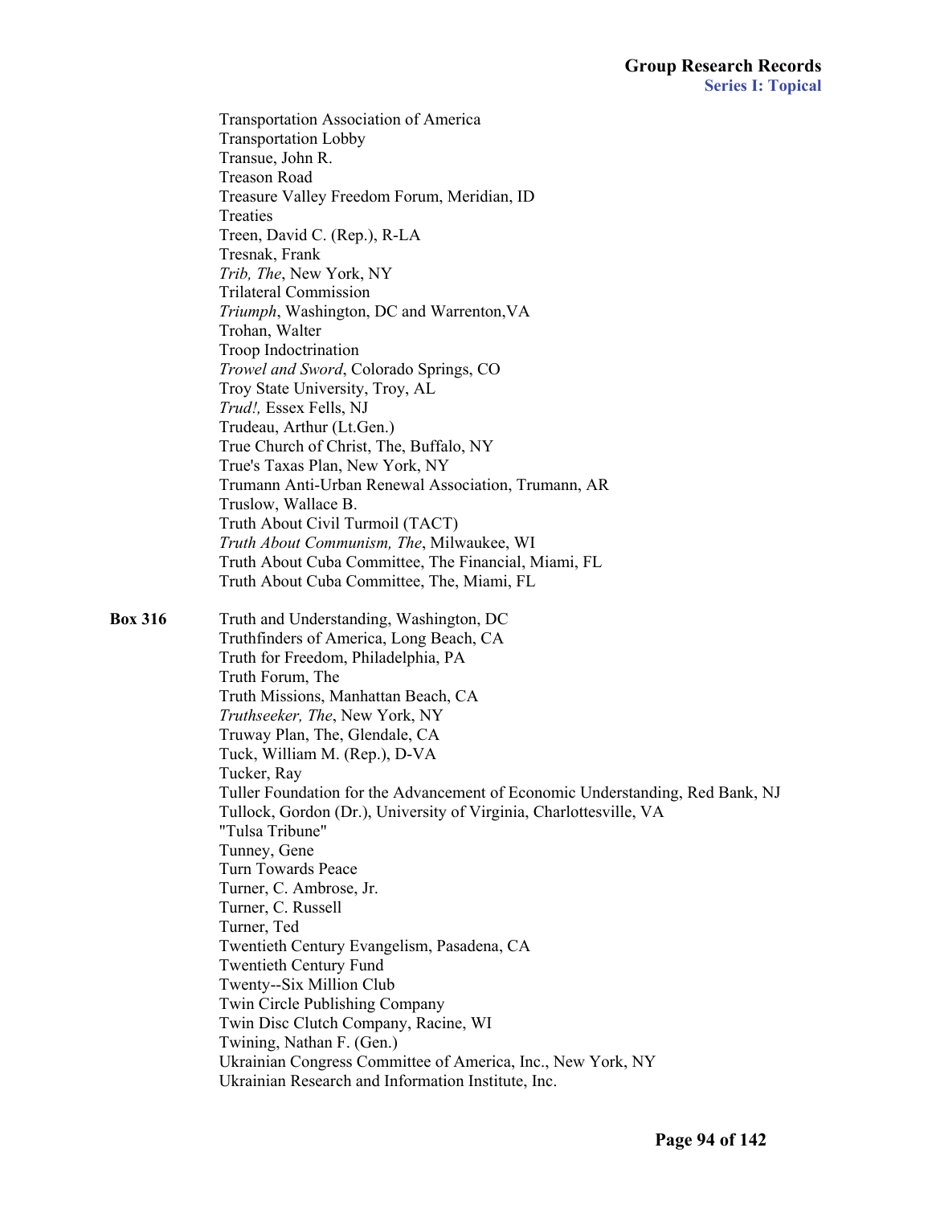Transportation Association of America
Transportation Lobby
Transue, John R.
Treason Road
Treasure Valley Freedom Forum, Meridian, ID
Treaties
Treen, David C. (Rep.), R-LA
Tresnak, Frank
*Trib, The*, New York, NY
Trilateral Commission
*Triumph*, Washington, DC and Warrenton,VA
Trohan, Walter
Troop Indoctrination
*Trowel and Sword*, Colorado Springs, CO
Troy State University, Troy, AL
*Trud!,* Essex Fells, NJ
Trudeau, Arthur (Lt.Gen.)
True Church of Christ, The, Buffalo, NY
True's Taxas Plan, New York, NY
Trumann Anti-Urban Renewal Association, Trumann, AR
Truslow, Wallace B.
Truth About Civil Turmoil (TACT)
*Truth About Communism, The*, Milwaukee, WI
Truth About Cuba Committee, The Financial, Miami, FL
Truth About Cuba Committee, The, Miami, FL

**Box 316**

Truth and Understanding, Washington, DC
Truthfinders of America, Long Beach, CA
Truth for Freedom, Philadelphia, PA
Truth Forum, The
Truth Missions, Manhattan Beach, CA
*Truthseeker, The*, New York, NY
Truway Plan, The, Glendale, CA
Tuck, William M. (Rep.), D-VA
Tucker, Ray
Tuller Foundation for the Advancement of Economic Understanding, Red Bank, NJ
Tullock, Gordon (Dr.), University of Virginia, Charlottesville, VA
"Tulsa Tribune"
Tunney, Gene
Turn Towards Peace
Turner, C. Ambrose, Jr.
Turner, C. Russell
Turner, Ted
Twentieth Century Evangelism, Pasadena, CA
Twentieth Century Fund
Twenty--Six Million Club
Twin Circle Publishing Company
Twin Disc Clutch Company, Racine, WI
Twining, Nathan F. (Gen.)
Ukrainian Congress Committee of America, Inc., New York, NY
Ukrainian Research and Information Institute, Inc.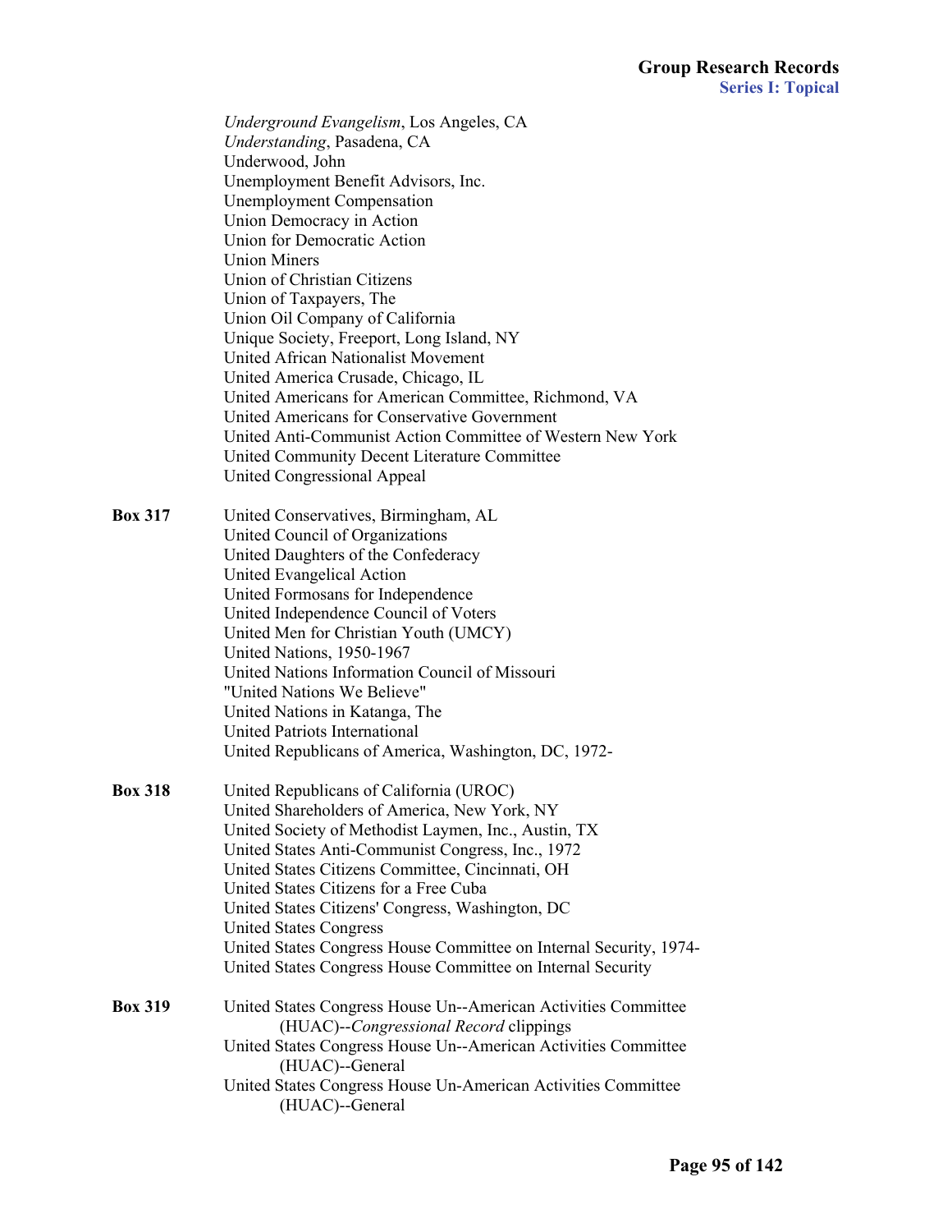*Underground Evangelism*, Los Angeles, CA
*Understanding*, Pasadena, CA
Underwood, John
Unemployment Benefit Advisors, Inc.
Unemployment Compensation
Union Democracy in Action
Union for Democratic Action
Union Miners
Union of Christian Citizens
Union of Taxpayers, The
Union Oil Company of California
Unique Society, Freeport, Long Island, NY
United African Nationalist Movement
United America Crusade, Chicago, IL
United Americans for American Committee, Richmond, VA
United Americans for Conservative Government
United Anti-Communist Action Committee of Western New York
United Community Decent Literature Committee
United Congressional Appeal

**Box 317**

United Conservatives, Birmingham, AL
United Council of Organizations
United Daughters of the Confederacy
United Evangelical Action
United Formosans for Independence
United Independence Council of Voters
United Men for Christian Youth (UMCY)
United Nations, 1950-1967
United Nations Information Council of Missouri
"United Nations We Believe"
United Nations in Katanga, The
United Patriots International
United Republicans of America, Washington, DC, 1972-

**Box 318**

United Republicans of California (UROC)
United Shareholders of America, New York, NY
United Society of Methodist Laymen, Inc., Austin, TX
United States Anti-Communist Congress, Inc., 1972
United States Citizens Committee, Cincinnati, OH
United States Citizens for a Free Cuba
United States Citizens' Congress, Washington, DC
United States Congress
United States Congress House Committee on Internal Security, 1974-
United States Congress House Committee on Internal Security

**Box 319**

United States Congress House Un--American Activities Committee (HUAC)--*Congressional Record* clippings
United States Congress House Un--American Activities Committee (HUAC)--General
United States Congress House Un-American Activities Committee (HUAC)--General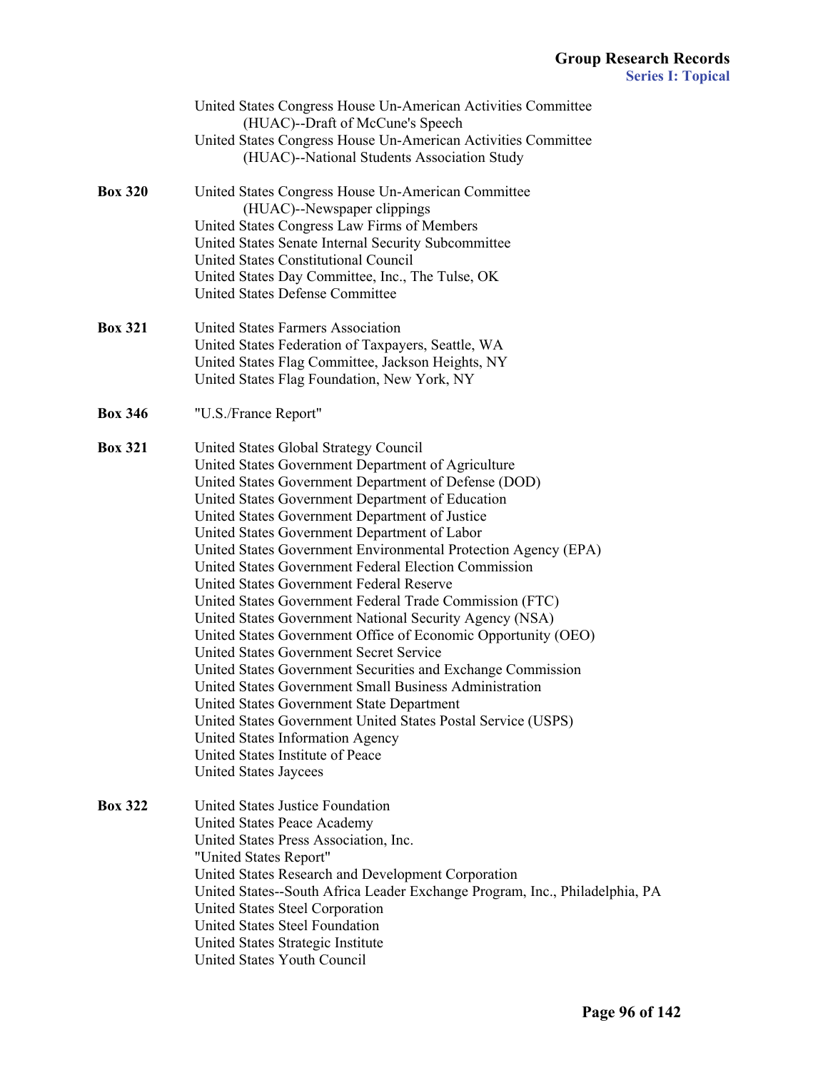United States Congress House Un-American Activities Committee (HUAC)--Draft of McCune's Speech
United States Congress House Un-American Activities Committee (HUAC)--National Students Association Study

**Box 320**

United States Congress House Un-American Committee (HUAC)--Newspaper clippings
United States Congress Law Firms of Members
United States Senate Internal Security Subcommittee
United States Constitutional Council
United States Day Committee, Inc., The Tulse, OK
United States Defense Committee

**Box 321**

United States Farmers Association
United States Federation of Taxpayers, Seattle, WA
United States Flag Committee, Jackson Heights, NY
United States Flag Foundation, New York, NY

**Box 346**

"U.S./France Report"

**Box 321**

United States Global Strategy Council
United States Government Department of Agriculture
United States Government Department of Defense (DOD)
United States Government Department of Education
United States Government Department of Justice
United States Government Department of Labor
United States Government Environmental Protection Agency (EPA)
United States Government Federal Election Commission
United States Government Federal Reserve
United States Government Federal Trade Commission (FTC)
United States Government National Security Agency (NSA)
United States Government Office of Economic Opportunity (OEO)
United States Government Secret Service
United States Government Securities and Exchange Commission
United States Government Small Business Administration
United States Government State Department
United States Government United States Postal Service (USPS)
United States Information Agency
United States Institute of Peace
United States Jaycees

**Box 322**

United States Justice Foundation
United States Peace Academy
United States Press Association, Inc.
"United States Report"
United States Research and Development Corporation
United States--South Africa Leader Exchange Program, Inc., Philadelphia, PA
United States Steel Corporation
United States Steel Foundation
United States Strategic Institute
United States Youth Council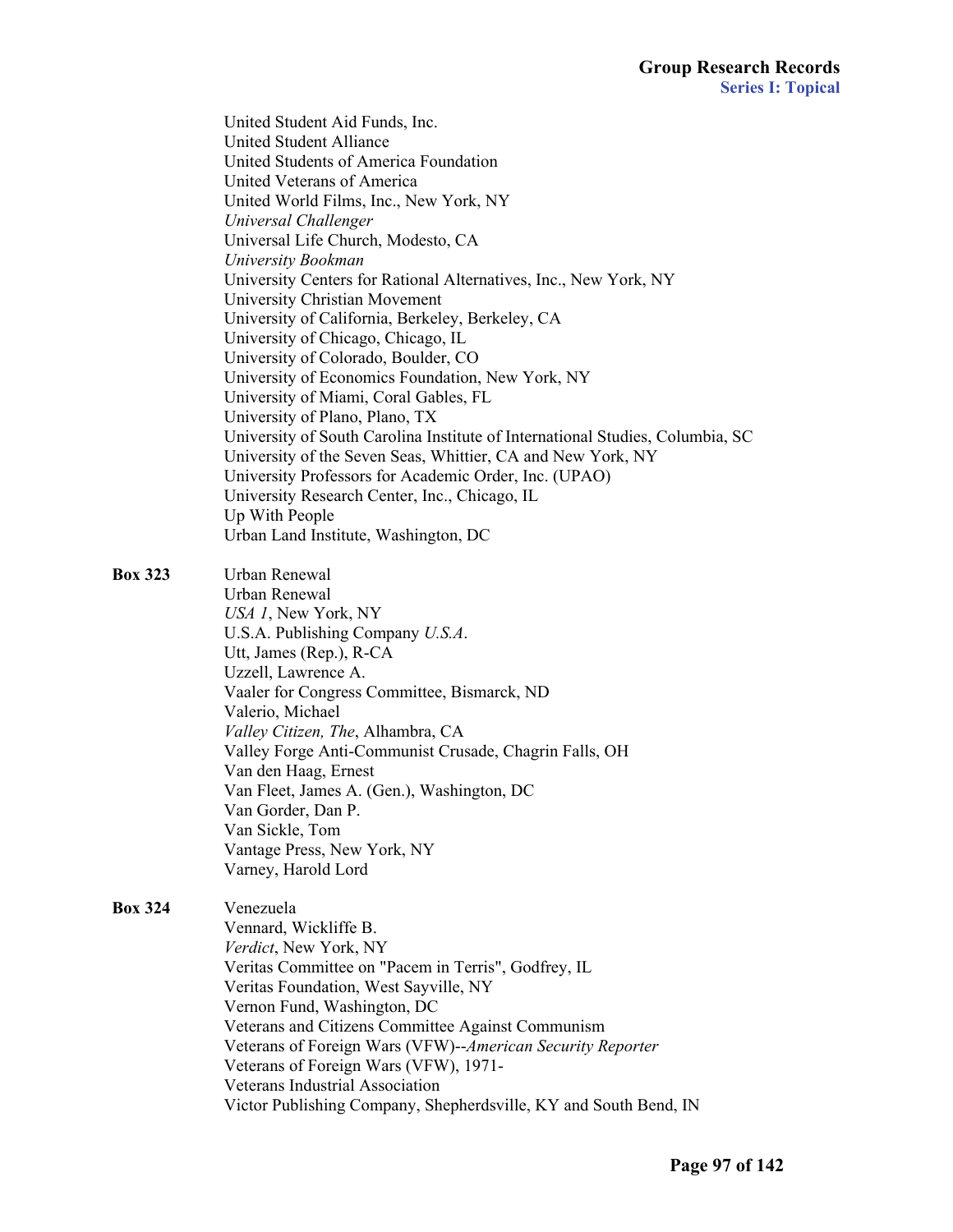United Student Aid Funds, Inc.
United Student Alliance
United Students of America Foundation
United Veterans of America
United World Films, Inc., New York, NY
*Universal Challenger*
Universal Life Church, Modesto, CA
*University Bookman*
University Centers for Rational Alternatives, Inc., New York, NY
University Christian Movement
University of California, Berkeley, Berkeley, CA
University of Chicago, Chicago, IL
University of Colorado, Boulder, CO
University of Economics Foundation, New York, NY
University of Miami, Coral Gables, FL
University of Plano, Plano, TX
University of South Carolina Institute of International Studies, Columbia, SC
University of the Seven Seas, Whittier, CA and New York, NY
University Professors for Academic Order, Inc. (UPAO)
University Research Center, Inc., Chicago, IL
Up With People
Urban Land Institute, Washington, DC

**Box 323**

Urban Renewal
Urban Renewal
*USA 1*, New York, NY
U.S.A. Publishing Company *U.S.A*.
Utt, James (Rep.), R-CA
Uzzell, Lawrence A.
Vaaler for Congress Committee, Bismarck, ND
Valerio, Michael
*Valley Citizen, The*, Alhambra, CA
Valley Forge Anti-Communist Crusade, Chagrin Falls, OH
Van den Haag, Ernest
Van Fleet, James A. (Gen.), Washington, DC
Van Gorder, Dan P.
Van Sickle, Tom
Vantage Press, New York, NY
Varney, Harold Lord

**Box 324**

Venezuela
Vennard, Wickliffe B.
*Verdict*, New York, NY
Veritas Committee on "Pacem in Terris", Godfrey, IL
Veritas Foundation, West Sayville, NY
Vernon Fund, Washington, DC
Veterans and Citizens Committee Against Communism
Veterans of Foreign Wars (VFW)--*American Security Reporter*
Veterans of Foreign Wars (VFW), 1971-
Veterans Industrial Association
Victor Publishing Company, Shepherdsville, KY and South Bend, IN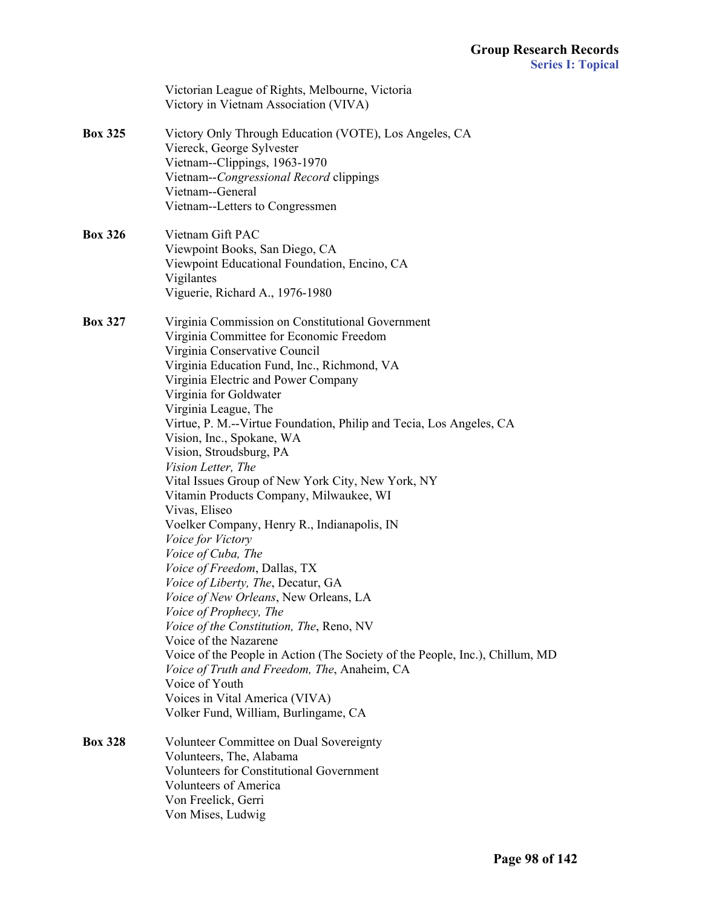Victorian League of Rights, Melbourne, Victoria
Victory in Vietnam Association (VIVA)

**Box 325**

Victory Only Through Education (VOTE), Los Angeles, CA
Viereck, George Sylvester
Vietnam--Clippings, 1963-1970
Vietnam--*Congressional Record* clippings
Vietnam--General
Vietnam--Letters to Congressmen

**Box 326**

Vietnam Gift PAC
Viewpoint Books, San Diego, CA
Viewpoint Educational Foundation, Encino, CA
Vigilantes
Viguerie, Richard A., 1976-1980

**Box 327**

Virginia Commission on Constitutional Government
Virginia Committee for Economic Freedom
Virginia Conservative Council
Virginia Education Fund, Inc., Richmond, VA
Virginia Electric and Power Company
Virginia for Goldwater
Virginia League, The
Virtue, P. M.--Virtue Foundation, Philip and Tecia, Los Angeles, CA
Vision, Inc., Spokane, WA
Vision, Stroudsburg, PA
*Vision Letter, The*
Vital Issues Group of New York City, New York, NY
Vitamin Products Company, Milwaukee, WI
Vivas, Eliseo
Voelker Company, Henry R., Indianapolis, IN
*Voice for Victory*
*Voice of Cuba, The*
*Voice of Freedom*, Dallas, TX
*Voice of Liberty, The*, Decatur, GA
*Voice of New Orleans*, New Orleans, LA
*Voice of Prophecy, The*
*Voice of the Constitution, The*, Reno, NV
Voice of the Nazarene
Voice of the People in Action (The Society of the People, Inc.), Chillum, MD
*Voice of Truth and Freedom, The*, Anaheim, CA
Voice of Youth
Voices in Vital America (VIVA)
Volker Fund, William, Burlingame, CA

**Box 328**

Volunteer Committee on Dual Sovereignty
Volunteers, The, Alabama
Volunteers for Constitutional Government
Volunteers of America
Von Freelick, Gerri
Von Mises, Ludwig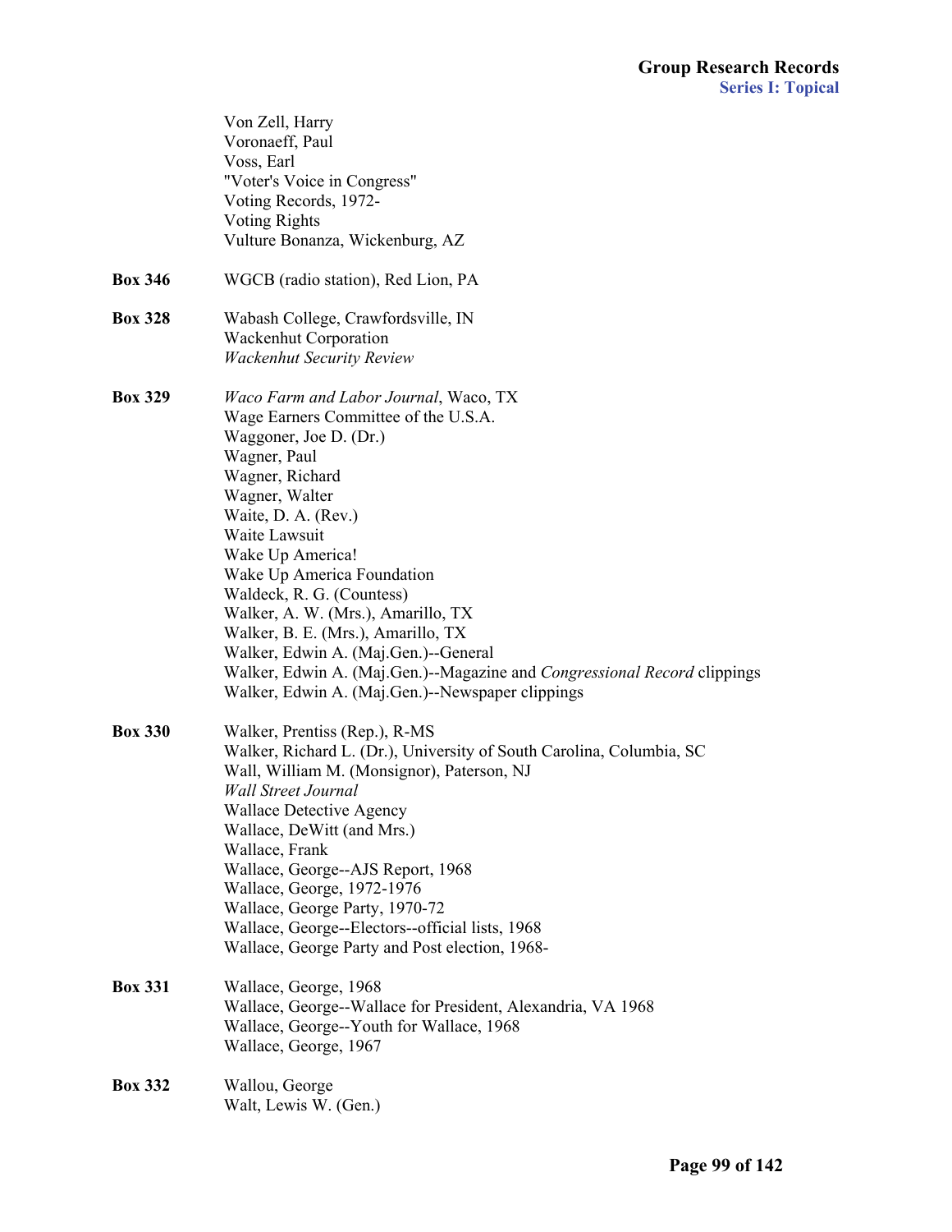Von Zell, Harry
Voronaeff, Paul
Voss, Earl
"Voter's Voice in Congress"
Voting Records, 1972-
Voting Rights
Vulture Bonanza, Wickenburg, AZ

**Box 346** WGCB (radio station), Red Lion, PA

**Box 328** Wabash College, Crawfordsville, IN
Wackenhut Corporation
*Wackenhut Security Review*

**Box 329** *Waco Farm and Labor Journal*, Waco, TX
Wage Earners Committee of the U.S.A.
Waggoner, Joe D. (Dr.)
Wagner, Paul
Wagner, Richard
Wagner, Walter
Waite, D. A. (Rev.)
Waite Lawsuit
Wake Up America!
Wake Up America Foundation
Waldeck, R. G. (Countess)
Walker, A. W. (Mrs.), Amarillo, TX
Walker, B. E. (Mrs.), Amarillo, TX
Walker, Edwin A. (Maj.Gen.)--General
Walker, Edwin A. (Maj.Gen.)--Magazine and *Congressional Record* clippings
Walker, Edwin A. (Maj.Gen.)--Newspaper clippings

**Box 330** Walker, Prentiss (Rep.), R-MS
Walker, Richard L. (Dr.), University of South Carolina, Columbia, SC
Wall, William M. (Monsignor), Paterson, NJ
*Wall Street Journal*
Wallace Detective Agency
Wallace, DeWitt (and Mrs.)
Wallace, Frank
Wallace, George--AJS Report, 1968
Wallace, George, 1972-1976
Wallace, George Party, 1970-72
Wallace, George--Electors--official lists, 1968
Wallace, George Party and Post election, 1968-

**Box 331** Wallace, George, 1968
Wallace, George--Wallace for President, Alexandria, VA 1968
Wallace, George--Youth for Wallace, 1968
Wallace, George, 1967

**Box 332** Wallou, George
Walt, Lewis W. (Gen.)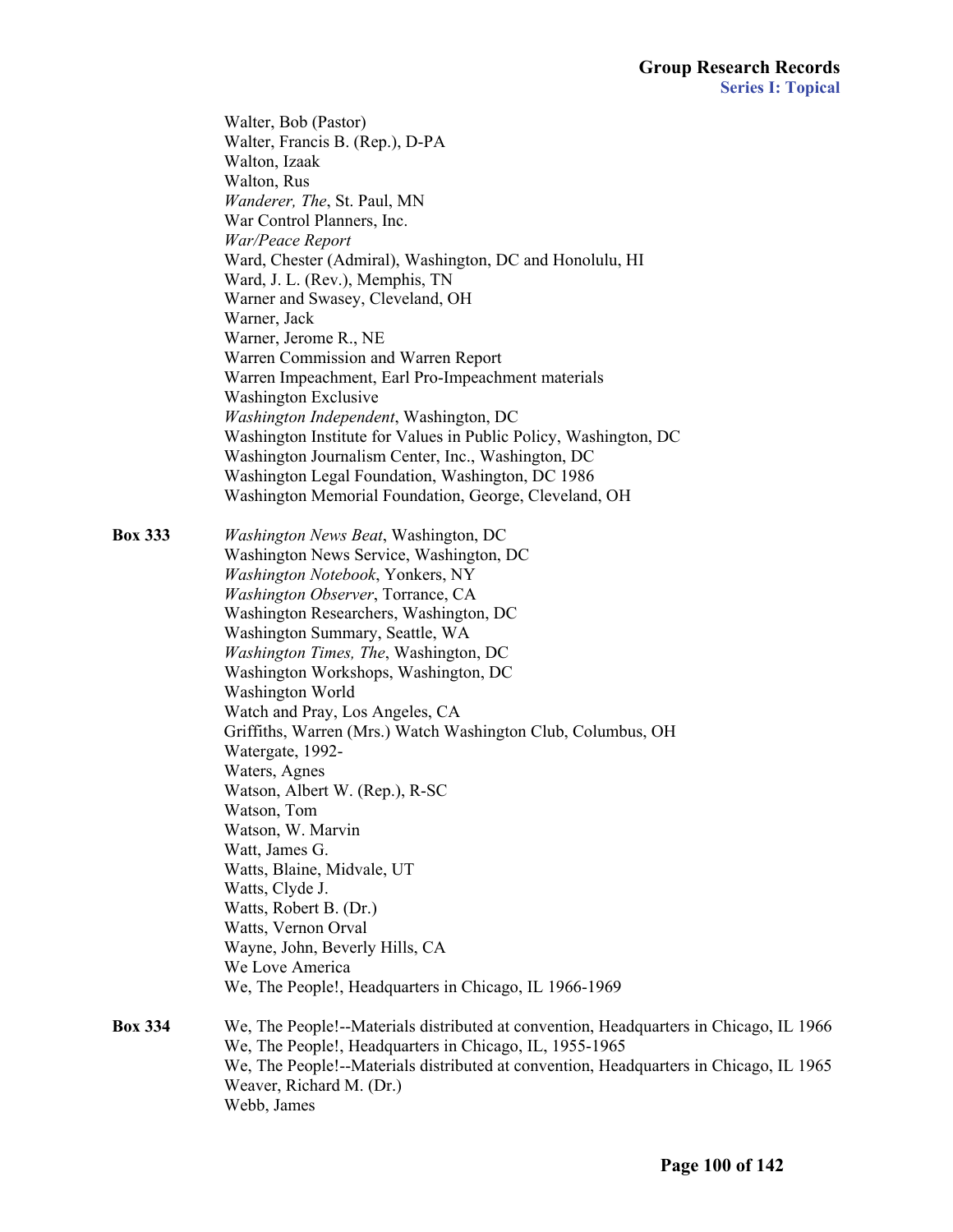Walter, Bob (Pastor)
Walter, Francis B. (Rep.), D-PA
Walton, Izaak
Walton, Rus
*Wanderer, The*, St. Paul, MN
War Control Planners, Inc.
*War/Peace Report*
Ward, Chester (Admiral), Washington, DC and Honolulu, HI
Ward, J. L. (Rev.), Memphis, TN
Warner and Swasey, Cleveland, OH
Warner, Jack
Warner, Jerome R., NE
Warren Commission and Warren Report
Warren Impeachment, Earl Pro-Impeachment materials
Washington Exclusive
*Washington Independent*, Washington, DC
Washington Institute for Values in Public Policy, Washington, DC
Washington Journalism Center, Inc., Washington, DC
Washington Legal Foundation, Washington, DC 1986
Washington Memorial Foundation, George, Cleveland, OH

**Box 333**

*Washington News Beat*, Washington, DC
Washington News Service, Washington, DC
*Washington Notebook*, Yonkers, NY
*Washington Observer*, Torrance, CA
Washington Researchers, Washington, DC
Washington Summary, Seattle, WA
*Washington Times, The*, Washington, DC
Washington Workshops, Washington, DC
Washington World
Watch and Pray, Los Angeles, CA
Griffiths, Warren (Mrs.) Watch Washington Club, Columbus, OH
Watergate, 1992-
Waters, Agnes
Watson, Albert W. (Rep.), R-SC
Watson, Tom
Watson, W. Marvin
Watt, James G.
Watts, Blaine, Midvale, UT
Watts, Clyde J.
Watts, Robert B. (Dr.)
Watts, Vernon Orval
Wayne, John, Beverly Hills, CA
We Love America
We, The People!, Headquarters in Chicago, IL 1966-1969

**Box 334**

We, The People!--Materials distributed at convention, Headquarters in Chicago, IL 1966
We, The People!, Headquarters in Chicago, IL, 1955-1965
We, The People!--Materials distributed at convention, Headquarters in Chicago, IL 1965
Weaver, Richard M. (Dr.)
Webb, James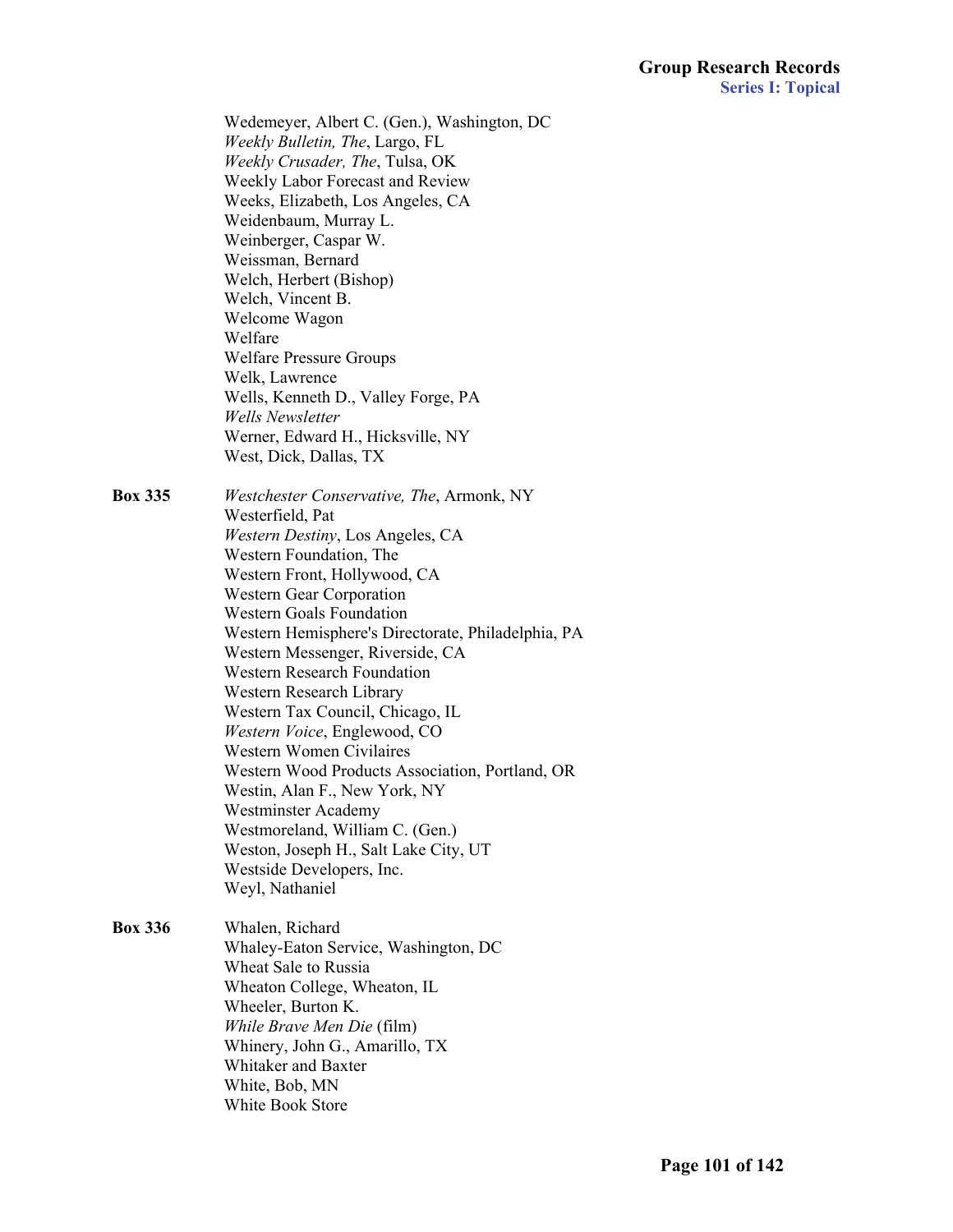Wedemeyer, Albert C. (Gen.), Washington, DC
*Weekly Bulletin, The*, Largo, FL
*Weekly Crusader, The*, Tulsa, OK
Weekly Labor Forecast and Review
Weeks, Elizabeth, Los Angeles, CA
Weidenbaum, Murray L.
Weinberger, Caspar W.
Weissman, Bernard
Welch, Herbert (Bishop)
Welch, Vincent B.
Welcome Wagon
Welfare
Welfare Pressure Groups
Welk, Lawrence
Wells, Kenneth D., Valley Forge, PA
*Wells Newsletter*
Werner, Edward H., Hicksville, NY
West, Dick, Dallas, TX

**Box 335**

*Westchester Conservative, The*, Armonk, NY
Westerfield, Pat
*Western Destiny*, Los Angeles, CA
Western Foundation, The
Western Front, Hollywood, CA
Western Gear Corporation
Western Goals Foundation
Western Hemisphere's Directorate, Philadelphia, PA
Western Messenger, Riverside, CA
Western Research Foundation
Western Research Library
Western Tax Council, Chicago, IL
*Western Voice*, Englewood, CO
Western Women Civilaires
Western Wood Products Association, Portland, OR
Westin, Alan F., New York, NY
Westminster Academy
Westmoreland, William C. (Gen.)
Weston, Joseph H., Salt Lake City, UT
Westside Developers, Inc.
Weyl, Nathaniel

**Box 336**

Whalen, Richard
Whaley-Eaton Service, Washington, DC
Wheat Sale to Russia
Wheaton College, Wheaton, IL
Wheeler, Burton K.
*While Brave Men Die* (film)
Whinery, John G., Amarillo, TX
Whitaker and Baxter
White, Bob, MN
White Book Store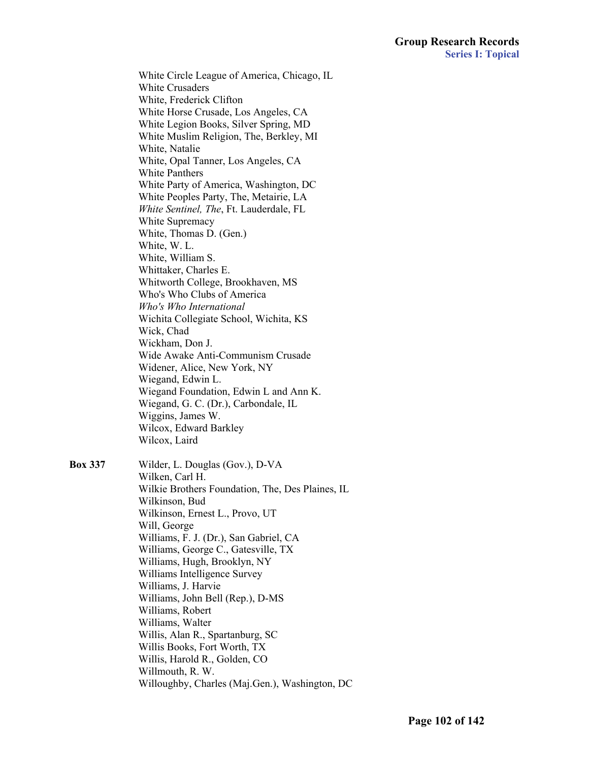White Circle League of America, Chicago, IL
White Crusaders
White, Frederick Clifton
White Horse Crusade, Los Angeles, CA
White Legion Books, Silver Spring, MD
White Muslim Religion, The, Berkley, MI
White, Natalie
White, Opal Tanner, Los Angeles, CA
White Panthers
White Party of America, Washington, DC
White Peoples Party, The, Metairie, LA
*White Sentinel, The*, Ft. Lauderdale, FL
White Supremacy
White, Thomas D. (Gen.)
White, W. L.
White, William S.
Whittaker, Charles E.
Whitworth College, Brookhaven, MS
Who's Who Clubs of America
*Who's Who International*
Wichita Collegiate School, Wichita, KS
Wick, Chad
Wickham, Don J.
Wide Awake Anti-Communism Crusade
Widener, Alice, New York, NY
Wiegand, Edwin L.
Wiegand Foundation, Edwin L and Ann K.
Wiegand, G. C. (Dr.), Carbondale, IL
Wiggins, James W.
Wilcox, Edward Barkley
Wilcox, Laird

**Box 337**

Wilder, L. Douglas (Gov.), D-VA
Wilken, Carl H.
Wilkie Brothers Foundation, The, Des Plaines, IL
Wilkinson, Bud
Wilkinson, Ernest L., Provo, UT
Will, George
Williams, F. J. (Dr.), San Gabriel, CA
Williams, George C., Gatesville, TX
Williams, Hugh, Brooklyn, NY
Williams Intelligence Survey
Williams, J. Harvie
Williams, John Bell (Rep.), D-MS
Williams, Robert
Williams, Walter
Willis, Alan R., Spartanburg, SC
Willis Books, Fort Worth, TX
Willis, Harold R., Golden, CO
Willmouth, R. W.
Willoughby, Charles (Maj.Gen.), Washington, DC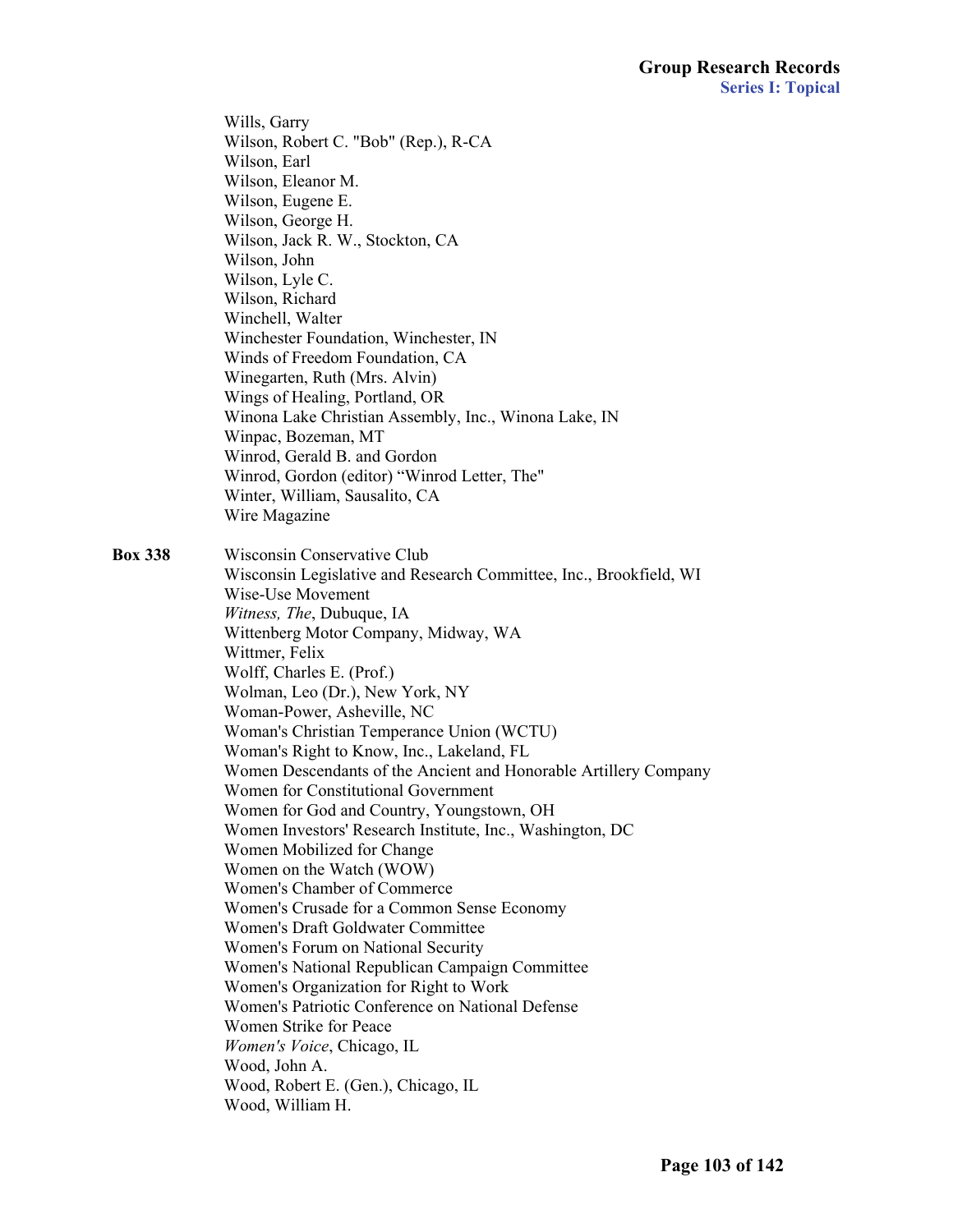Wills, Garry
Wilson, Robert C. "Bob" (Rep.), R-CA
Wilson, Earl
Wilson, Eleanor M.
Wilson, Eugene E.
Wilson, George H.
Wilson, Jack R. W., Stockton, CA
Wilson, John
Wilson, Lyle C.
Wilson, Richard
Winchell, Walter
Winchester Foundation, Winchester, IN
Winds of Freedom Foundation, CA
Winegarten, Ruth (Mrs. Alvin)
Wings of Healing, Portland, OR
Winona Lake Christian Assembly, Inc., Winona Lake, IN
Winpac, Bozeman, MT
Winrod, Gerald B. and Gordon
Winrod, Gordon (editor) "Winrod Letter, The"
Winter, William, Sausalito, CA
Wire Magazine

**Box 338**

Wisconsin Conservative Club
Wisconsin Legislative and Research Committee, Inc., Brookfield, WI
Wise-Use Movement
*Witness, The*, Dubuque, IA
Wittenberg Motor Company, Midway, WA
Wittmer, Felix
Wolff, Charles E. (Prof.)
Wolman, Leo (Dr.), New York, NY
Woman-Power, Asheville, NC
Woman's Christian Temperance Union (WCTU)
Woman's Right to Know, Inc., Lakeland, FL
Women Descendants of the Ancient and Honorable Artillery Company
Women for Constitutional Government
Women for God and Country, Youngstown, OH
Women Investors' Research Institute, Inc., Washington, DC
Women Mobilized for Change
Women on the Watch (WOW)
Women's Chamber of Commerce
Women's Crusade for a Common Sense Economy
Women's Draft Goldwater Committee
Women's Forum on National Security
Women's National Republican Campaign Committee
Women's Organization for Right to Work
Women's Patriotic Conference on National Defense
Women Strike for Peace
*Women's Voice*, Chicago, IL
Wood, John A.
Wood, Robert E. (Gen.), Chicago, IL
Wood, William H.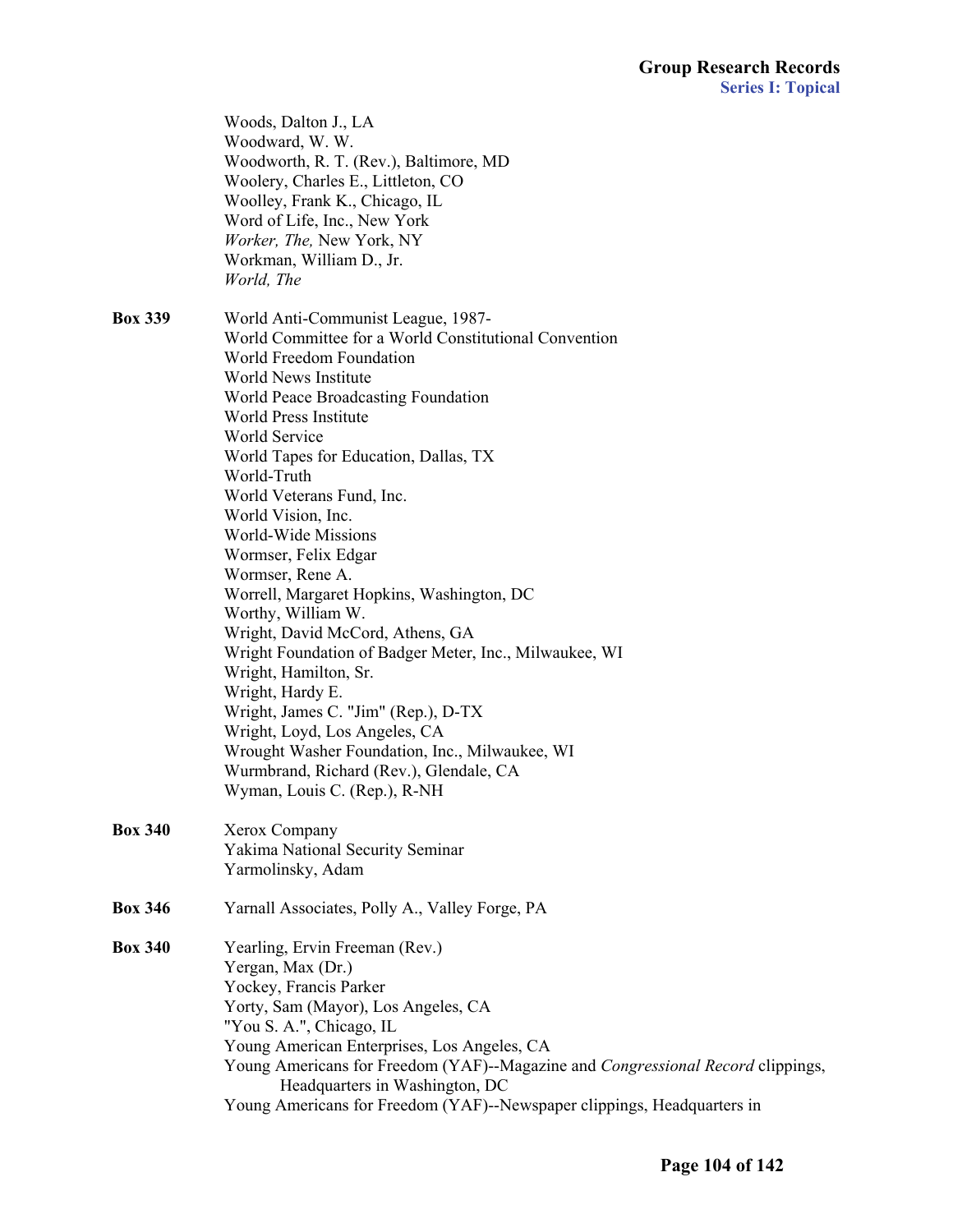Woods, Dalton J., LA
Woodward, W. W.
Woodworth, R. T. (Rev.), Baltimore, MD
Woolery, Charles E., Littleton, CO
Woolley, Frank K., Chicago, IL
Word of Life, Inc., New York
*Worker, The,* New York, NY
Workman, William D., Jr.
*World, The*

**Box 339**
World Anti-Communist League, 1987-
World Committee for a World Constitutional Convention
World Freedom Foundation
World News Institute
World Peace Broadcasting Foundation
World Press Institute
World Service
World Tapes for Education, Dallas, TX
World-Truth
World Veterans Fund, Inc.
World Vision, Inc.
World-Wide Missions
Wormser, Felix Edgar
Wormser, Rene A.
Worrell, Margaret Hopkins, Washington, DC
Worthy, William W.
Wright, David McCord, Athens, GA
Wright Foundation of Badger Meter, Inc., Milwaukee, WI
Wright, Hamilton, Sr.
Wright, Hardy E.
Wright, James C. "Jim" (Rep.), D-TX
Wright, Loyd, Los Angeles, CA
Wrought Washer Foundation, Inc., Milwaukee, WI
Wurmbrand, Richard (Rev.), Glendale, CA
Wyman, Louis C. (Rep.), R-NH

**Box 340**
Xerox Company
Yakima National Security Seminar
Yarmolinsky, Adam

**Box 346**
Yarnall Associates, Polly A., Valley Forge, PA

**Box 340**
Yearling, Ervin Freeman (Rev.)
Yergan, Max (Dr.)
Yockey, Francis Parker
Yorty, Sam (Mayor), Los Angeles, CA
"You S. A.", Chicago, IL
Young American Enterprises, Los Angeles, CA
Young Americans for Freedom (YAF)--Magazine and *Congressional Record* clippings, Headquarters in Washington, DC
Young Americans for Freedom (YAF)--Newspaper clippings, Headquarters in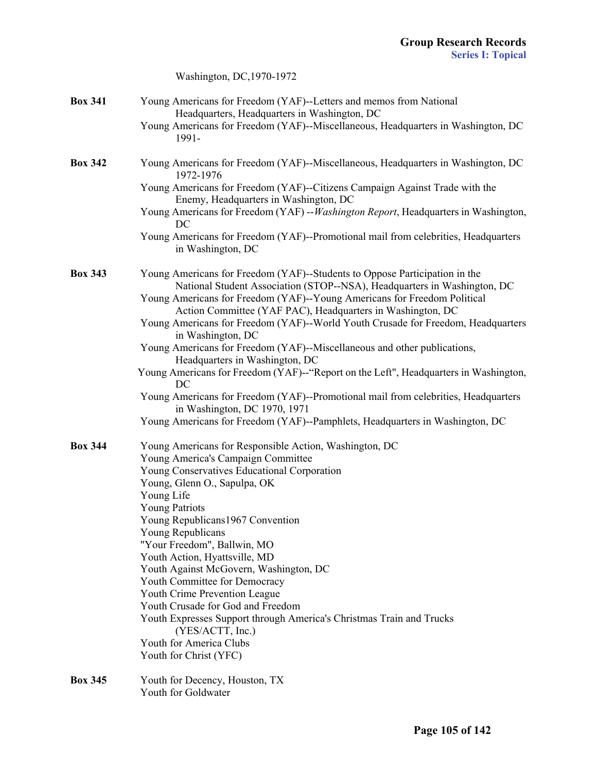Washington, DC,1970-1972

**Box 341**

Young Americans for Freedom (YAF)--Letters and memos from National Headquarters, Headquarters in Washington, DC

Young Americans for Freedom (YAF)--Miscellaneous, Headquarters in Washington, DC 1991-

**Box 342**

Young Americans for Freedom (YAF)--Miscellaneous, Headquarters in Washington, DC 1972-1976

Young Americans for Freedom (YAF)--Citizens Campaign Against Trade with the Enemy, Headquarters in Washington, DC

Young Americans for Freedom (YAF) --*Washington Report*, Headquarters in Washington, DC

Young Americans for Freedom (YAF)--Promotional mail from celebrities, Headquarters in Washington, DC

**Box 343**

Young Americans for Freedom (YAF)--Students to Oppose Participation in the National Student Association (STOP--NSA), Headquarters in Washington, DC

Young Americans for Freedom (YAF)--Young Americans for Freedom Political Action Committee (YAF PAC), Headquarters in Washington, DC

Young Americans for Freedom (YAF)--World Youth Crusade for Freedom, Headquarters in Washington, DC

Young Americans for Freedom (YAF)--Miscellaneous and other publications, Headquarters in Washington, DC

Young Americans for Freedom (YAF)--"Report on the Left", Headquarters in Washington, DC

Young Americans for Freedom (YAF)--Promotional mail from celebrities, Headquarters in Washington, DC 1970, 1971

Young Americans for Freedom (YAF)--Pamphlets, Headquarters in Washington, DC

**Box 344**

Young Americans for Responsible Action, Washington, DC

Young America's Campaign Committee

Young Conservatives Educational Corporation

Young, Glenn O., Sapulpa, OK

Young Life

Young Patriots

Young Republicans1967 Convention

Young Republicans

"Your Freedom", Ballwin, MO

Youth Action, Hyattsville, MD

Youth Against McGovern, Washington, DC

Youth Committee for Democracy

Youth Crime Prevention League

Youth Crusade for God and Freedom

Youth Expresses Support through America's Christmas Train and Trucks (YES/ACTT, Inc.)

Youth for America Clubs

Youth for Christ (YFC)

**Box 345**

Youth for Decency, Houston, TX

Youth for Goldwater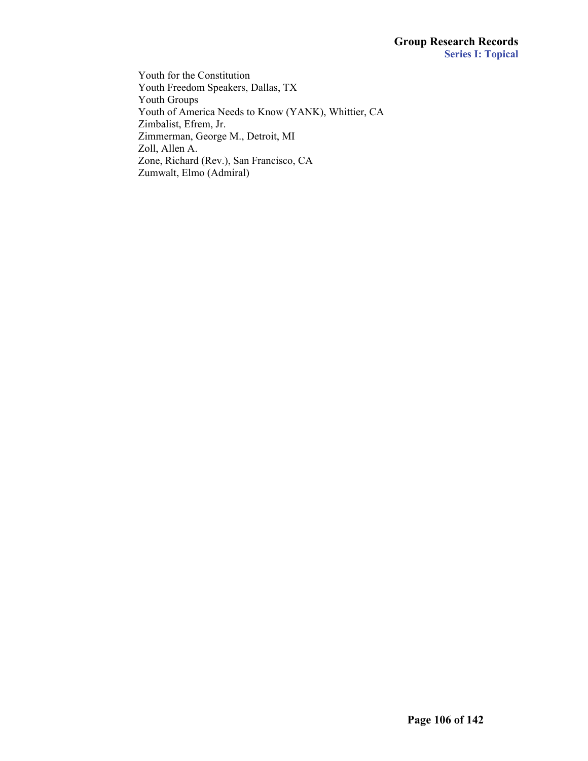Youth for the Constitution
Youth Freedom Speakers, Dallas, TX
Youth Groups
Youth of America Needs to Know (YANK), Whittier, CA
Zimbalist, Efrem, Jr.
Zimmerman, George M., Detroit, MI
Zoll, Allen A.
Zone, Richard (Rev.), San Francisco, CA
Zumwalt, Elmo (Admiral)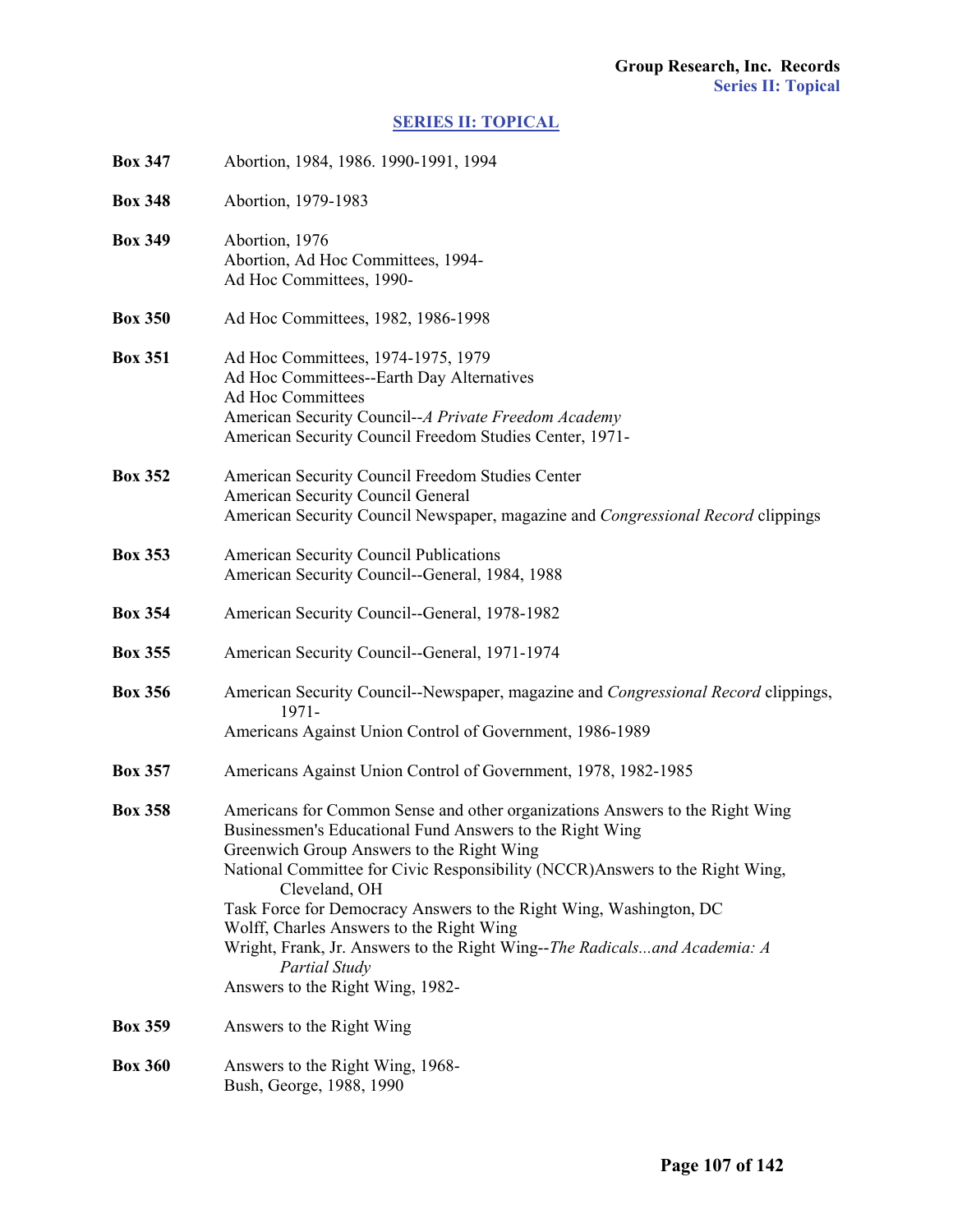## SERIES II: TOPICAL

| | |
|---|---|
| **Box 347** | Abortion, 1984, 1986. 1990-1991, 1994 |
| **Box 348** | Abortion, 1979-1983 |
| **Box 349** | Abortion, 1976<br>Abortion, Ad Hoc Committees, 1994-<br>Ad Hoc Committees, 1990- |
| **Box 350** | Ad Hoc Committees, 1982, 1986-1998 |
| **Box 351** | Ad Hoc Committees, 1974-1975, 1979<br>Ad Hoc Committees--Earth Day Alternatives<br>Ad Hoc Committees<br>American Security Council--*A Private Freedom Academy*<br>American Security Council Freedom Studies Center, 1971- |
| **Box 352** | American Security Council Freedom Studies Center<br>American Security Council General<br>American Security Council Newspaper, magazine and *Congressional Record* clippings |
| **Box 353** | American Security Council Publications<br>American Security Council--General, 1984, 1988 |
| **Box 354** | American Security Council--General, 1978-1982 |
| **Box 355** | American Security Council--General, 1971-1974 |
| **Box 356** | American Security Council--Newspaper, magazine and *Congressional Record* clippings, 1971-<br>Americans Against Union Control of Government, 1986-1989 |
| **Box 357** | Americans Against Union Control of Government, 1978, 1982-1985 |
| **Box 358** | Americans for Common Sense and other organizations Answers to the Right Wing<br>Businessmen's Educational Fund Answers to the Right Wing<br>Greenwich Group Answers to the Right Wing<br>National Committee for Civic Responsibility (NCCR)Answers to the Right Wing, Cleveland, OH<br>Task Force for Democracy Answers to the Right Wing, Washington, DC<br>Wolff, Charles Answers to the Right Wing<br>Wright, Frank, Jr. Answers to the Right Wing--*The Radicals...and Academia: A Partial Study*<br>Answers to the Right Wing, 1982- |
| **Box 359** | Answers to the Right Wing |
| **Box 360** | Answers to the Right Wing, 1968-<br>Bush, George, 1988, 1990 |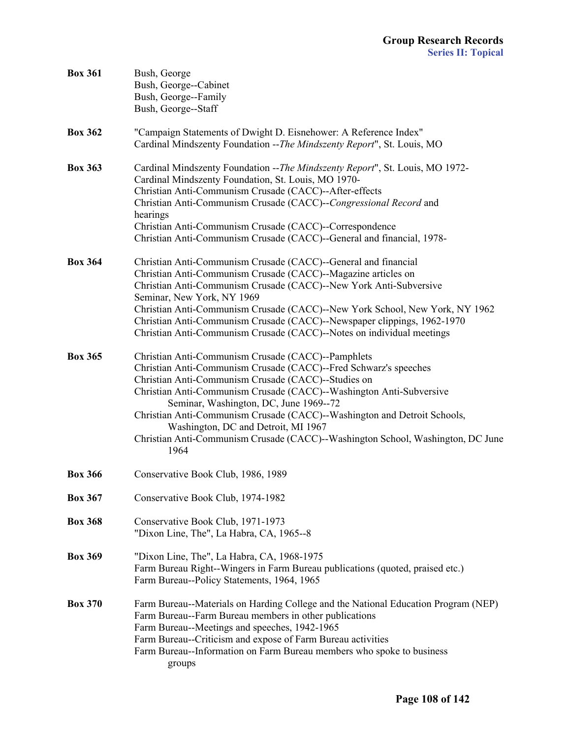**Box 361** Bush, George
Bush, George--Cabinet
Bush, George--Family
Bush, George--Staff

**Box 362** "Campaign Statements of Dwight D. Eisnehower: A Reference Index"
Cardinal Mindszenty Foundation --*The Mindszenty Report*", St. Louis, MO

**Box 363** Cardinal Mindszenty Foundation --*The Mindszenty Report*", St. Louis, MO 1972-
Cardinal Mindszenty Foundation, St. Louis, MO 1970-
Christian Anti-Communism Crusade (CACC)--After-effects
Christian Anti-Communism Crusade (CACC)--*Congressional Record* and hearings
Christian Anti-Communism Crusade (CACC)--Correspondence
Christian Anti-Communism Crusade (CACC)--General and financial, 1978-

**Box 364** Christian Anti-Communism Crusade (CACC)--General and financial
Christian Anti-Communism Crusade (CACC)--Magazine articles on
Christian Anti-Communism Crusade (CACC)--New York Anti-Subversive Seminar, New York, NY 1969
Christian Anti-Communism Crusade (CACC)--New York School, New York, NY 1962
Christian Anti-Communism Crusade (CACC)--Newspaper clippings, 1962-1970
Christian Anti-Communism Crusade (CACC)--Notes on individual meetings

**Box 365** Christian Anti-Communism Crusade (CACC)--Pamphlets
Christian Anti-Communism Crusade (CACC)--Fred Schwarz's speeches
Christian Anti-Communism Crusade (CACC)--Studies on
Christian Anti-Communism Crusade (CACC)--Washington Anti-Subversive Seminar, Washington, DC, June 1969--72
Christian Anti-Communism Crusade (CACC)--Washington and Detroit Schools, Washington, DC and Detroit, MI 1967
Christian Anti-Communism Crusade (CACC)--Washington School, Washington, DC June 1964

**Box 366** Conservative Book Club, 1986, 1989

**Box 367** Conservative Book Club, 1974-1982

**Box 368** Conservative Book Club, 1971-1973
"Dixon Line, The", La Habra, CA, 1965--8

**Box 369** "Dixon Line, The", La Habra, CA, 1968-1975
Farm Bureau Right--Wingers in Farm Bureau publications (quoted, praised etc.)
Farm Bureau--Policy Statements, 1964, 1965

**Box 370** Farm Bureau--Materials on Harding College and the National Education Program (NEP)
Farm Bureau--Farm Bureau members in other publications
Farm Bureau--Meetings and speeches, 1942-1965
Farm Bureau--Criticism and expose of Farm Bureau activities
Farm Bureau--Information on Farm Bureau members who spoke to business groups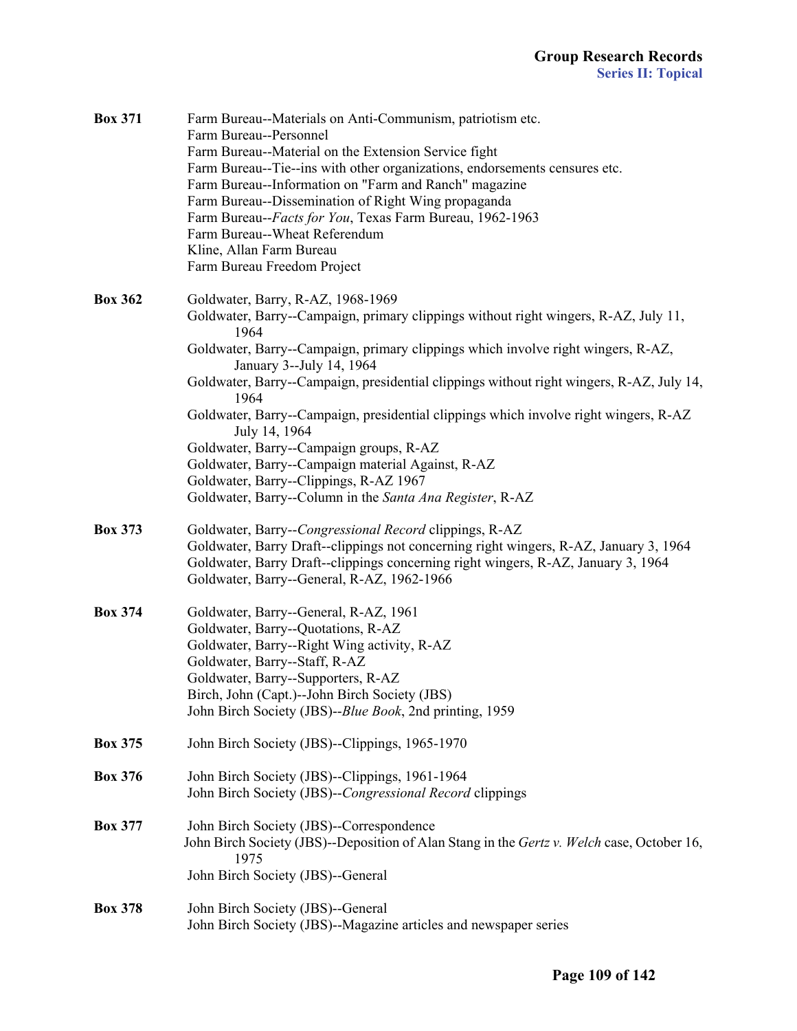**Box 371**

Farm Bureau--Materials on Anti-Communism, patriotism etc.
Farm Bureau--Personnel
Farm Bureau--Material on the Extension Service fight
Farm Bureau--Tie--ins with other organizations, endorsements censures etc.
Farm Bureau--Information on "Farm and Ranch" magazine
Farm Bureau--Dissemination of Right Wing propaganda
Farm Bureau--*Facts for You*, Texas Farm Bureau, 1962-1963
Farm Bureau--Wheat Referendum
Kline, Allan Farm Bureau
Farm Bureau Freedom Project

**Box 362**

Goldwater, Barry, R-AZ, 1968-1969
Goldwater, Barry--Campaign, primary clippings without right wingers, R-AZ, July 11, 1964
Goldwater, Barry--Campaign, primary clippings which involve right wingers, R-AZ, January 3--July 14, 1964
Goldwater, Barry--Campaign, presidential clippings without right wingers, R-AZ, July 14, 1964
Goldwater, Barry--Campaign, presidential clippings which involve right wingers, R-AZ July 14, 1964
Goldwater, Barry--Campaign groups, R-AZ
Goldwater, Barry--Campaign material Against, R-AZ
Goldwater, Barry--Clippings, R-AZ 1967
Goldwater, Barry--Column in the *Santa Ana Register*, R-AZ

**Box 373**

Goldwater, Barry--*Congressional Record* clippings, R-AZ
Goldwater, Barry Draft--clippings not concerning right wingers, R-AZ, January 3, 1964
Goldwater, Barry Draft--clippings concerning right wingers, R-AZ, January 3, 1964
Goldwater, Barry--General, R-AZ, 1962-1966

**Box 374**

Goldwater, Barry--General, R-AZ, 1961
Goldwater, Barry--Quotations, R-AZ
Goldwater, Barry--Right Wing activity, R-AZ
Goldwater, Barry--Staff, R-AZ
Goldwater, Barry--Supporters, R-AZ
Birch, John (Capt.)--John Birch Society (JBS)
John Birch Society (JBS)--*Blue Book*, 2nd printing, 1959

**Box 375**

John Birch Society (JBS)--Clippings, 1965-1970

**Box 376**

John Birch Society (JBS)--Clippings, 1961-1964
John Birch Society (JBS)--*Congressional Record* clippings

**Box 377**

John Birch Society (JBS)--Correspondence
John Birch Society (JBS)--Deposition of Alan Stang in the *Gertz v. Welch* case, October 16, 1975
John Birch Society (JBS)--General

**Box 378**

John Birch Society (JBS)--General
John Birch Society (JBS)--Magazine articles and newspaper series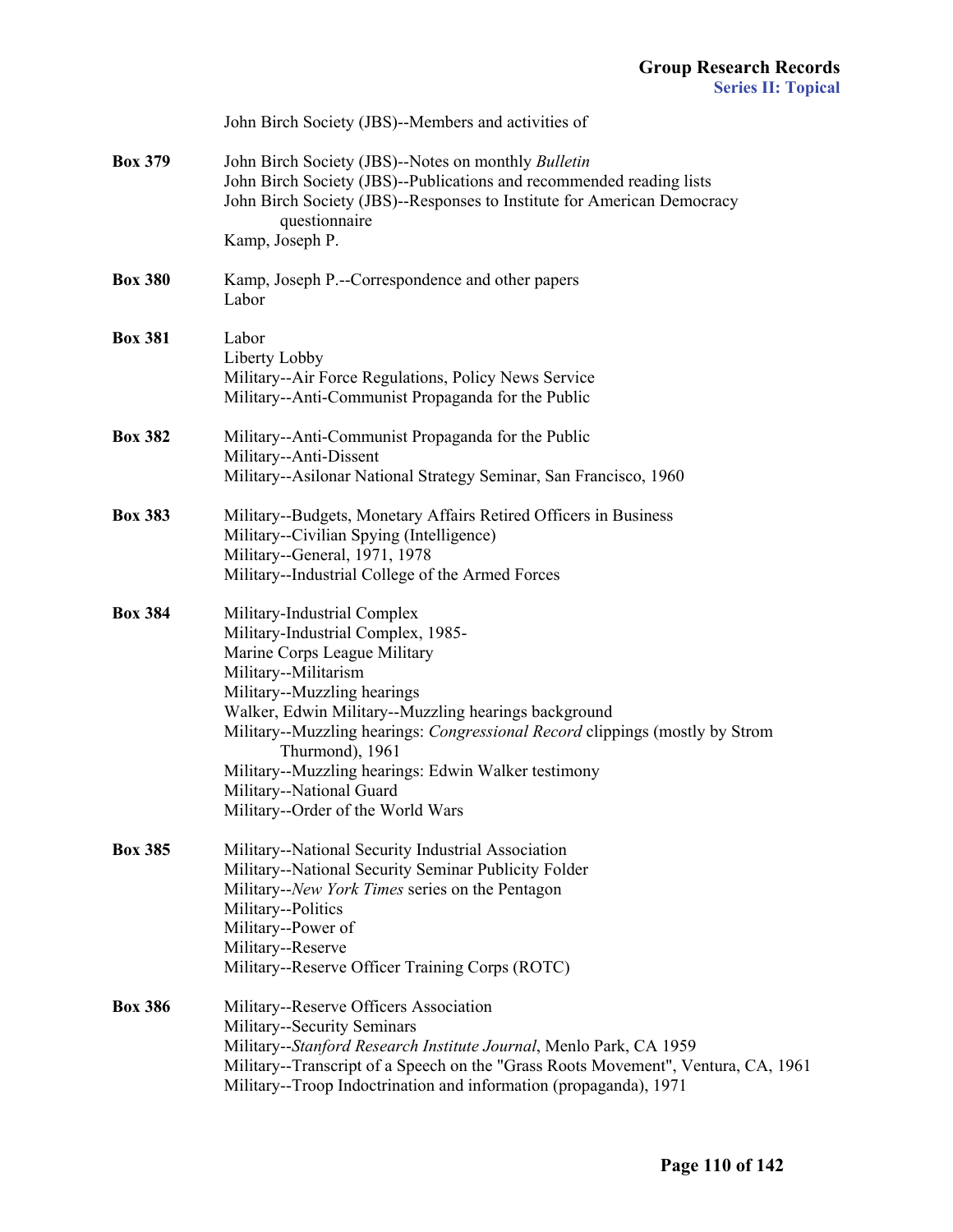John Birch Society (JBS)--Members and activities of

**Box 379** John Birch Society (JBS)--Notes on monthly *Bulletin*
John Birch Society (JBS)--Publications and recommended reading lists
John Birch Society (JBS)--Responses to Institute for American Democracy questionnaire
Kamp, Joseph P.

**Box 380** Kamp, Joseph P.--Correspondence and other papers
Labor

**Box 381** Labor
Liberty Lobby
Military--Air Force Regulations, Policy News Service
Military--Anti-Communist Propaganda for the Public

**Box 382** Military--Anti-Communist Propaganda for the Public
Military--Anti-Dissent
Military--Asilonar National Strategy Seminar, San Francisco, 1960

**Box 383** Military--Budgets, Monetary Affairs Retired Officers in Business
Military--Civilian Spying (Intelligence)
Military--General, 1971, 1978
Military--Industrial College of the Armed Forces

**Box 384** Military-Industrial Complex
Military-Industrial Complex, 1985-
Marine Corps League Military
Military--Militarism
Military--Muzzling hearings
Walker, Edwin Military--Muzzling hearings background
Military--Muzzling hearings: *Congressional Record* clippings (mostly by Strom Thurmond), 1961
Military--Muzzling hearings: Edwin Walker testimony
Military--National Guard
Military--Order of the World Wars

**Box 385** Military--National Security Industrial Association
Military--National Security Seminar Publicity Folder
Military--*New York Times* series on the Pentagon
Military--Politics
Military--Power of
Military--Reserve
Military--Reserve Officer Training Corps (ROTC)

**Box 386** Military--Reserve Officers Association
Military--Security Seminars
Military--*Stanford Research Institute Journal*, Menlo Park, CA 1959
Military--Transcript of a Speech on the "Grass Roots Movement", Ventura, CA, 1961
Military--Troop Indoctrination and information (propaganda), 1971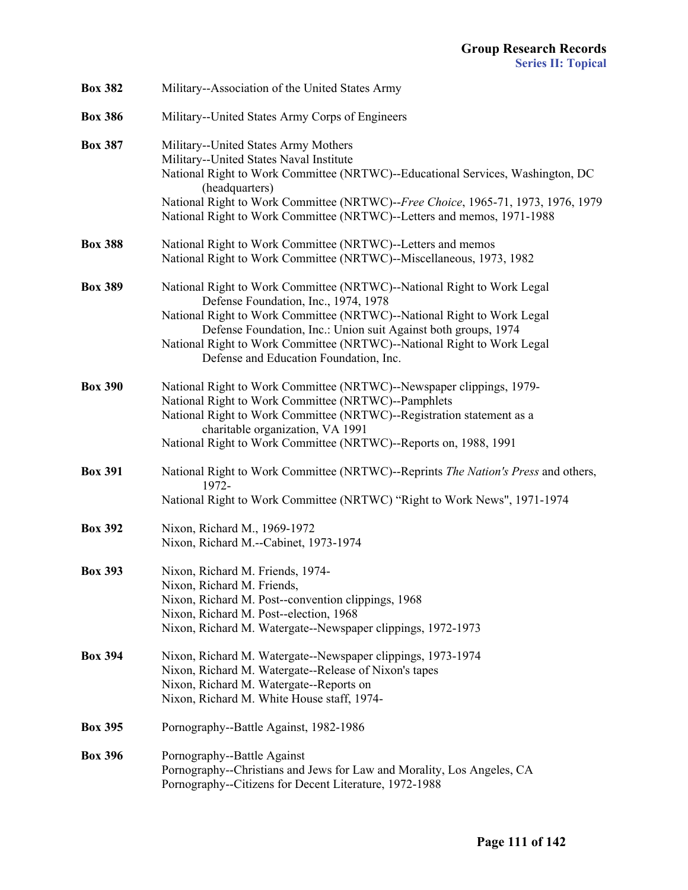**Box 382** Military--Association of the United States Army

**Box 386** Military--United States Army Corps of Engineers

**Box 387** Military--United States Army Mothers
Military--United States Naval Institute
National Right to Work Committee (NRTWC)--Educational Services, Washington, DC (headquarters)
National Right to Work Committee (NRTWC)--*Free Choice*, 1965-71, 1973, 1976, 1979
National Right to Work Committee (NRTWC)--Letters and memos, 1971-1988

**Box 388** National Right to Work Committee (NRTWC)--Letters and memos
National Right to Work Committee (NRTWC)--Miscellaneous, 1973, 1982

**Box 389** National Right to Work Committee (NRTWC)--National Right to Work Legal Defense Foundation, Inc., 1974, 1978
National Right to Work Committee (NRTWC)--National Right to Work Legal Defense Foundation, Inc.: Union suit Against both groups, 1974
National Right to Work Committee (NRTWC)--National Right to Work Legal Defense and Education Foundation, Inc.

**Box 390** National Right to Work Committee (NRTWC)--Newspaper clippings, 1979-
National Right to Work Committee (NRTWC)--Pamphlets
National Right to Work Committee (NRTWC)--Registration statement as a charitable organization, VA 1991
National Right to Work Committee (NRTWC)--Reports on, 1988, 1991

**Box 391** National Right to Work Committee (NRTWC)--Reprints *The Nation's Press* and others, 1972-
National Right to Work Committee (NRTWC) "Right to Work News", 1971-1974

**Box 392** Nixon, Richard M., 1969-1972
Nixon, Richard M.--Cabinet, 1973-1974

**Box 393** Nixon, Richard M. Friends, 1974-
Nixon, Richard M. Friends,
Nixon, Richard M. Post--convention clippings, 1968
Nixon, Richard M. Post--election, 1968
Nixon, Richard M. Watergate--Newspaper clippings, 1972-1973

**Box 394** Nixon, Richard M. Watergate--Newspaper clippings, 1973-1974
Nixon, Richard M. Watergate--Release of Nixon's tapes
Nixon, Richard M. Watergate--Reports on
Nixon, Richard M. White House staff, 1974-

**Box 395** Pornography--Battle Against, 1982-1986

**Box 396** Pornography--Battle Against
Pornography--Christians and Jews for Law and Morality, Los Angeles, CA
Pornography--Citizens for Decent Literature, 1972-1988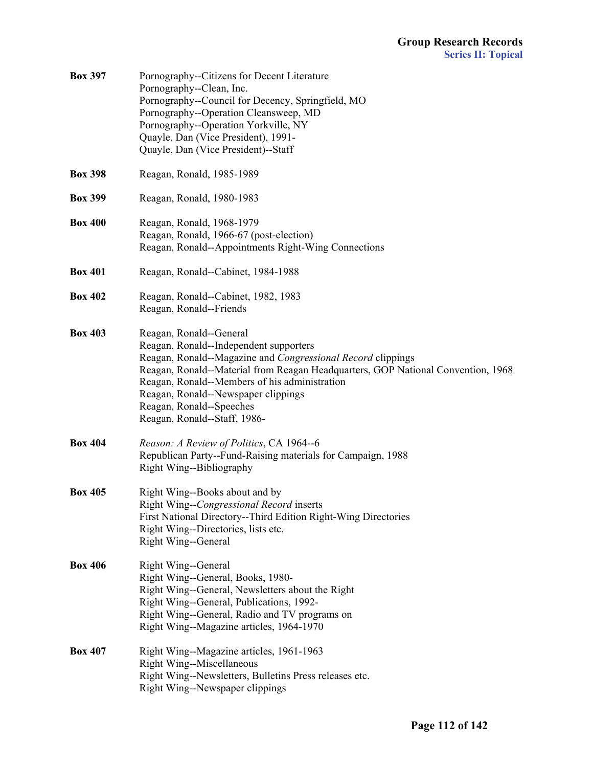**Box 397**
Pornography--Citizens for Decent Literature
Pornography--Clean, Inc.
Pornography--Council for Decency, Springfield, MO
Pornography--Operation Cleansweep, MD
Pornography--Operation Yorkville, NY
Quayle, Dan (Vice President), 1991-
Quayle, Dan (Vice President)--Staff

**Box 398**
Reagan, Ronald, 1985-1989

**Box 399**
Reagan, Ronald, 1980-1983

**Box 400**
Reagan, Ronald, 1968-1979
Reagan, Ronald, 1966-67 (post-election)
Reagan, Ronald--Appointments Right-Wing Connections

**Box 401**
Reagan, Ronald--Cabinet, 1984-1988

**Box 402**
Reagan, Ronald--Cabinet, 1982, 1983
Reagan, Ronald--Friends

**Box 403**
Reagan, Ronald--General
Reagan, Ronald--Independent supporters
Reagan, Ronald--Magazine and *Congressional Record* clippings
Reagan, Ronald--Material from Reagan Headquarters, GOP National Convention, 1968
Reagan, Ronald--Members of his administration
Reagan, Ronald--Newspaper clippings
Reagan, Ronald--Speeches
Reagan, Ronald--Staff, 1986-

**Box 404**
*Reason: A Review of Politics*, CA 1964--6
Republican Party--Fund-Raising materials for Campaign, 1988
Right Wing--Bibliography

**Box 405**
Right Wing--Books about and by
Right Wing--*Congressional Record* inserts
First National Directory--Third Edition Right-Wing Directories
Right Wing--Directories, lists etc.
Right Wing--General

**Box 406**
Right Wing--General
Right Wing--General, Books, 1980-
Right Wing--General, Newsletters about the Right
Right Wing--General, Publications, 1992-
Right Wing--General, Radio and TV programs on
Right Wing--Magazine articles, 1964-1970

**Box 407**
Right Wing--Magazine articles, 1961-1963
Right Wing--Miscellaneous
Right Wing--Newsletters, Bulletins Press releases etc.
Right Wing--Newspaper clippings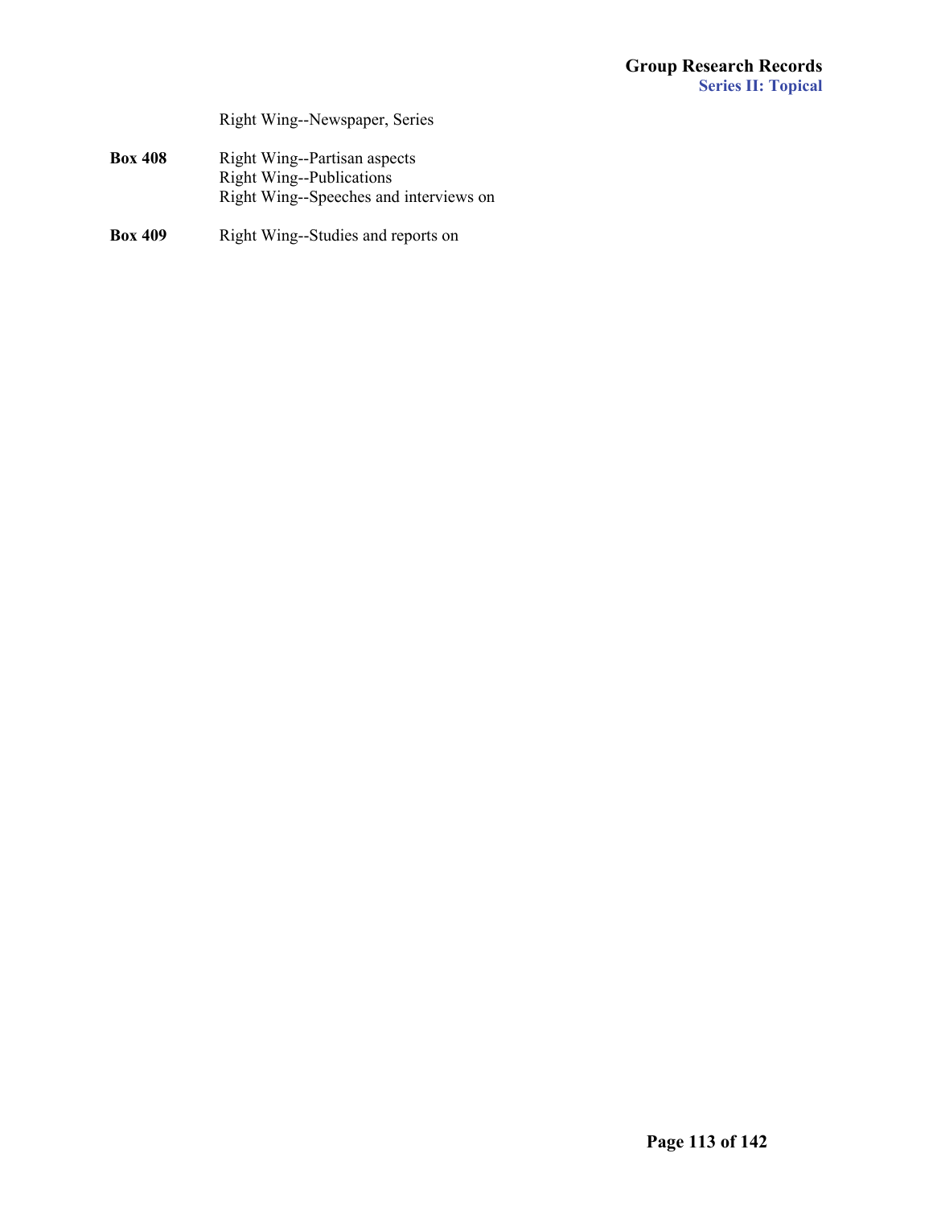Right Wing--Newspaper, Series

**Box 408** Right Wing--Partisan aspects
Right Wing--Publications
Right Wing--Speeches and interviews on

**Box 409** Right Wing--Studies and reports on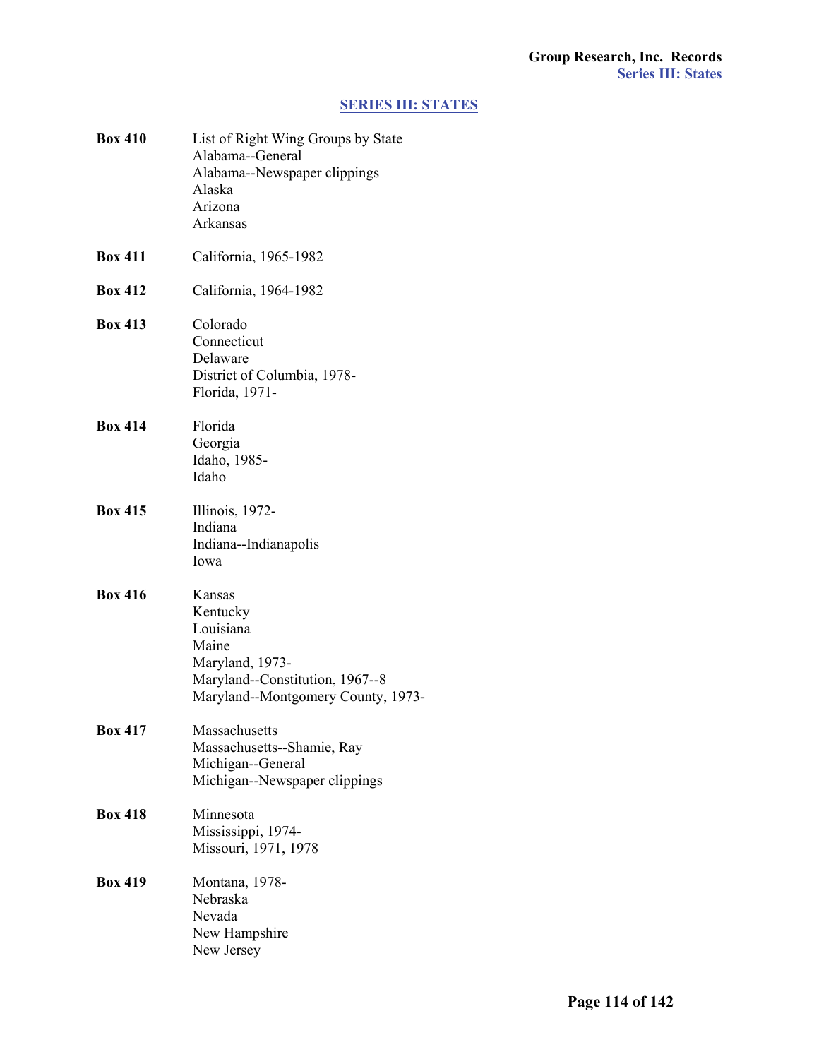## SERIES III: STATES

**Box 410**
- List of Right Wing Groups by State
- Alabama--General
- Alabama--Newspaper clippings
- Alaska
- Arizona
- Arkansas

**Box 411**
- California, 1965-1982

**Box 412**
- California, 1964-1982

**Box 413**
- Colorado
- Connecticut
- Delaware
- District of Columbia, 1978-
- Florida, 1971-

**Box 414**
- Florida
- Georgia
- Idaho, 1985-
- Idaho

**Box 415**
- Illinois, 1972-
- Indiana
- Indiana--Indianapolis
- Iowa

**Box 416**
- Kansas
- Kentucky
- Louisiana
- Maine
- Maryland, 1973-
- Maryland--Constitution, 1967--8
- Maryland--Montgomery County, 1973-

**Box 417**
- Massachusetts
- Massachusetts--Shamie, Ray
- Michigan--General
- Michigan--Newspaper clippings

**Box 418**
- Minnesota
- Mississippi, 1974-
- Missouri, 1971, 1978

**Box 419**
- Montana, 1978-
- Nebraska
- Nevada
- New Hampshire
- New Jersey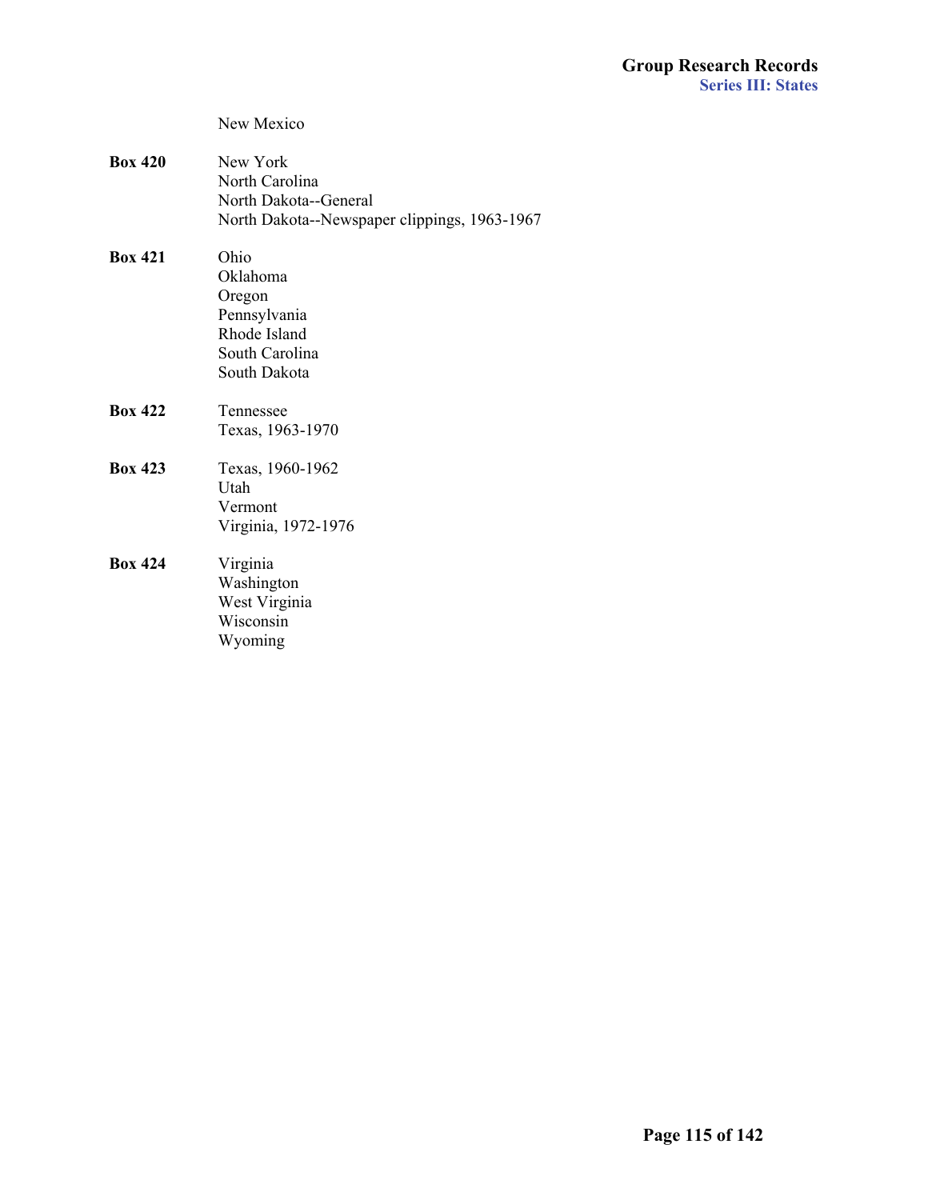New Mexico

**Box 420** New York
North Carolina
North Dakota--General
North Dakota--Newspaper clippings, 1963-1967

**Box 421** Ohio
Oklahoma
Oregon
Pennsylvania
Rhode Island
South Carolina
South Dakota

**Box 422** Tennessee
Texas, 1963-1970

**Box 423** Texas, 1960-1962
Utah
Vermont
Virginia, 1972-1976

**Box 424** Virginia
Washington
West Virginia
Wisconsin
Wyoming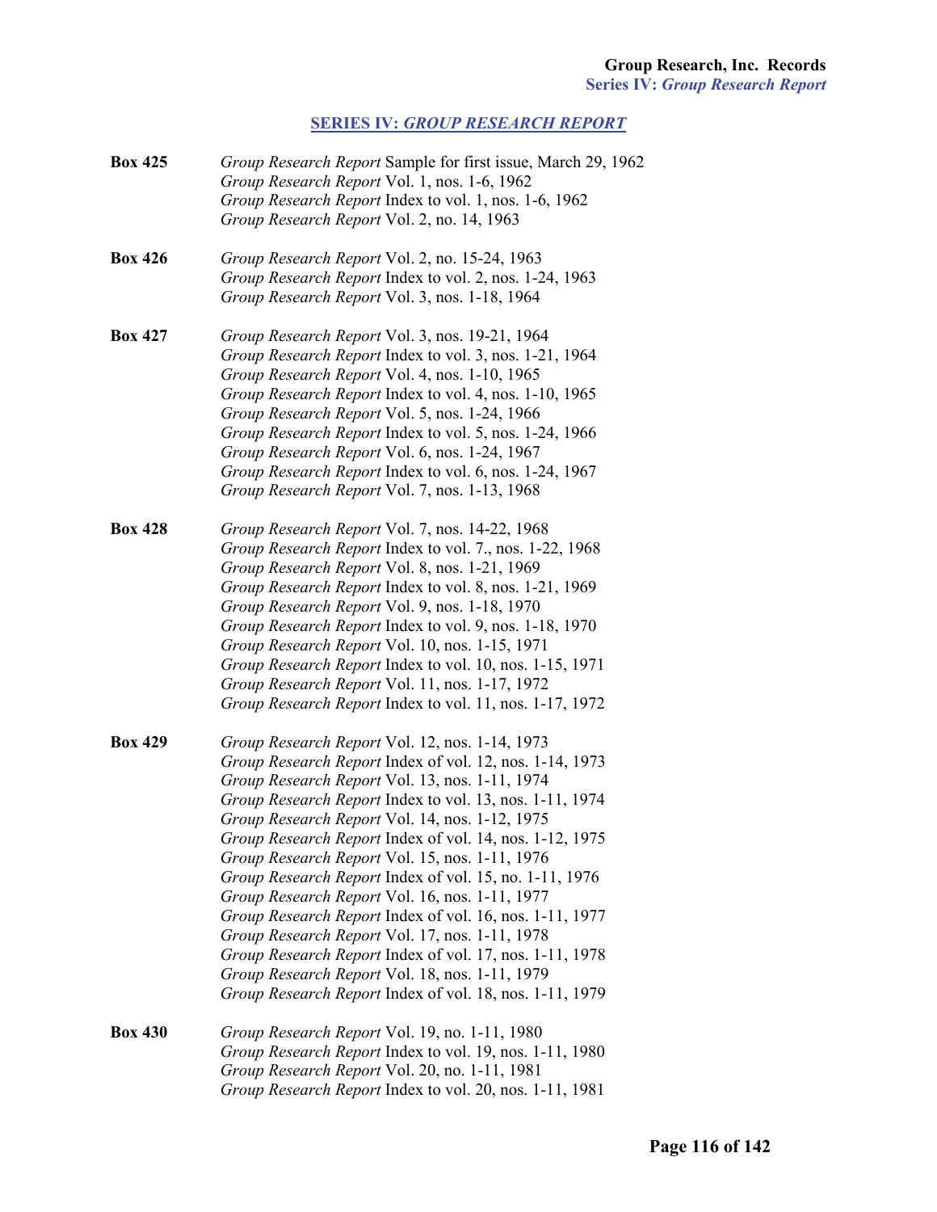## SERIES IV: *GROUP RESEARCH REPORT*

**Box 425**
*Group Research Report* Sample for first issue, March 29, 1962
*Group Research Report* Vol. 1, nos. 1-6, 1962
*Group Research Report* Index to vol. 1, nos. 1-6, 1962
*Group Research Report* Vol. 2, no. 14, 1963

**Box 426**
*Group Research Report* Vol. 2, no. 15-24, 1963
*Group Research Report* Index to vol. 2, nos. 1-24, 1963
*Group Research Report* Vol. 3, nos. 1-18, 1964

**Box 427**
*Group Research Report* Vol. 3, nos. 19-21, 1964
*Group Research Report* Index to vol. 3, nos. 1-21, 1964
*Group Research Report* Vol. 4, nos. 1-10, 1965
*Group Research Report* Index to vol. 4, nos. 1-10, 1965
*Group Research Report* Vol. 5, nos. 1-24, 1966
*Group Research Report* Index to vol. 5, nos. 1-24, 1966
*Group Research Report* Vol. 6, nos. 1-24, 1967
*Group Research Report* Index to vol. 6, nos. 1-24, 1967
*Group Research Report* Vol. 7, nos. 1-13, 1968

**Box 428**
*Group Research Report* Vol. 7, nos. 14-22, 1968
*Group Research Report* Index to vol. 7., nos. 1-22, 1968
*Group Research Report* Vol. 8, nos. 1-21, 1969
*Group Research Report* Index to vol. 8, nos. 1-21, 1969
*Group Research Report* Vol. 9, nos. 1-18, 1970
*Group Research Report* Index to vol. 9, nos. 1-18, 1970
*Group Research Report* Vol. 10, nos. 1-15, 1971
*Group Research Report* Index to vol. 10, nos. 1-15, 1971
*Group Research Report* Vol. 11, nos. 1-17, 1972
*Group Research Report* Index to vol. 11, nos. 1-17, 1972

**Box 429**
*Group Research Report* Vol. 12, nos. 1-14, 1973
*Group Research Report* Index of vol. 12, nos. 1-14, 1973
*Group Research Report* Vol. 13, nos. 1-11, 1974
*Group Research Report* Index to vol. 13, nos. 1-11, 1974
*Group Research Report* Vol. 14, nos. 1-12, 1975
*Group Research Report* Index of vol. 14, nos. 1-12, 1975
*Group Research Report* Vol. 15, nos. 1-11, 1976
*Group Research Report* Index of vol. 15, no. 1-11, 1976
*Group Research Report* Vol. 16, nos. 1-11, 1977
*Group Research Report* Index of vol. 16, nos. 1-11, 1977
*Group Research Report* Vol. 17, nos. 1-11, 1978
*Group Research Report* Index of vol. 17, nos. 1-11, 1978
*Group Research Report* Vol. 18, nos. 1-11, 1979
*Group Research Report* Index of vol. 18, nos. 1-11, 1979

**Box 430**
*Group Research Report* Vol. 19, no. 1-11, 1980
*Group Research Report* Index to vol. 19, nos. 1-11, 1980
*Group Research Report* Vol. 20, no. 1-11, 1981
*Group Research Report* Index to vol. 20, nos. 1-11, 1981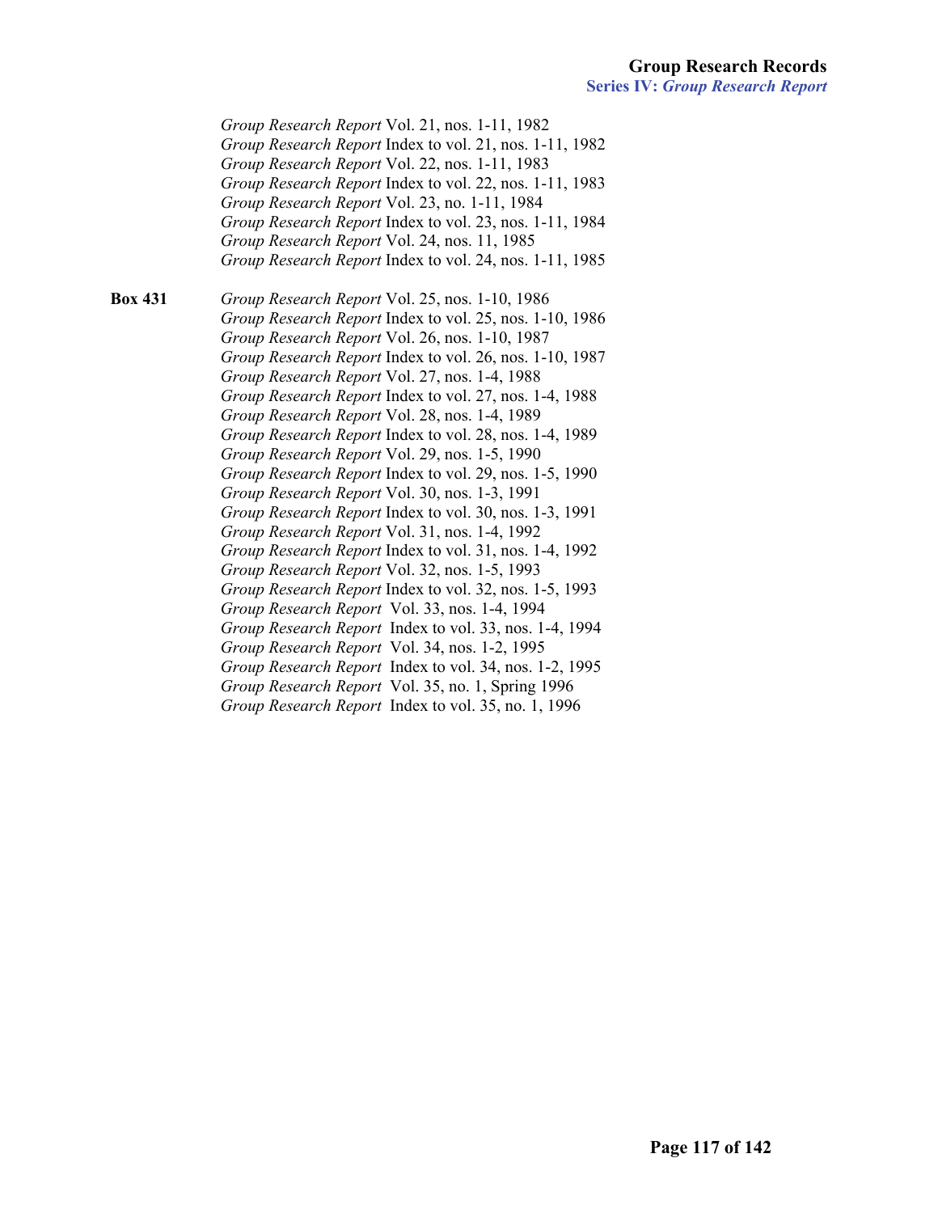*Group Research Report* Vol. 21, nos. 1-11, 1982
*Group Research Report* Index to vol. 21, nos. 1-11, 1982
*Group Research Report* Vol. 22, nos. 1-11, 1983
*Group Research Report* Index to vol. 22, nos. 1-11, 1983
*Group Research Report* Vol. 23, no. 1-11, 1984
*Group Research Report* Index to vol. 23, nos. 1-11, 1984
*Group Research Report* Vol. 24, nos. 11, 1985
*Group Research Report* Index to vol. 24, nos. 1-11, 1985

**Box 431**

*Group Research Report* Vol. 25, nos. 1-10, 1986
*Group Research Report* Index to vol. 25, nos. 1-10, 1986
*Group Research Report* Vol. 26, nos. 1-10, 1987
*Group Research Report* Index to vol. 26, nos. 1-10, 1987
*Group Research Report* Vol. 27, nos. 1-4, 1988
*Group Research Report* Index to vol. 27, nos. 1-4, 1988
*Group Research Report* Vol. 28, nos. 1-4, 1989
*Group Research Report* Index to vol. 28, nos. 1-4, 1989
*Group Research Report* Vol. 29, nos. 1-5, 1990
*Group Research Report* Index to vol. 29, nos. 1-5, 1990
*Group Research Report* Vol. 30, nos. 1-3, 1991
*Group Research Report* Index to vol. 30, nos. 1-3, 1991
*Group Research Report* Vol. 31, nos. 1-4, 1992
*Group Research Report* Index to vol. 31, nos. 1-4, 1992
*Group Research Report* Vol. 32, nos. 1-5, 1993
*Group Research Report* Index to vol. 32, nos. 1-5, 1993
*Group Research Report* Vol. 33, nos. 1-4, 1994
*Group Research Report* Index to vol. 33, nos. 1-4, 1994
*Group Research Report* Vol. 34, nos. 1-2, 1995
*Group Research Report* Index to vol. 34, nos. 1-2, 1995
*Group Research Report* Vol. 35, no. 1, Spring 1996
*Group Research Report* Index to vol. 35, no. 1, 1996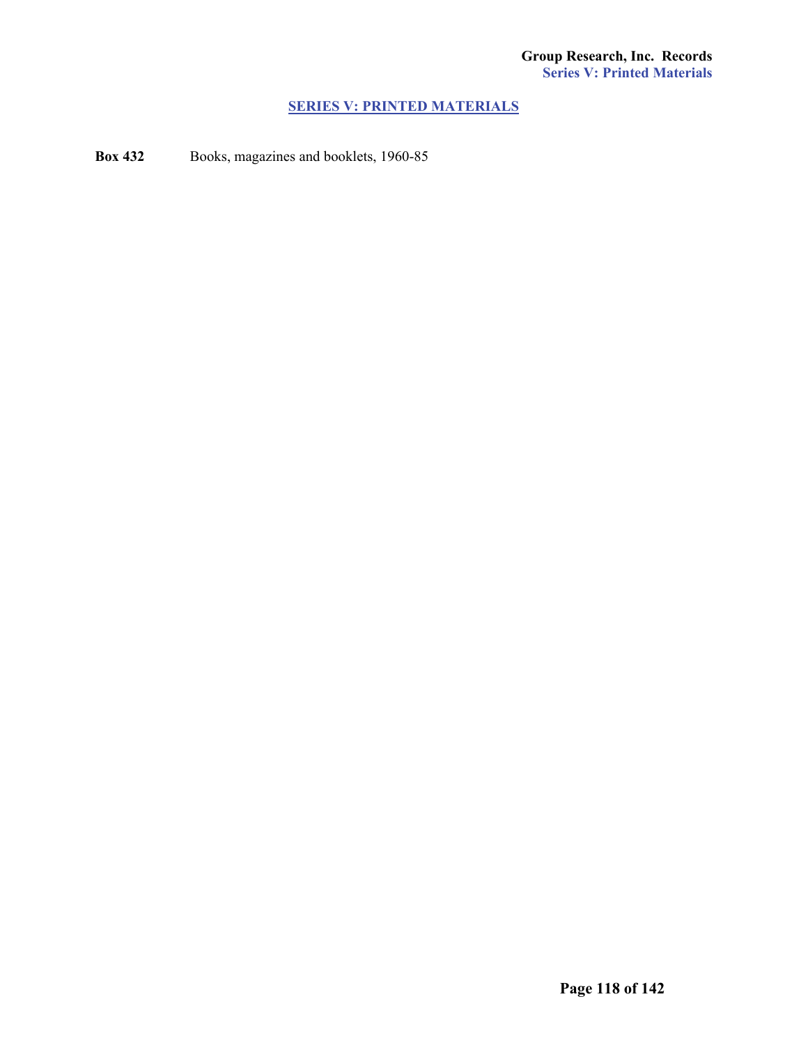## SERIES V: PRINTED MATERIALS

**Box 432** Books, magazines and booklets, 1960-85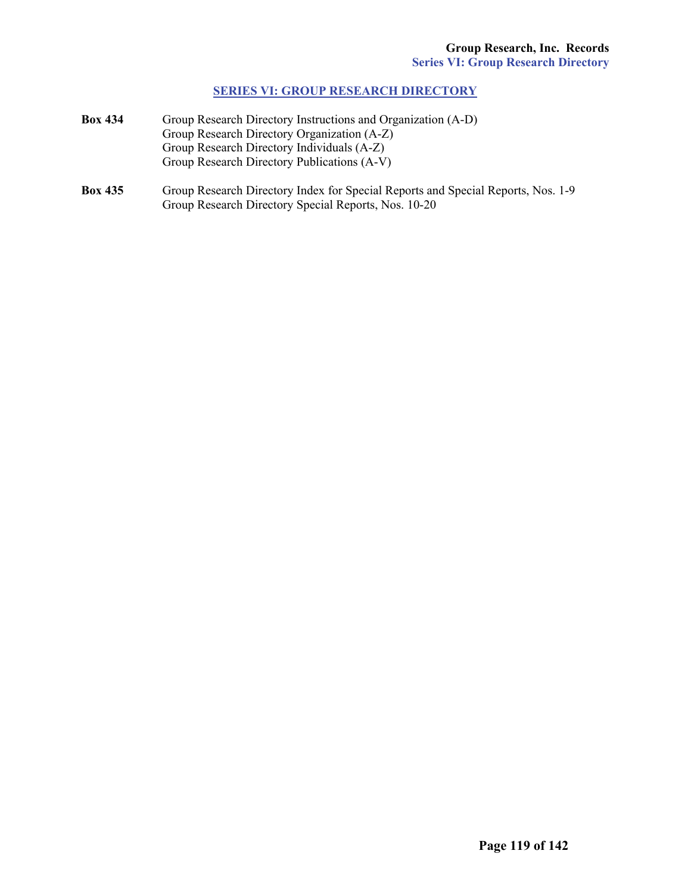## SERIES VI: GROUP RESEARCH DIRECTORY

**Box 434**
Group Research Directory Instructions and Organization (A-D)
Group Research Directory Organization (A-Z)
Group Research Directory Individuals (A-Z)
Group Research Directory Publications (A-V)

**Box 435**
Group Research Directory Index for Special Reports and Special Reports, Nos. 1-9
Group Research Directory Special Reports, Nos. 10-20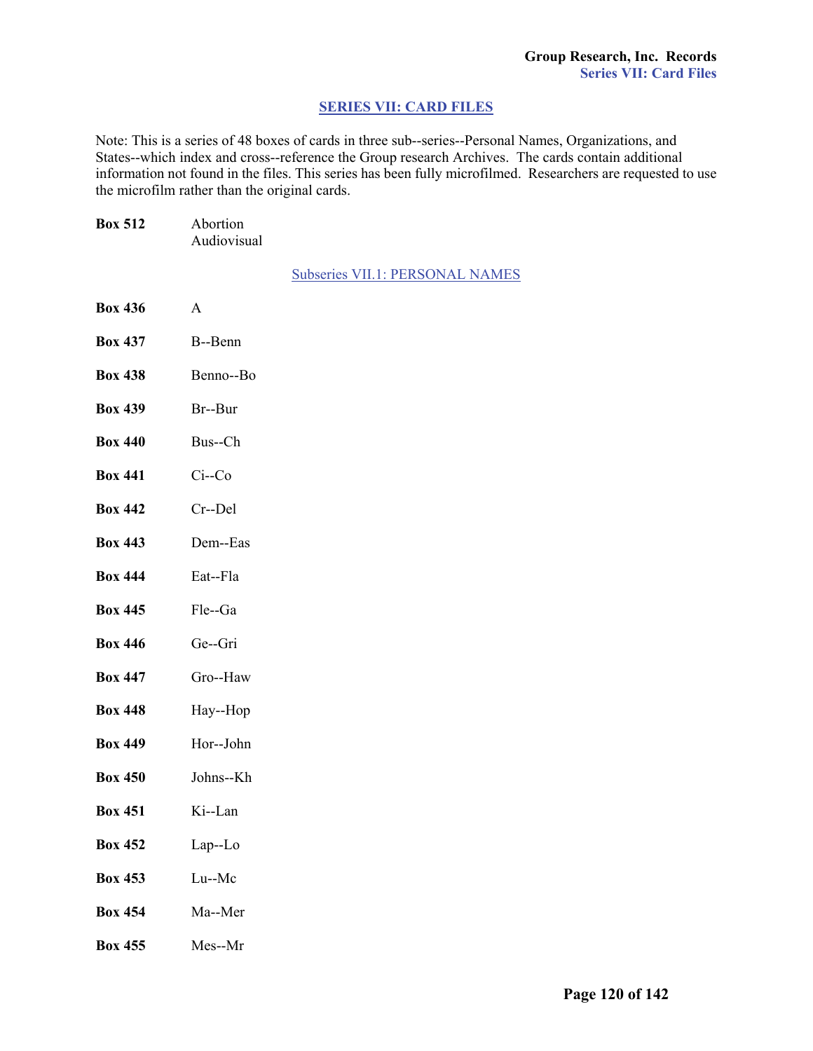## SERIES VII: CARD FILES

Note: This is a series of 48 boxes of cards in three sub--series--Personal Names, Organizations, and States--which index and cross--reference the Group research Archives. The cards contain additional information not found in the files. This series has been fully microfilmed. Researchers are requested to use the microfilm rather than the original cards.

**Box 512** Abortion
Audiovisual

### Subseries VII.1: PERSONAL NAMES

**Box 436** A

**Box 437** B--Benn

**Box 438** Benno--Bo

**Box 439** Br--Bur

**Box 440** Bus--Ch

**Box 441** Ci--Co

**Box 442** Cr--Del

**Box 443** Dem--Eas

**Box 444** Eat--Fla

**Box 445** Fle--Ga

**Box 446** Ge--Gri

**Box 447** Gro--Haw

**Box 448** Hay--Hop

**Box 449** Hor--John

**Box 450** Johns--Kh

**Box 451** Ki--Lan

**Box 452** Lap--Lo

**Box 453** Lu--Mc

**Box 454** Ma--Mer

**Box 455** Mes--Mr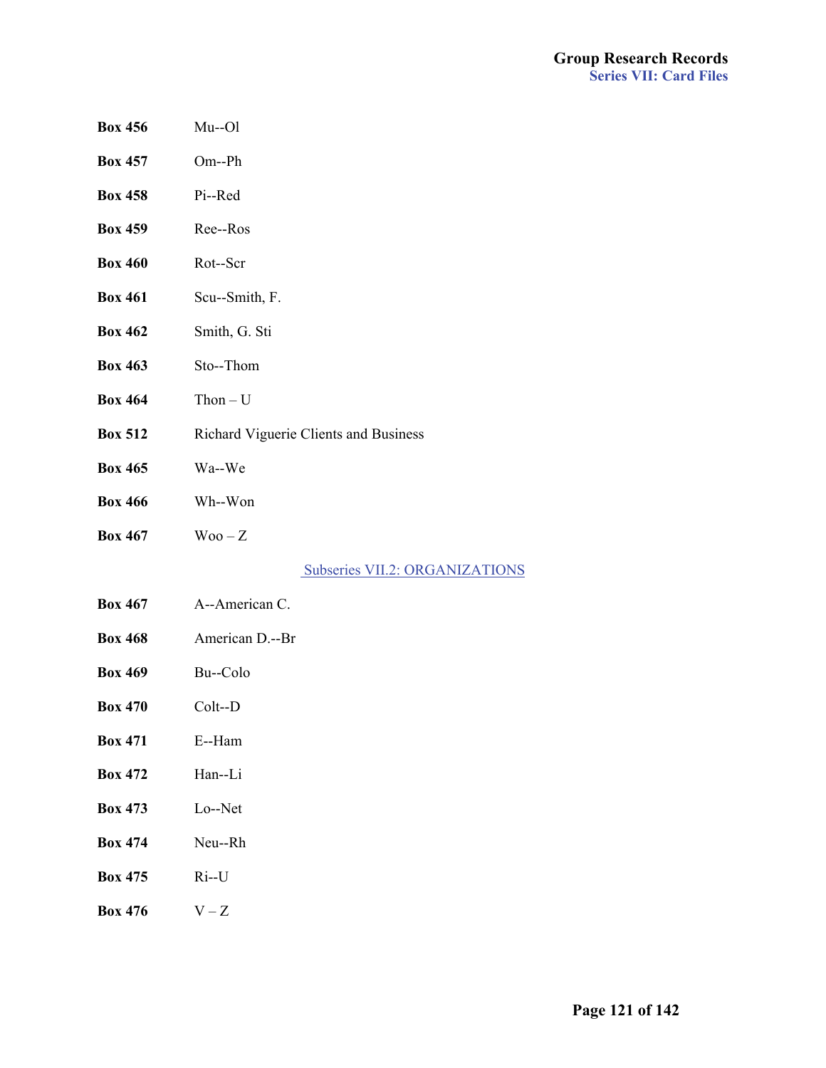**Box 456** Mu--Ol

**Box 457** Om--Ph

**Box 458** Pi--Red

**Box 459** Ree--Ros

**Box 460** Rot--Scr

**Box 461** Scu--Smith, F.

**Box 462** Smith, G. Sti

**Box 463** Sto--Thom

**Box 464** Thon – U

**Box 512** Richard Viguerie Clients and Business

**Box 465** Wa--We

**Box 466** Wh--Won

**Box 467** Woo – Z

## Subseries VII.2: ORGANIZATIONS

**Box 467** A--American C.

**Box 468** American D.--Br

**Box 469** Bu--Colo

**Box 470** Colt--D

**Box 471** E--Ham

**Box 472** Han--Li

**Box 473** Lo--Net

**Box 474** Neu--Rh

**Box 475** Ri--U

**Box 476** V – Z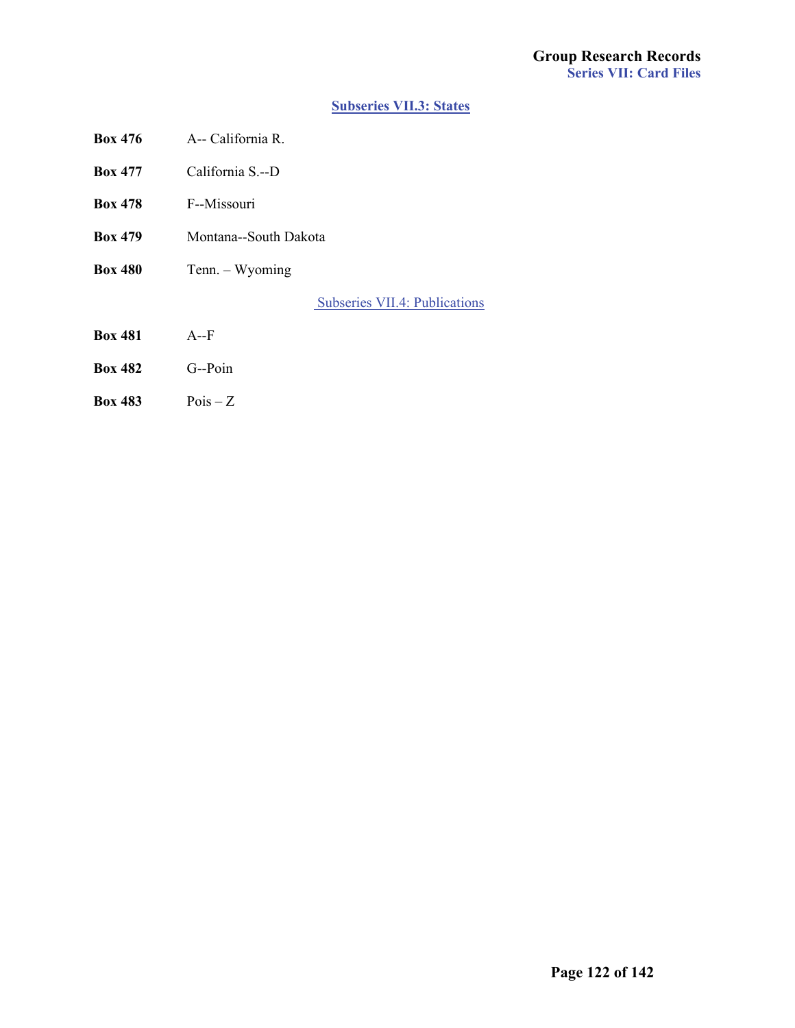## Subseries VII.3: States

**Box 476** A-- California R.

**Box 477** California S.--D

**Box 478** F--Missouri

**Box 479** Montana--South Dakota

**Box 480** Tenn. – Wyoming

## Subseries VII.4: Publications

**Box 481** A--F

**Box 482** G--Poin

**Box 483** Pois – Z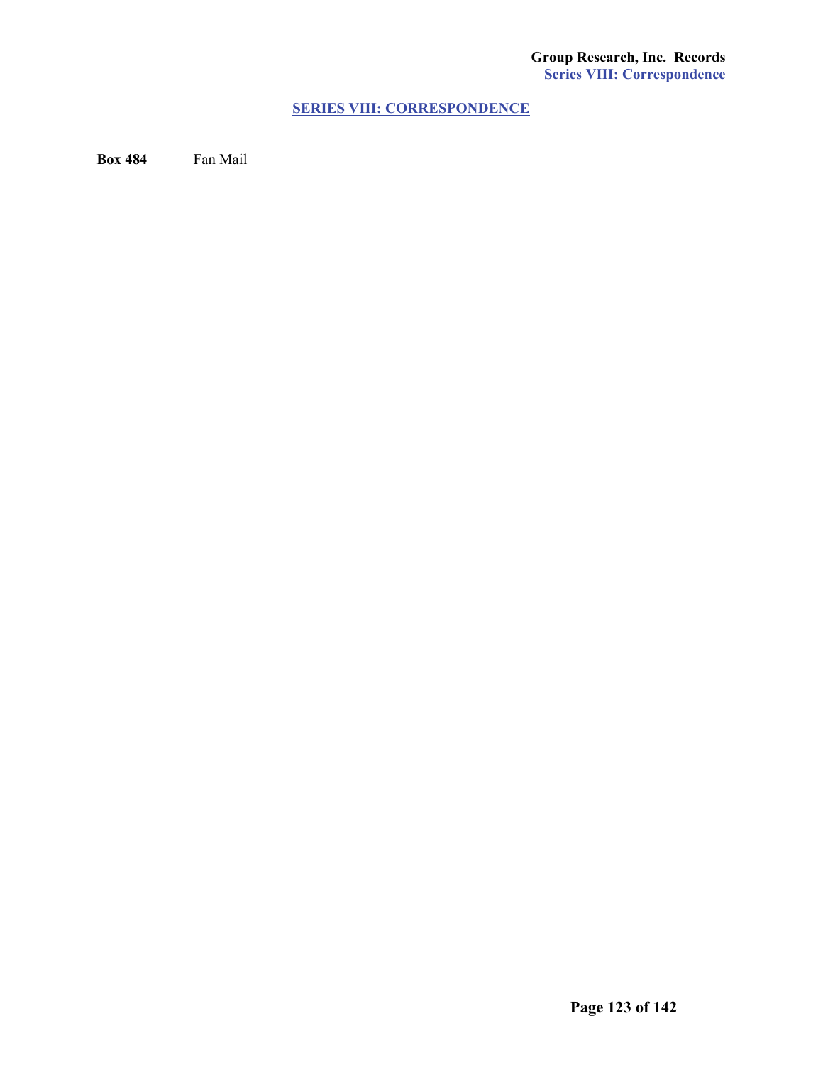## SERIES VIII: CORRESPONDENCE

**Box 484** Fan Mail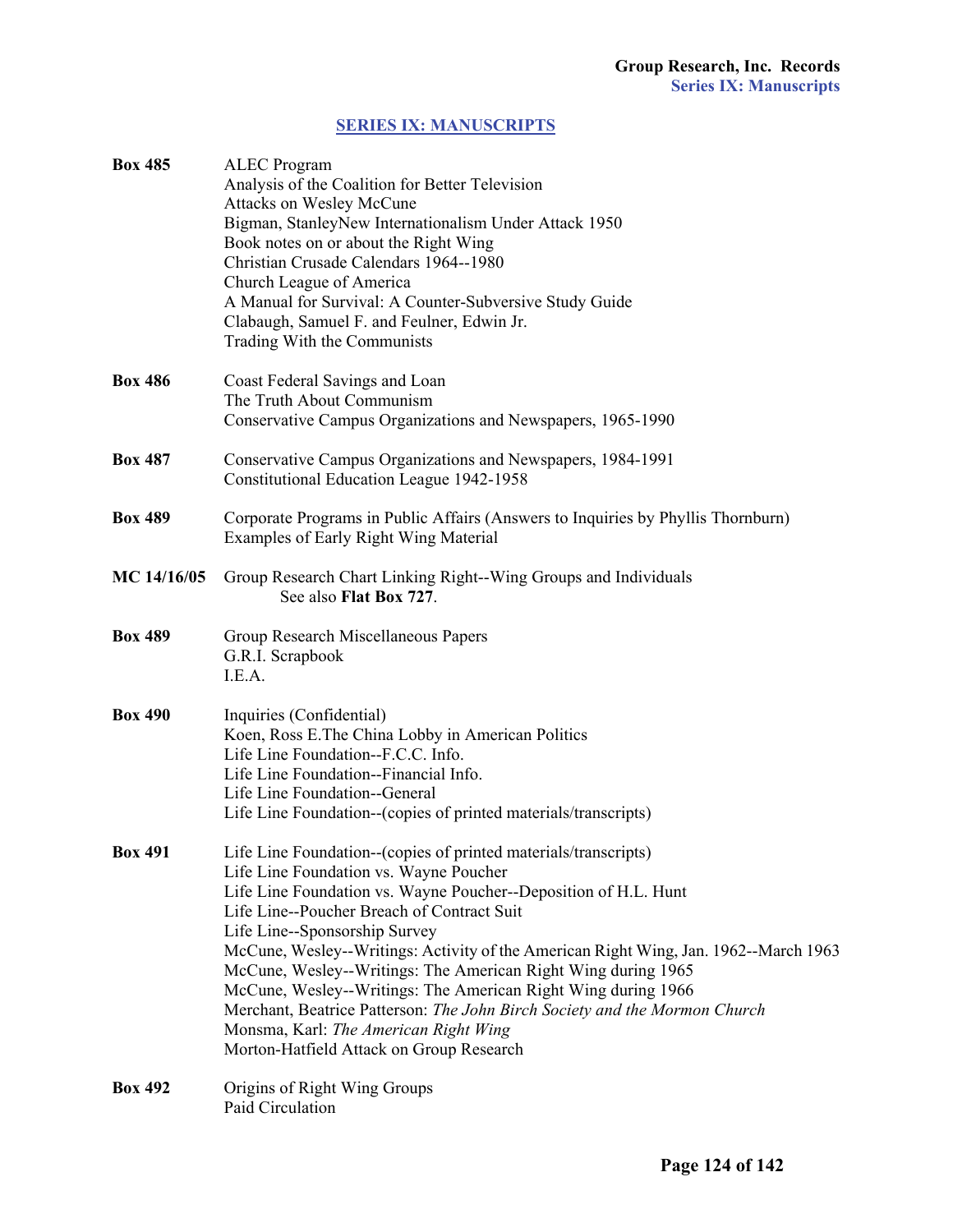## SERIES IX: MANUSCRIPTS

**Box 485**
ALEC Program
Analysis of the Coalition for Better Television
Attacks on Wesley McCune
Bigman, StanleyNew Internationalism Under Attack 1950
Book notes on or about the Right Wing
Christian Crusade Calendars 1964--1980
Church League of America
A Manual for Survival: A Counter-Subversive Study Guide
Clabaugh, Samuel F. and Feulner, Edwin Jr.
Trading With the Communists

**Box 486**
Coast Federal Savings and Loan
The Truth About Communism
Conservative Campus Organizations and Newspapers, 1965-1990

**Box 487**
Conservative Campus Organizations and Newspapers, 1984-1991
Constitutional Education League 1942-1958

**Box 489**
Corporate Programs in Public Affairs (Answers to Inquiries by Phyllis Thornburn)
Examples of Early Right Wing Material

**MC 14/16/05**
Group Research Chart Linking Right--Wing Groups and Individuals
See also **Flat Box 727**.

**Box 489**
Group Research Miscellaneous Papers
G.R.I. Scrapbook
I.E.A.

**Box 490**
Inquiries (Confidential)
Koen, Ross E.The China Lobby in American Politics
Life Line Foundation--F.C.C. Info.
Life Line Foundation--Financial Info.
Life Line Foundation--General
Life Line Foundation--(copies of printed materials/transcripts)

**Box 491**
Life Line Foundation--(copies of printed materials/transcripts)
Life Line Foundation vs. Wayne Poucher
Life Line Foundation vs. Wayne Poucher--Deposition of H.L. Hunt
Life Line--Poucher Breach of Contract Suit
Life Line--Sponsorship Survey
McCune, Wesley--Writings: Activity of the American Right Wing, Jan. 1962--March 1963
McCune, Wesley--Writings: The American Right Wing during 1965
McCune, Wesley--Writings: The American Right Wing during 1966
Merchant, Beatrice Patterson: *The John Birch Society and the Mormon Church*
Monsma, Karl: *The American Right Wing*
Morton-Hatfield Attack on Group Research

**Box 492**
Origins of Right Wing Groups
Paid Circulation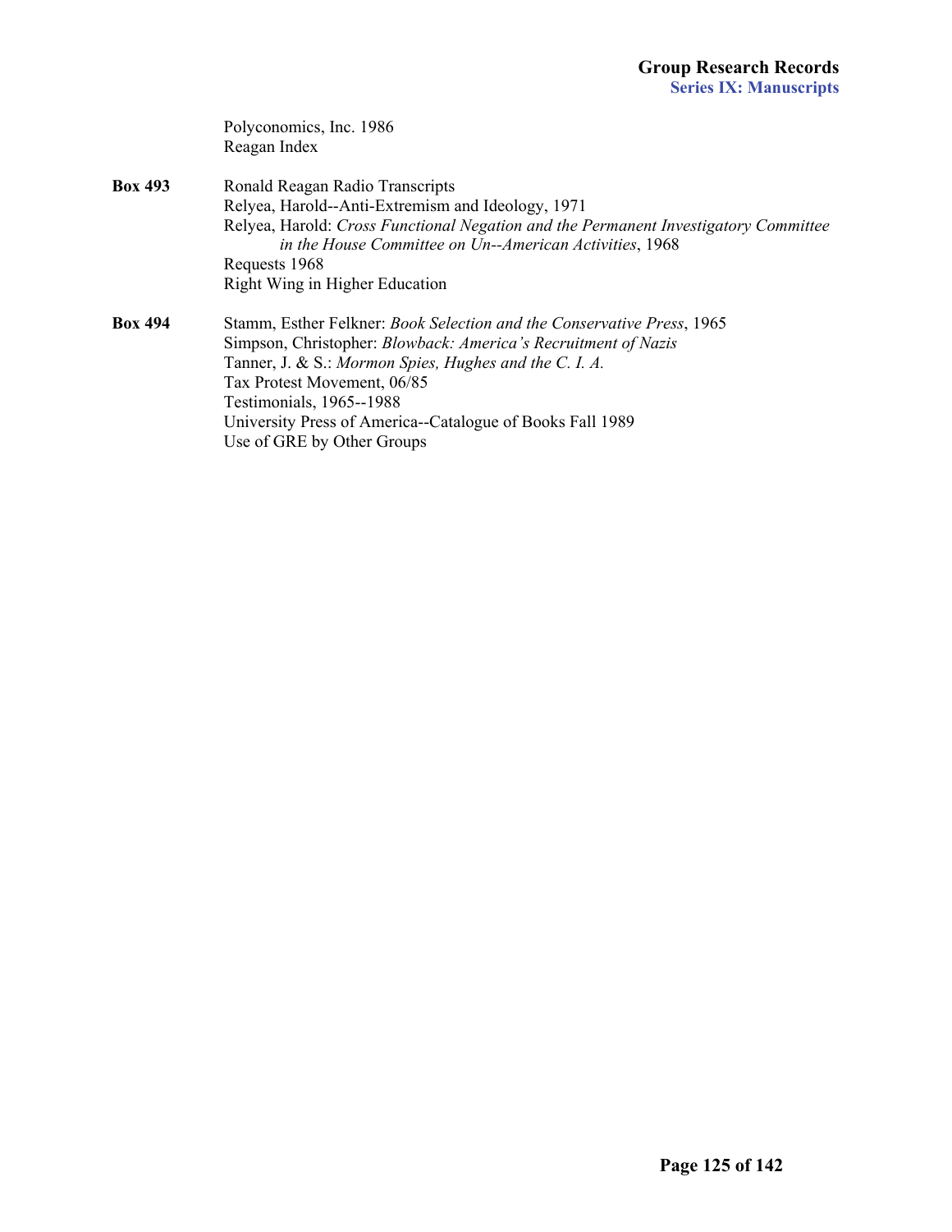Polyconomics, Inc. 1986
Reagan Index

**Box 493**
Ronald Reagan Radio Transcripts
Relyea, Harold--Anti-Extremism and Ideology, 1971
Relyea, Harold: *Cross Functional Negation and the Permanent Investigatory Committee in the House Committee on Un--American Activities*, 1968
Requests 1968
Right Wing in Higher Education

**Box 494**
Stamm, Esther Felkner: *Book Selection and the Conservative Press*, 1965
Simpson, Christopher: *Blowback: America's Recruitment of Nazis*
Tanner, J. & S.: *Mormon Spies, Hughes and the C. I. A.*
Tax Protest Movement, 06/85
Testimonials, 1965--1988
University Press of America--Catalogue of Books Fall 1989
Use of GRE by Other Groups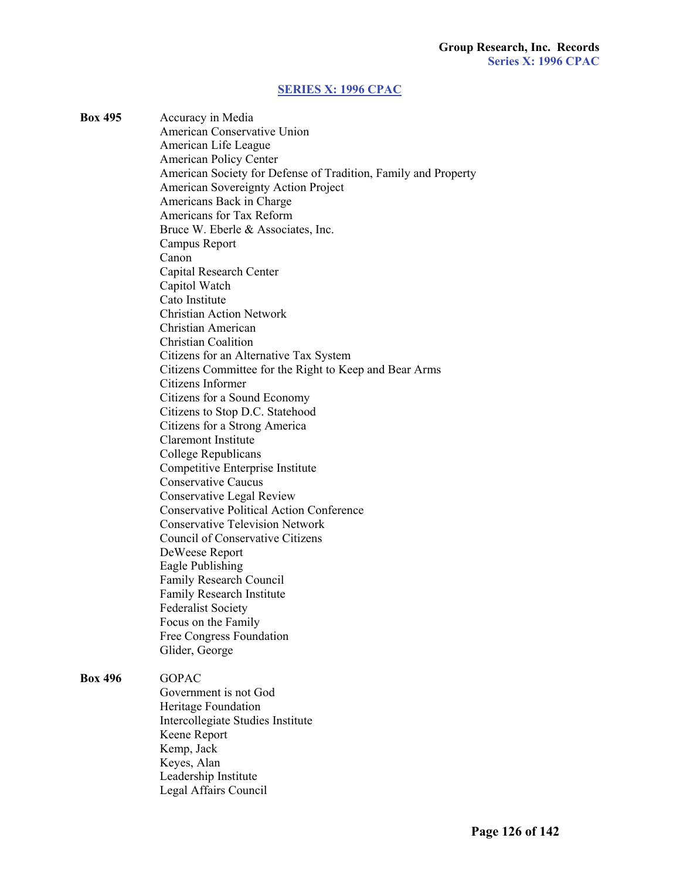## SERIES X: 1996 CPAC

**Box 495**

Accuracy in Media
American Conservative Union
American Life League
American Policy Center
American Society for Defense of Tradition, Family and Property
American Sovereignty Action Project
Americans Back in Charge
Americans for Tax Reform
Bruce W. Eberle & Associates, Inc.
Campus Report
Canon
Capital Research Center
Capitol Watch
Cato Institute
Christian Action Network
Christian American
Christian Coalition
Citizens for an Alternative Tax System
Citizens Committee for the Right to Keep and Bear Arms
Citizens Informer
Citizens for a Sound Economy
Citizens to Stop D.C. Statehood
Citizens for a Strong America
Claremont Institute
College Republicans
Competitive Enterprise Institute
Conservative Caucus
Conservative Legal Review
Conservative Political Action Conference
Conservative Television Network
Council of Conservative Citizens
DeWeese Report
Eagle Publishing
Family Research Council
Family Research Institute
Federalist Society
Focus on the Family
Free Congress Foundation
Glider, George

**Box 496**

GOPAC
Government is not God
Heritage Foundation
Intercollegiate Studies Institute
Keene Report
Kemp, Jack
Keyes, Alan
Leadership Institute
Legal Affairs Council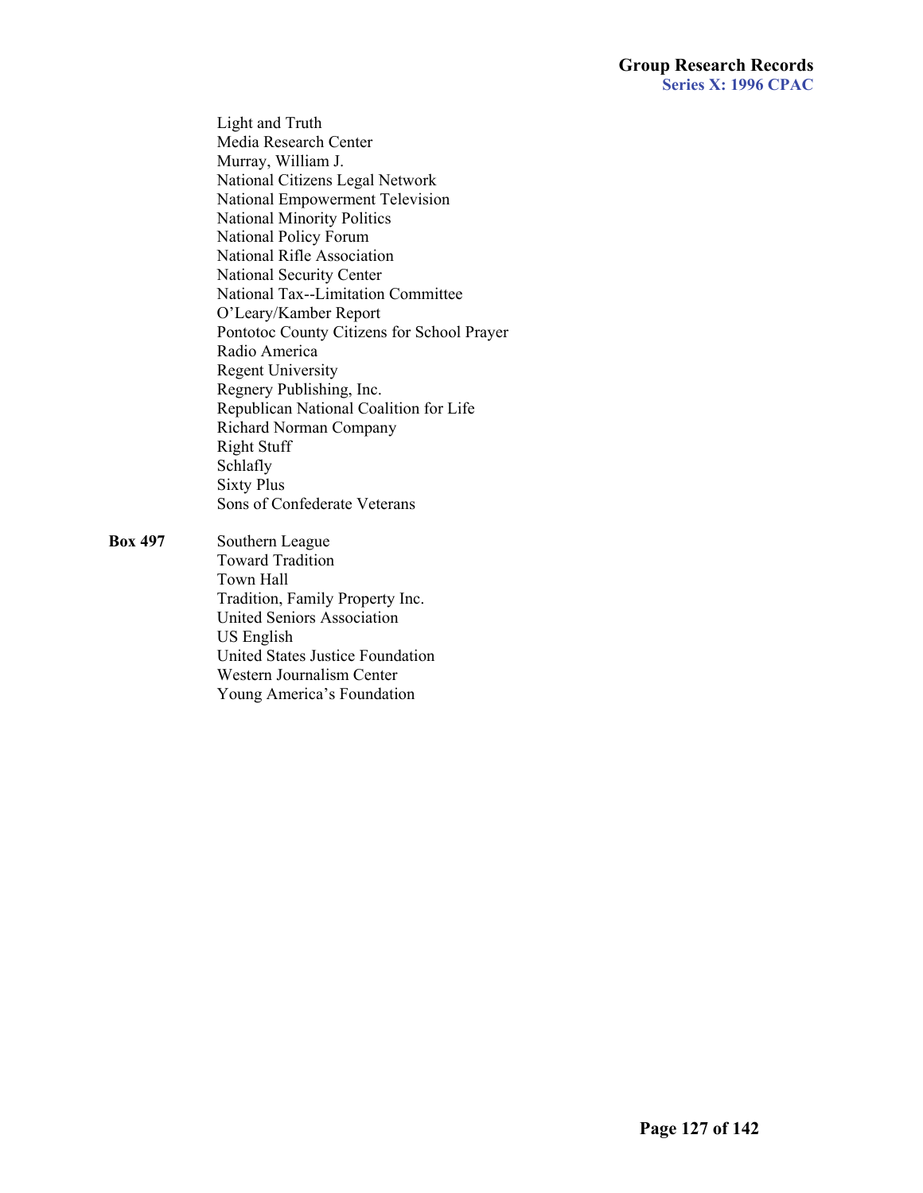Light and Truth
Media Research Center
Murray, William J.
National Citizens Legal Network
National Empowerment Television
National Minority Politics
National Policy Forum
National Rifle Association
National Security Center
National Tax--Limitation Committee
O'Leary/Kamber Report
Pontotoc County Citizens for School Prayer
Radio America
Regent University
Regnery Publishing, Inc.
Republican National Coalition for Life
Richard Norman Company
Right Stuff
Schlafly
Sixty Plus
Sons of Confederate Veterans

**Box 497**
Southern League
Toward Tradition
Town Hall
Tradition, Family Property Inc.
United Seniors Association
US English
United States Justice Foundation
Western Journalism Center
Young America's Foundation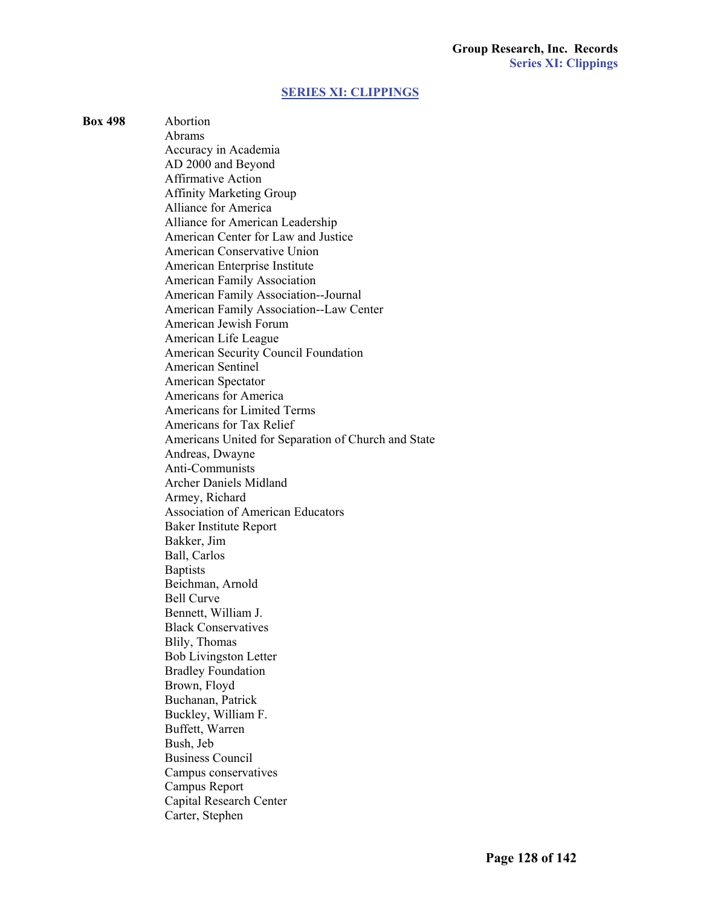## SERIES XI: CLIPPINGS

**Box 498**

Abortion
Abrams
Accuracy in Academia
AD 2000 and Beyond
Affirmative Action
Affinity Marketing Group
Alliance for America
Alliance for American Leadership
American Center for Law and Justice
American Conservative Union
American Enterprise Institute
American Family Association
American Family Association--Journal
American Family Association--Law Center
American Jewish Forum
American Life League
American Security Council Foundation
American Sentinel
American Spectator
Americans for America
Americans for Limited Terms
Americans for Tax Relief
Americans United for Separation of Church and State
Andreas, Dwayne
Anti-Communists
Archer Daniels Midland
Armey, Richard
Association of American Educators
Baker Institute Report
Bakker, Jim
Ball, Carlos
Baptists
Beichman, Arnold
Bell Curve
Bennett, William J.
Black Conservatives
Blily, Thomas
Bob Livingston Letter
Bradley Foundation
Brown, Floyd
Buchanan, Patrick
Buckley, William F.
Buffett, Warren
Bush, Jeb
Business Council
Campus conservatives
Campus Report
Capital Research Center
Carter, Stephen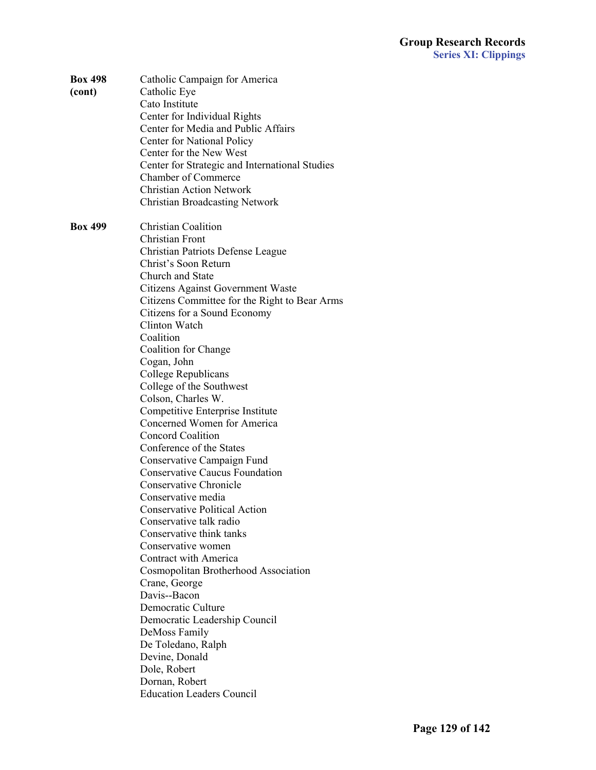**Box 498 (cont)**

Catholic Campaign for America
Catholic Eye
Cato Institute
Center for Individual Rights
Center for Media and Public Affairs
Center for National Policy
Center for the New West
Center for Strategic and International Studies
Chamber of Commerce
Christian Action Network
Christian Broadcasting Network

**Box 499**

Christian Coalition
Christian Front
Christian Patriots Defense League
Christ's Soon Return
Church and State
Citizens Against Government Waste
Citizens Committee for the Right to Bear Arms
Citizens for a Sound Economy
Clinton Watch
Coalition
Coalition for Change
Cogan, John
College Republicans
College of the Southwest
Colson, Charles W.
Competitive Enterprise Institute
Concerned Women for America
Concord Coalition
Conference of the States
Conservative Campaign Fund
Conservative Caucus Foundation
Conservative Chronicle
Conservative media
Conservative Political Action
Conservative talk radio
Conservative think tanks
Conservative women
Contract with America
Cosmopolitan Brotherhood Association
Crane, George
Davis--Bacon
Democratic Culture
Democratic Leadership Council
DeMoss Family
De Toledano, Ralph
Devine, Donald
Dole, Robert
Dornan, Robert
Education Leaders Council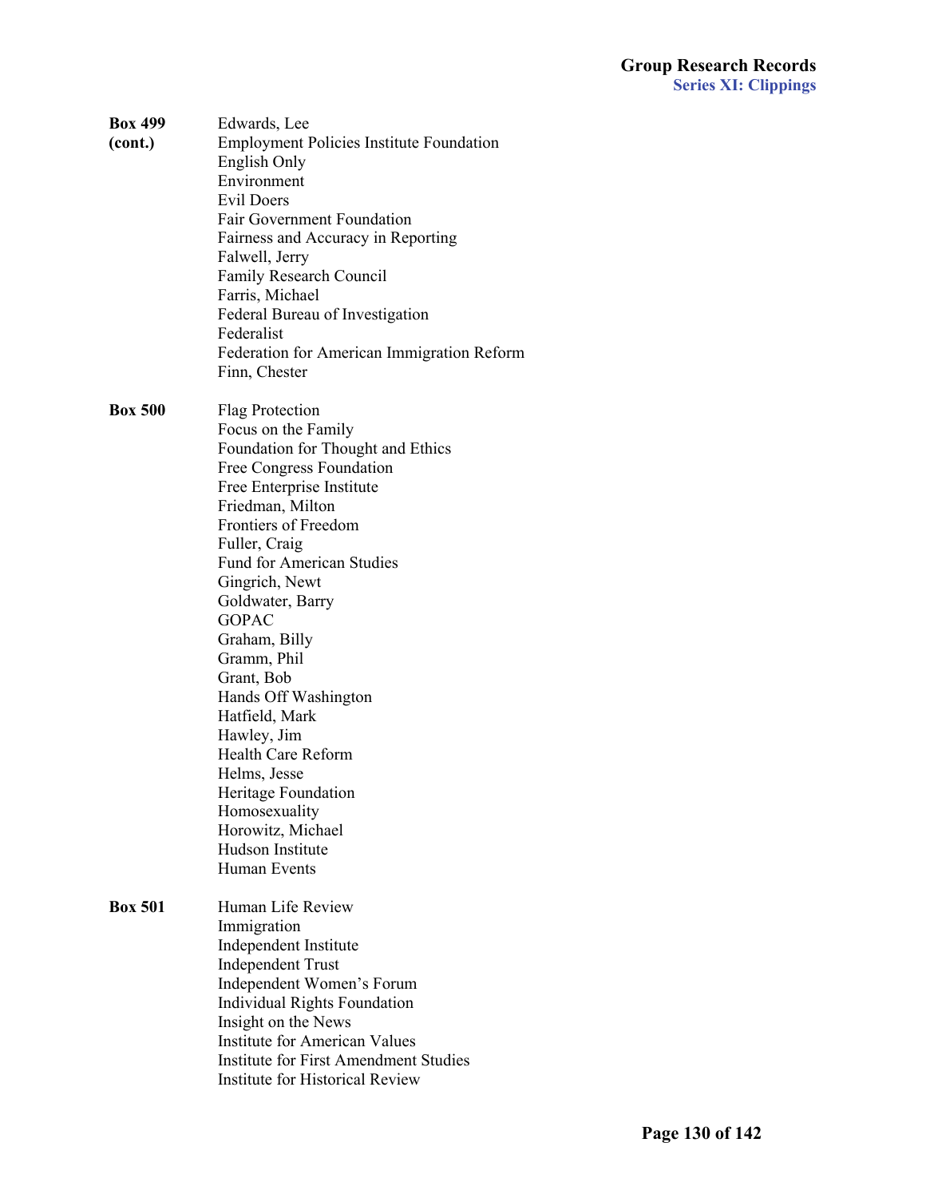**Box 499 (cont.)**

Edwards, Lee
Employment Policies Institute Foundation
English Only
Environment
Evil Doers
Fair Government Foundation
Fairness and Accuracy in Reporting
Falwell, Jerry
Family Research Council
Farris, Michael
Federal Bureau of Investigation
Federalist
Federation for American Immigration Reform
Finn, Chester

**Box 500**

Flag Protection
Focus on the Family
Foundation for Thought and Ethics
Free Congress Foundation
Free Enterprise Institute
Friedman, Milton
Frontiers of Freedom
Fuller, Craig
Fund for American Studies
Gingrich, Newt
Goldwater, Barry
GOPAC
Graham, Billy
Gramm, Phil
Grant, Bob
Hands Off Washington
Hatfield, Mark
Hawley, Jim
Health Care Reform
Helms, Jesse
Heritage Foundation
Homosexuality
Horowitz, Michael
Hudson Institute
Human Events

**Box 501**

Human Life Review
Immigration
Independent Institute
Independent Trust
Independent Women's Forum
Individual Rights Foundation
Insight on the News
Institute for American Values
Institute for First Amendment Studies
Institute for Historical Review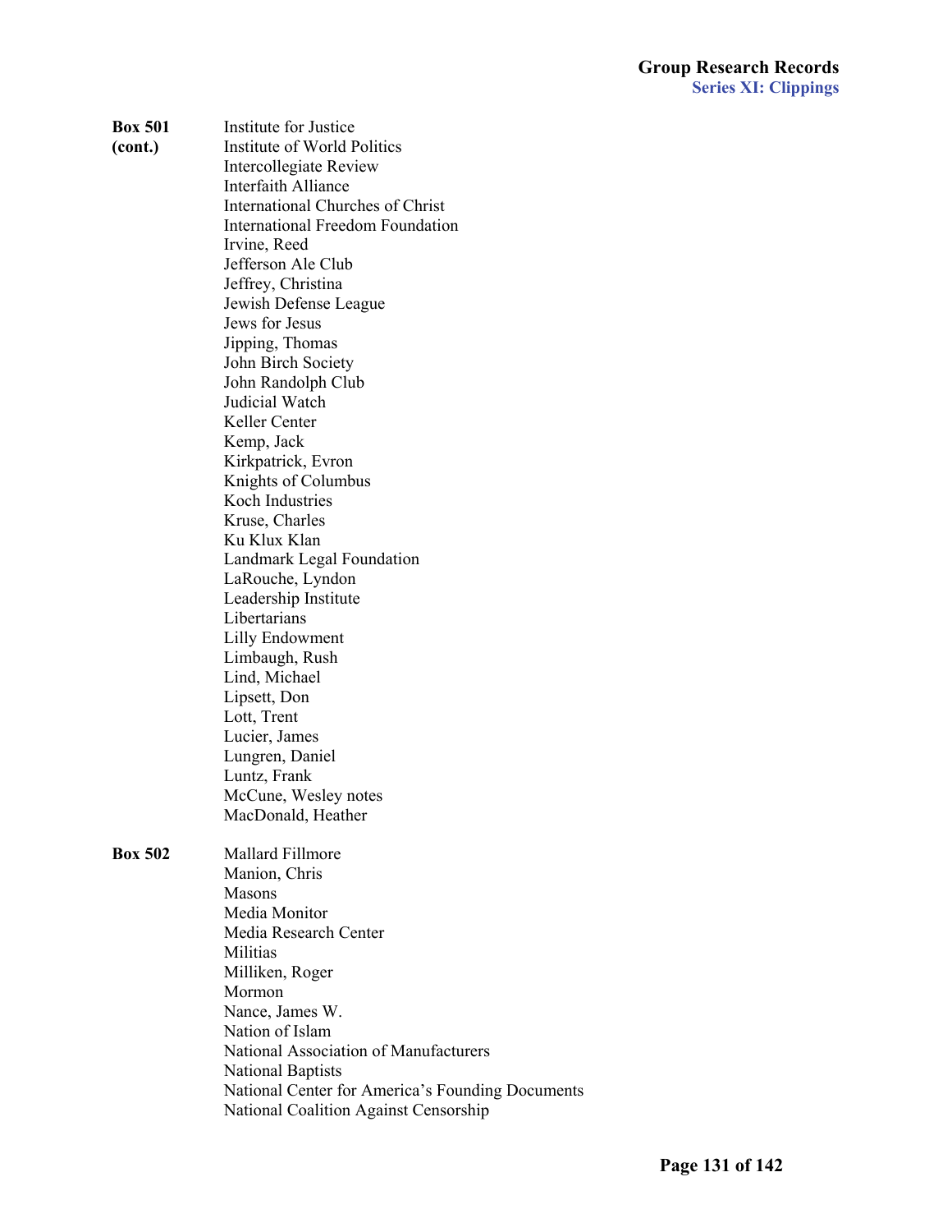**Box 501 (cont.)**

Institute for Justice
Institute of World Politics
Intercollegiate Review
Interfaith Alliance
International Churches of Christ
International Freedom Foundation
Irvine, Reed
Jefferson Ale Club
Jeffrey, Christina
Jewish Defense League
Jews for Jesus
Jipping, Thomas
John Birch Society
John Randolph Club
Judicial Watch
Keller Center
Kemp, Jack
Kirkpatrick, Evron
Knights of Columbus
Koch Industries
Kruse, Charles
Ku Klux Klan
Landmark Legal Foundation
LaRouche, Lyndon
Leadership Institute
Libertarians
Lilly Endowment
Limbaugh, Rush
Lind, Michael
Lipsett, Don
Lott, Trent
Lucier, James
Lungren, Daniel
Luntz, Frank
McCune, Wesley notes
MacDonald, Heather

**Box 502**

Mallard Fillmore
Manion, Chris
Masons
Media Monitor
Media Research Center
Militias
Milliken, Roger
Mormon
Nance, James W.
Nation of Islam
National Association of Manufacturers
National Baptists
National Center for America's Founding Documents
National Coalition Against Censorship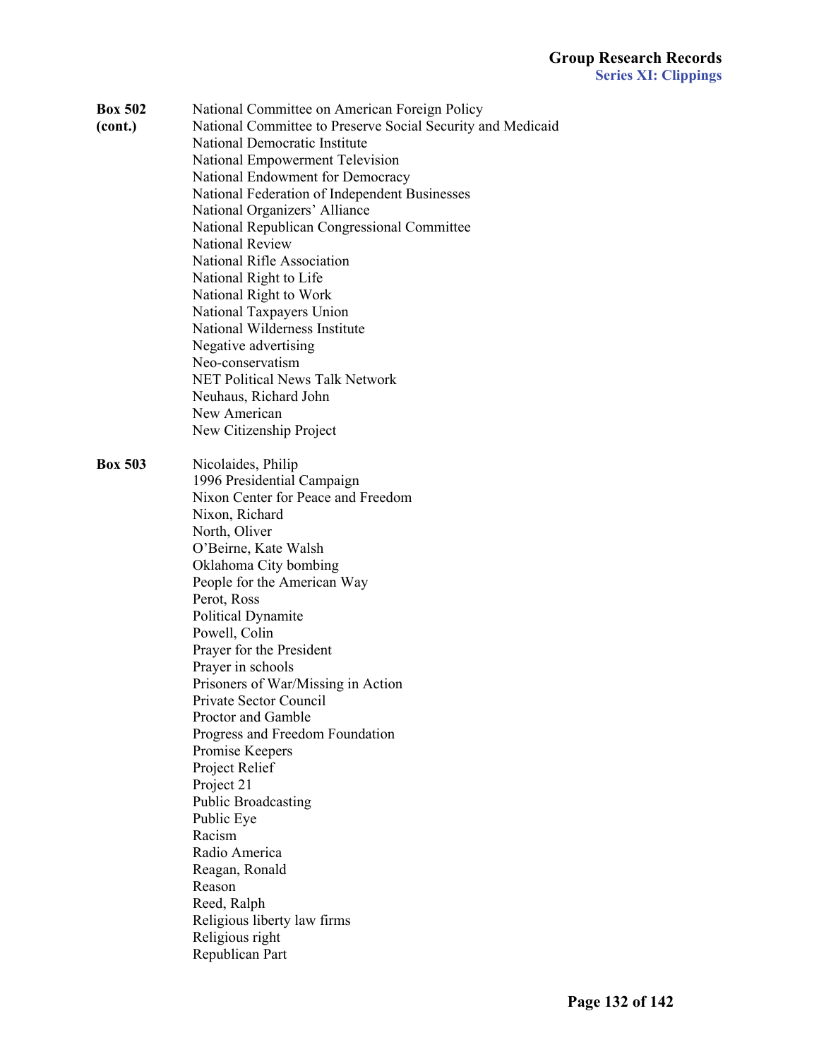**Box 502 (cont.)**

National Committee on American Foreign Policy
National Committee to Preserve Social Security and Medicaid
National Democratic Institute
National Empowerment Television
National Endowment for Democracy
National Federation of Independent Businesses
National Organizers' Alliance
National Republican Congressional Committee
National Review
National Rifle Association
National Right to Life
National Right to Work
National Taxpayers Union
National Wilderness Institute
Negative advertising
Neo-conservatism
NET Political News Talk Network
Neuhaus, Richard John
New American
New Citizenship Project

**Box 503**

Nicolaides, Philip
1996 Presidential Campaign
Nixon Center for Peace and Freedom
Nixon, Richard
North, Oliver
O'Beirne, Kate Walsh
Oklahoma City bombing
People for the American Way
Perot, Ross
Political Dynamite
Powell, Colin
Prayer for the President
Prayer in schools
Prisoners of War/Missing in Action
Private Sector Council
Proctor and Gamble
Progress and Freedom Foundation
Promise Keepers
Project Relief
Project 21
Public Broadcasting
Public Eye
Racism
Radio America
Reagan, Ronald
Reason
Reed, Ralph
Religious liberty law firms
Religious right
Republican Part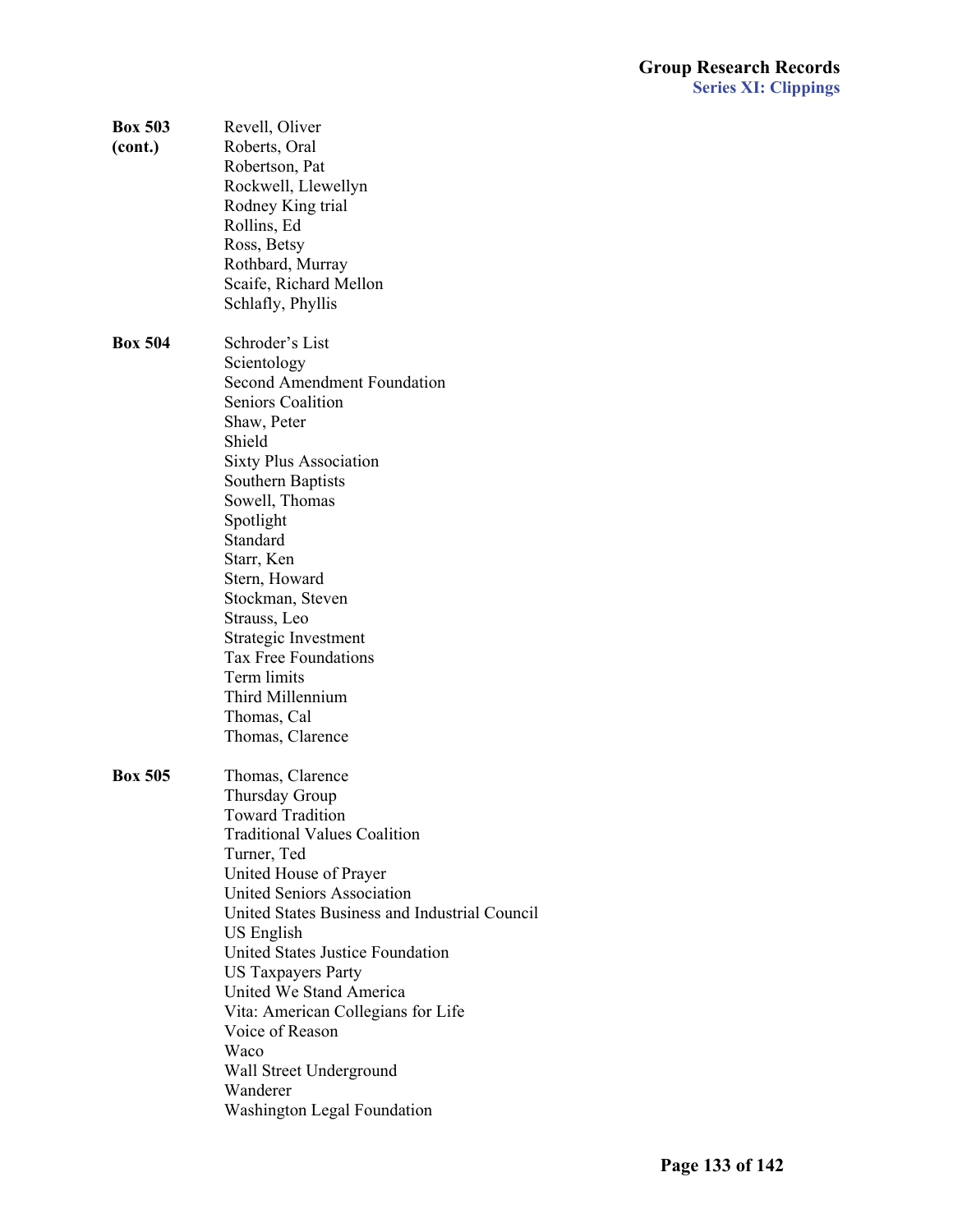**Box 503 (cont.)**

Revell, Oliver
Roberts, Oral
Robertson, Pat
Rockwell, Llewellyn
Rodney King trial
Rollins, Ed
Ross, Betsy
Rothbard, Murray
Scaife, Richard Mellon
Schlafly, Phyllis

**Box 504**

Schroder's List
Scientology
Second Amendment Foundation
Seniors Coalition
Shaw, Peter
Shield
Sixty Plus Association
Southern Baptists
Sowell, Thomas
Spotlight
Standard
Starr, Ken
Stern, Howard
Stockman, Steven
Strauss, Leo
Strategic Investment
Tax Free Foundations
Term limits
Third Millennium
Thomas, Cal
Thomas, Clarence

**Box 505**

Thomas, Clarence
Thursday Group
Toward Tradition
Traditional Values Coalition
Turner, Ted
United House of Prayer
United Seniors Association
United States Business and Industrial Council
US English
United States Justice Foundation
US Taxpayers Party
United We Stand America
Vita: American Collegians for Life
Voice of Reason
Waco
Wall Street Underground
Wanderer
Washington Legal Foundation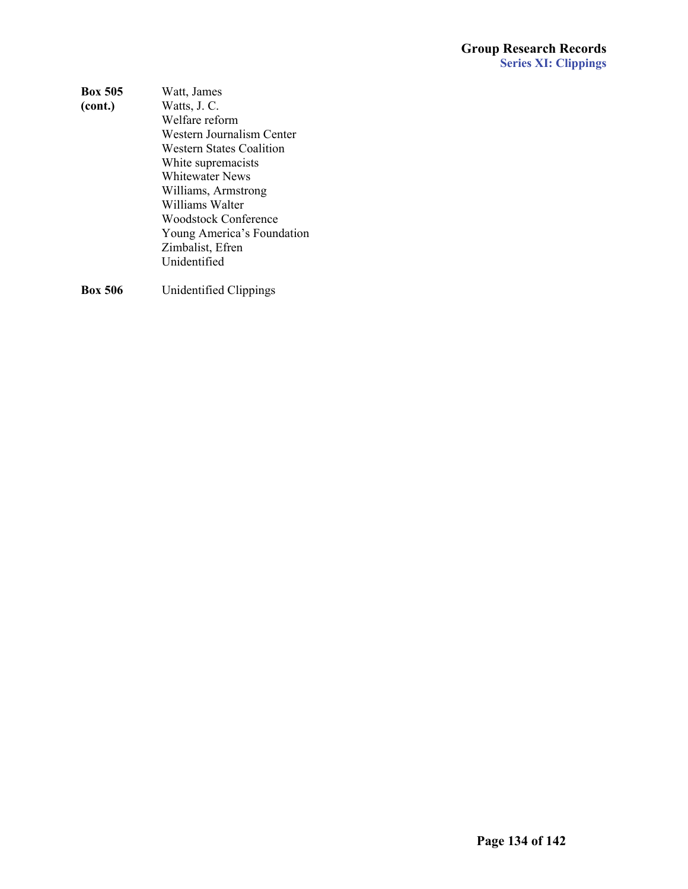**Box 505 (cont.)**

Watt, James
Watts, J. C.
Welfare reform
Western Journalism Center
Western States Coalition
White supremacists
Whitewater News
Williams, Armstrong
Williams Walter
Woodstock Conference
Young America's Foundation
Zimbalist, Efren
Unidentified

**Box 506**

Unidentified Clippings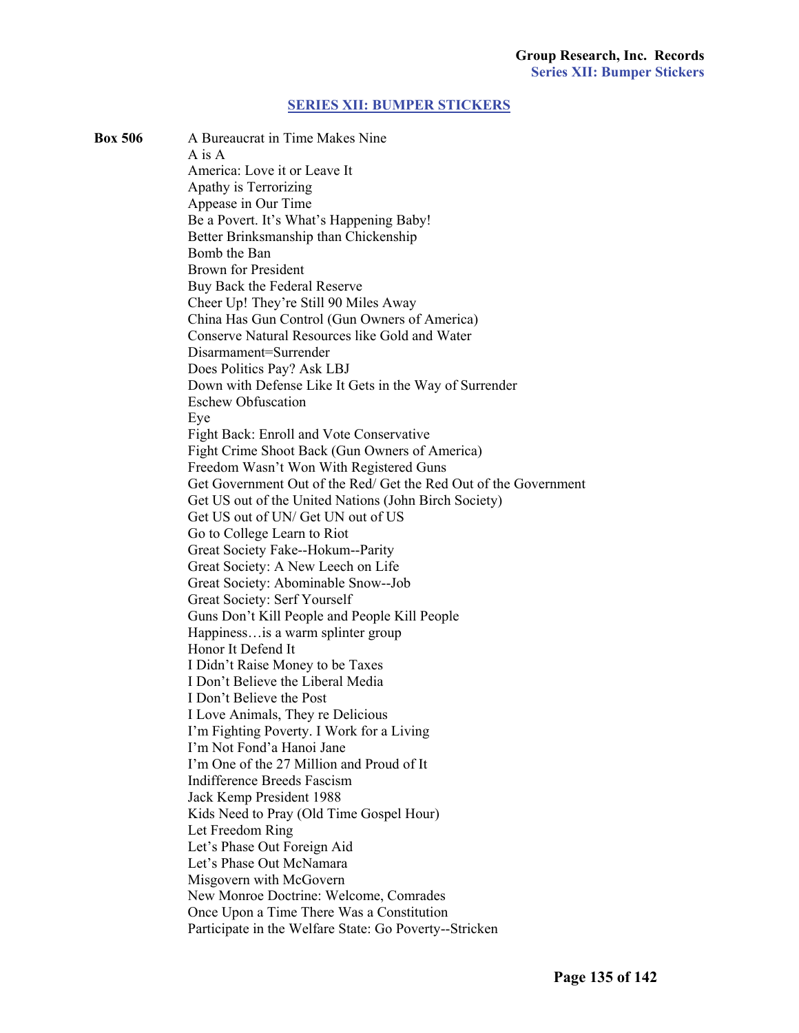## SERIES XII: BUMPER STICKERS

**Box 506**

A Bureaucrat in Time Makes Nine
A is A
America: Love it or Leave It
Apathy is Terrorizing
Appease in Our Time
Be a Povert. It's What's Happening Baby!
Better Brinksmanship than Chickenship
Bomb the Ban
Brown for President
Buy Back the Federal Reserve
Cheer Up! They're Still 90 Miles Away
China Has Gun Control (Gun Owners of America)
Conserve Natural Resources like Gold and Water
Disarmament=Surrender
Does Politics Pay? Ask LBJ
Down with Defense Like It Gets in the Way of Surrender
Eschew Obfuscation
Eye
Fight Back: Enroll and Vote Conservative
Fight Crime Shoot Back (Gun Owners of America)
Freedom Wasn't Won With Registered Guns
Get Government Out of the Red/ Get the Red Out of the Government
Get US out of the United Nations (John Birch Society)
Get US out of UN/ Get UN out of US
Go to College Learn to Riot
Great Society Fake--Hokum--Parity
Great Society: A New Leech on Life
Great Society: Abominable Snow--Job
Great Society: Serf Yourself
Guns Don't Kill People and People Kill People
Happiness…is a warm splinter group
Honor It Defend It
I Didn't Raise Money to be Taxes
I Don't Believe the Liberal Media
I Don't Believe the Post
I Love Animals, They re Delicious
I'm Fighting Poverty. I Work for a Living
I'm Not Fond'a Hanoi Jane
I'm One of the 27 Million and Proud of It
Indifference Breeds Fascism
Jack Kemp President 1988
Kids Need to Pray (Old Time Gospel Hour)
Let Freedom Ring
Let's Phase Out Foreign Aid
Let's Phase Out McNamara
Misgovern with McGovern
New Monroe Doctrine: Welcome, Comrades
Once Upon a Time There Was a Constitution
Participate in the Welfare State: Go Poverty--Stricken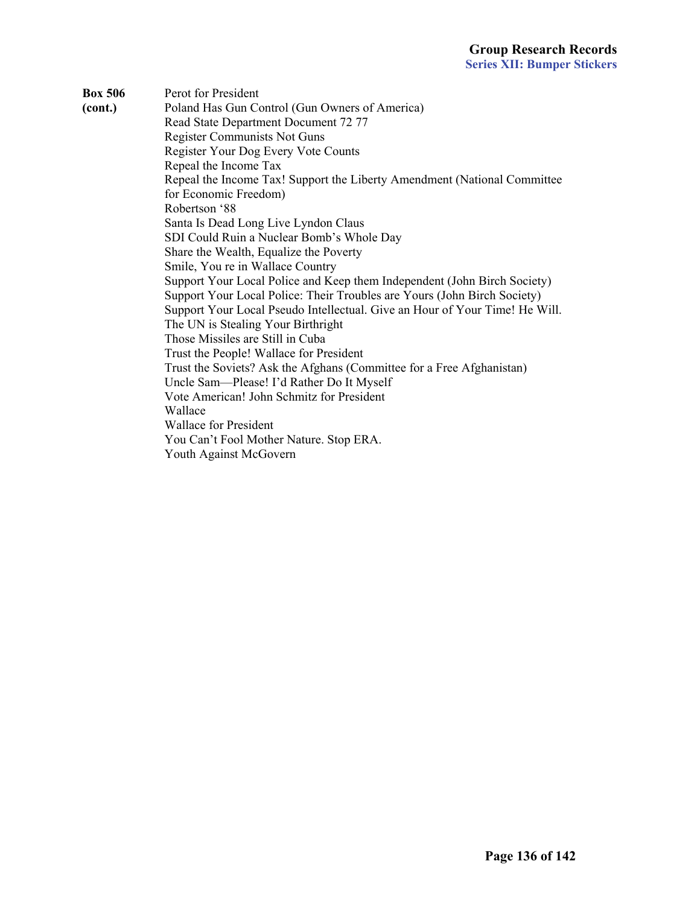**Box 506 (cont.)**

Perot for President
Poland Has Gun Control (Gun Owners of America)
Read State Department Document 72 77
Register Communists Not Guns
Register Your Dog Every Vote Counts
Repeal the Income Tax
Repeal the Income Tax! Support the Liberty Amendment (National Committee for Economic Freedom)
Robertson '88
Santa Is Dead Long Live Lyndon Claus
SDI Could Ruin a Nuclear Bomb's Whole Day
Share the Wealth, Equalize the Poverty
Smile, You re in Wallace Country
Support Your Local Police and Keep them Independent (John Birch Society)
Support Your Local Police: Their Troubles are Yours (John Birch Society)
Support Your Local Pseudo Intellectual. Give an Hour of Your Time! He Will.
The UN is Stealing Your Birthright
Those Missiles are Still in Cuba
Trust the People! Wallace for President
Trust the Soviets? Ask the Afghans (Committee for a Free Afghanistan)
Uncle Sam—Please! I'd Rather Do It Myself
Vote American! John Schmitz for President
Wallace
Wallace for President
You Can't Fool Mother Nature. Stop ERA.
Youth Against McGovern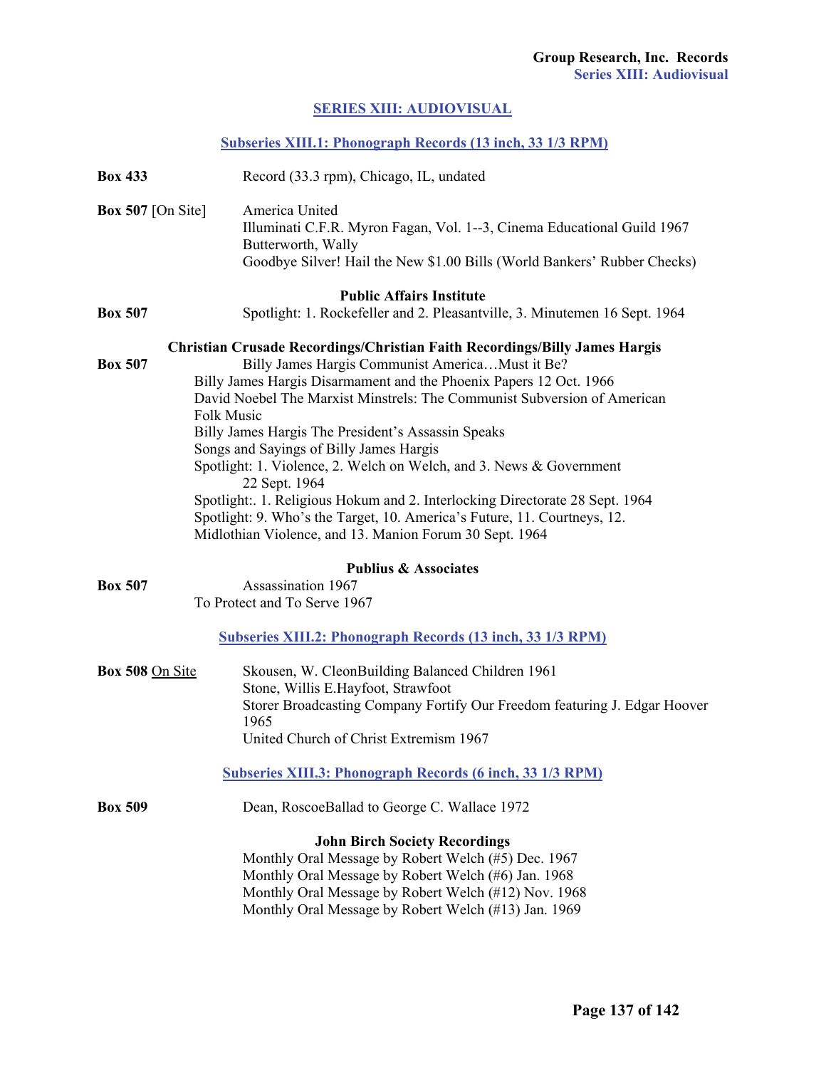## SERIES XIII: AUDIOVISUAL

### Subseries XIII.1: Phonograph Records (13 inch, 33 1/3 RPM)

**Box 433** Record (33.3 rpm), Chicago, IL, undated

**Box 507** [On Site] America United
Illuminati C.F.R. Myron Fagan, Vol. 1--3, Cinema Educational Guild 1967
Butterworth, Wally
Goodbye Silver! Hail the New $1.00 Bills (World Bankers' Rubber Checks)

**Public Affairs Institute**

**Box 507** Spotlight: 1. Rockefeller and 2. Pleasantville, 3. Minutemen 16 Sept. 1964

**Christian Crusade Recordings/Christian Faith Recordings/Billy James Hargis**

**Box 507** Billy James Hargis Communist America…Must it Be?
Billy James Hargis Disarmament and the Phoenix Papers 12 Oct. 1966
David Noebel The Marxist Minstrels: The Communist Subversion of American Folk Music
Billy James Hargis The President's Assassin Speaks
Songs and Sayings of Billy James Hargis
Spotlight: 1. Violence, 2. Welch on Welch, and 3. News & Government 22 Sept. 1964
Spotlight:. 1. Religious Hokum and 2. Interlocking Directorate 28 Sept. 1964
Spotlight: 9. Who's the Target, 10. America's Future, 11. Courtneys, 12. Midlothian Violence, and 13. Manion Forum 30 Sept. 1964

**Publius & Associates**

**Box 507** Assassination 1967
To Protect and To Serve 1967

### Subseries XIII.2: Phonograph Records (13 inch, 33 1/3 RPM)

**Box 508** On Site Skousen, W. CleonBuilding Balanced Children 1961
Stone, Willis E.Hayfoot, Strawfoot
Storer Broadcasting Company Fortify Our Freedom featuring J. Edgar Hoover 1965
United Church of Christ Extremism 1967

### Subseries XIII.3: Phonograph Records (6 inch, 33 1/3 RPM)

**Box 509** Dean, RoscoeBallad to George C. Wallace 1972

**John Birch Society Recordings**

Monthly Oral Message by Robert Welch (#5) Dec. 1967
Monthly Oral Message by Robert Welch (#6) Jan. 1968
Monthly Oral Message by Robert Welch (#12) Nov. 1968
Monthly Oral Message by Robert Welch (#13) Jan. 1969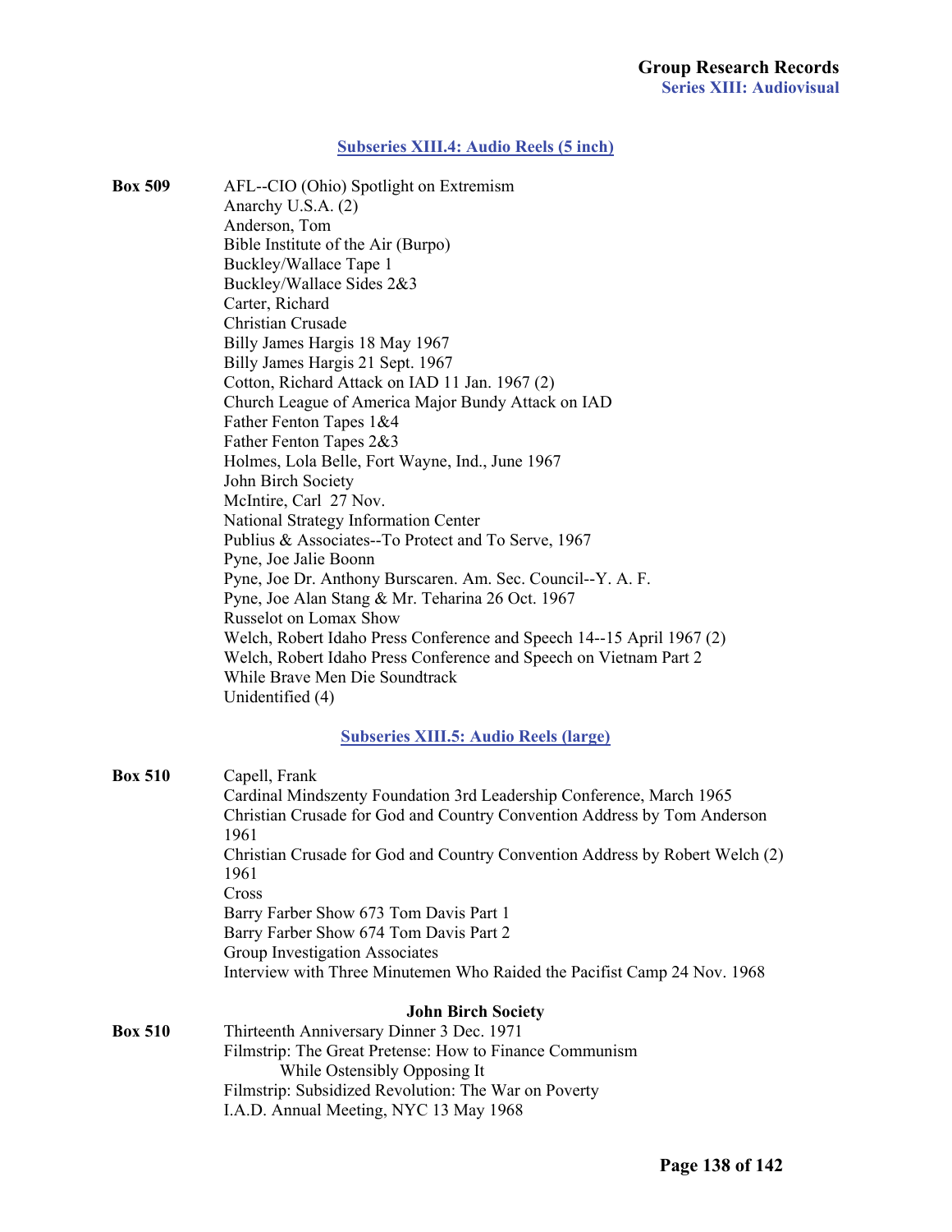## Subseries XIII.4: Audio Reels (5 inch)

**Box 509**

AFL--CIO (Ohio) Spotlight on Extremism
Anarchy U.S.A. (2)
Anderson, Tom
Bible Institute of the Air (Burpo)
Buckley/Wallace Tape 1
Buckley/Wallace Sides 2&3
Carter, Richard
Christian Crusade
Billy James Hargis 18 May 1967
Billy James Hargis 21 Sept. 1967
Cotton, Richard Attack on IAD 11 Jan. 1967 (2)
Church League of America Major Bundy Attack on IAD
Father Fenton Tapes 1&4
Father Fenton Tapes 2&3
Holmes, Lola Belle, Fort Wayne, Ind., June 1967
John Birch Society
McIntire, Carl 27 Nov.
National Strategy Information Center
Publius & Associates--To Protect and To Serve, 1967
Pyne, Joe Jalie Boonn
Pyne, Joe Dr. Anthony Burscaren. Am. Sec. Council--Y. A. F.
Pyne, Joe Alan Stang & Mr. Teharina 26 Oct. 1967
Russelot on Lomax Show
Welch, Robert Idaho Press Conference and Speech 14--15 April 1967 (2)
Welch, Robert Idaho Press Conference and Speech on Vietnam Part 2
While Brave Men Die Soundtrack
Unidentified (4)

## Subseries XIII.5: Audio Reels (large)

**Box 510**

Capell, Frank
Cardinal Mindszenty Foundation 3rd Leadership Conference, March 1965
Christian Crusade for God and Country Convention Address by Tom Anderson 1961
Christian Crusade for God and Country Convention Address by Robert Welch (2) 1961
Cross
Barry Farber Show 673 Tom Davis Part 1
Barry Farber Show 674 Tom Davis Part 2
Group Investigation Associates
Interview with Three Minutemen Who Raided the Pacifist Camp 24 Nov. 1968

### John Birch Society

**Box 510**

Thirteenth Anniversary Dinner 3 Dec. 1971
Filmstrip: The Great Pretense: How to Finance Communism While Ostensibly Opposing It
Filmstrip: Subsidized Revolution: The War on Poverty
I.A.D. Annual Meeting, NYC 13 May 1968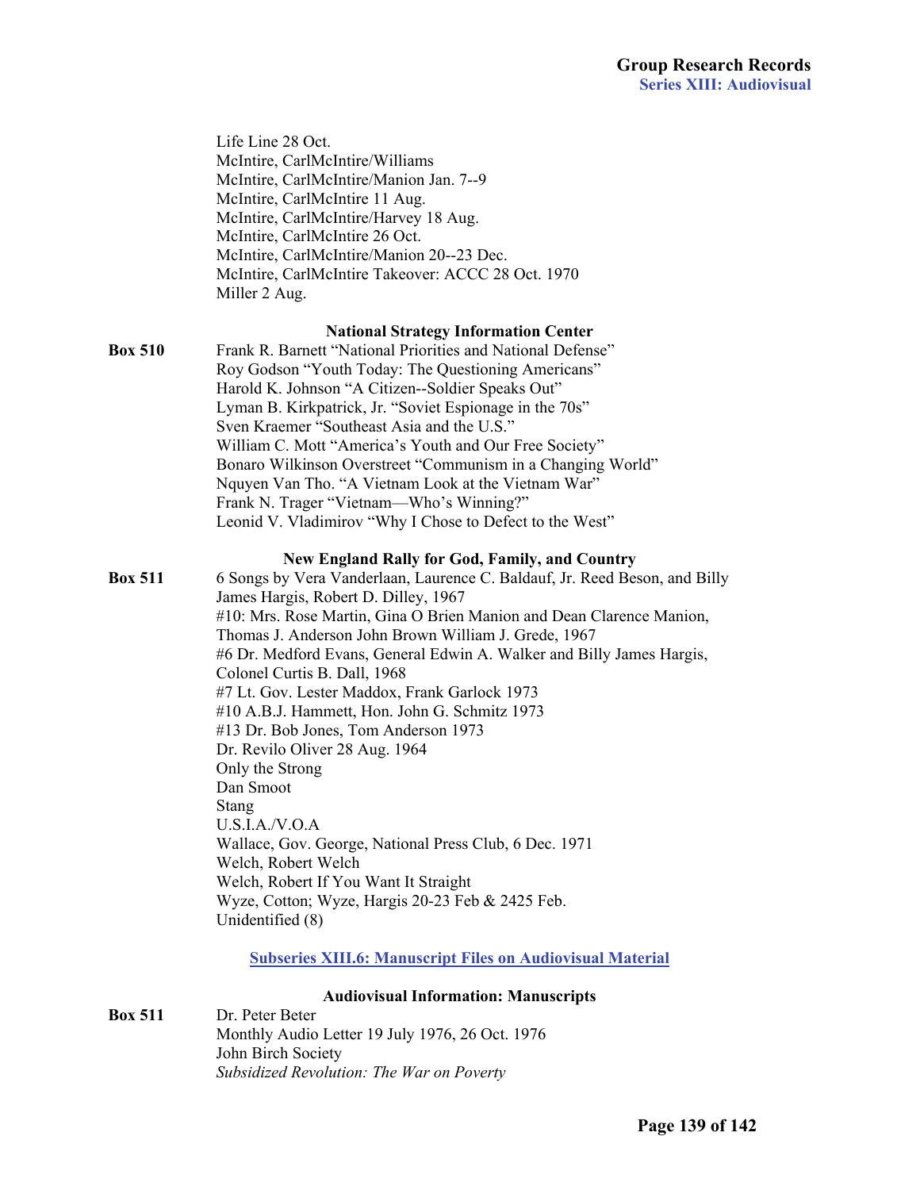Life Line 28 Oct.
McIntire, CarlMcIntire/Williams
McIntire, CarlMcIntire/Manion Jan. 7--9
McIntire, CarlMcIntire 11 Aug.
McIntire, CarlMcIntire/Harvey 18 Aug.
McIntire, CarlMcIntire 26 Oct.
McIntire, CarlMcIntire/Manion 20--23 Dec.
McIntire, CarlMcIntire Takeover: ACCC 28 Oct. 1970
Miller 2 Aug.

**National Strategy Information Center**

**Box 510**
Frank R. Barnett "National Priorities and National Defense"
Roy Godson "Youth Today: The Questioning Americans"
Harold K. Johnson "A Citizen--Soldier Speaks Out"
Lyman B. Kirkpatrick, Jr. "Soviet Espionage in the 70s"
Sven Kraemer "Southeast Asia and the U.S."
William C. Mott "America's Youth and Our Free Society"
Bonaro Wilkinson Overstreet "Communism in a Changing World"
Nquyen Van Tho. "A Vietnam Look at the Vietnam War"
Frank N. Trager "Vietnam—Who's Winning?"
Leonid V. Vladimirov "Why I Chose to Defect to the West"

**New England Rally for God, Family, and Country**

**Box 511**
6 Songs by Vera Vanderlaan, Laurence C. Baldauf, Jr. Reed Beson, and Billy James Hargis, Robert D. Dilley, 1967
#10: Mrs. Rose Martin, Gina O Brien Manion and Dean Clarence Manion, Thomas J. Anderson John Brown William J. Grede, 1967
#6 Dr. Medford Evans, General Edwin A. Walker and Billy James Hargis, Colonel Curtis B. Dall, 1968
#7 Lt. Gov. Lester Maddox, Frank Garlock 1973
#10 A.B.J. Hammett, Hon. John G. Schmitz 1973
#13 Dr. Bob Jones, Tom Anderson 1973
Dr. Revilo Oliver 28 Aug. 1964
Only the Strong
Dan Smoot
Stang
U.S.I.A./V.O.A
Wallace, Gov. George, National Press Club, 6 Dec. 1971
Welch, Robert Welch
Welch, Robert If You Want It Straight
Wyze, Cotton; Wyze, Hargis 20-23 Feb & 2425 Feb.
Unidentified (8)

## Subseries XIII.6: Manuscript Files on Audiovisual Material

**Audiovisual Information: Manuscripts**

**Box 511**
Dr. Peter Beter
Monthly Audio Letter 19 July 1976, 26 Oct. 1976
John Birch Society
*Subsidized Revolution: The War on Poverty*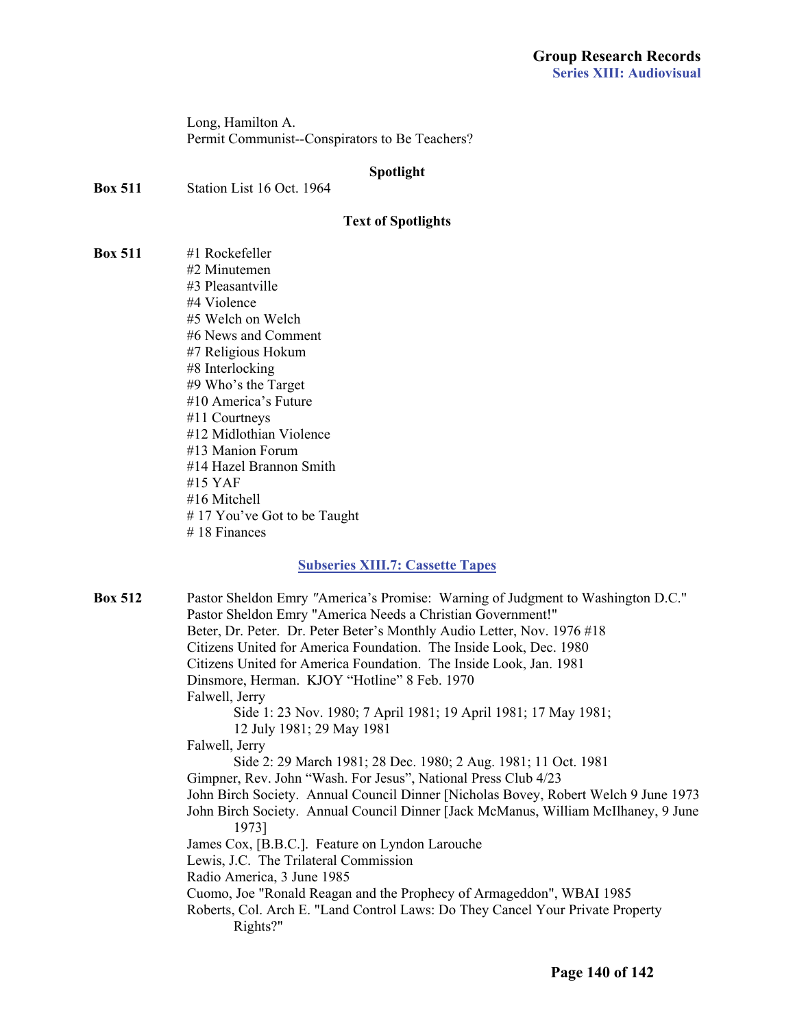Long, Hamilton A.
Permit Communist--Conspirators to Be Teachers?

### Spotlight

**Box 511** Station List 16 Oct. 1964

### Text of Spotlights

**Box 511**

#1 Rockefeller
#2 Minutemen
#3 Pleasantville
#4 Violence
#5 Welch on Welch
#6 News and Comment
#7 Religious Hokum
#8 Interlocking
#9 Who's the Target
#10 America's Future
#11 Courtneys
#12 Midlothian Violence
#13 Manion Forum
#14 Hazel Brannon Smith
#15 YAF
#16 Mitchell
# 17 You've Got to be Taught
# 18 Finances

## Subseries XIII.7: Cassette Tapes

**Box 512**

Pastor Sheldon Emry "America's Promise: Warning of Judgment to Washington D.C."
Pastor Sheldon Emry "America Needs a Christian Government!"
Beter, Dr. Peter. Dr. Peter Beter's Monthly Audio Letter, Nov. 1976 #18
Citizens United for America Foundation. The Inside Look, Dec. 1980
Citizens United for America Foundation. The Inside Look, Jan. 1981
Dinsmore, Herman. KJOY "Hotline" 8 Feb. 1970
Falwell, Jerry
    Side 1: 23 Nov. 1980; 7 April 1981; 19 April 1981; 17 May 1981; 12 July 1981; 29 May 1981
Falwell, Jerry
    Side 2: 29 March 1981; 28 Dec. 1980; 2 Aug. 1981; 11 Oct. 1981
Gimpner, Rev. John "Wash. For Jesus", National Press Club 4/23
John Birch Society. Annual Council Dinner [Nicholas Bovey, Robert Welch 9 June 1973
John Birch Society. Annual Council Dinner [Jack McManus, William McIlhaney, 9 June 1973]
James Cox, [B.B.C.]. Feature on Lyndon Larouche
Lewis, J.C. The Trilateral Commission
Radio America, 3 June 1985
Cuomo, Joe "Ronald Reagan and the Prophecy of Armageddon", WBAI 1985
Roberts, Col. Arch E. "Land Control Laws: Do They Cancel Your Private Property Rights?"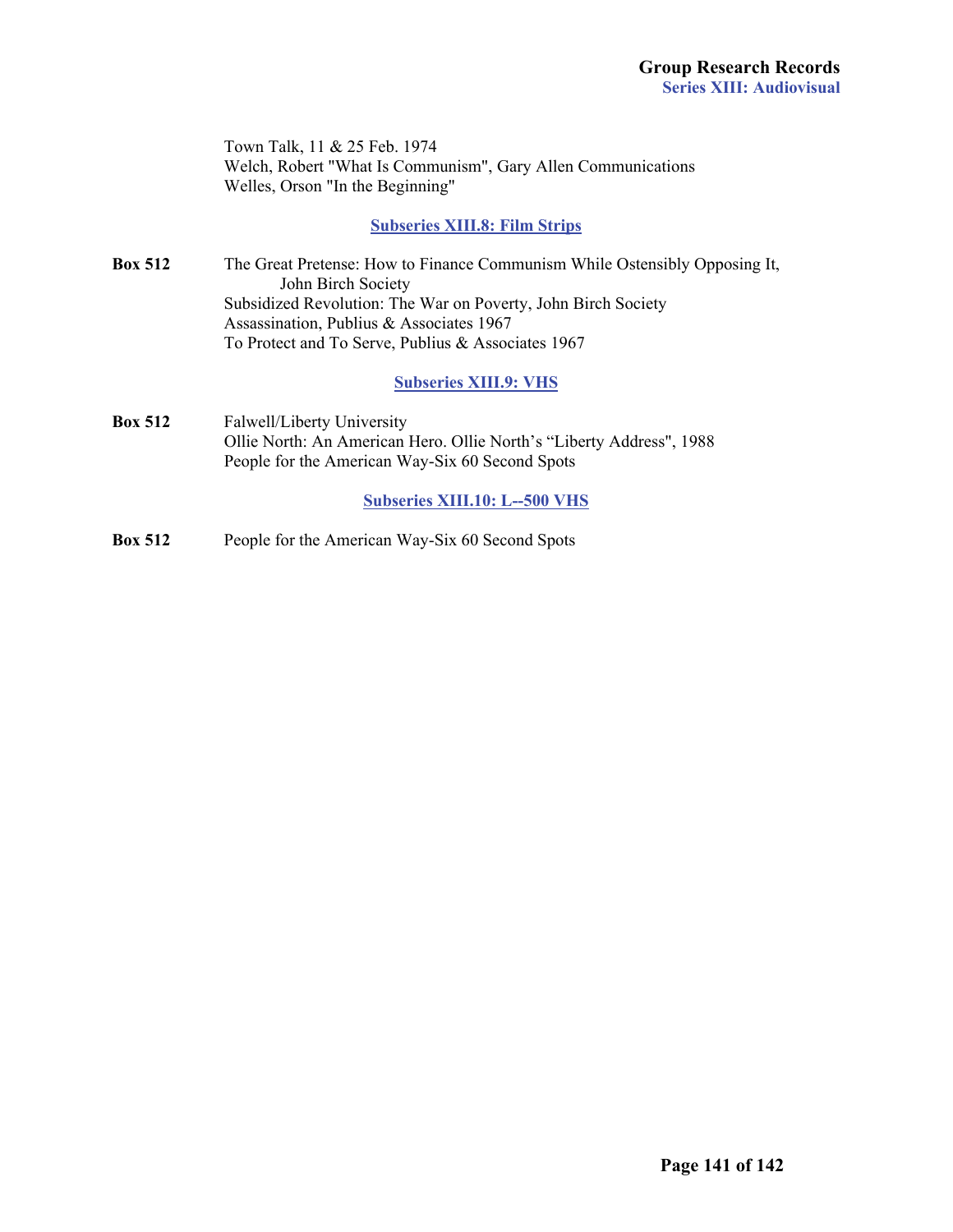Town Talk, 11 & 25 Feb. 1974
Welch, Robert "What Is Communism", Gary Allen Communications
Welles, Orson "In the Beginning"

### Subseries XIII.8: Film Strips

**Box 512** The Great Pretense: How to Finance Communism While Ostensibly Opposing It, John Birch Society
Subsidized Revolution: The War on Poverty, John Birch Society
Assassination, Publius & Associates 1967
To Protect and To Serve, Publius & Associates 1967

### Subseries XIII.9: VHS

**Box 512** Falwell/Liberty University
Ollie North: An American Hero. Ollie North's "Liberty Address", 1988
People for the American Way-Six 60 Second Spots

### Subseries XIII.10: L--500 VHS

**Box 512** People for the American Way-Six 60 Second Spots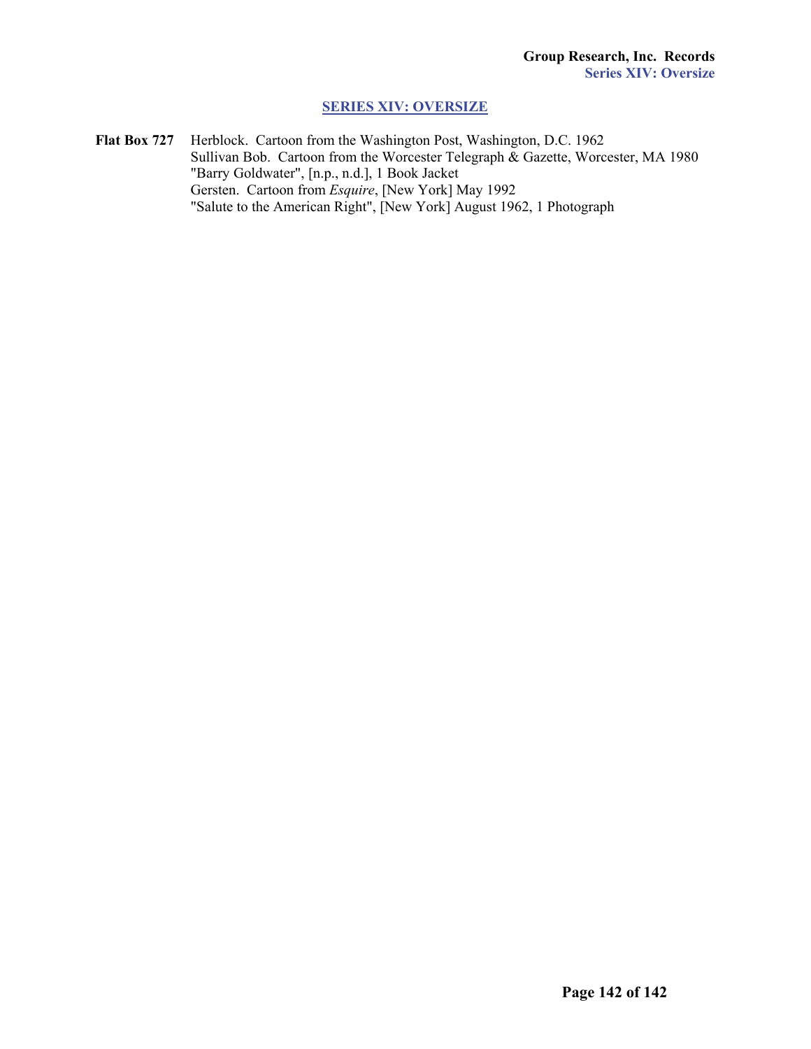## SERIES XIV: OVERSIZE

**Flat Box 727**

Herblock. Cartoon from the Washington Post, Washington, D.C. 1962
Sullivan Bob. Cartoon from the Worcester Telegraph & Gazette, Worcester, MA 1980
"Barry Goldwater", [n.p., n.d.], 1 Book Jacket
Gersten. Cartoon from *Esquire*, [New York] May 1992
"Salute to the American Right", [New York] August 1962, 1 Photograph